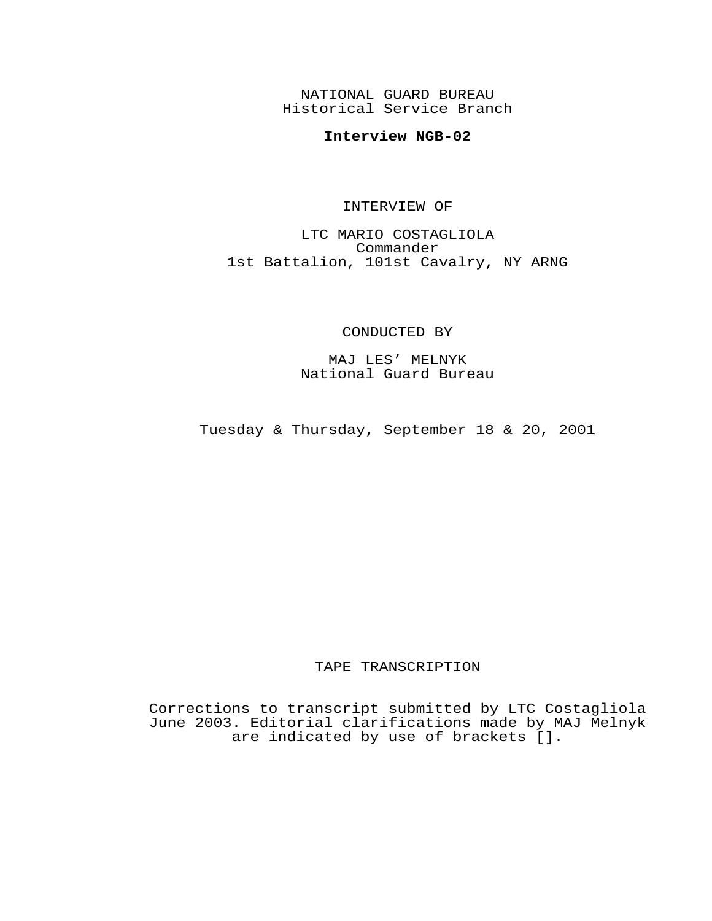NATIONAL GUARD BUREAU
Historical Service Branch

**Interview NGB-02**

INTERVIEW OF

LTC MARIO COSTAGLIOLA
Commander
1st Battalion, 101st Cavalry, NY ARNG

CONDUCTED BY

MAJ LES' MELNYK
National Guard Bureau

Tuesday & Thursday, September 18 & 20, 2001

TAPE TRANSCRIPTION

Corrections to transcript submitted by LTC Costagliola June 2003. Editorial clarifications made by MAJ Melnyk are indicated by use of brackets [].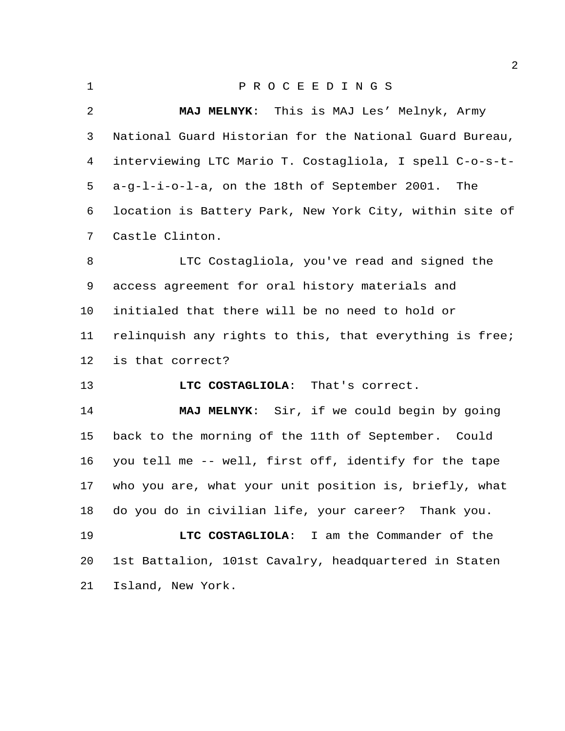P R O C E E D I N G S

**MAJ MELNYK**: This is MAJ Les' Melnyk, Army National Guard Historian for the National Guard Bureau, interviewing LTC Mario T. Costagliola, I spell C-o-s-t-a-g-l-i-o-l-a, on the 18th of September 2001. The location is Battery Park, New York City, within site of Castle Clinton.

LTC Costagliola, you've read and signed the access agreement for oral history materials and initialed that there will be no need to hold or relinquish any rights to this, that everything is free; is that correct?

**LTC COSTAGLIOLA**: That's correct.

**MAJ MELNYK**: Sir, if we could begin by going back to the morning of the 11th of September. Could you tell me -- well, first off, identify for the tape who you are, what your unit position is, briefly, what do you do in civilian life, your career? Thank you.

**LTC COSTAGLIOLA**: I am the Commander of the 1st Battalion, 101st Cavalry, headquartered in Staten Island, New York.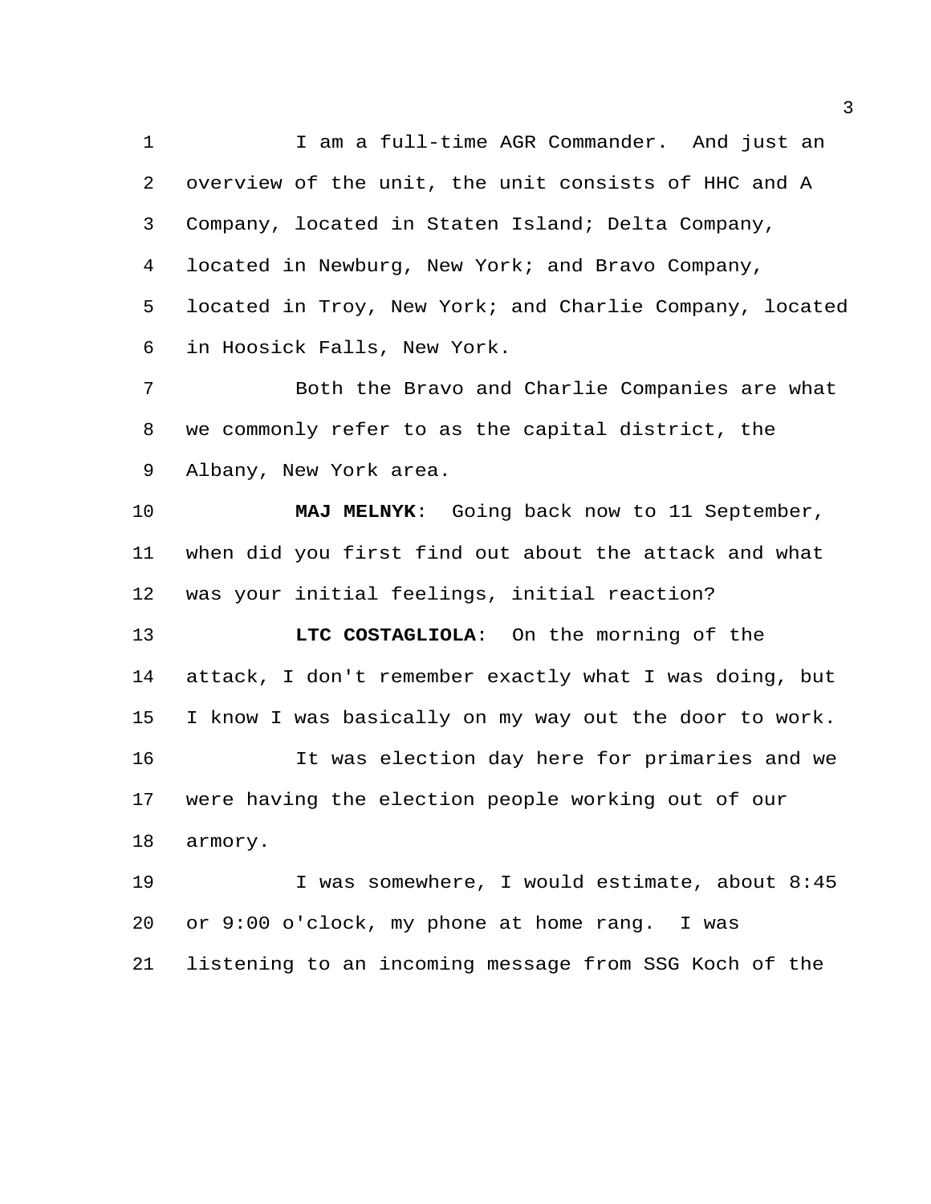I am a full-time AGR Commander. And just an overview of the unit, the unit consists of HHC and A Company, located in Staten Island; Delta Company, located in Newburg, New York; and Bravo Company, located in Troy, New York; and Charlie Company, located in Hoosick Falls, New York.

Both the Bravo and Charlie Companies are what we commonly refer to as the capital district, the Albany, New York area.

**MAJ MELNYK**: Going back now to 11 September, when did you first find out about the attack and what was your initial feelings, initial reaction?

**LTC COSTAGLIOLA**: On the morning of the attack, I don't remember exactly what I was doing, but I know I was basically on my way out the door to work.

It was election day here for primaries and we were having the election people working out of our armory.

I was somewhere, I would estimate, about 8:45 or 9:00 o'clock, my phone at home rang. I was listening to an incoming message from SSG Koch of the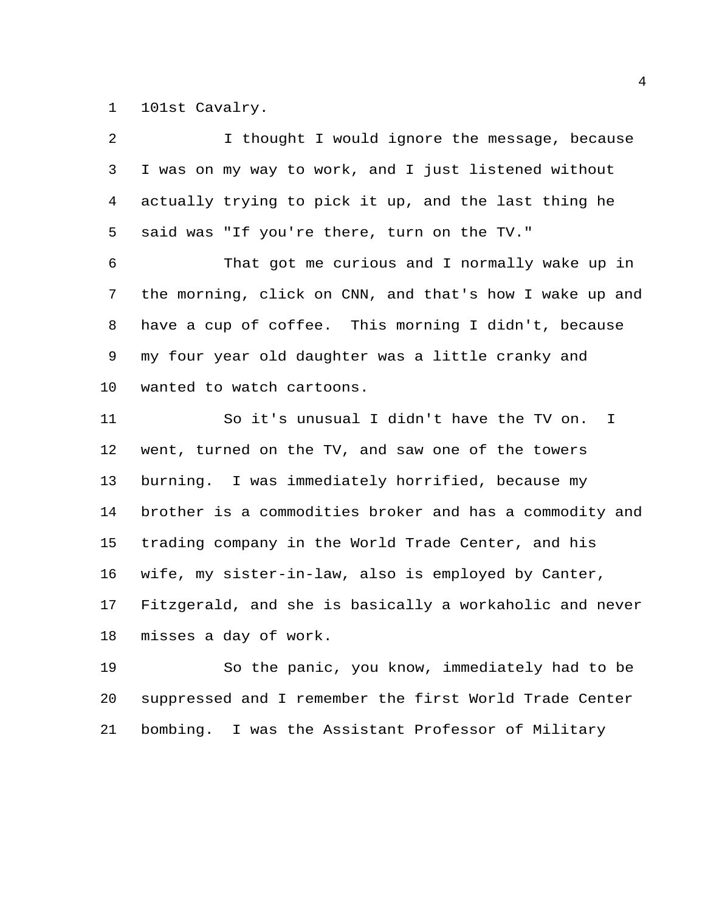101st Cavalry.

I thought I would ignore the message, because I was on my way to work, and I just listened without actually trying to pick it up, and the last thing he said was "If you're there, turn on the TV."

That got me curious and I normally wake up in the morning, click on CNN, and that's how I wake up and have a cup of coffee. This morning I didn't, because my four year old daughter was a little cranky and wanted to watch cartoons.

So it's unusual I didn't have the TV on. I went, turned on the TV, and saw one of the towers burning. I was immediately horrified, because my brother is a commodities broker and has a commodity and trading company in the World Trade Center, and his wife, my sister-in-law, also is employed by Canter, Fitzgerald, and she is basically a workaholic and never misses a day of work.

So the panic, you know, immediately had to be suppressed and I remember the first World Trade Center bombing. I was the Assistant Professor of Military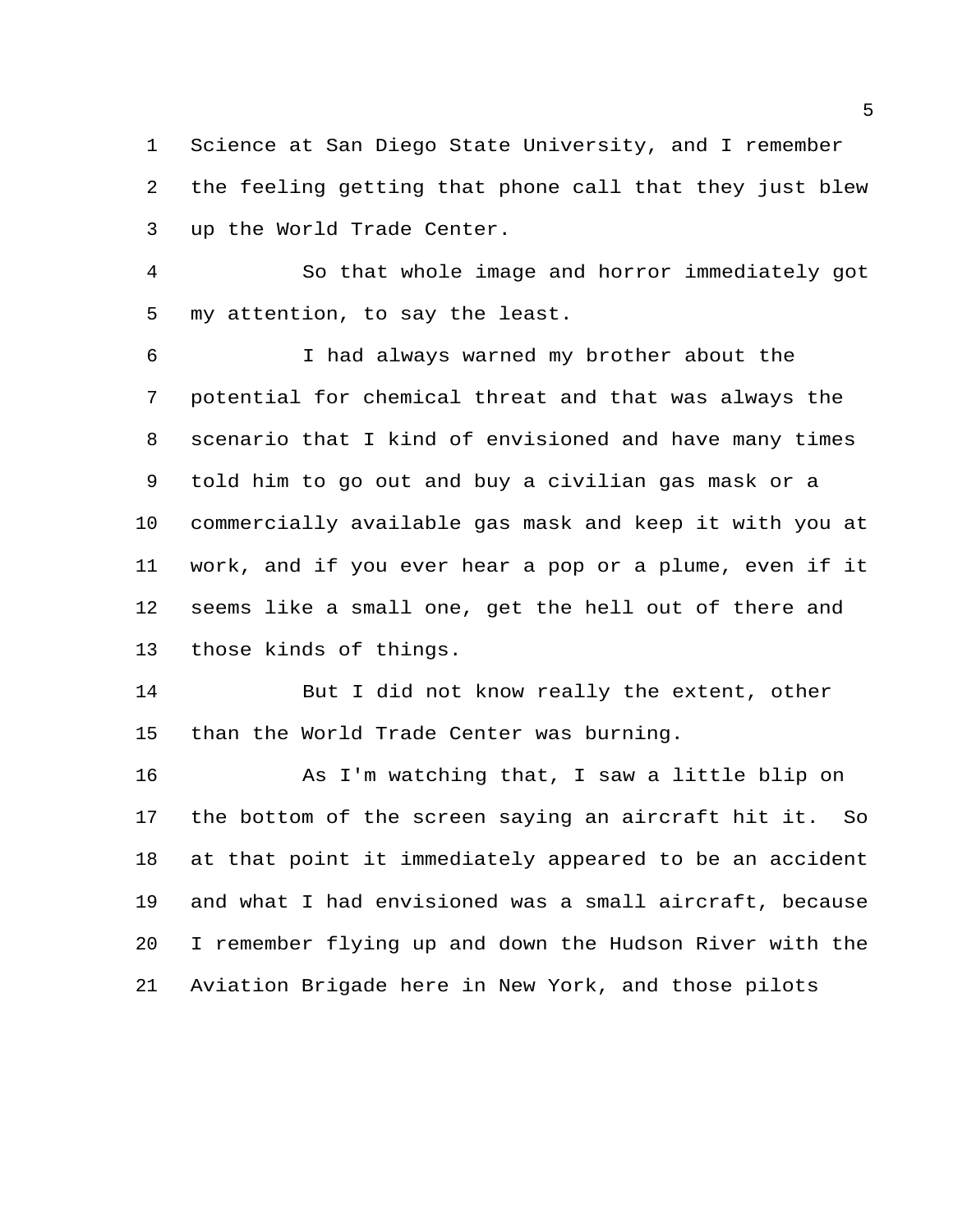Science at San Diego State University, and I remember the feeling getting that phone call that they just blew up the World Trade Center.

So that whole image and horror immediately got my attention, to say the least.

I had always warned my brother about the potential for chemical threat and that was always the scenario that I kind of envisioned and have many times told him to go out and buy a civilian gas mask or a commercially available gas mask and keep it with you at work, and if you ever hear a pop or a plume, even if it seems like a small one, get the hell out of there and those kinds of things.

But I did not know really the extent, other than the World Trade Center was burning.

As I'm watching that, I saw a little blip on the bottom of the screen saying an aircraft hit it. So at that point it immediately appeared to be an accident and what I had envisioned was a small aircraft, because I remember flying up and down the Hudson River with the Aviation Brigade here in New York, and those pilots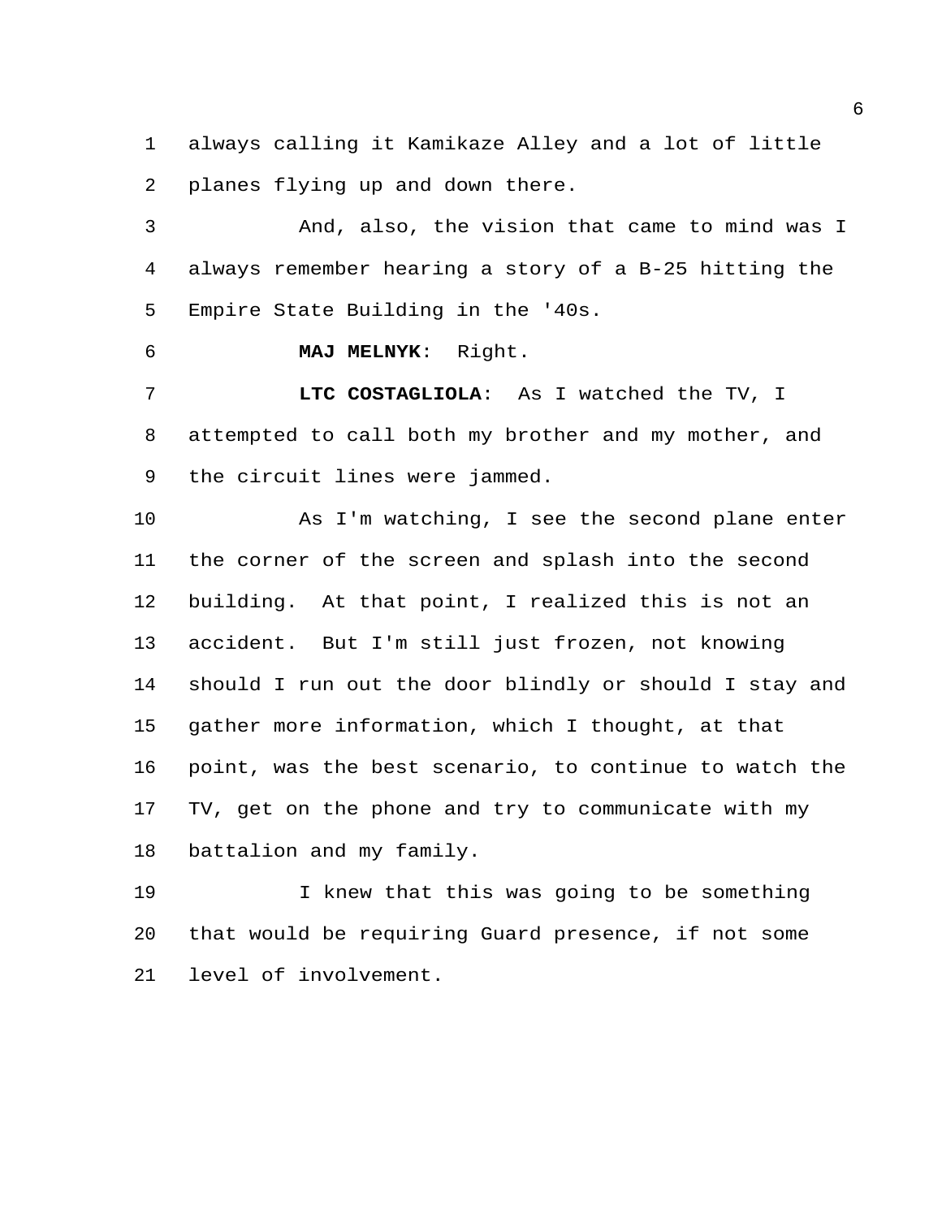always calling it Kamikaze Alley and a lot of little planes flying up and down there.

And, also, the vision that came to mind was I always remember hearing a story of a B-25 hitting the Empire State Building in the '40s.

**MAJ MELNYK**: Right.

**LTC COSTAGLIOLA**: As I watched the TV, I attempted to call both my brother and my mother, and the circuit lines were jammed.

As I'm watching, I see the second plane enter the corner of the screen and splash into the second building. At that point, I realized this is not an accident. But I'm still just frozen, not knowing should I run out the door blindly or should I stay and gather more information, which I thought, at that point, was the best scenario, to continue to watch the TV, get on the phone and try to communicate with my battalion and my family.

I knew that this was going to be something that would be requiring Guard presence, if not some level of involvement.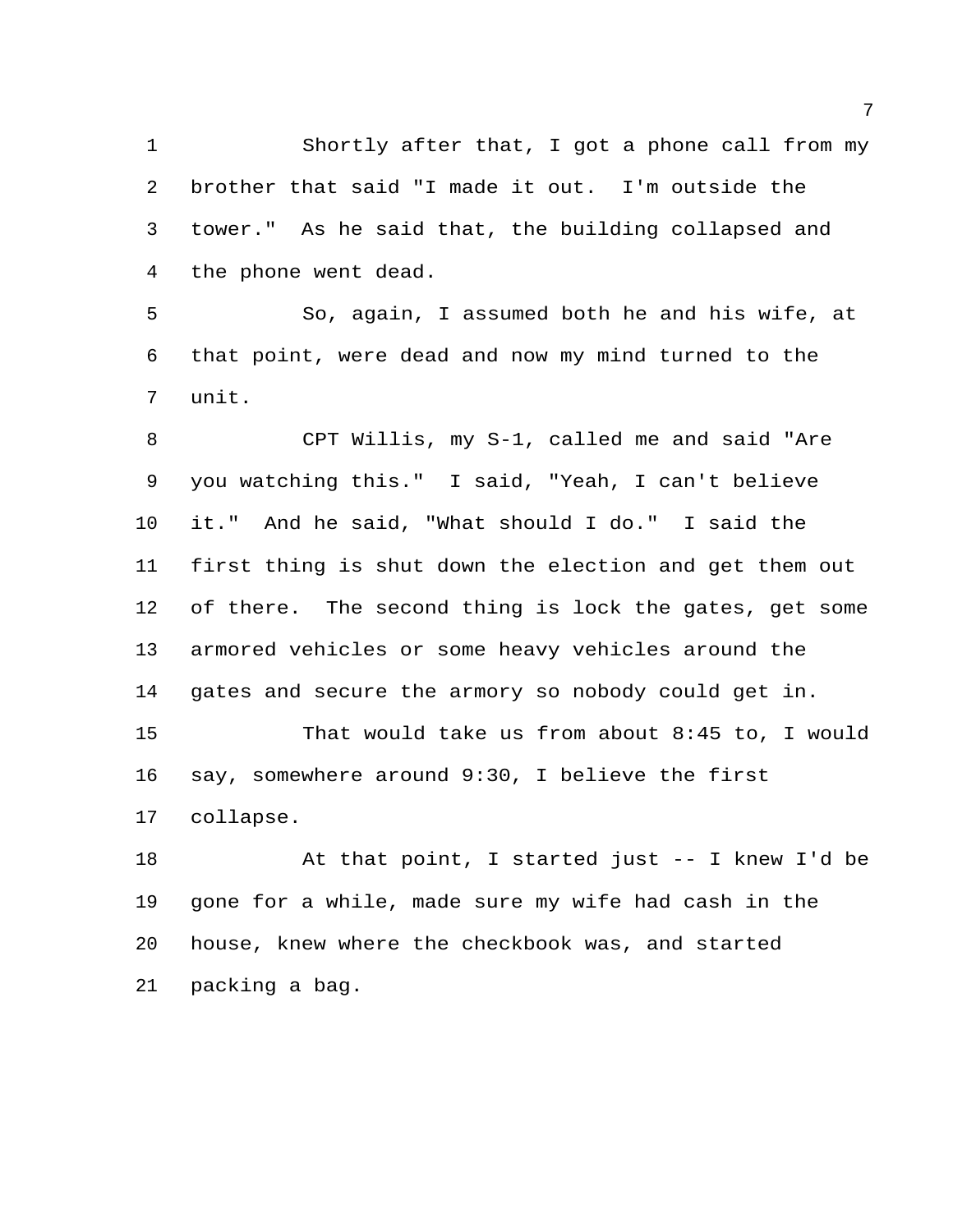Shortly after that, I got a phone call from my brother that said "I made it out. I'm outside the tower." As he said that, the building collapsed and the phone went dead.

So, again, I assumed both he and his wife, at that point, were dead and now my mind turned to the unit.

CPT Willis, my S-1, called me and said "Are you watching this." I said, "Yeah, I can't believe it." And he said, "What should I do." I said the first thing is shut down the election and get them out of there. The second thing is lock the gates, get some armored vehicles or some heavy vehicles around the gates and secure the armory so nobody could get in.

That would take us from about 8:45 to, I would say, somewhere around 9:30, I believe the first collapse.

At that point, I started just -- I knew I'd be gone for a while, made sure my wife had cash in the house, knew where the checkbook was, and started packing a bag.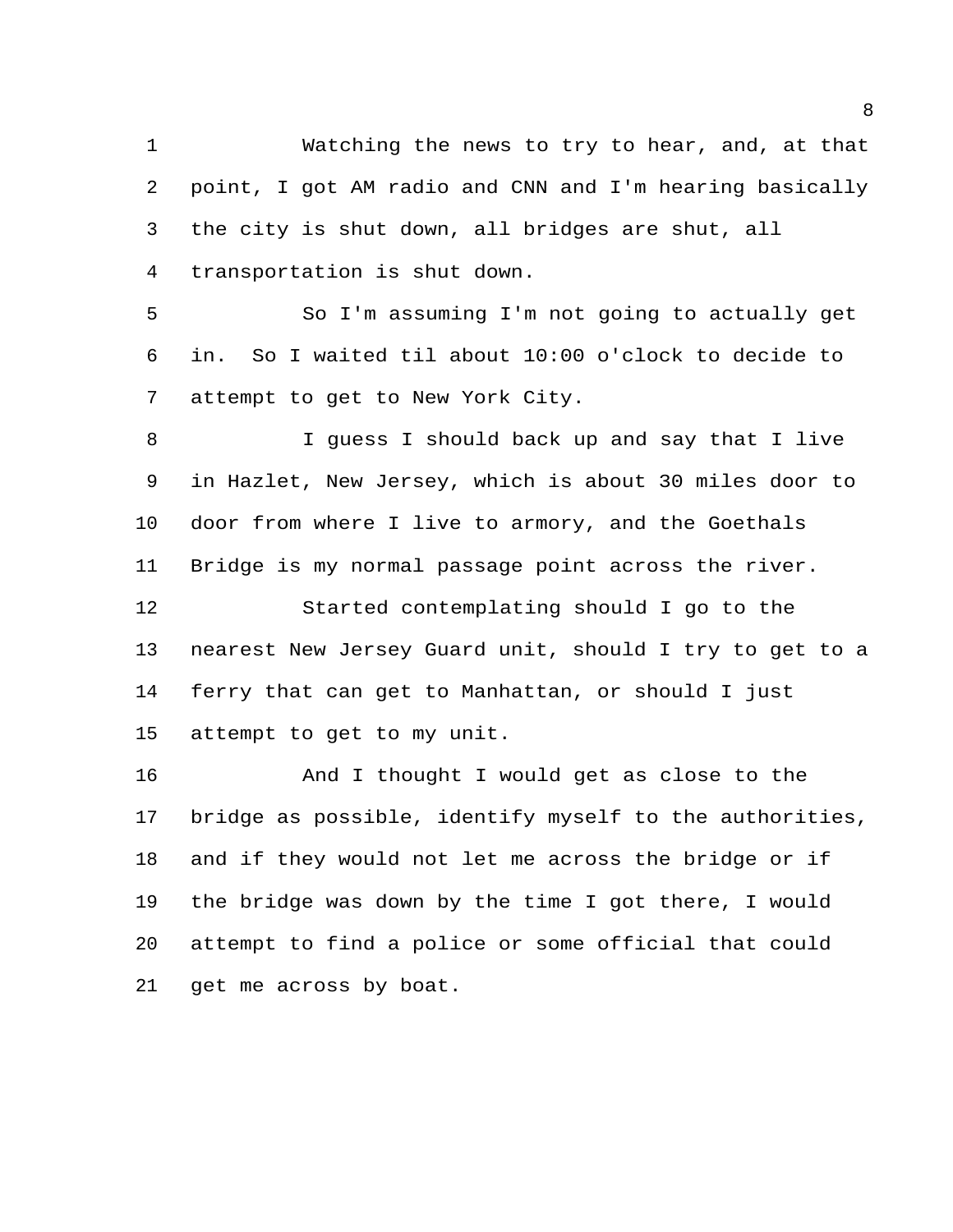Watching the news to try to hear, and, at that point, I got AM radio and CNN and I'm hearing basically the city is shut down, all bridges are shut, all transportation is shut down.

So I'm assuming I'm not going to actually get in. So I waited til about 10:00 o'clock to decide to attempt to get to New York City.

I guess I should back up and say that I live in Hazlet, New Jersey, which is about 30 miles door to door from where I live to armory, and the Goethals Bridge is my normal passage point across the river.

Started contemplating should I go to the nearest New Jersey Guard unit, should I try to get to a ferry that can get to Manhattan, or should I just attempt to get to my unit.

And I thought I would get as close to the bridge as possible, identify myself to the authorities, and if they would not let me across the bridge or if the bridge was down by the time I got there, I would attempt to find a police or some official that could get me across by boat.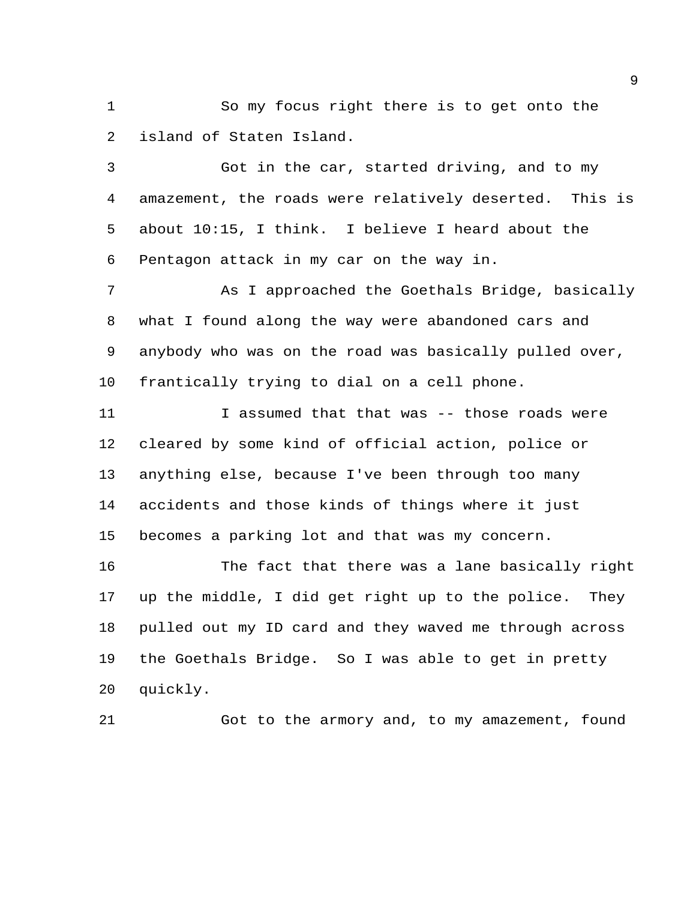So my focus right there is to get onto the island of Staten Island.

Got in the car, started driving, and to my amazement, the roads were relatively deserted. This is about 10:15, I think. I believe I heard about the Pentagon attack in my car on the way in.

As I approached the Goethals Bridge, basically what I found along the way were abandoned cars and anybody who was on the road was basically pulled over, frantically trying to dial on a cell phone.

I assumed that that was -- those roads were cleared by some kind of official action, police or anything else, because I've been through too many accidents and those kinds of things where it just becomes a parking lot and that was my concern.

The fact that there was a lane basically right up the middle, I did get right up to the police. They pulled out my ID card and they waved me through across the Goethals Bridge. So I was able to get in pretty quickly.

Got to the armory and, to my amazement, found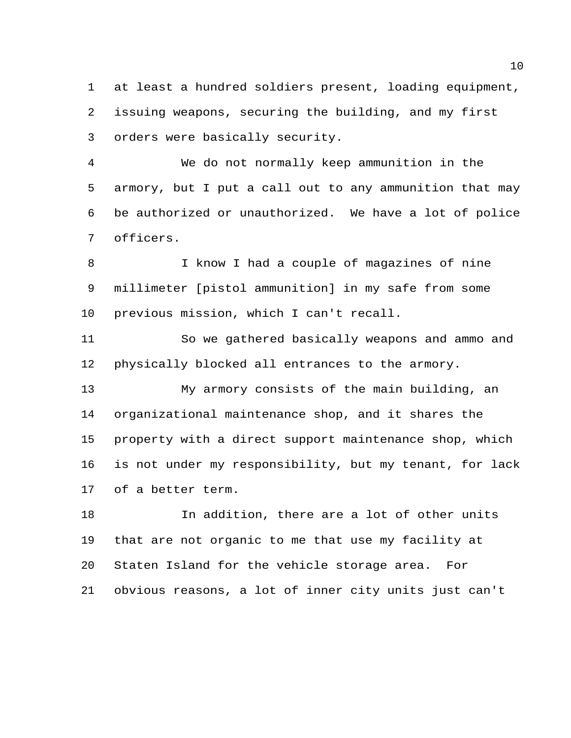at least a hundred soldiers present, loading equipment, issuing weapons, securing the building, and my first orders were basically security.

We do not normally keep ammunition in the armory, but I put a call out to any ammunition that may be authorized or unauthorized. We have a lot of police officers.

I know I had a couple of magazines of nine millimeter [pistol ammunition] in my safe from some previous mission, which I can't recall.

So we gathered basically weapons and ammo and physically blocked all entrances to the armory.

My armory consists of the main building, an organizational maintenance shop, and it shares the property with a direct support maintenance shop, which is not under my responsibility, but my tenant, for lack of a better term.

In addition, there are a lot of other units that are not organic to me that use my facility at Staten Island for the vehicle storage area. For obvious reasons, a lot of inner city units just can't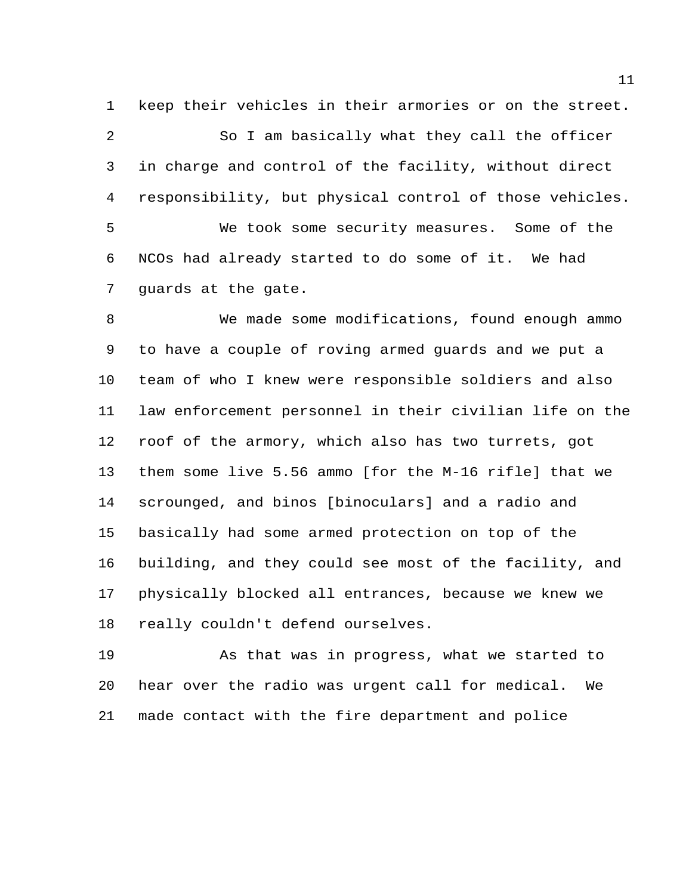keep their vehicles in their armories or on the street.

So I am basically what they call the officer in charge and control of the facility, without direct responsibility, but physical control of those vehicles.

We took some security measures. Some of the NCOs had already started to do some of it. We had guards at the gate.

We made some modifications, found enough ammo to have a couple of roving armed guards and we put a team of who I knew were responsible soldiers and also law enforcement personnel in their civilian life on the roof of the armory, which also has two turrets, got them some live 5.56 ammo [for the M-16 rifle] that we scrounged, and binos [binoculars] and a radio and basically had some armed protection on top of the building, and they could see most of the facility, and physically blocked all entrances, because we knew we really couldn't defend ourselves.

As that was in progress, what we started to hear over the radio was urgent call for medical. We made contact with the fire department and police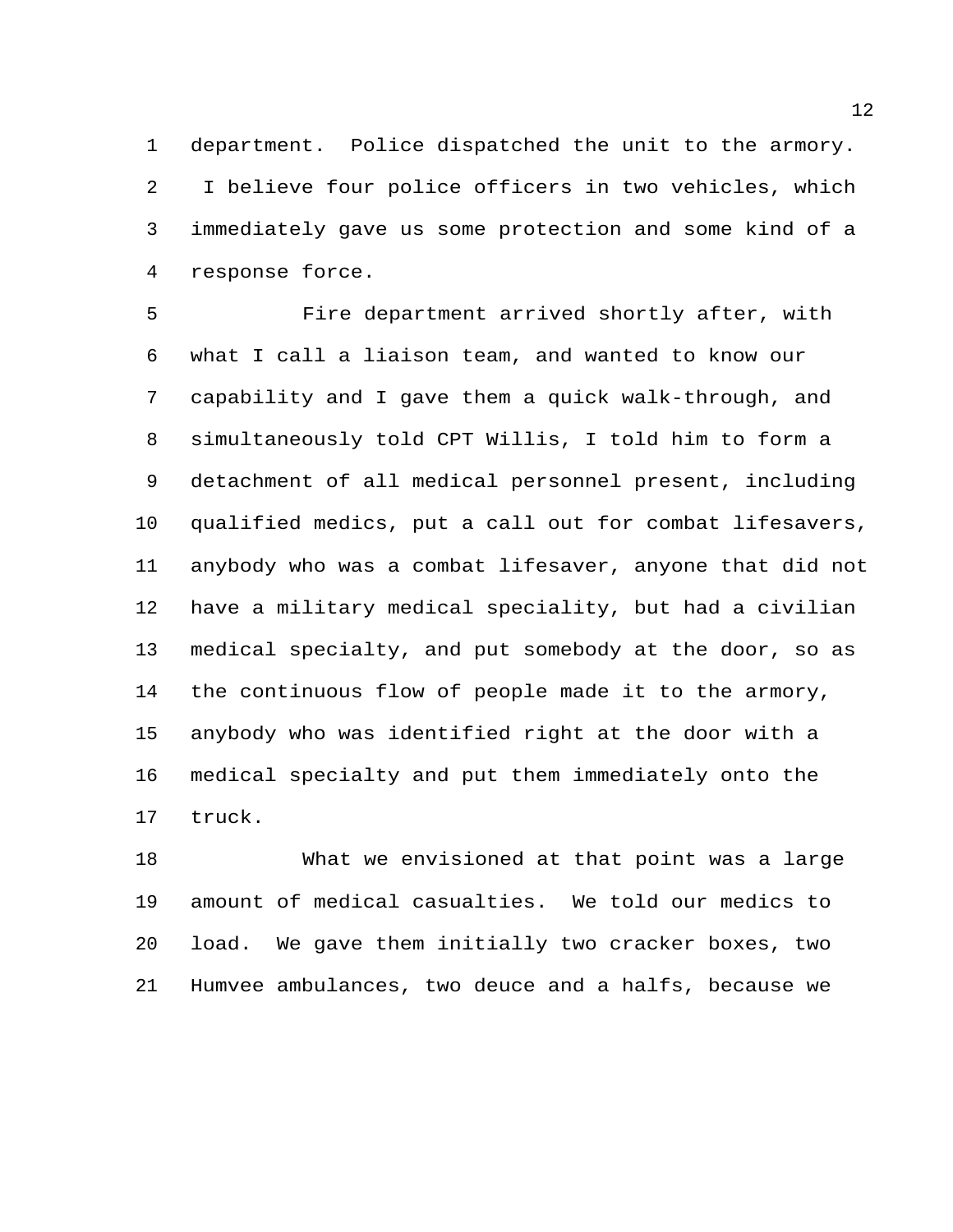department. Police dispatched the unit to the armory. I believe four police officers in two vehicles, which immediately gave us some protection and some kind of a response force.

Fire department arrived shortly after, with what I call a liaison team, and wanted to know our capability and I gave them a quick walk-through, and simultaneously told CPT Willis, I told him to form a detachment of all medical personnel present, including qualified medics, put a call out for combat lifesavers, anybody who was a combat lifesaver, anyone that did not have a military medical speciality, but had a civilian medical specialty, and put somebody at the door, so as the continuous flow of people made it to the armory, anybody who was identified right at the door with a medical specialty and put them immediately onto the truck.

What we envisioned at that point was a large amount of medical casualties. We told our medics to load. We gave them initially two cracker boxes, two Humvee ambulances, two deuce and a halfs, because we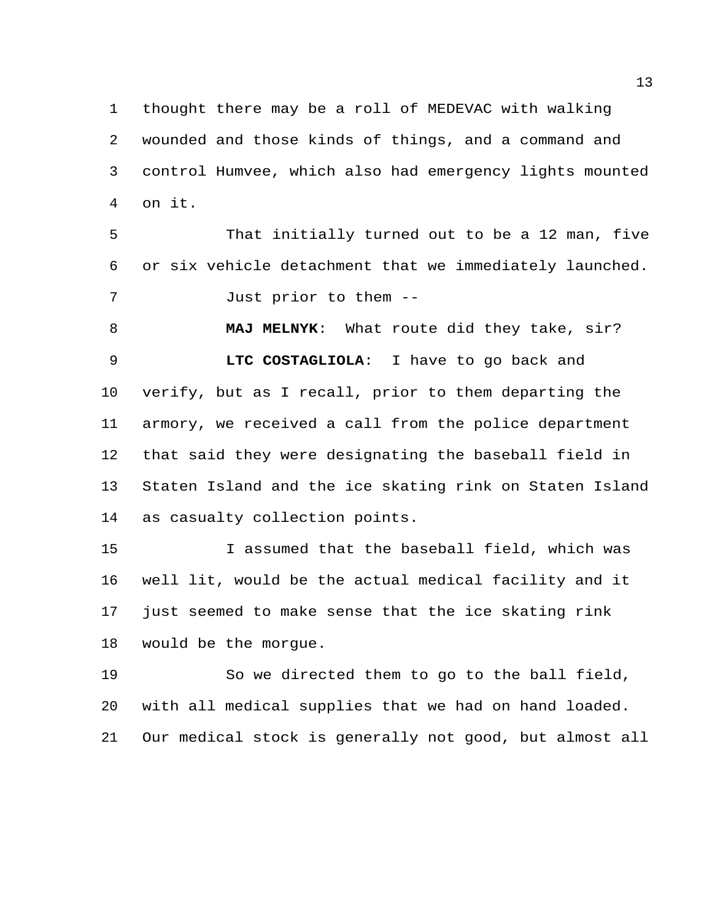thought there may be a roll of MEDEVAC with walking wounded and those kinds of things, and a command and control Humvee, which also had emergency lights mounted on it.

That initially turned out to be a 12 man, five or six vehicle detachment that we immediately launched.

Just prior to them --

**MAJ MELNYK**: What route did they take, sir?

**LTC COSTAGLIOLA**: I have to go back and verify, but as I recall, prior to them departing the armory, we received a call from the police department that said they were designating the baseball field in Staten Island and the ice skating rink on Staten Island as casualty collection points.

I assumed that the baseball field, which was well lit, would be the actual medical facility and it just seemed to make sense that the ice skating rink would be the morgue.

So we directed them to go to the ball field, with all medical supplies that we had on hand loaded. Our medical stock is generally not good, but almost all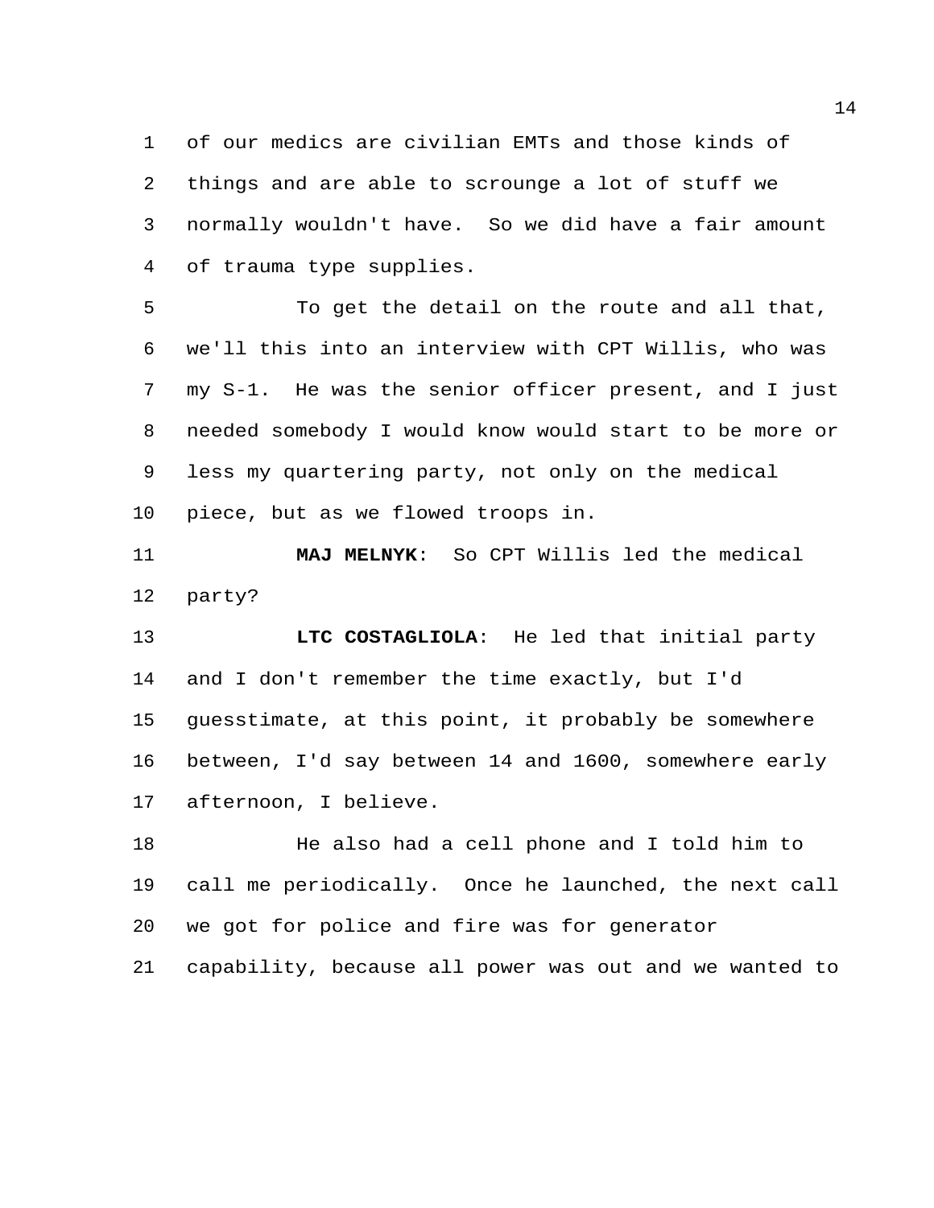of our medics are civilian EMTs and those kinds of things and are able to scrounge a lot of stuff we normally wouldn't have. So we did have a fair amount of trauma type supplies.

To get the detail on the route and all that, we'll this into an interview with CPT Willis, who was my S-1. He was the senior officer present, and I just needed somebody I would know would start to be more or less my quartering party, not only on the medical piece, but as we flowed troops in.

**MAJ MELNYK**: So CPT Willis led the medical party?

**LTC COSTAGLIOLA**: He led that initial party and I don't remember the time exactly, but I'd guesstimate, at this point, it probably be somewhere between, I'd say between 14 and 1600, somewhere early afternoon, I believe.

He also had a cell phone and I told him to call me periodically. Once he launched, the next call we got for police and fire was for generator capability, because all power was out and we wanted to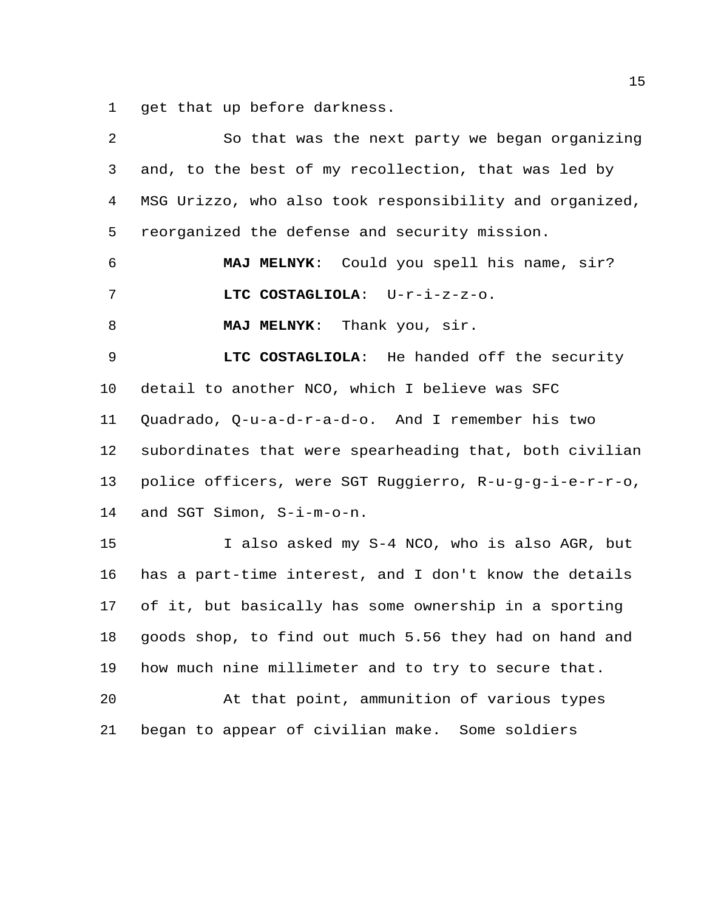get that up before darkness.

So that was the next party we began organizing and, to the best of my recollection, that was led by MSG Urizzo, who also took responsibility and organized, reorganized the defense and security mission.

**MAJ MELNYK**: Could you spell his name, sir?

**LTC COSTAGLIOLA**: U-r-i-z-z-o.

**MAJ MELNYK**: Thank you, sir.

**LTC COSTAGLIOLA**: He handed off the security detail to another NCO, which I believe was SFC Quadrado, Q-u-a-d-r-a-d-o. And I remember his two subordinates that were spearheading that, both civilian police officers, were SGT Ruggierro, R-u-g-g-i-e-r-r-o, and SGT Simon, S-i-m-o-n.

I also asked my S-4 NCO, who is also AGR, but has a part-time interest, and I don't know the details of it, but basically has some ownership in a sporting goods shop, to find out much 5.56 they had on hand and how much nine millimeter and to try to secure that.

At that point, ammunition of various types began to appear of civilian make. Some soldiers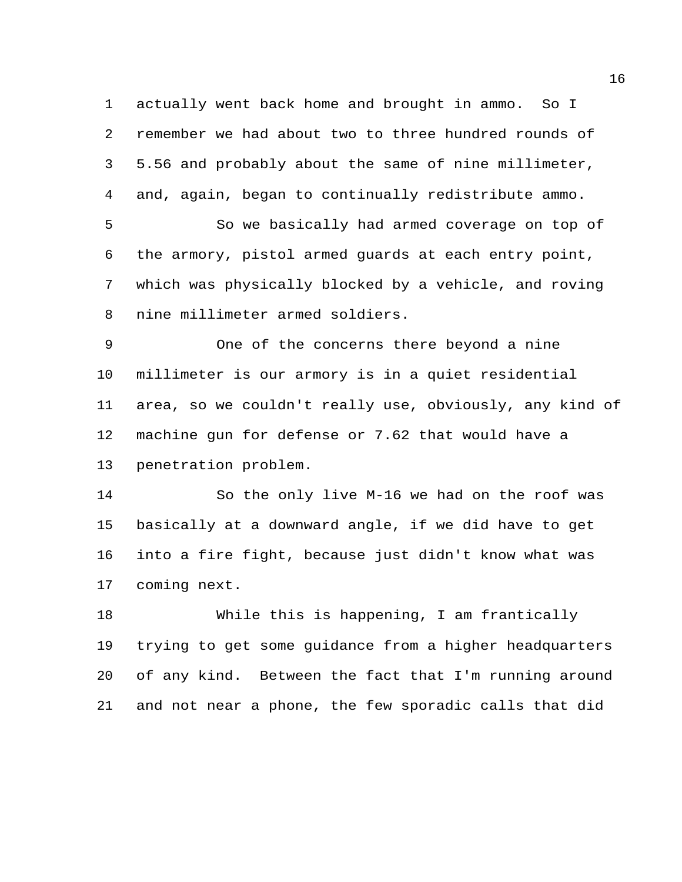actually went back home and brought in ammo. So I remember we had about two to three hundred rounds of 5.56 and probably about the same of nine millimeter, and, again, began to continually redistribute ammo.

So we basically had armed coverage on top of the armory, pistol armed guards at each entry point, which was physically blocked by a vehicle, and roving nine millimeter armed soldiers.

One of the concerns there beyond a nine millimeter is our armory is in a quiet residential area, so we couldn't really use, obviously, any kind of machine gun for defense or 7.62 that would have a penetration problem.

So the only live M-16 we had on the roof was basically at a downward angle, if we did have to get into a fire fight, because just didn't know what was coming next.

While this is happening, I am frantically trying to get some guidance from a higher headquarters of any kind. Between the fact that I'm running around and not near a phone, the few sporadic calls that did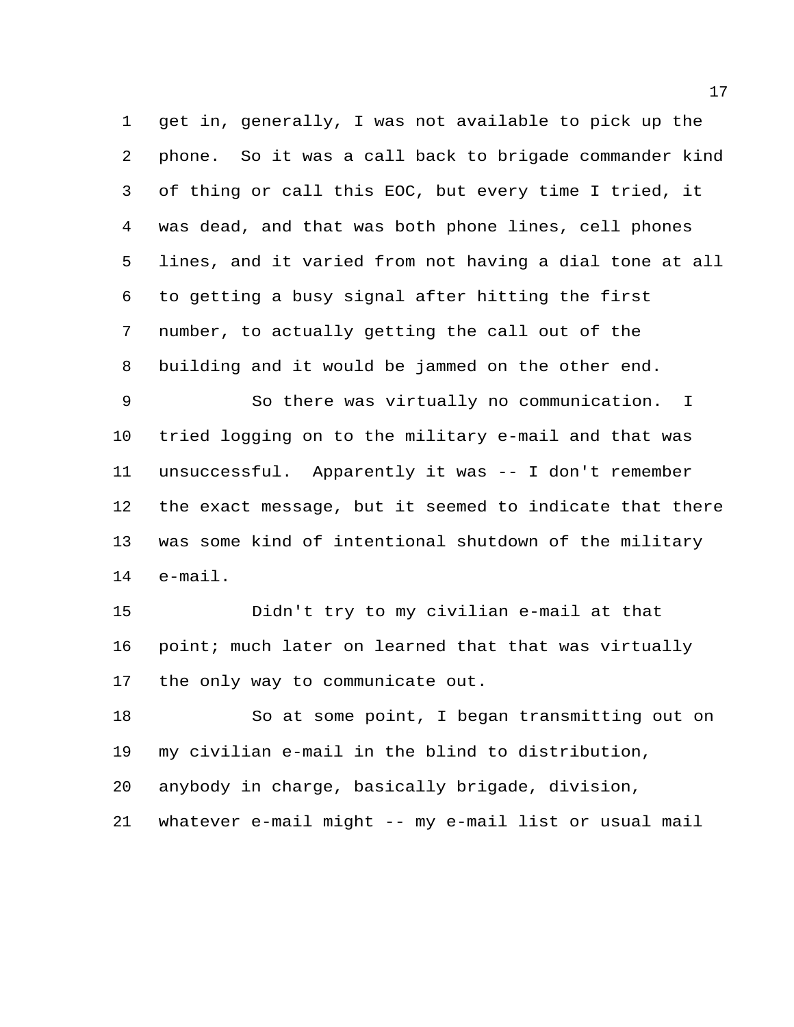get in, generally, I was not available to pick up the phone. So it was a call back to brigade commander kind of thing or call this EOC, but every time I tried, it was dead, and that was both phone lines, cell phones lines, and it varied from not having a dial tone at all to getting a busy signal after hitting the first number, to actually getting the call out of the building and it would be jammed on the other end.

So there was virtually no communication. I tried logging on to the military e-mail and that was unsuccessful. Apparently it was -- I don't remember the exact message, but it seemed to indicate that there was some kind of intentional shutdown of the military e-mail.

Didn't try to my civilian e-mail at that point; much later on learned that that was virtually the only way to communicate out.

So at some point, I began transmitting out on my civilian e-mail in the blind to distribution, anybody in charge, basically brigade, division, whatever e-mail might -- my e-mail list or usual mail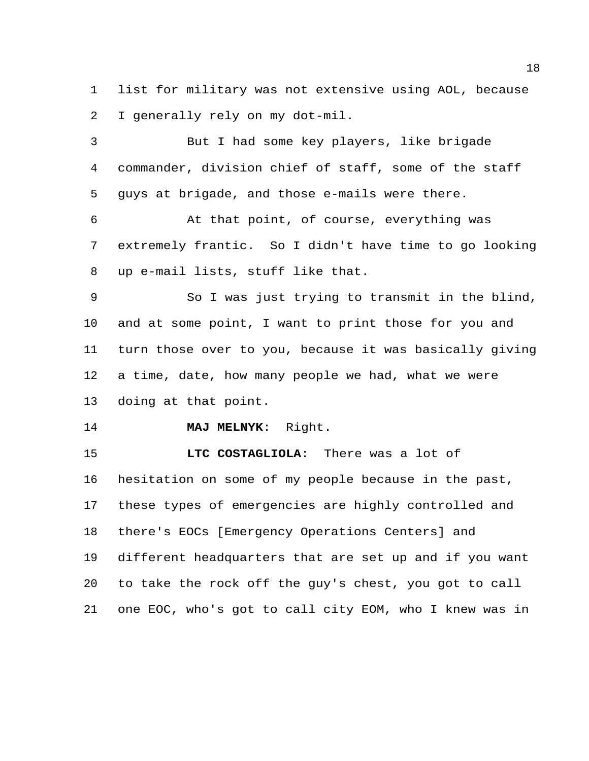list for military was not extensive using AOL, because I generally rely on my dot-mil.

But I had some key players, like brigade commander, division chief of staff, some of the staff guys at brigade, and those e-mails were there.

At that point, of course, everything was extremely frantic. So I didn't have time to go looking up e-mail lists, stuff like that.

So I was just trying to transmit in the blind, and at some point, I want to print those for you and turn those over to you, because it was basically giving a time, date, how many people we had, what we were doing at that point.

**MAJ MELNYK**: Right.

**LTC COSTAGLIOLA**: There was a lot of hesitation on some of my people because in the past, these types of emergencies are highly controlled and there's EOCs [Emergency Operations Centers] and different headquarters that are set up and if you want to take the rock off the guy's chest, you got to call one EOC, who's got to call city EOM, who I knew was in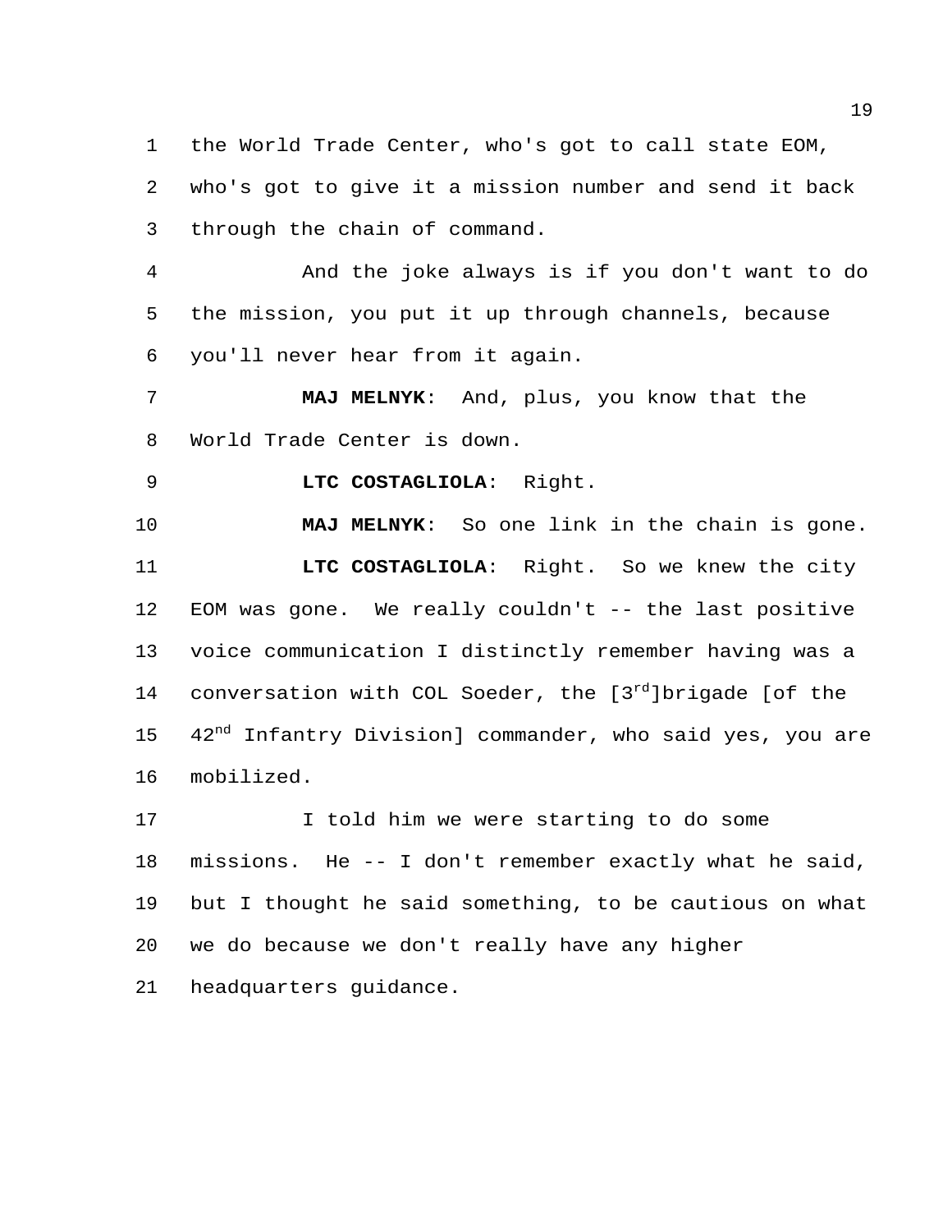the World Trade Center, who's got to call state EOM, who's got to give it a mission number and send it back through the chain of command.

And the joke always is if you don't want to do the mission, you put it up through channels, because you'll never hear from it again.

**MAJ MELNYK**: And, plus, you know that the World Trade Center is down.

**LTC COSTAGLIOLA**: Right.

**MAJ MELNYK**: So one link in the chain is gone.

**LTC COSTAGLIOLA**: Right. So we knew the city EOM was gone. We really couldn't -- the last positive voice communication I distinctly remember having was a conversation with COL Soeder, the [3rd]brigade [of the 42nd Infantry Division] commander, who said yes, you are mobilized.

I told him we were starting to do some missions. He -- I don't remember exactly what he said, but I thought he said something, to be cautious on what we do because we don't really have any higher headquarters guidance.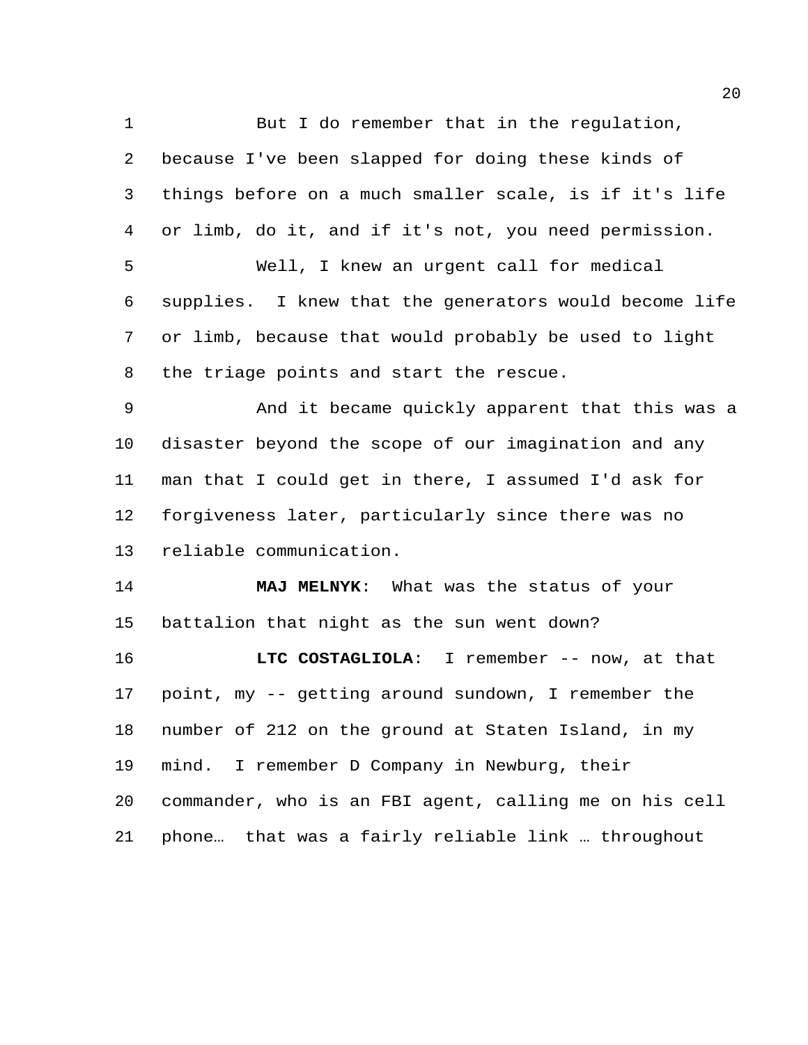But I do remember that in the regulation, because I've been slapped for doing these kinds of things before on a much smaller scale, is if it's life or limb, do it, and if it's not, you need permission.

Well, I knew an urgent call for medical supplies. I knew that the generators would become life or limb, because that would probably be used to light the triage points and start the rescue.

And it became quickly apparent that this was a disaster beyond the scope of our imagination and any man that I could get in there, I assumed I'd ask for forgiveness later, particularly since there was no reliable communication.

**MAJ MELNYK**: What was the status of your battalion that night as the sun went down?

**LTC COSTAGLIOLA**: I remember -- now, at that point, my -- getting around sundown, I remember the number of 212 on the ground at Staten Island, in my mind. I remember D Company in Newburg, their commander, who is an FBI agent, calling me on his cell phone… that was a fairly reliable link … throughout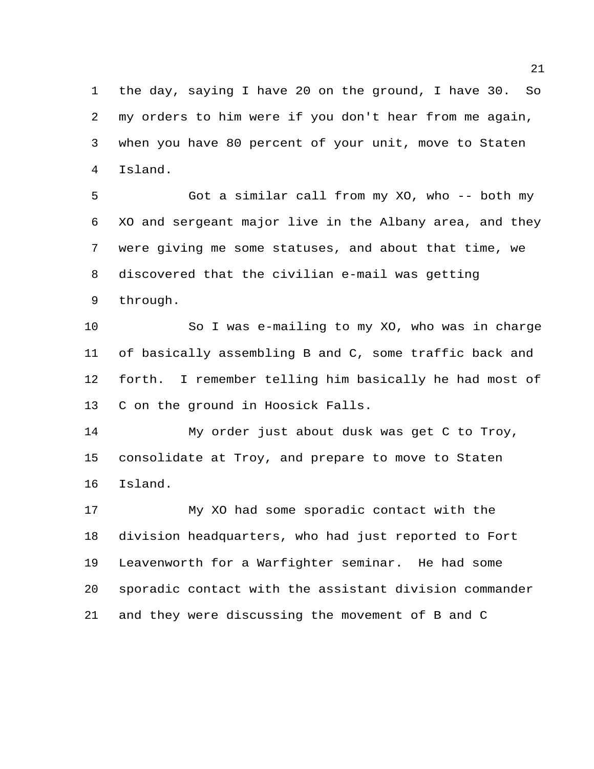the day, saying I have 20 on the ground, I have 30. So my orders to him were if you don't hear from me again, when you have 80 percent of your unit, move to Staten Island.

Got a similar call from my XO, who -- both my XO and sergeant major live in the Albany area, and they were giving me some statuses, and about that time, we discovered that the civilian e-mail was getting through.

So I was e-mailing to my XO, who was in charge of basically assembling B and C, some traffic back and forth. I remember telling him basically he had most of C on the ground in Hoosick Falls.

My order just about dusk was get C to Troy, consolidate at Troy, and prepare to move to Staten Island.

My XO had some sporadic contact with the division headquarters, who had just reported to Fort Leavenworth for a Warfighter seminar. He had some sporadic contact with the assistant division commander and they were discussing the movement of B and C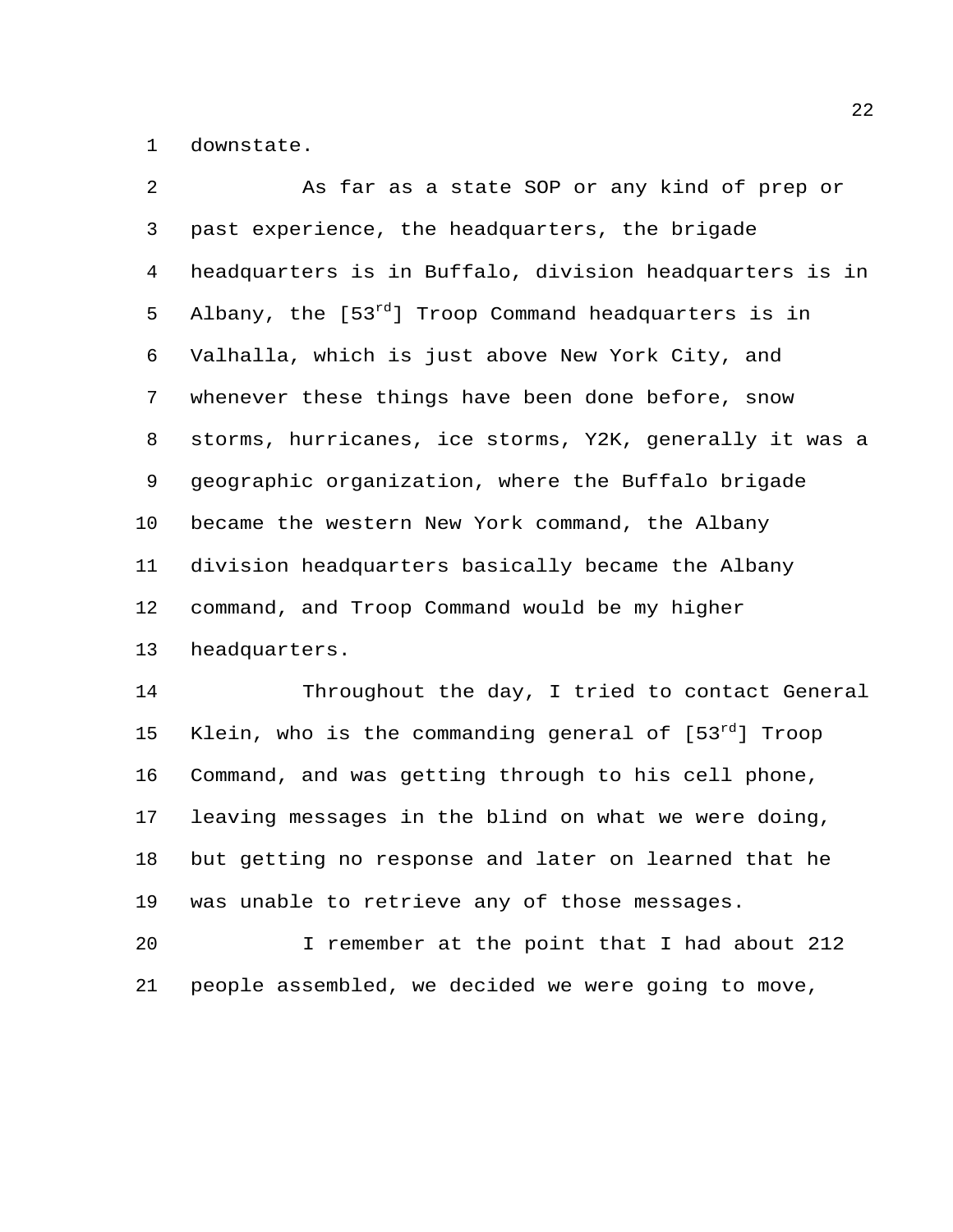downstate.

As far as a state SOP or any kind of prep or past experience, the headquarters, the brigade headquarters is in Buffalo, division headquarters is in Albany, the [53rd] Troop Command headquarters is in Valhalla, which is just above New York City, and whenever these things have been done before, snow storms, hurricanes, ice storms, Y2K, generally it was a geographic organization, where the Buffalo brigade became the western New York command, the Albany division headquarters basically became the Albany command, and Troop Command would be my higher headquarters.

Throughout the day, I tried to contact General Klein, who is the commanding general of [53rd] Troop Command, and was getting through to his cell phone, leaving messages in the blind on what we were doing, but getting no response and later on learned that he was unable to retrieve any of those messages.

I remember at the point that I had about 212 people assembled, we decided we were going to move,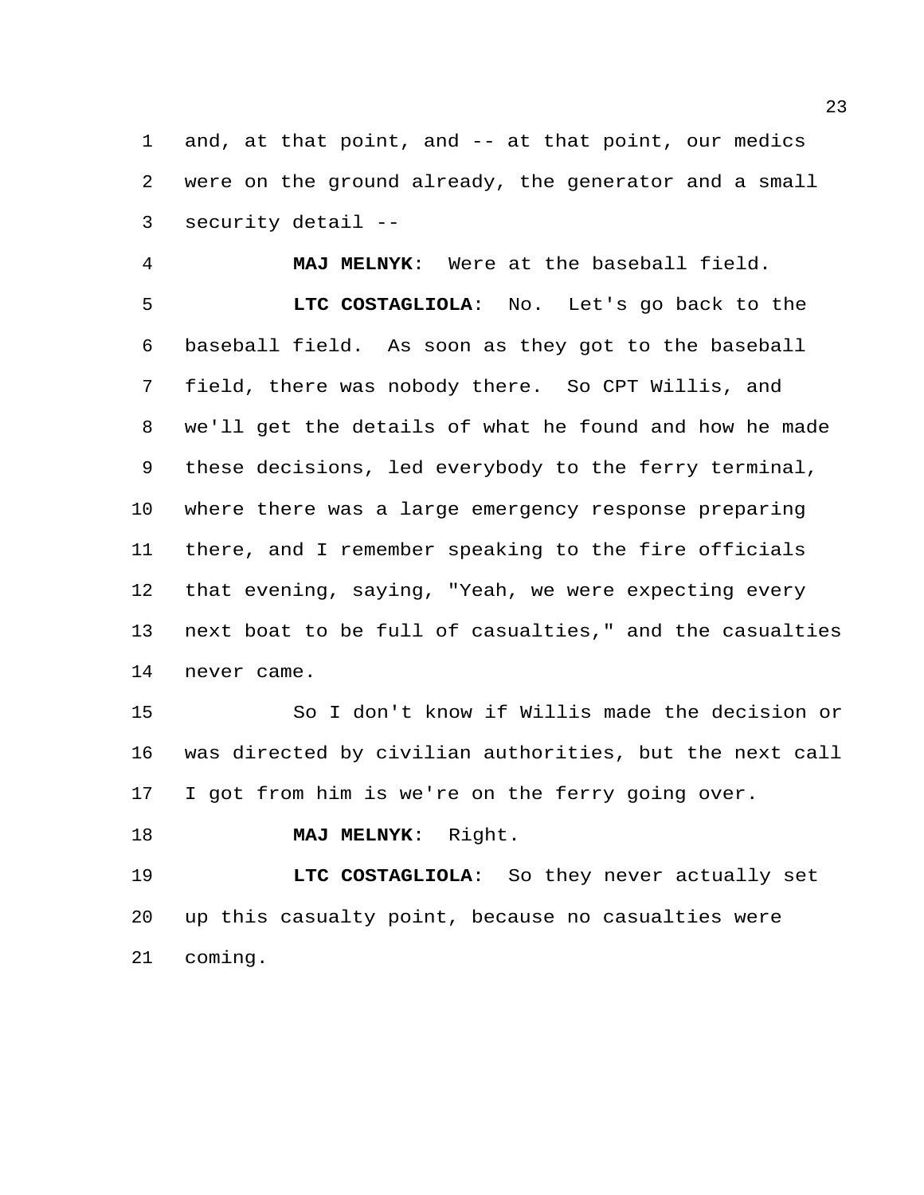and, at that point, and -- at that point, our medics were on the ground already, the generator and a small security detail --

**MAJ MELNYK**: Were at the baseball field.

**LTC COSTAGLIOLA**: No. Let's go back to the baseball field. As soon as they got to the baseball field, there was nobody there. So CPT Willis, and we'll get the details of what he found and how he made these decisions, led everybody to the ferry terminal, where there was a large emergency response preparing there, and I remember speaking to the fire officials that evening, saying, "Yeah, we were expecting every next boat to be full of casualties," and the casualties never came.

So I don't know if Willis made the decision or was directed by civilian authorities, but the next call I got from him is we're on the ferry going over.

**MAJ MELNYK**: Right.

**LTC COSTAGLIOLA**: So they never actually set up this casualty point, because no casualties were coming.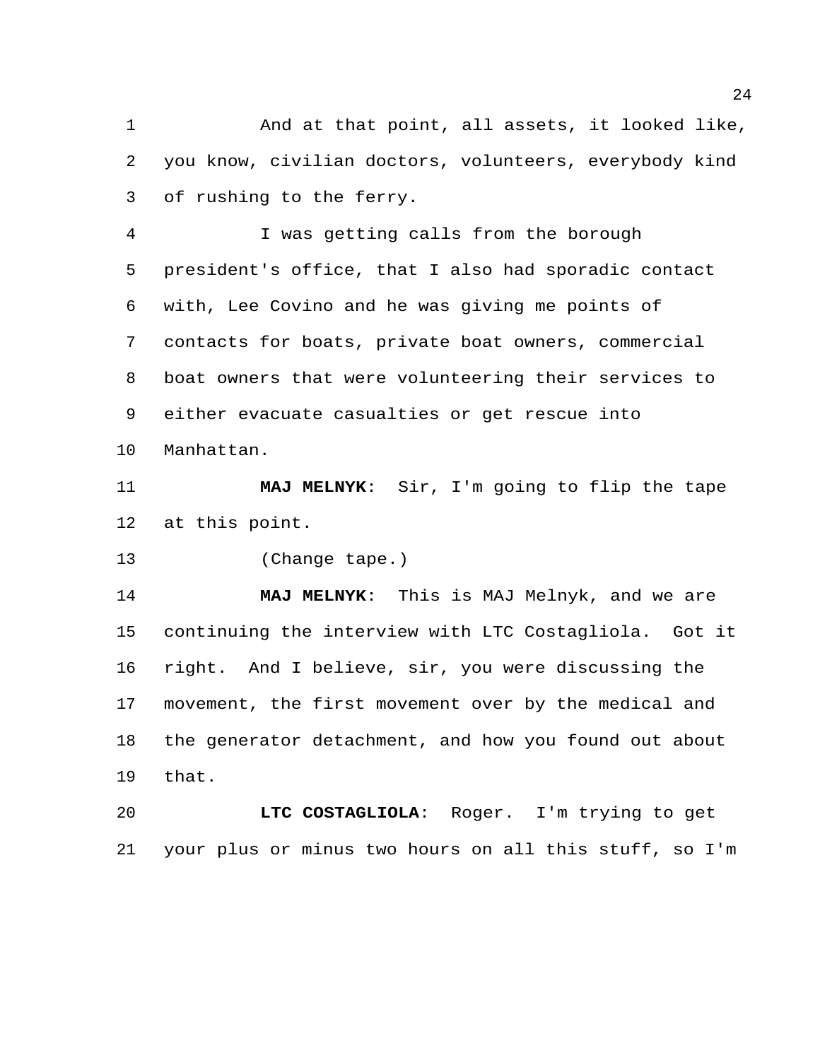And at that point, all assets, it looked like, you know, civilian doctors, volunteers, everybody kind of rushing to the ferry.

I was getting calls from the borough president's office, that I also had sporadic contact with, Lee Covino and he was giving me points of contacts for boats, private boat owners, commercial boat owners that were volunteering their services to either evacuate casualties or get rescue into Manhattan.

**MAJ MELNYK**: Sir, I'm going to flip the tape at this point.

(Change tape.)

**MAJ MELNYK**: This is MAJ Melnyk, and we are continuing the interview with LTC Costagliola. Got it right. And I believe, sir, you were discussing the movement, the first movement over by the medical and the generator detachment, and how you found out about that.

**LTC COSTAGLIOLA**: Roger. I'm trying to get your plus or minus two hours on all this stuff, so I'm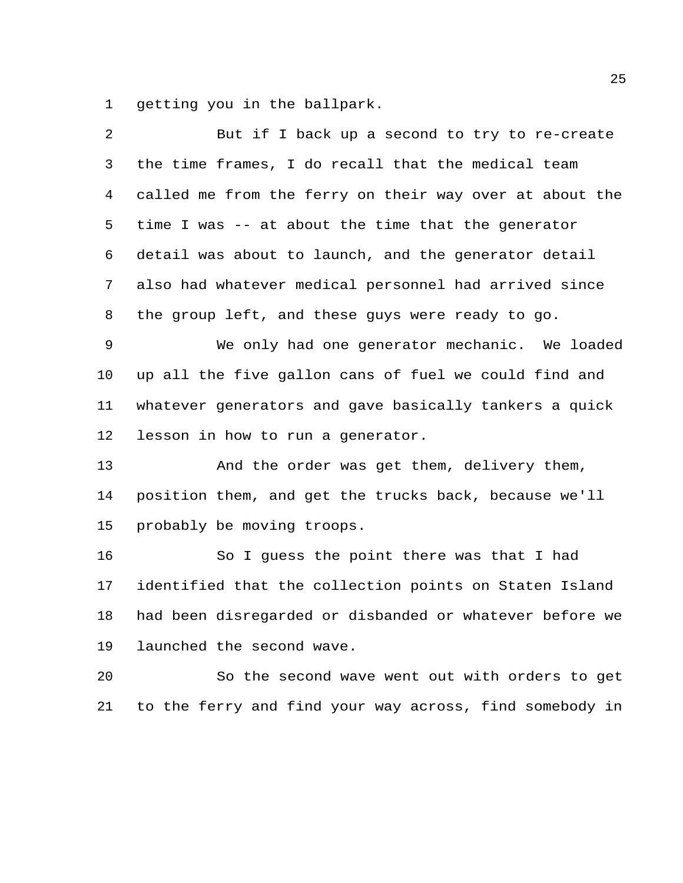getting you in the ballpark.

But if I back up a second to try to re-create the time frames, I do recall that the medical team called me from the ferry on their way over at about the time I was -- at about the time that the generator detail was about to launch, and the generator detail also had whatever medical personnel had arrived since the group left, and these guys were ready to go.

We only had one generator mechanic. We loaded up all the five gallon cans of fuel we could find and whatever generators and gave basically tankers a quick lesson in how to run a generator.

And the order was get them, delivery them, position them, and get the trucks back, because we'll probably be moving troops.

So I guess the point there was that I had identified that the collection points on Staten Island had been disregarded or disbanded or whatever before we launched the second wave.

So the second wave went out with orders to get to the ferry and find your way across, find somebody in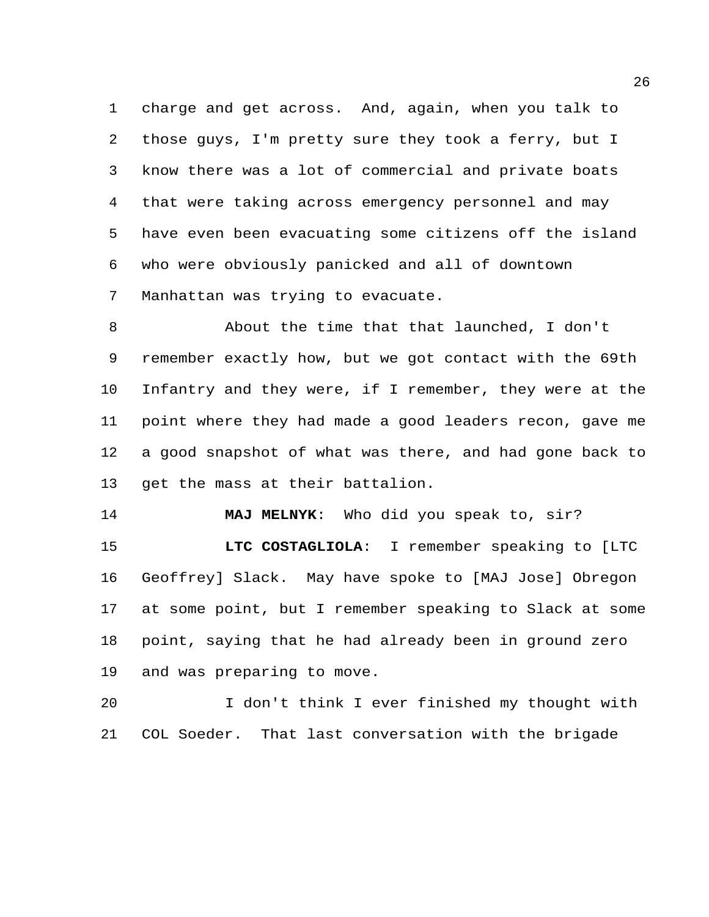charge and get across. And, again, when you talk to those guys, I'm pretty sure they took a ferry, but I know there was a lot of commercial and private boats that were taking across emergency personnel and may have even been evacuating some citizens off the island who were obviously panicked and all of downtown Manhattan was trying to evacuate.

About the time that that launched, I don't remember exactly how, but we got contact with the 69th Infantry and they were, if I remember, they were at the point where they had made a good leaders recon, gave me a good snapshot of what was there, and had gone back to get the mass at their battalion.

**MAJ MELNYK**: Who did you speak to, sir?

**LTC COSTAGLIOLA**: I remember speaking to [LTC Geoffrey] Slack. May have spoke to [MAJ Jose] Obregon at some point, but I remember speaking to Slack at some point, saying that he had already been in ground zero and was preparing to move.

I don't think I ever finished my thought with COL Soeder. That last conversation with the brigade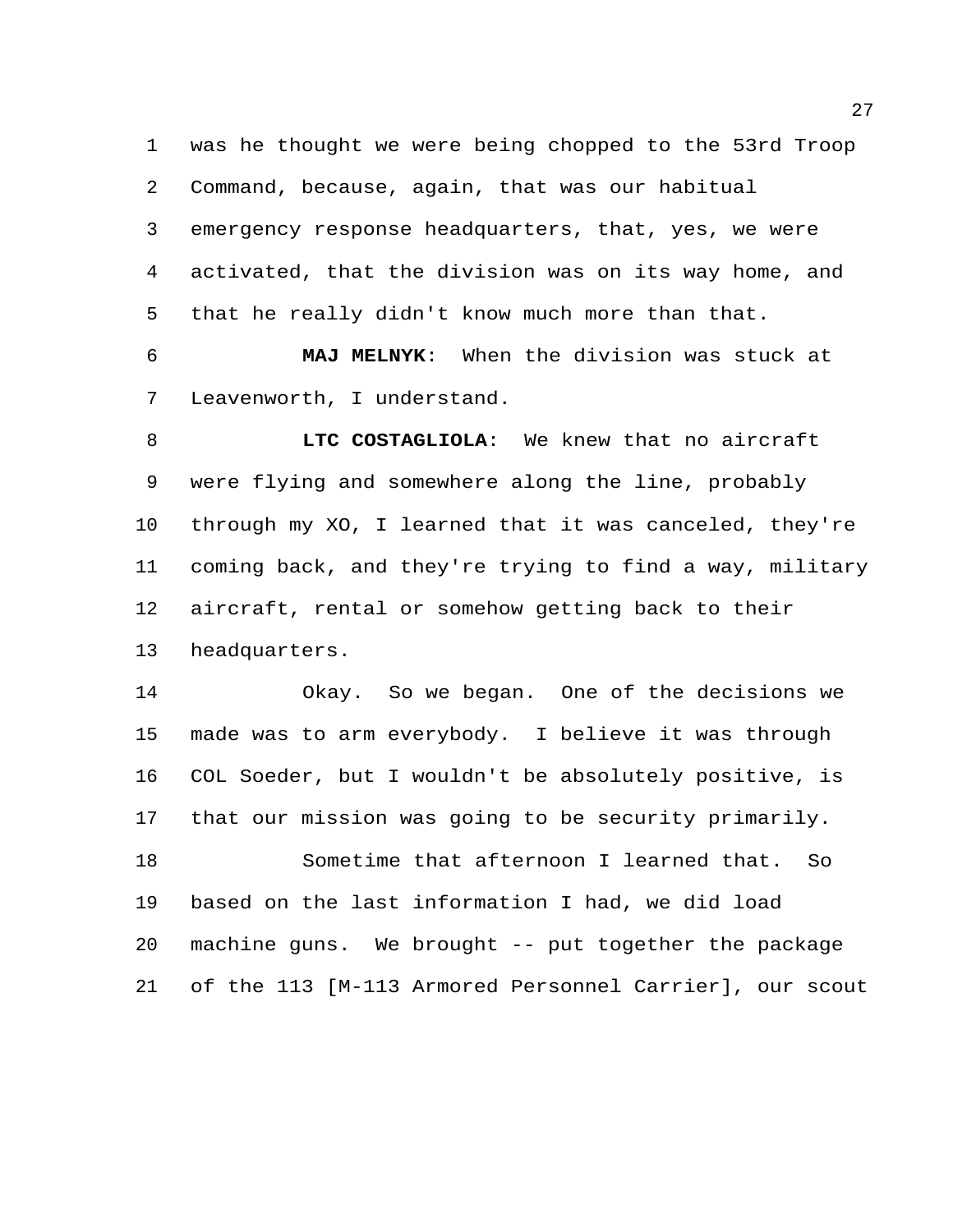was he thought we were being chopped to the 53rd Troop Command, because, again, that was our habitual emergency response headquarters, that, yes, we were activated, that the division was on its way home, and that he really didn't know much more than that.

**MAJ MELNYK**: When the division was stuck at Leavenworth, I understand.

**LTC COSTAGLIOLA**: We knew that no aircraft were flying and somewhere along the line, probably through my XO, I learned that it was canceled, they're coming back, and they're trying to find a way, military aircraft, rental or somehow getting back to their headquarters.

Okay. So we began. One of the decisions we made was to arm everybody. I believe it was through COL Soeder, but I wouldn't be absolutely positive, is that our mission was going to be security primarily.

Sometime that afternoon I learned that. So based on the last information I had, we did load machine guns. We brought -- put together the package of the 113 [M-113 Armored Personnel Carrier], our scout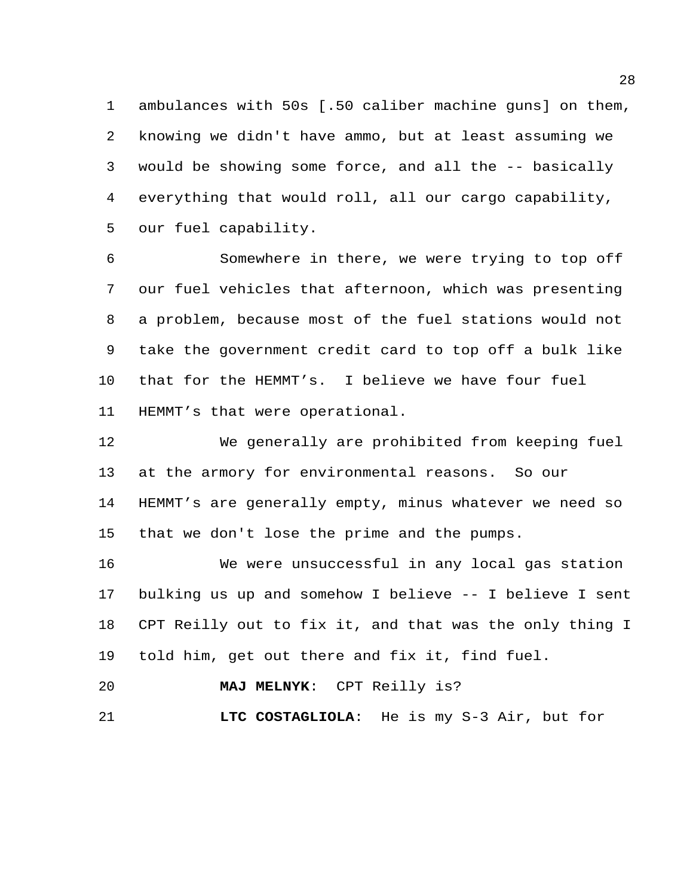ambulances with 50s [.50 caliber machine guns] on them, knowing we didn't have ammo, but at least assuming we would be showing some force, and all the -- basically everything that would roll, all our cargo capability, our fuel capability.

Somewhere in there, we were trying to top off our fuel vehicles that afternoon, which was presenting a problem, because most of the fuel stations would not take the government credit card to top off a bulk like that for the HEMMT's. I believe we have four fuel HEMMT's that were operational.

We generally are prohibited from keeping fuel at the armory for environmental reasons. So our HEMMT's are generally empty, minus whatever we need so that we don't lose the prime and the pumps.

We were unsuccessful in any local gas station bulking us up and somehow I believe -- I believe I sent CPT Reilly out to fix it, and that was the only thing I told him, get out there and fix it, find fuel.

**MAJ MELNYK**: CPT Reilly is?

**LTC COSTAGLIOLA**: He is my S-3 Air, but for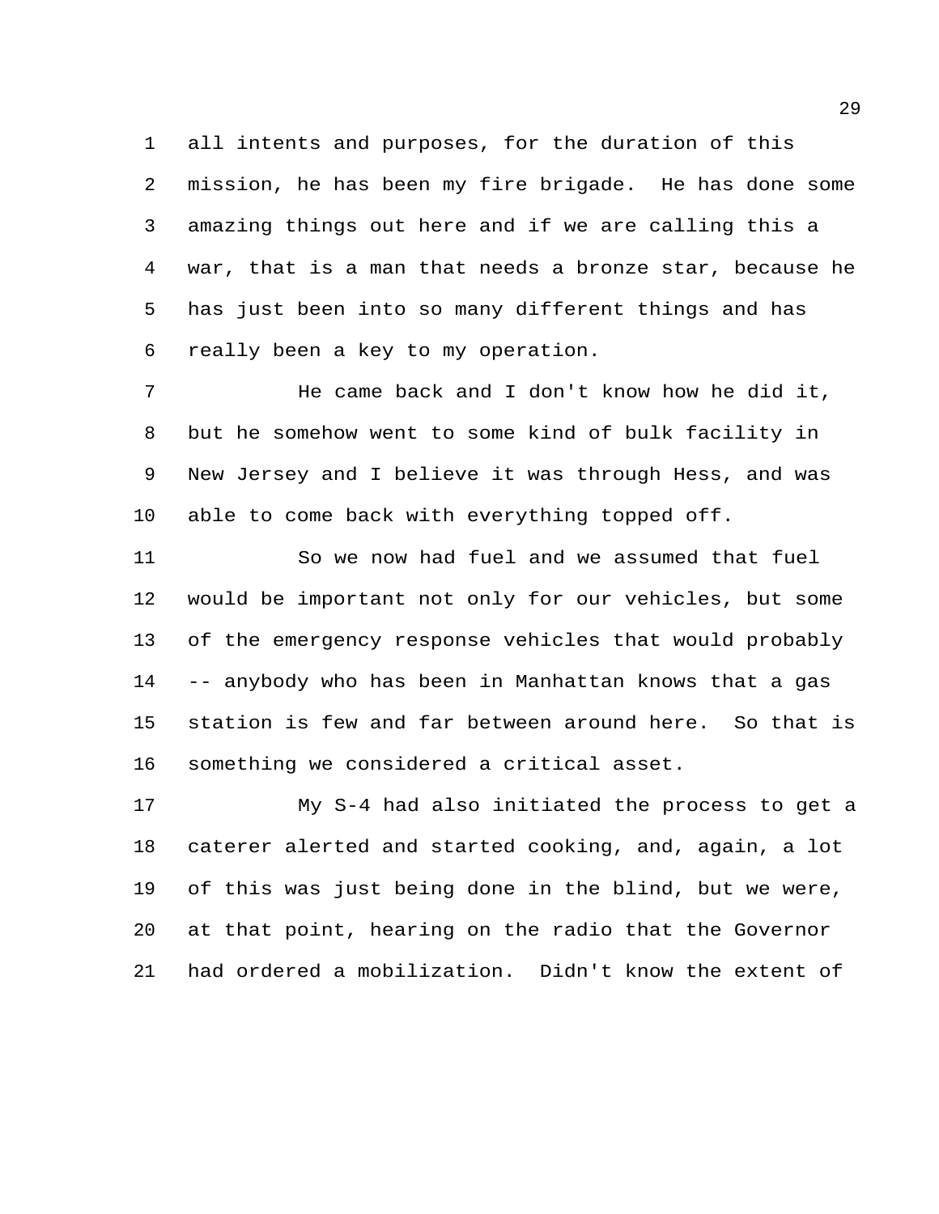all intents and purposes, for the duration of this mission, he has been my fire brigade. He has done some amazing things out here and if we are calling this a war, that is a man that needs a bronze star, because he has just been into so many different things and has really been a key to my operation.

He came back and I don't know how he did it, but he somehow went to some kind of bulk facility in New Jersey and I believe it was through Hess, and was able to come back with everything topped off.

So we now had fuel and we assumed that fuel would be important not only for our vehicles, but some of the emergency response vehicles that would probably -- anybody who has been in Manhattan knows that a gas station is few and far between around here. So that is something we considered a critical asset.

My S-4 had also initiated the process to get a caterer alerted and started cooking, and, again, a lot of this was just being done in the blind, but we were, at that point, hearing on the radio that the Governor had ordered a mobilization. Didn't know the extent of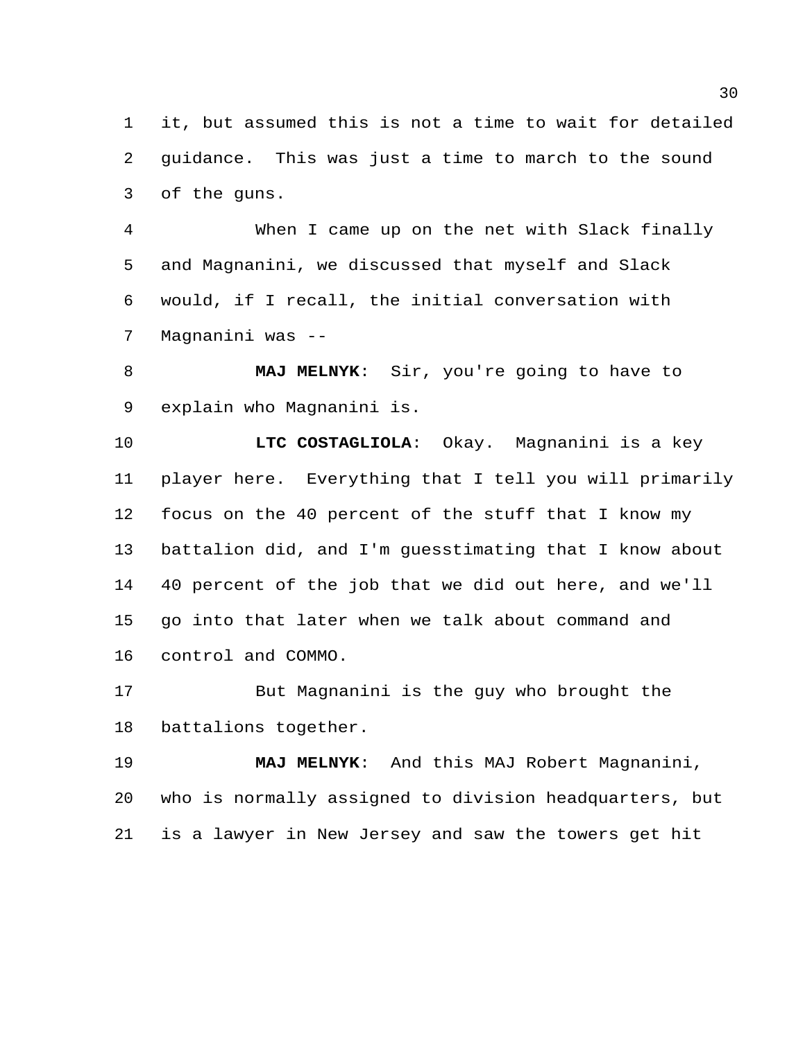it, but assumed this is not a time to wait for detailed guidance. This was just a time to march to the sound of the guns.

When I came up on the net with Slack finally and Magnanini, we discussed that myself and Slack would, if I recall, the initial conversation with Magnanini was --

**MAJ MELNYK**: Sir, you're going to have to explain who Magnanini is.

**LTC COSTAGLIOLA**: Okay. Magnanini is a key player here. Everything that I tell you will primarily focus on the 40 percent of the stuff that I know my battalion did, and I'm guesstimating that I know about 40 percent of the job that we did out here, and we'll go into that later when we talk about command and control and COMMO.

But Magnanini is the guy who brought the battalions together.

**MAJ MELNYK**: And this MAJ Robert Magnanini, who is normally assigned to division headquarters, but is a lawyer in New Jersey and saw the towers get hit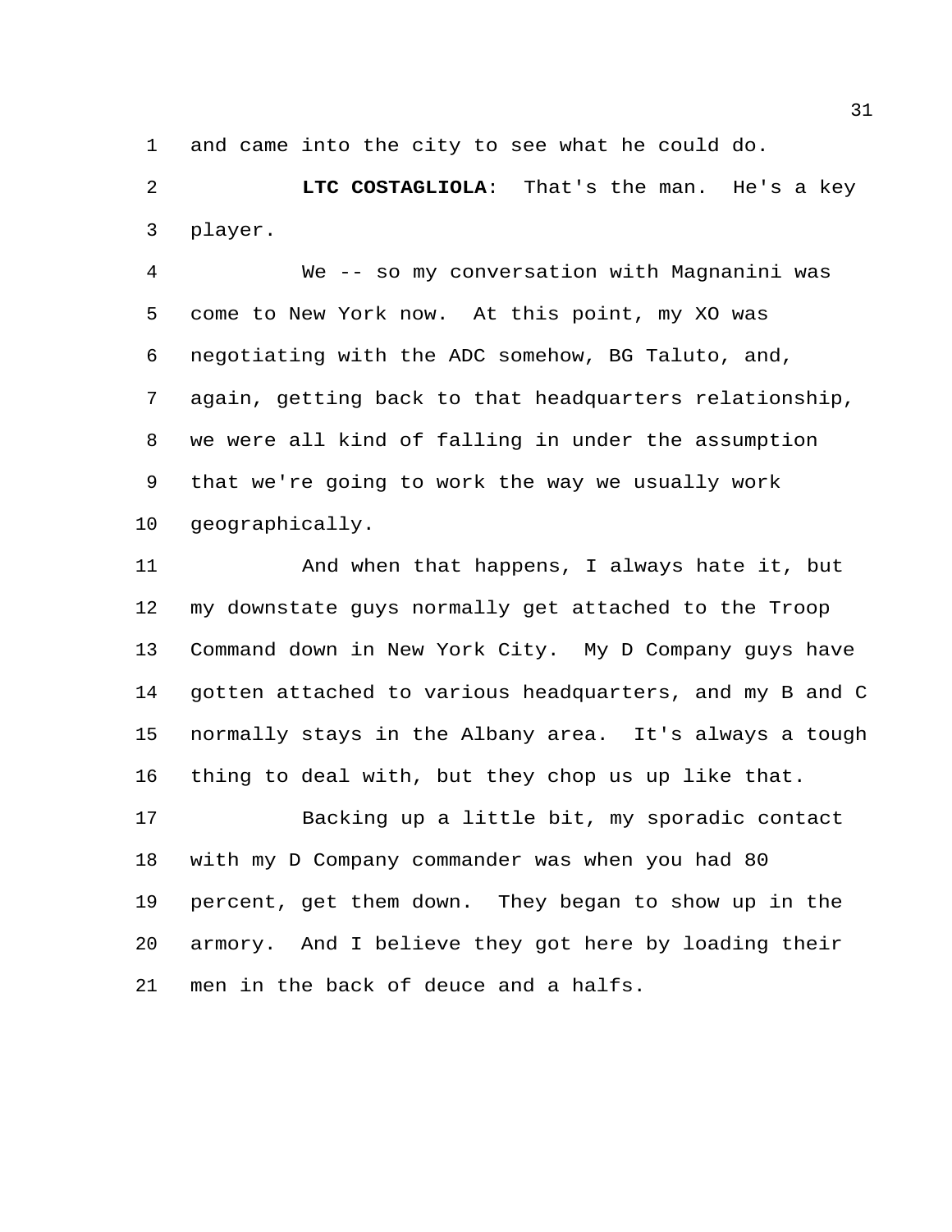and came into the city to see what he could do.

**LTC COSTAGLIOLA**: That's the man. He's a key player.

We -- so my conversation with Magnanini was come to New York now. At this point, my XO was negotiating with the ADC somehow, BG Taluto, and, again, getting back to that headquarters relationship, we were all kind of falling in under the assumption that we're going to work the way we usually work geographically.

And when that happens, I always hate it, but my downstate guys normally get attached to the Troop Command down in New York City. My D Company guys have gotten attached to various headquarters, and my B and C normally stays in the Albany area. It's always a tough thing to deal with, but they chop us up like that.

Backing up a little bit, my sporadic contact with my D Company commander was when you had 80 percent, get them down. They began to show up in the armory. And I believe they got here by loading their men in the back of deuce and a halfs.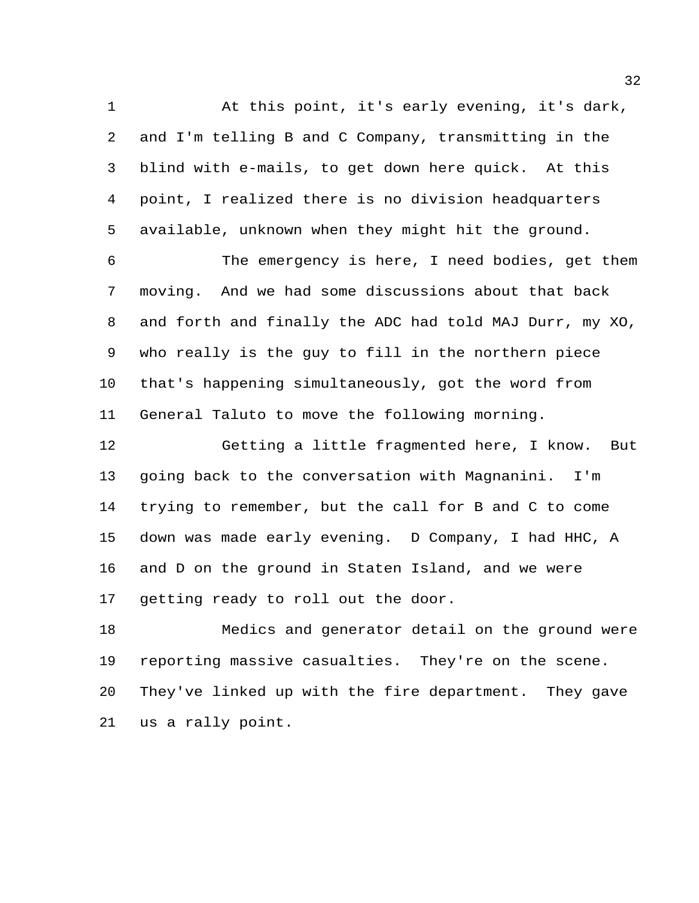At this point, it's early evening, it's dark, and I'm telling B and C Company, transmitting in the blind with e-mails, to get down here quick. At this point, I realized there is no division headquarters available, unknown when they might hit the ground.

The emergency is here, I need bodies, get them moving. And we had some discussions about that back and forth and finally the ADC had told MAJ Durr, my XO, who really is the guy to fill in the northern piece that's happening simultaneously, got the word from General Taluto to move the following morning.

Getting a little fragmented here, I know. But going back to the conversation with Magnanini. I'm trying to remember, but the call for B and C to come down was made early evening. D Company, I had HHC, A and D on the ground in Staten Island, and we were getting ready to roll out the door.

Medics and generator detail on the ground were reporting massive casualties. They're on the scene. They've linked up with the fire department. They gave us a rally point.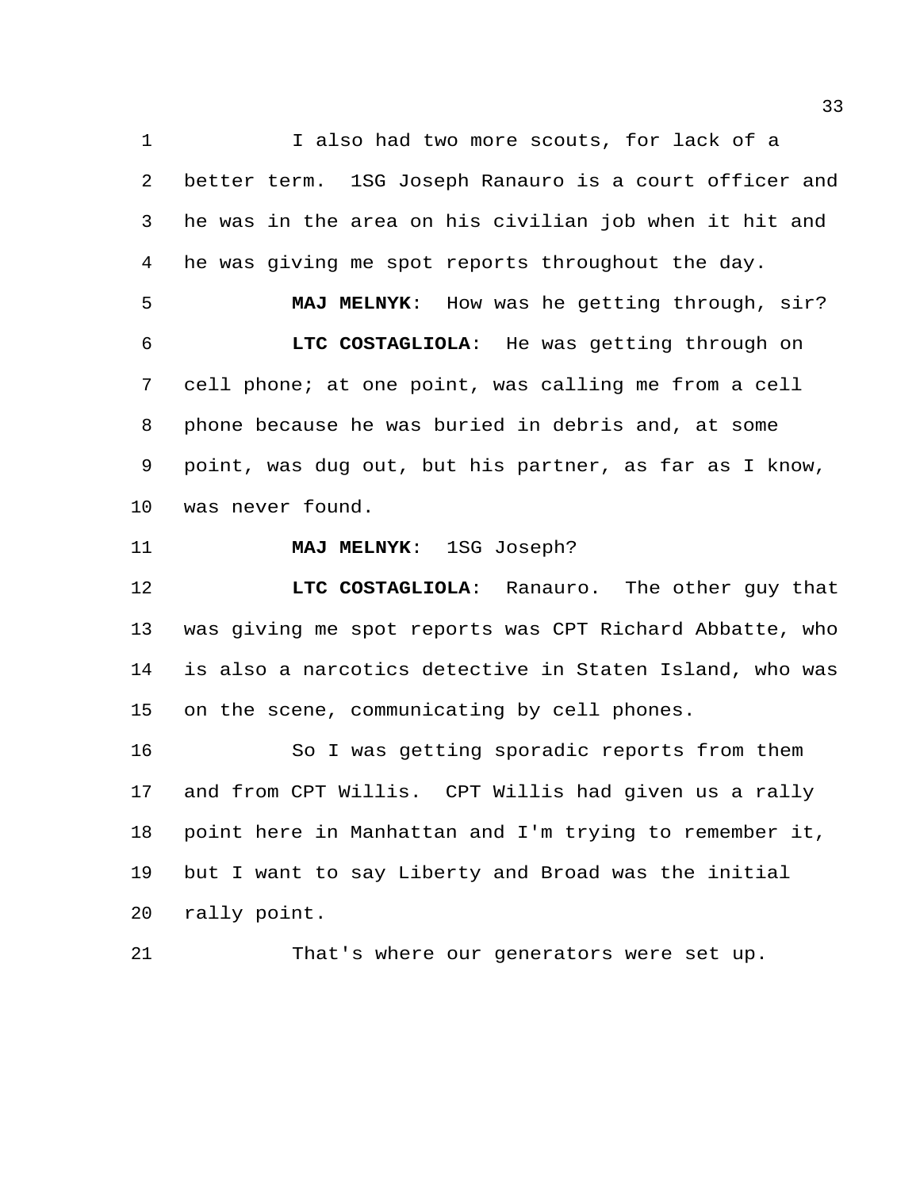I also had two more scouts, for lack of a better term. 1SG Joseph Ranauro is a court officer and he was in the area on his civilian job when it hit and he was giving me spot reports throughout the day.

**MAJ MELNYK**: How was he getting through, sir?

**LTC COSTAGLIOLA**: He was getting through on cell phone; at one point, was calling me from a cell phone because he was buried in debris and, at some point, was dug out, but his partner, as far as I know, was never found.

**MAJ MELNYK**: 1SG Joseph?

**LTC COSTAGLIOLA**: Ranauro. The other guy that was giving me spot reports was CPT Richard Abbatte, who is also a narcotics detective in Staten Island, who was on the scene, communicating by cell phones.

So I was getting sporadic reports from them and from CPT Willis. CPT Willis had given us a rally point here in Manhattan and I'm trying to remember it, but I want to say Liberty and Broad was the initial rally point.

That's where our generators were set up.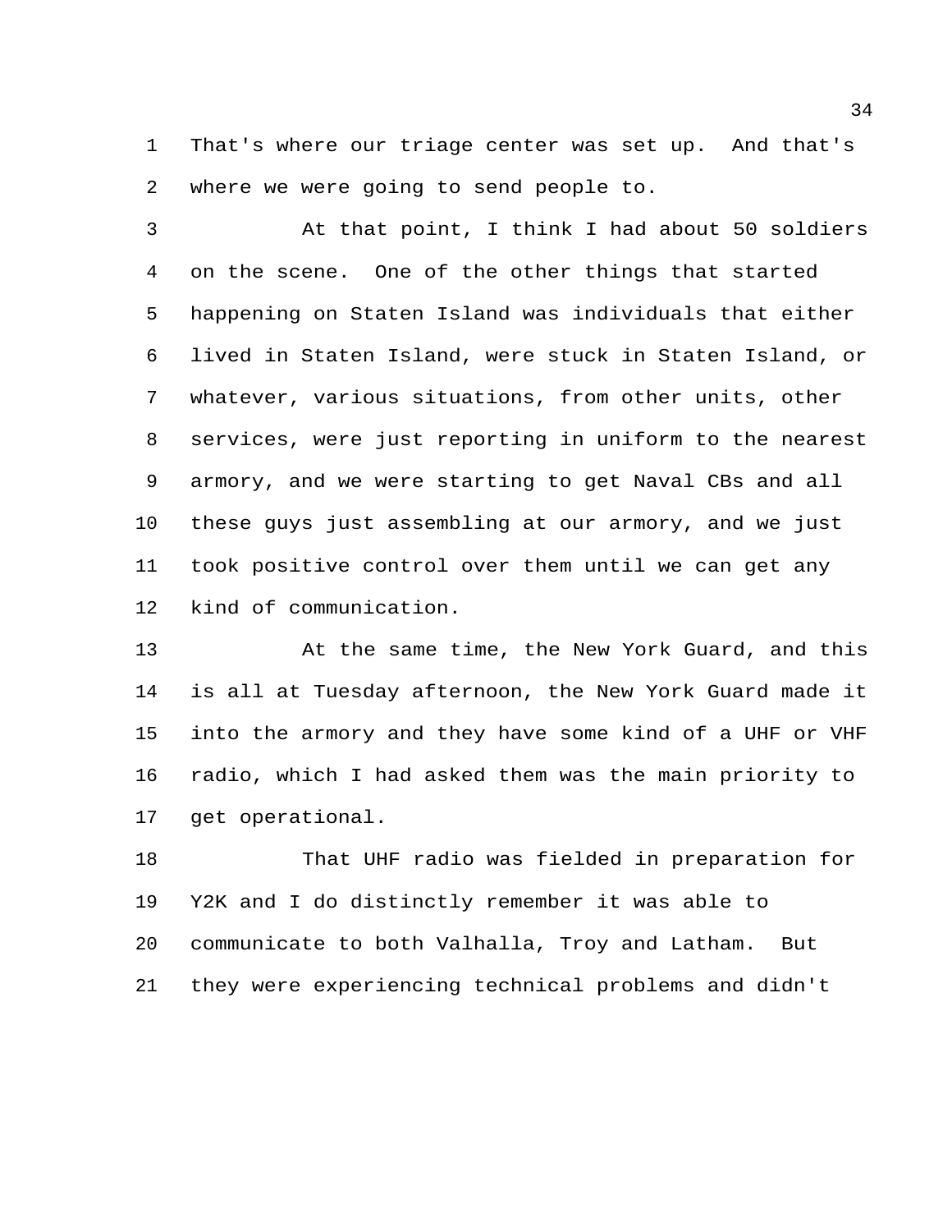That's where our triage center was set up. And that's where we were going to send people to.

At that point, I think I had about 50 soldiers on the scene. One of the other things that started happening on Staten Island was individuals that either lived in Staten Island, were stuck in Staten Island, or whatever, various situations, from other units, other services, were just reporting in uniform to the nearest armory, and we were starting to get Naval CBs and all these guys just assembling at our armory, and we just took positive control over them until we can get any kind of communication.

At the same time, the New York Guard, and this is all at Tuesday afternoon, the New York Guard made it into the armory and they have some kind of a UHF or VHF radio, which I had asked them was the main priority to get operational.

That UHF radio was fielded in preparation for Y2K and I do distinctly remember it was able to communicate to both Valhalla, Troy and Latham. But they were experiencing technical problems and didn't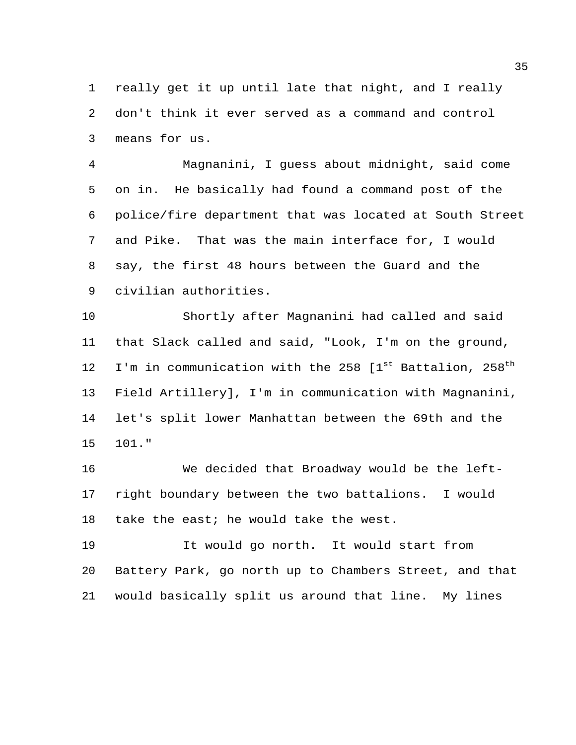really get it up until late that night, and I really don't think it ever served as a command and control means for us.

Magnanini, I guess about midnight, said come on in. He basically had found a command post of the police/fire department that was located at South Street and Pike. That was the main interface for, I would say, the first 48 hours between the Guard and the civilian authorities.

Shortly after Magnanini had called and said that Slack called and said, "Look, I'm on the ground, I'm in communication with the 258 [1st Battalion, 258th Field Artillery], I'm in communication with Magnanini, let's split lower Manhattan between the 69th and the 101."

We decided that Broadway would be the left-right boundary between the two battalions. I would take the east; he would take the west.

It would go north. It would start from Battery Park, go north up to Chambers Street, and that would basically split us around that line. My lines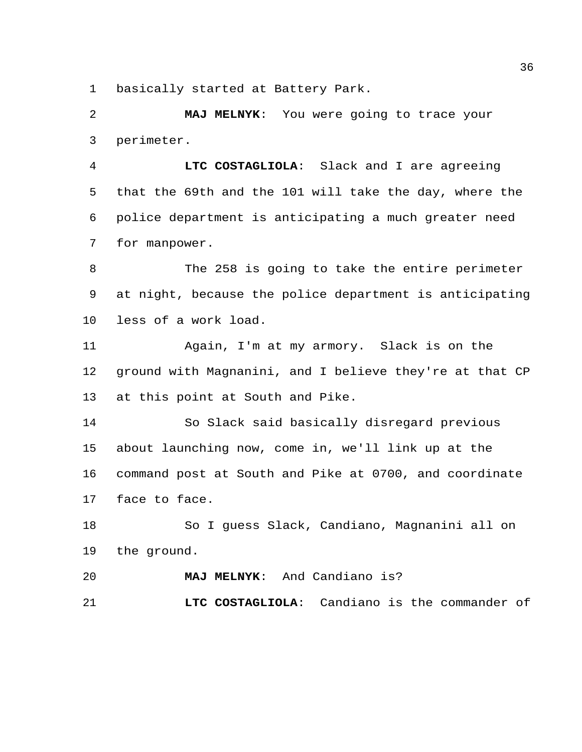basically started at Battery Park.

**MAJ MELNYK**: You were going to trace your perimeter.

**LTC COSTAGLIOLA**: Slack and I are agreeing that the 69th and the 101 will take the day, where the police department is anticipating a much greater need for manpower.

The 258 is going to take the entire perimeter at night, because the police department is anticipating less of a work load.

Again, I'm at my armory. Slack is on the ground with Magnanini, and I believe they're at that CP at this point at South and Pike.

So Slack said basically disregard previous about launching now, come in, we'll link up at the command post at South and Pike at 0700, and coordinate face to face.

So I guess Slack, Candiano, Magnanini all on the ground.

**MAJ MELNYK**: And Candiano is?

**LTC COSTAGLIOLA**: Candiano is the commander of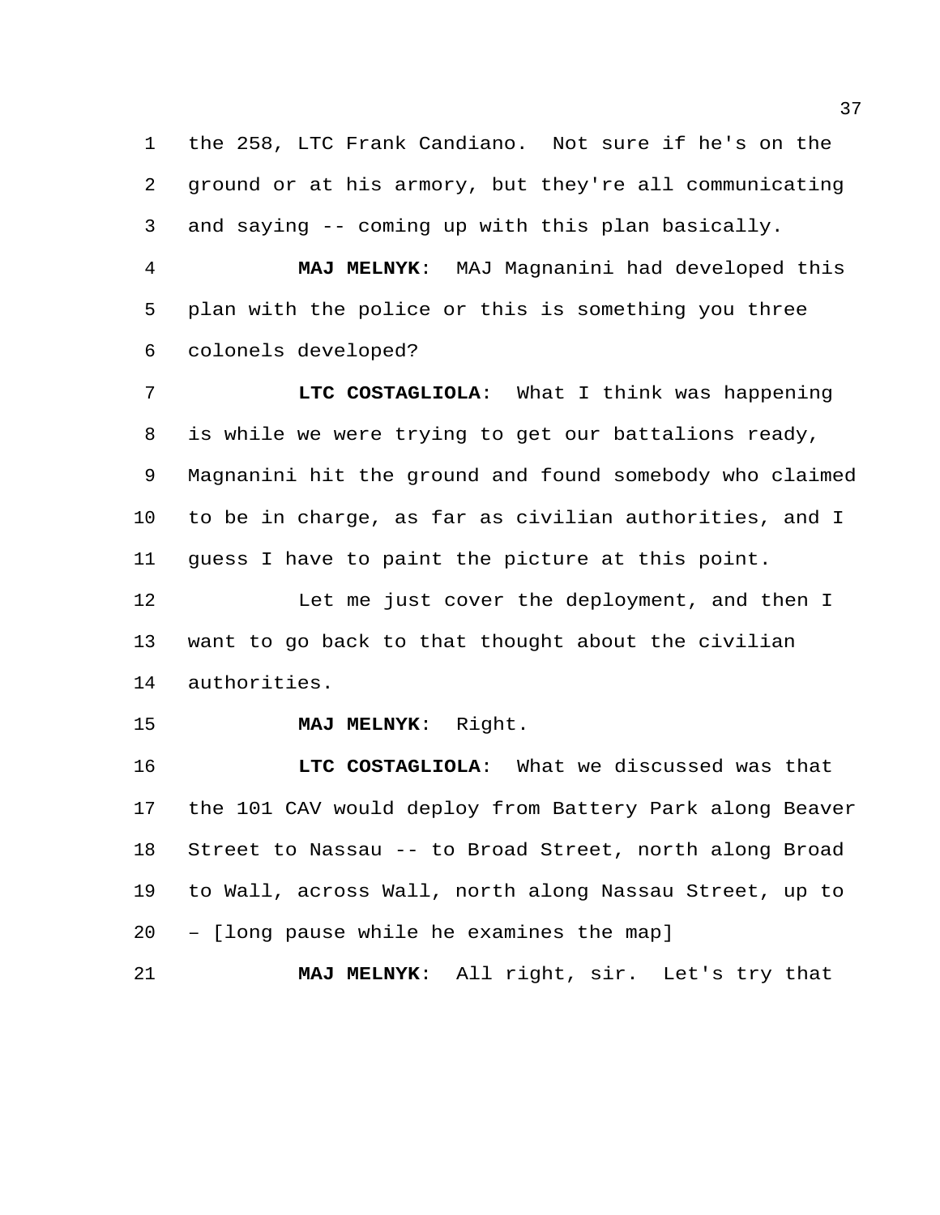the 258, LTC Frank Candiano. Not sure if he's on the ground or at his armory, but they're all communicating and saying -- coming up with this plan basically.

**MAJ MELNYK**: MAJ Magnanini had developed this plan with the police or this is something you three colonels developed?

**LTC COSTAGLIOLA**: What I think was happening is while we were trying to get our battalions ready, Magnanini hit the ground and found somebody who claimed to be in charge, as far as civilian authorities, and I guess I have to paint the picture at this point.

Let me just cover the deployment, and then I want to go back to that thought about the civilian authorities.

**MAJ MELNYK**: Right.

**LTC COSTAGLIOLA**: What we discussed was that the 101 CAV would deploy from Battery Park along Beaver Street to Nassau -- to Broad Street, north along Broad to Wall, across Wall, north along Nassau Street, up to – [long pause while he examines the map]

**MAJ MELNYK**: All right, sir. Let's try that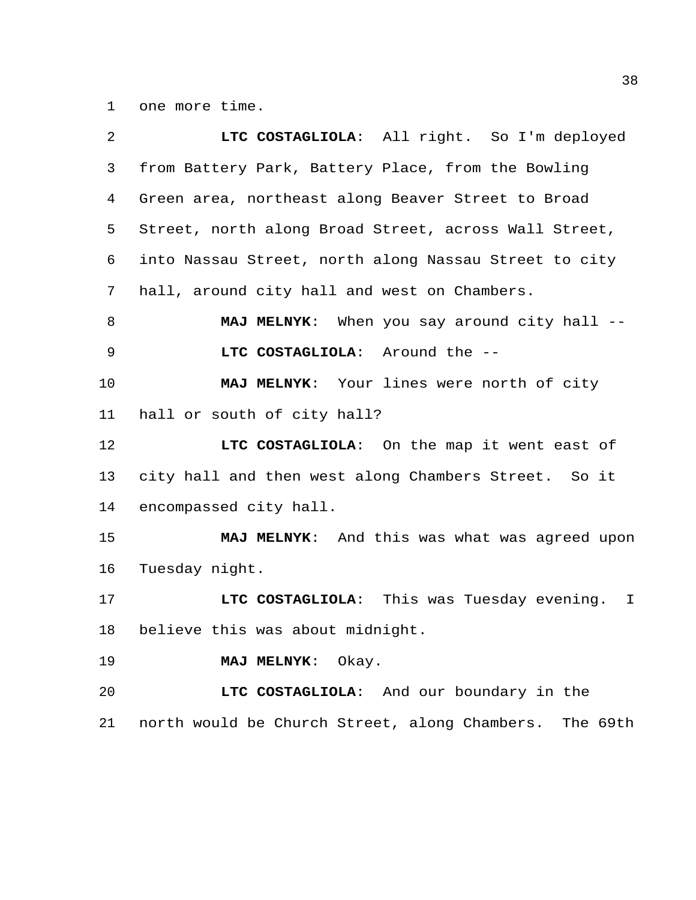one more time.

**LTC COSTAGLIOLA**: All right. So I'm deployed from Battery Park, Battery Place, from the Bowling Green area, northeast along Beaver Street to Broad Street, north along Broad Street, across Wall Street, into Nassau Street, north along Nassau Street to city hall, around city hall and west on Chambers.

**MAJ MELNYK**: When you say around city hall --

**LTC COSTAGLIOLA**: Around the --

**MAJ MELNYK**: Your lines were north of city hall or south of city hall?

**LTC COSTAGLIOLA**: On the map it went east of city hall and then west along Chambers Street. So it encompassed city hall.

**MAJ MELNYK**: And this was what was agreed upon Tuesday night.

**LTC COSTAGLIOLA**: This was Tuesday evening. I believe this was about midnight.

**MAJ MELNYK**: Okay.

**LTC COSTAGLIOLA**: And our boundary in the north would be Church Street, along Chambers. The 69th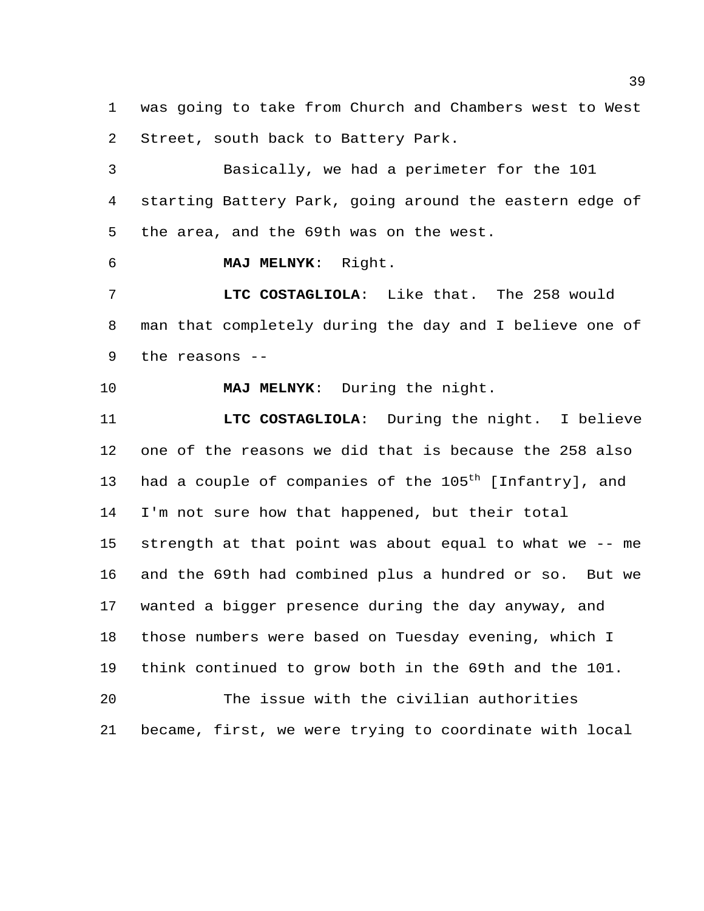was going to take from Church and Chambers west to West Street, south back to Battery Park.

Basically, we had a perimeter for the 101 starting Battery Park, going around the eastern edge of the area, and the 69th was on the west.

**MAJ MELNYK**: Right.

**LTC COSTAGLIOLA**: Like that. The 258 would man that completely during the day and I believe one of the reasons --

**MAJ MELNYK**: During the night.

**LTC COSTAGLIOLA**: During the night. I believe one of the reasons we did that is because the 258 also had a couple of companies of the 105th [Infantry], and I'm not sure how that happened, but their total strength at that point was about equal to what we -- me and the 69th had combined plus a hundred or so. But we wanted a bigger presence during the day anyway, and those numbers were based on Tuesday evening, which I think continued to grow both in the 69th and the 101.

The issue with the civilian authorities became, first, we were trying to coordinate with local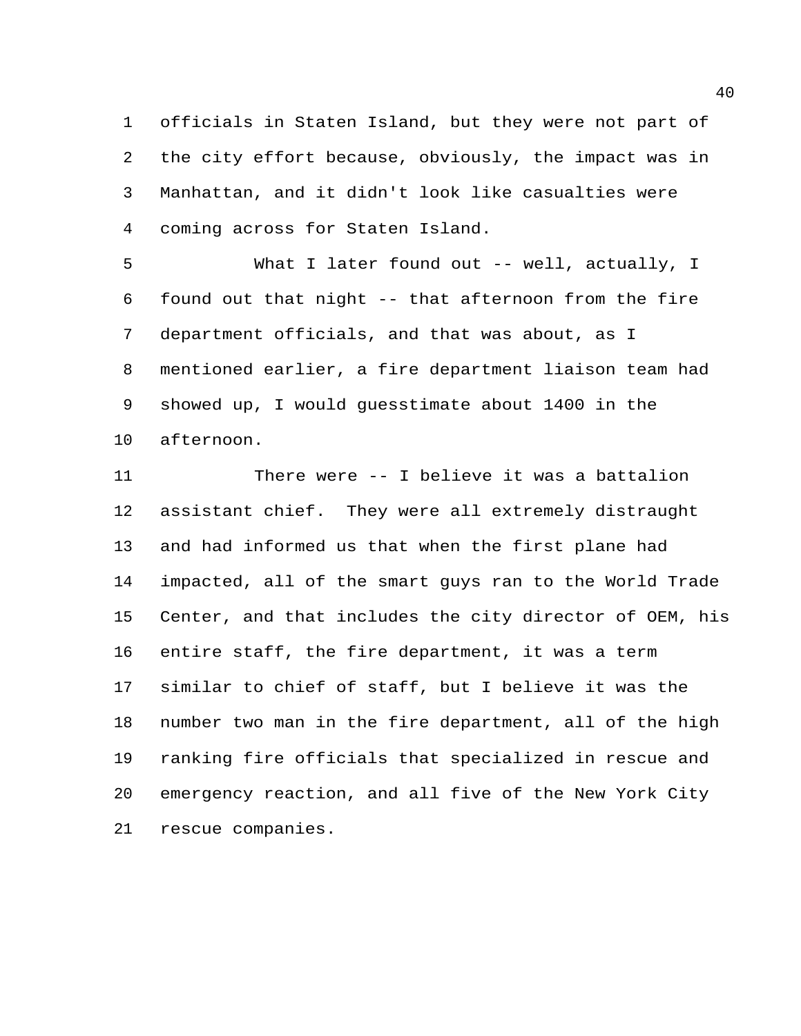officials in Staten Island, but they were not part of the city effort because, obviously, the impact was in Manhattan, and it didn't look like casualties were coming across for Staten Island.

What I later found out -- well, actually, I found out that night -- that afternoon from the fire department officials, and that was about, as I mentioned earlier, a fire department liaison team had showed up, I would guesstimate about 1400 in the afternoon.

There were -- I believe it was a battalion assistant chief. They were all extremely distraught and had informed us that when the first plane had impacted, all of the smart guys ran to the World Trade Center, and that includes the city director of OEM, his entire staff, the fire department, it was a term similar to chief of staff, but I believe it was the number two man in the fire department, all of the high ranking fire officials that specialized in rescue and emergency reaction, and all five of the New York City rescue companies.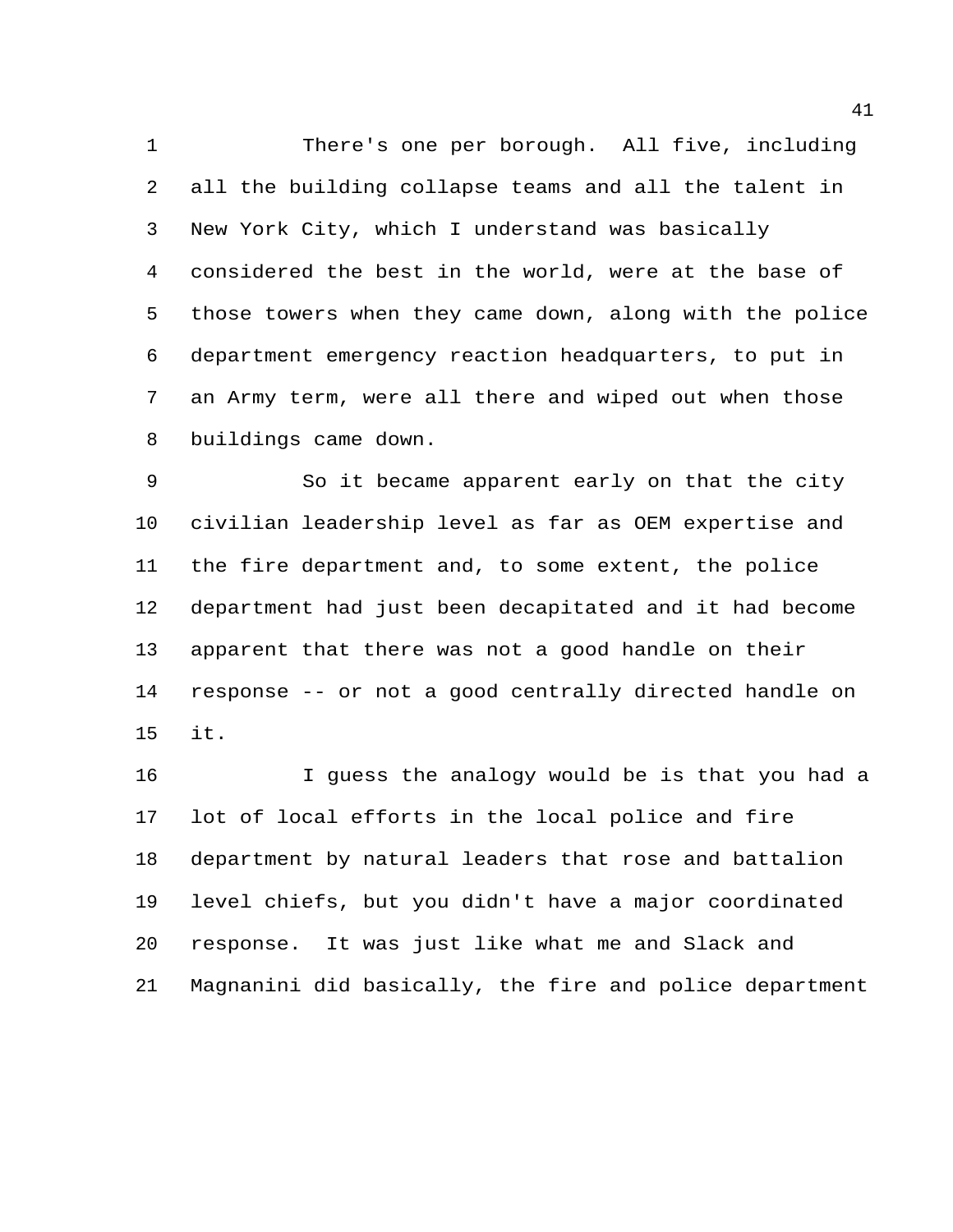There's one per borough. All five, including all the building collapse teams and all the talent in New York City, which I understand was basically considered the best in the world, were at the base of those towers when they came down, along with the police department emergency reaction headquarters, to put in an Army term, were all there and wiped out when those buildings came down.

So it became apparent early on that the city civilian leadership level as far as OEM expertise and the fire department and, to some extent, the police department had just been decapitated and it had become apparent that there was not a good handle on their response -- or not a good centrally directed handle on it.

I guess the analogy would be is that you had a lot of local efforts in the local police and fire department by natural leaders that rose and battalion level chiefs, but you didn't have a major coordinated response. It was just like what me and Slack and Magnanini did basically, the fire and police department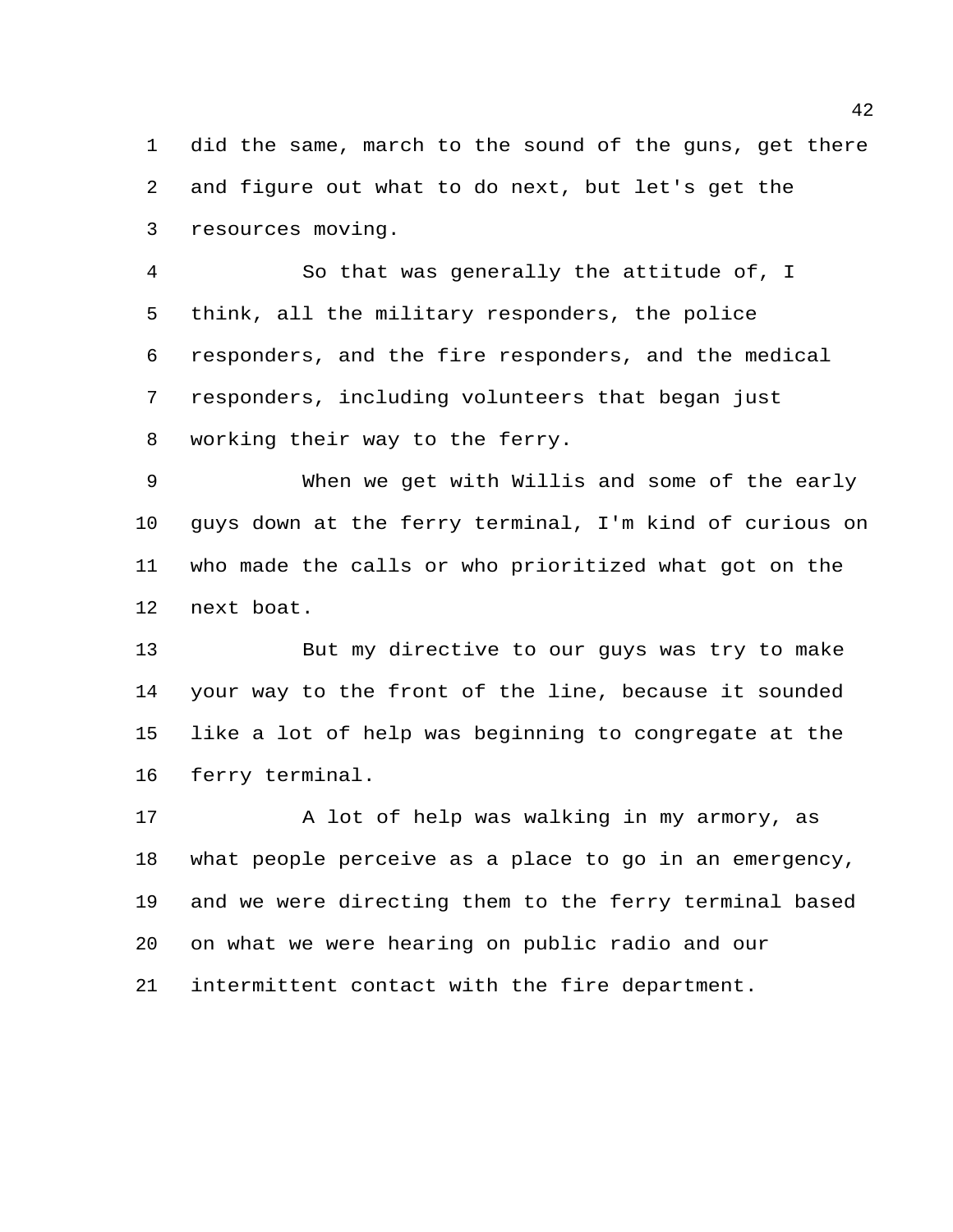did the same, march to the sound of the guns, get there and figure out what to do next, but let's get the resources moving.

So that was generally the attitude of, I think, all the military responders, the police responders, and the fire responders, and the medical responders, including volunteers that began just working their way to the ferry.

When we get with Willis and some of the early guys down at the ferry terminal, I'm kind of curious on who made the calls or who prioritized what got on the next boat.

But my directive to our guys was try to make your way to the front of the line, because it sounded like a lot of help was beginning to congregate at the ferry terminal.

A lot of help was walking in my armory, as what people perceive as a place to go in an emergency, and we were directing them to the ferry terminal based on what we were hearing on public radio and our intermittent contact with the fire department.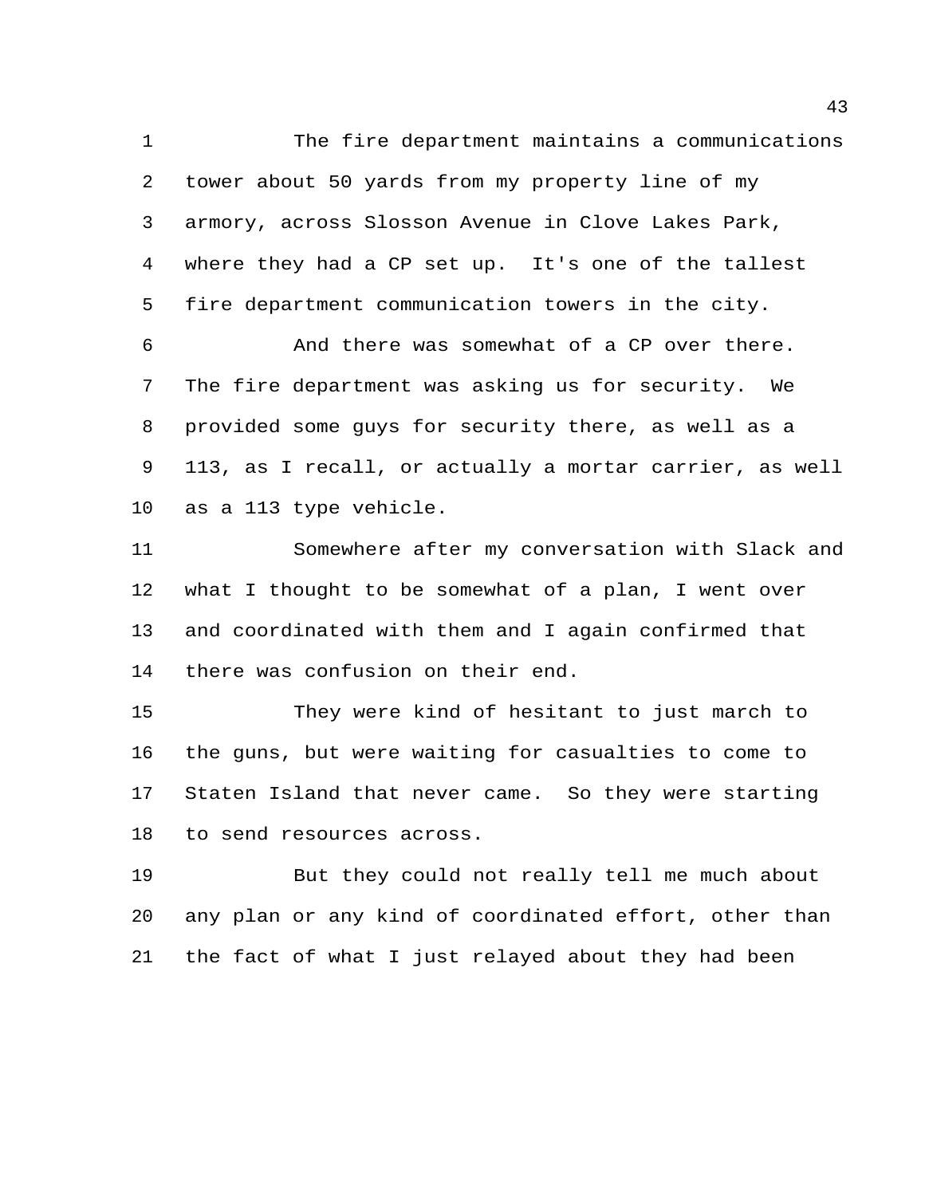The fire department maintains a communications tower about 50 yards from my property line of my armory, across Slosson Avenue in Clove Lakes Park, where they had a CP set up. It's one of the tallest fire department communication towers in the city.

And there was somewhat of a CP over there. The fire department was asking us for security. We provided some guys for security there, as well as a 113, as I recall, or actually a mortar carrier, as well as a 113 type vehicle.

Somewhere after my conversation with Slack and what I thought to be somewhat of a plan, I went over and coordinated with them and I again confirmed that there was confusion on their end.

They were kind of hesitant to just march to the guns, but were waiting for casualties to come to Staten Island that never came. So they were starting to send resources across.

But they could not really tell me much about any plan or any kind of coordinated effort, other than the fact of what I just relayed about they had been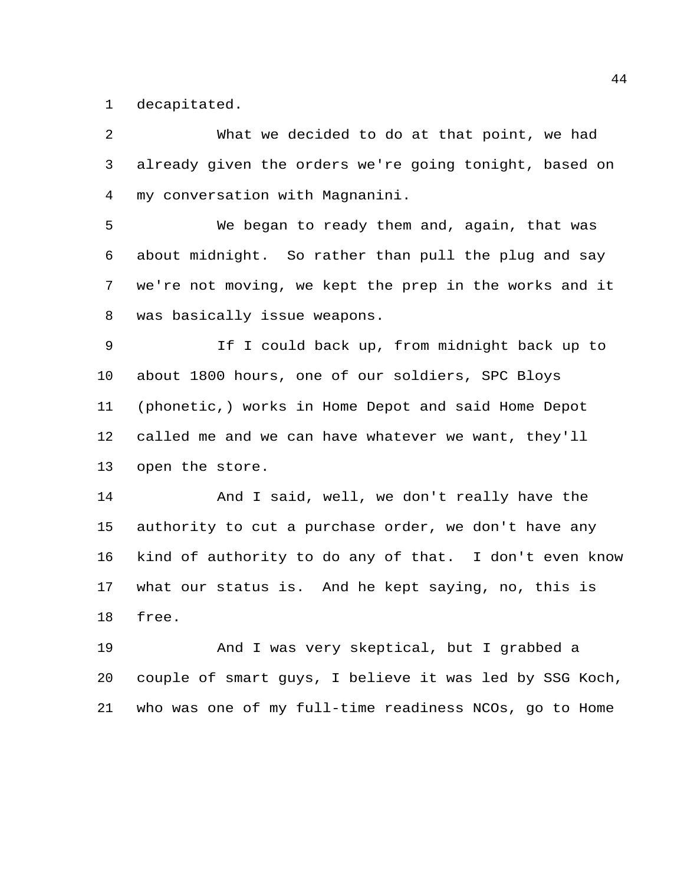decapitated.

What we decided to do at that point, we had already given the orders we're going tonight, based on my conversation with Magnanini.

We began to ready them and, again, that was about midnight. So rather than pull the plug and say we're not moving, we kept the prep in the works and it was basically issue weapons.

If I could back up, from midnight back up to about 1800 hours, one of our soldiers, SPC Bloys (phonetic,) works in Home Depot and said Home Depot called me and we can have whatever we want, they'll open the store.

And I said, well, we don't really have the authority to cut a purchase order, we don't have any kind of authority to do any of that. I don't even know what our status is. And he kept saying, no, this is free.

And I was very skeptical, but I grabbed a couple of smart guys, I believe it was led by SSG Koch, who was one of my full-time readiness NCOs, go to Home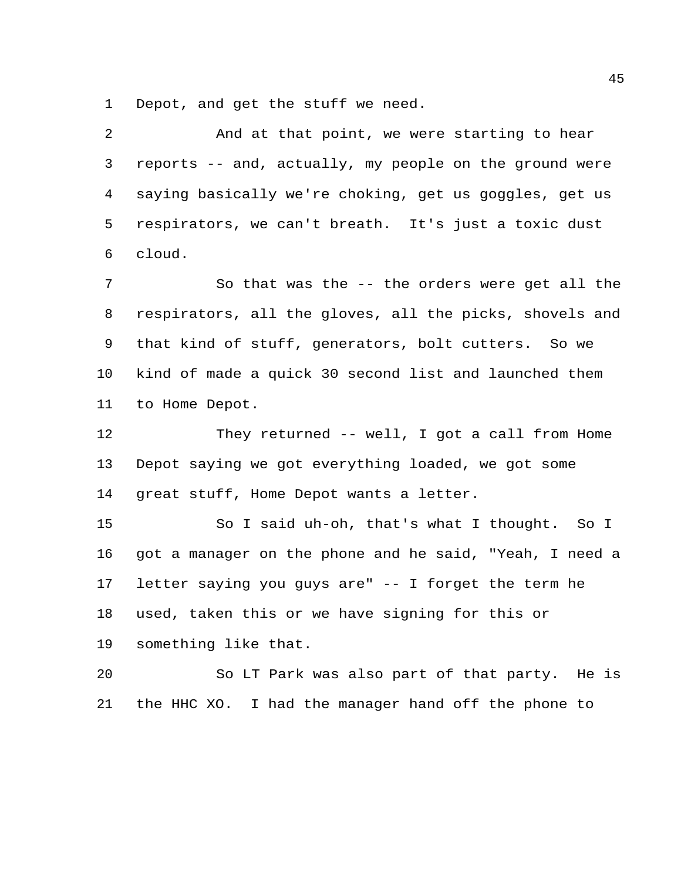Depot, and get the stuff we need.

And at that point, we were starting to hear reports -- and, actually, my people on the ground were saying basically we're choking, get us goggles, get us respirators, we can't breath. It's just a toxic dust cloud.

So that was the -- the orders were get all the respirators, all the gloves, all the picks, shovels and that kind of stuff, generators, bolt cutters. So we kind of made a quick 30 second list and launched them to Home Depot.

They returned -- well, I got a call from Home Depot saying we got everything loaded, we got some great stuff, Home Depot wants a letter.

So I said uh-oh, that's what I thought. So I got a manager on the phone and he said, "Yeah, I need a letter saying you guys are" -- I forget the term he used, taken this or we have signing for this or something like that.

So LT Park was also part of that party. He is the HHC XO. I had the manager hand off the phone to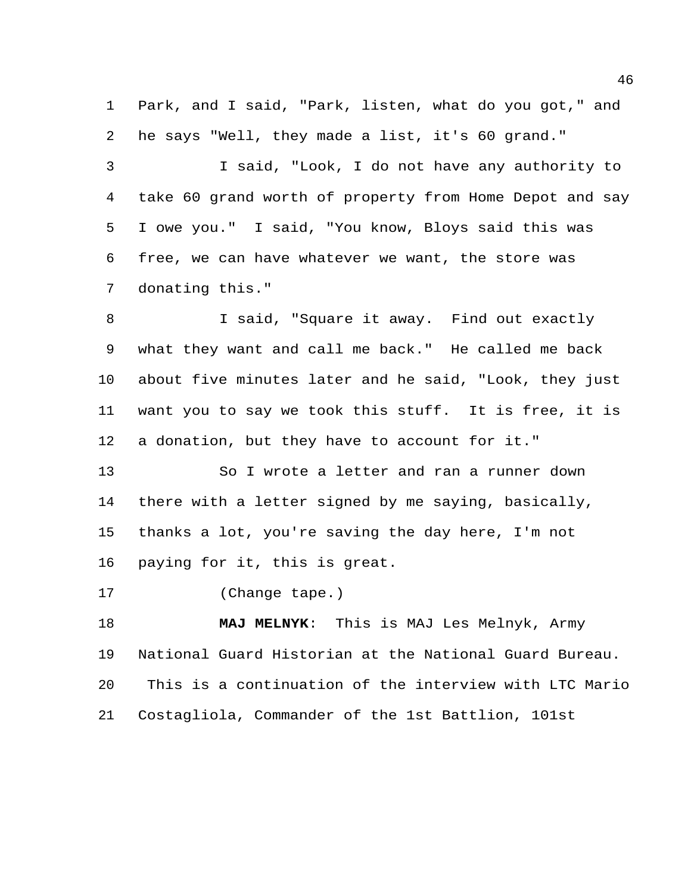Park, and I said, "Park, listen, what do you got," and he says "Well, they made a list, it's 60 grand."

I said, "Look, I do not have any authority to take 60 grand worth of property from Home Depot and say I owe you." I said, "You know, Bloys said this was free, we can have whatever we want, the store was donating this."

I said, "Square it away. Find out exactly what they want and call me back." He called me back about five minutes later and he said, "Look, they just want you to say we took this stuff. It is free, it is a donation, but they have to account for it."

So I wrote a letter and ran a runner down there with a letter signed by me saying, basically, thanks a lot, you're saving the day here, I'm not paying for it, this is great.

(Change tape.)

**MAJ MELNYK**: This is MAJ Les Melnyk, Army National Guard Historian at the National Guard Bureau. This is a continuation of the interview with LTC Mario Costagliola, Commander of the 1st Battlion, 101st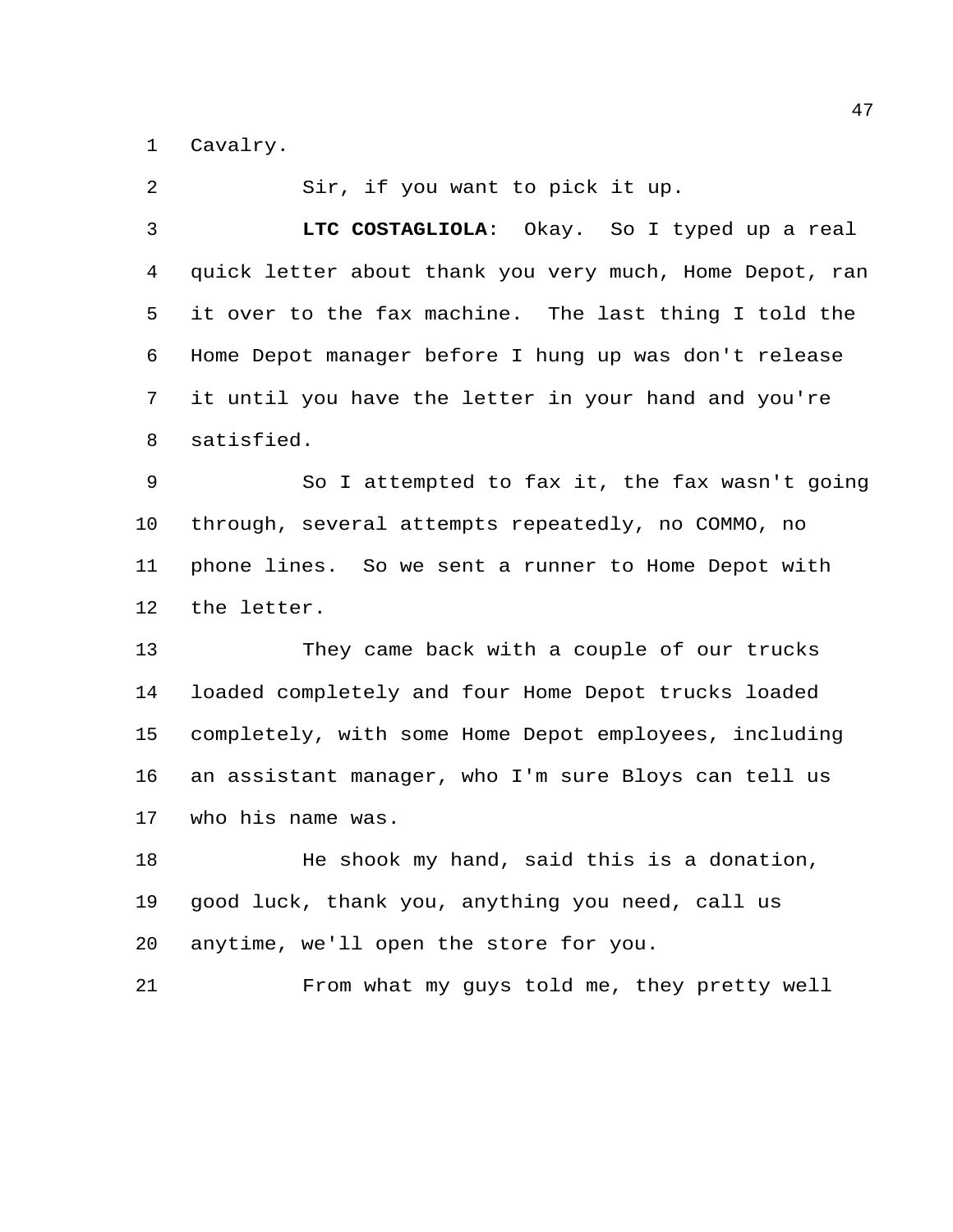Cavalry.

Sir, if you want to pick it up.

**LTC COSTAGLIOLA**: Okay. So I typed up a real quick letter about thank you very much, Home Depot, ran it over to the fax machine. The last thing I told the Home Depot manager before I hung up was don't release it until you have the letter in your hand and you're satisfied.

So I attempted to fax it, the fax wasn't going through, several attempts repeatedly, no COMMO, no phone lines. So we sent a runner to Home Depot with the letter.

They came back with a couple of our trucks loaded completely and four Home Depot trucks loaded completely, with some Home Depot employees, including an assistant manager, who I'm sure Bloys can tell us who his name was.

He shook my hand, said this is a donation, good luck, thank you, anything you need, call us anytime, we'll open the store for you.

From what my guys told me, they pretty well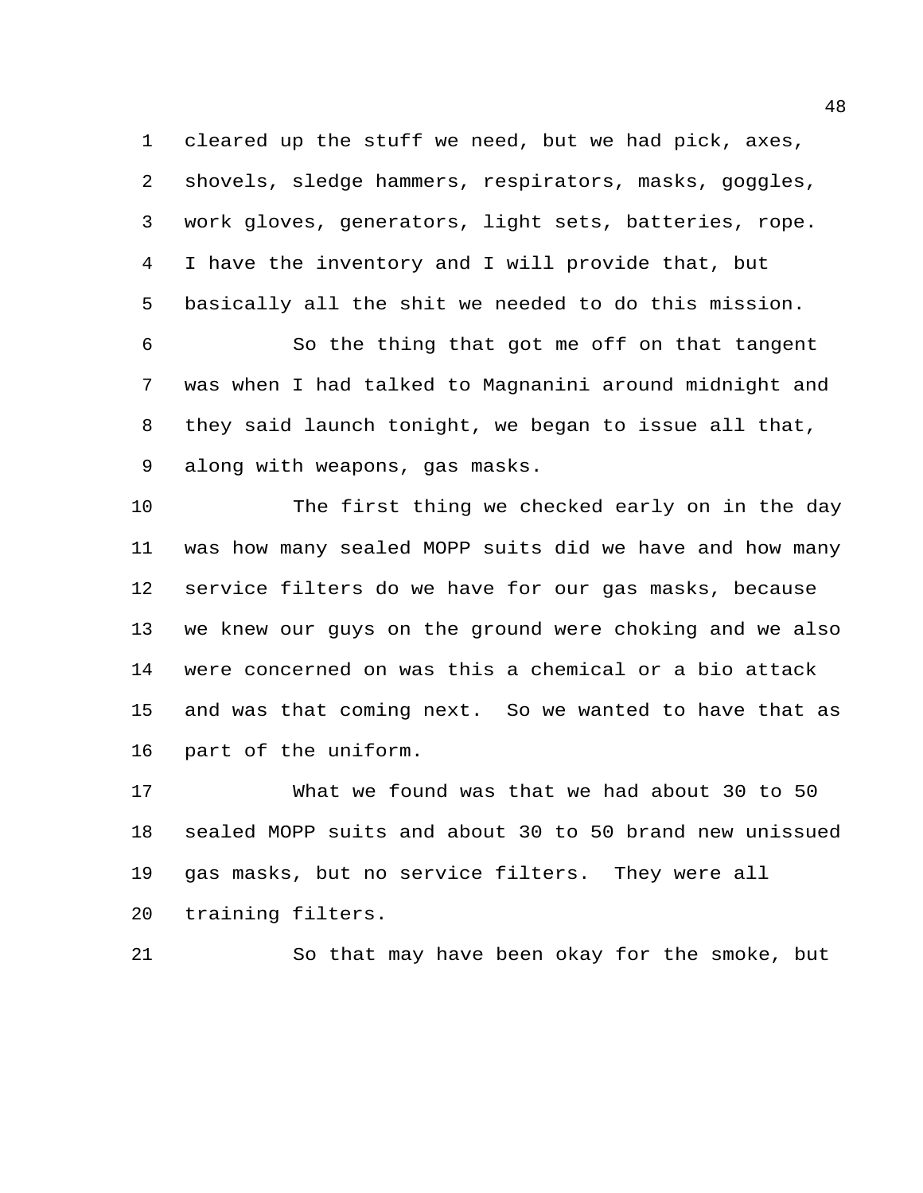cleared up the stuff we need, but we had pick, axes, shovels, sledge hammers, respirators, masks, goggles, work gloves, generators, light sets, batteries, rope. I have the inventory and I will provide that, but basically all the shit we needed to do this mission.

So the thing that got me off on that tangent was when I had talked to Magnanini around midnight and they said launch tonight, we began to issue all that, along with weapons, gas masks.

The first thing we checked early on in the day was how many sealed MOPP suits did we have and how many service filters do we have for our gas masks, because we knew our guys on the ground were choking and we also were concerned on was this a chemical or a bio attack and was that coming next. So we wanted to have that as part of the uniform.

What we found was that we had about 30 to 50 sealed MOPP suits and about 30 to 50 brand new unissued gas masks, but no service filters. They were all training filters.

So that may have been okay for the smoke, but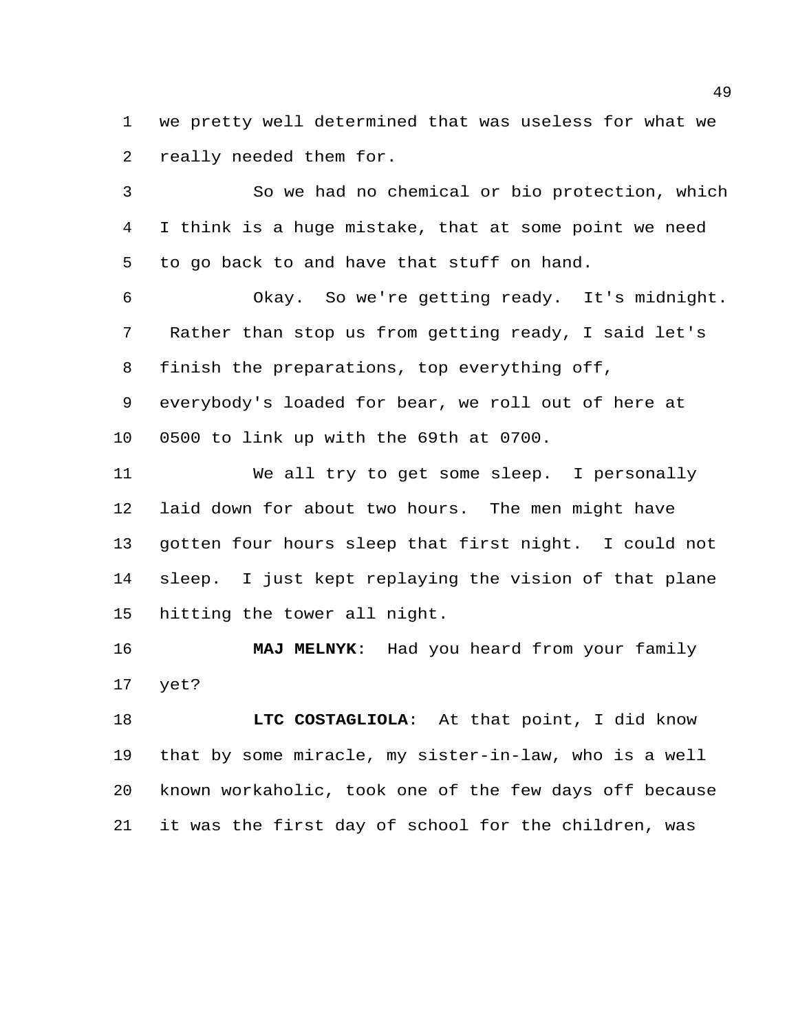we pretty well determined that was useless for what we really needed them for.

So we had no chemical or bio protection, which I think is a huge mistake, that at some point we need to go back to and have that stuff on hand.

Okay. So we're getting ready. It's midnight. Rather than stop us from getting ready, I said let's finish the preparations, top everything off, everybody's loaded for bear, we roll out of here at 0500 to link up with the 69th at 0700.

We all try to get some sleep. I personally laid down for about two hours. The men might have gotten four hours sleep that first night. I could not sleep. I just kept replaying the vision of that plane hitting the tower all night.

**MAJ MELNYK**: Had you heard from your family yet?

**LTC COSTAGLIOLA**: At that point, I did know that by some miracle, my sister-in-law, who is a well known workaholic, took one of the few days off because it was the first day of school for the children, was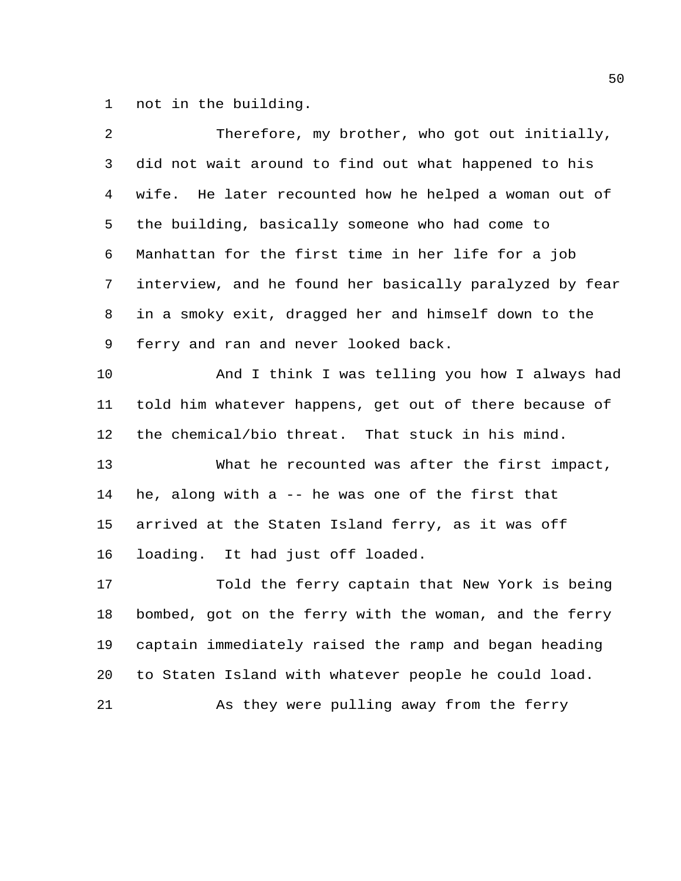not in the building.

Therefore, my brother, who got out initially, did not wait around to find out what happened to his wife. He later recounted how he helped a woman out of the building, basically someone who had come to Manhattan for the first time in her life for a job interview, and he found her basically paralyzed by fear in a smoky exit, dragged her and himself down to the ferry and ran and never looked back.

And I think I was telling you how I always had told him whatever happens, get out of there because of the chemical/bio threat. That stuck in his mind.

What he recounted was after the first impact, he, along with a -- he was one of the first that arrived at the Staten Island ferry, as it was off loading. It had just off loaded.

Told the ferry captain that New York is being bombed, got on the ferry with the woman, and the ferry captain immediately raised the ramp and began heading to Staten Island with whatever people he could load.

As they were pulling away from the ferry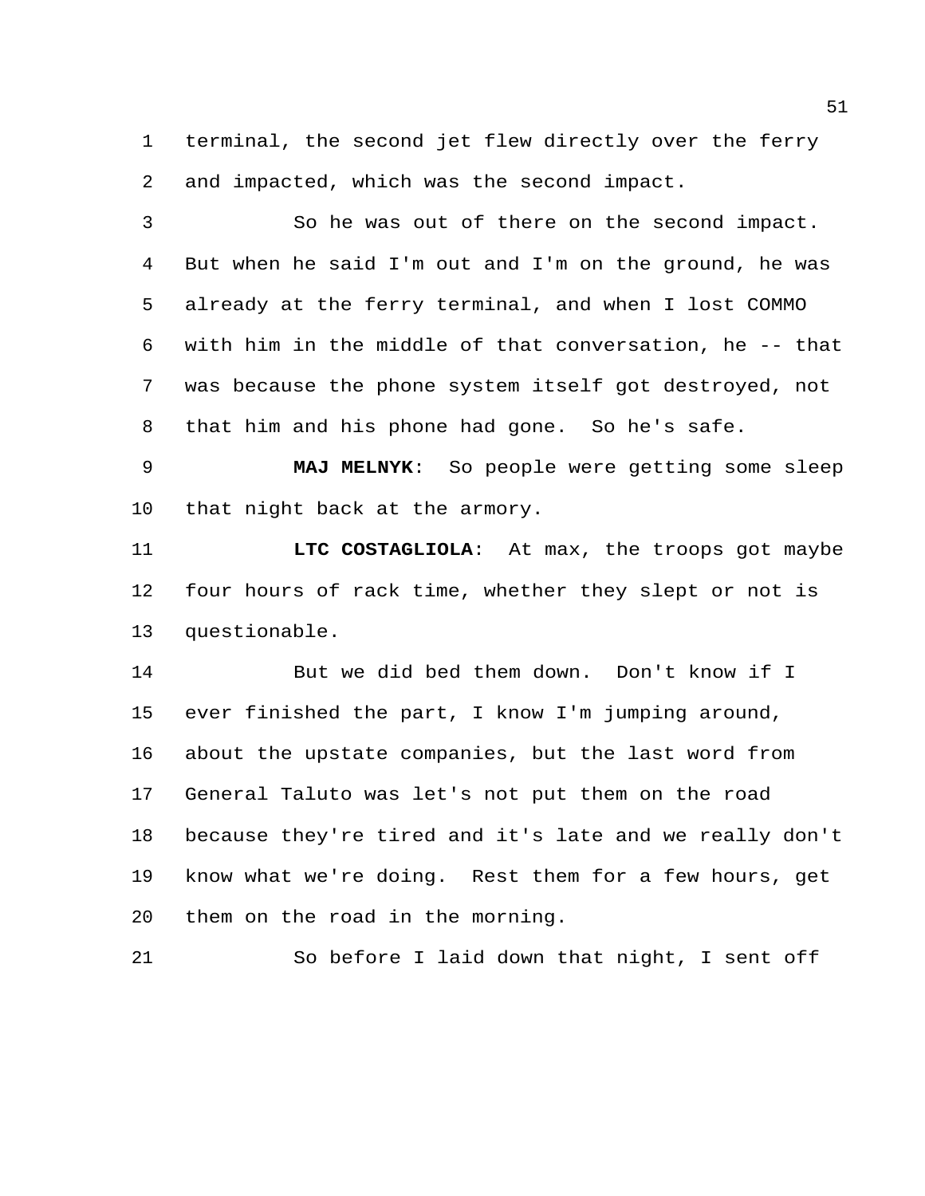terminal, the second jet flew directly over the ferry and impacted, which was the second impact.

So he was out of there on the second impact. But when he said I'm out and I'm on the ground, he was already at the ferry terminal, and when I lost COMMO with him in the middle of that conversation, he -- that was because the phone system itself got destroyed, not that him and his phone had gone. So he's safe.

**MAJ MELNYK**: So people were getting some sleep that night back at the armory.

**LTC COSTAGLIOLA**: At max, the troops got maybe four hours of rack time, whether they slept or not is questionable.

But we did bed them down. Don't know if I ever finished the part, I know I'm jumping around, about the upstate companies, but the last word from General Taluto was let's not put them on the road because they're tired and it's late and we really don't know what we're doing. Rest them for a few hours, get them on the road in the morning.

So before I laid down that night, I sent off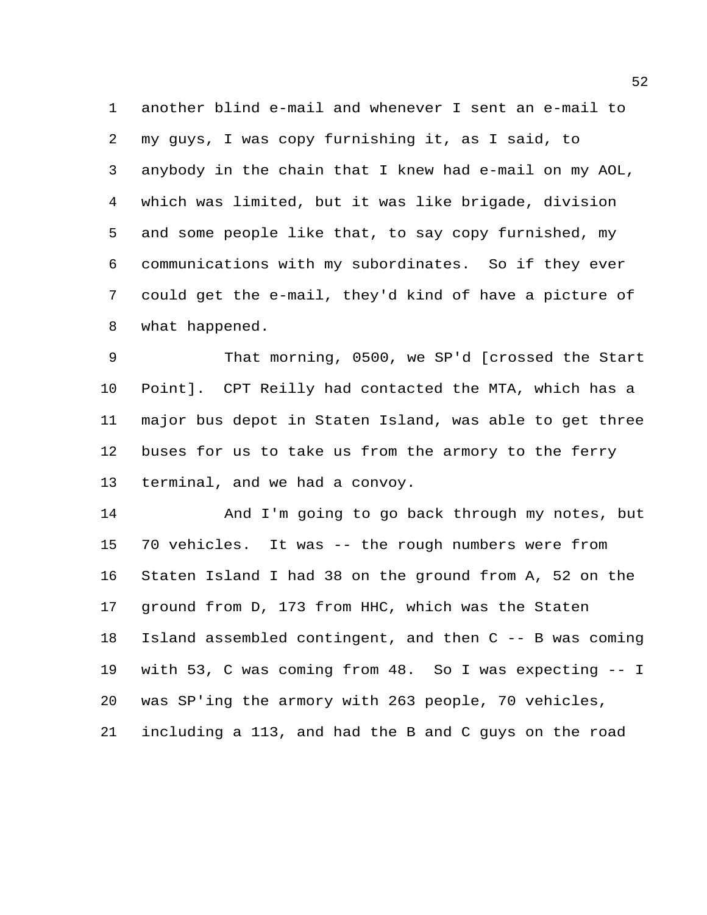another blind e-mail and whenever I sent an e-mail to my guys, I was copy furnishing it, as I said, to anybody in the chain that I knew had e-mail on my AOL, which was limited, but it was like brigade, division and some people like that, to say copy furnished, my communications with my subordinates. So if they ever could get the e-mail, they'd kind of have a picture of what happened.

That morning, 0500, we SP'd [crossed the Start Point]. CPT Reilly had contacted the MTA, which has a major bus depot in Staten Island, was able to get three buses for us to take us from the armory to the ferry terminal, and we had a convoy.

And I'm going to go back through my notes, but 70 vehicles. It was -- the rough numbers were from Staten Island I had 38 on the ground from A, 52 on the ground from D, 173 from HHC, which was the Staten Island assembled contingent, and then C -- B was coming with 53, C was coming from 48. So I was expecting -- I was SP'ing the armory with 263 people, 70 vehicles, including a 113, and had the B and C guys on the road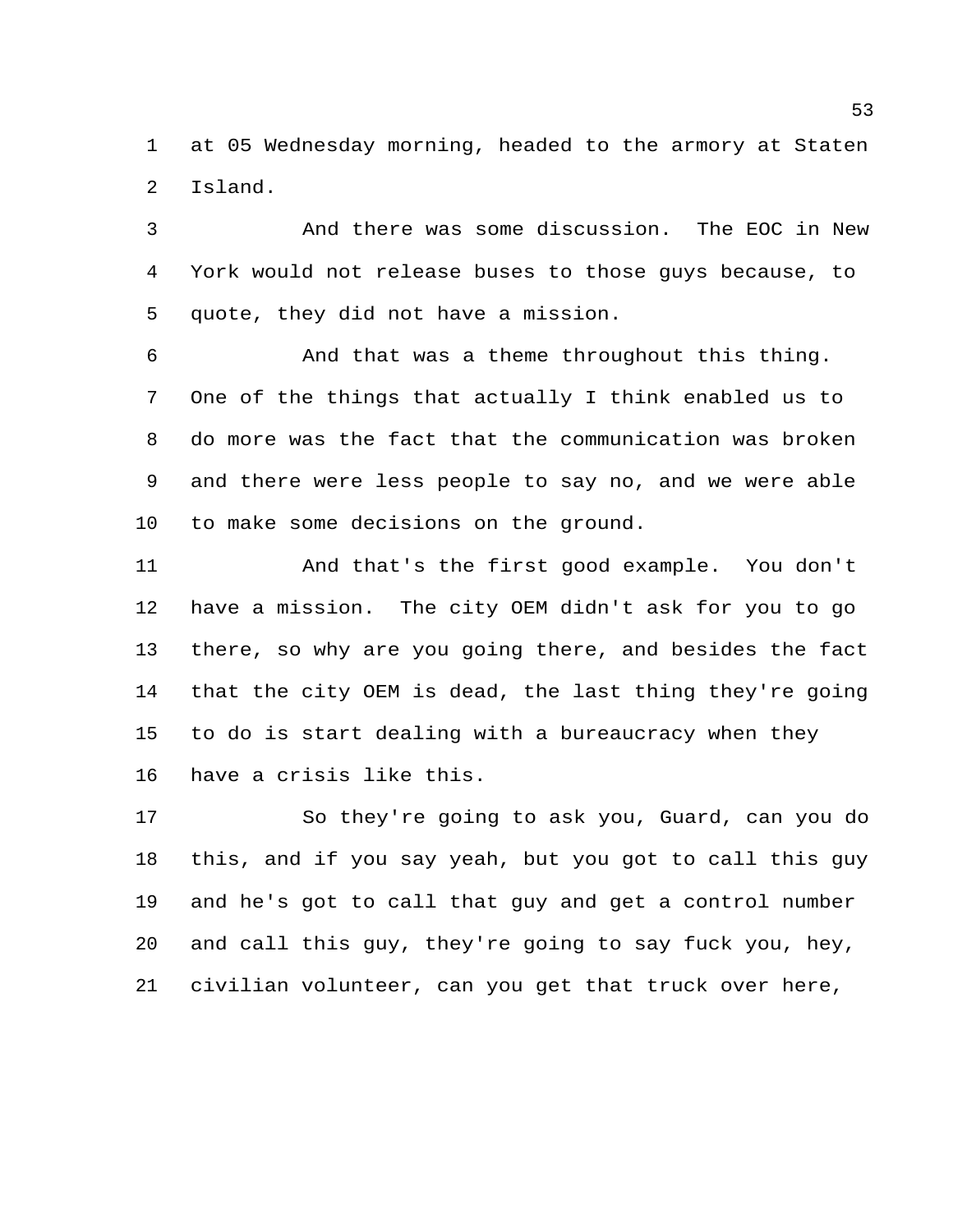at 05 Wednesday morning, headed to the armory at Staten Island.

And there was some discussion. The EOC in New York would not release buses to those guys because, to quote, they did not have a mission.

And that was a theme throughout this thing. One of the things that actually I think enabled us to do more was the fact that the communication was broken and there were less people to say no, and we were able to make some decisions on the ground.

And that's the first good example. You don't have a mission. The city OEM didn't ask for you to go there, so why are you going there, and besides the fact that the city OEM is dead, the last thing they're going to do is start dealing with a bureaucracy when they have a crisis like this.

So they're going to ask you, Guard, can you do this, and if you say yeah, but you got to call this guy and he's got to call that guy and get a control number and call this guy, they're going to say fuck you, hey, civilian volunteer, can you get that truck over here,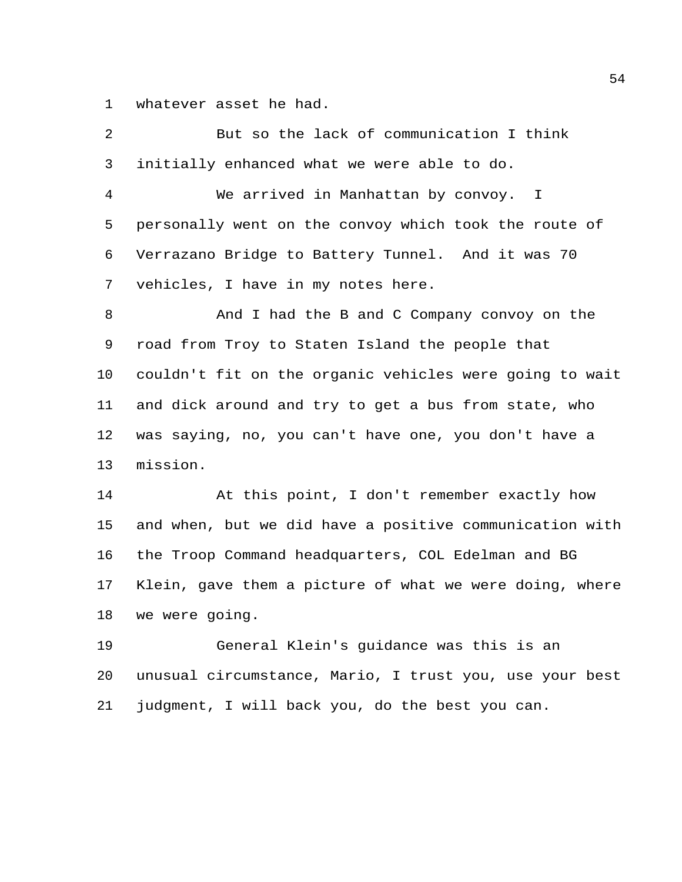whatever asset he had.

But so the lack of communication I think initially enhanced what we were able to do.

We arrived in Manhattan by convoy. I personally went on the convoy which took the route of Verrazano Bridge to Battery Tunnel. And it was 70 vehicles, I have in my notes here.

And I had the B and C Company convoy on the road from Troy to Staten Island the people that couldn't fit on the organic vehicles were going to wait and dick around and try to get a bus from state, who was saying, no, you can't have one, you don't have a mission.

At this point, I don't remember exactly how and when, but we did have a positive communication with the Troop Command headquarters, COL Edelman and BG Klein, gave them a picture of what we were doing, where we were going.

General Klein's guidance was this is an unusual circumstance, Mario, I trust you, use your best judgment, I will back you, do the best you can.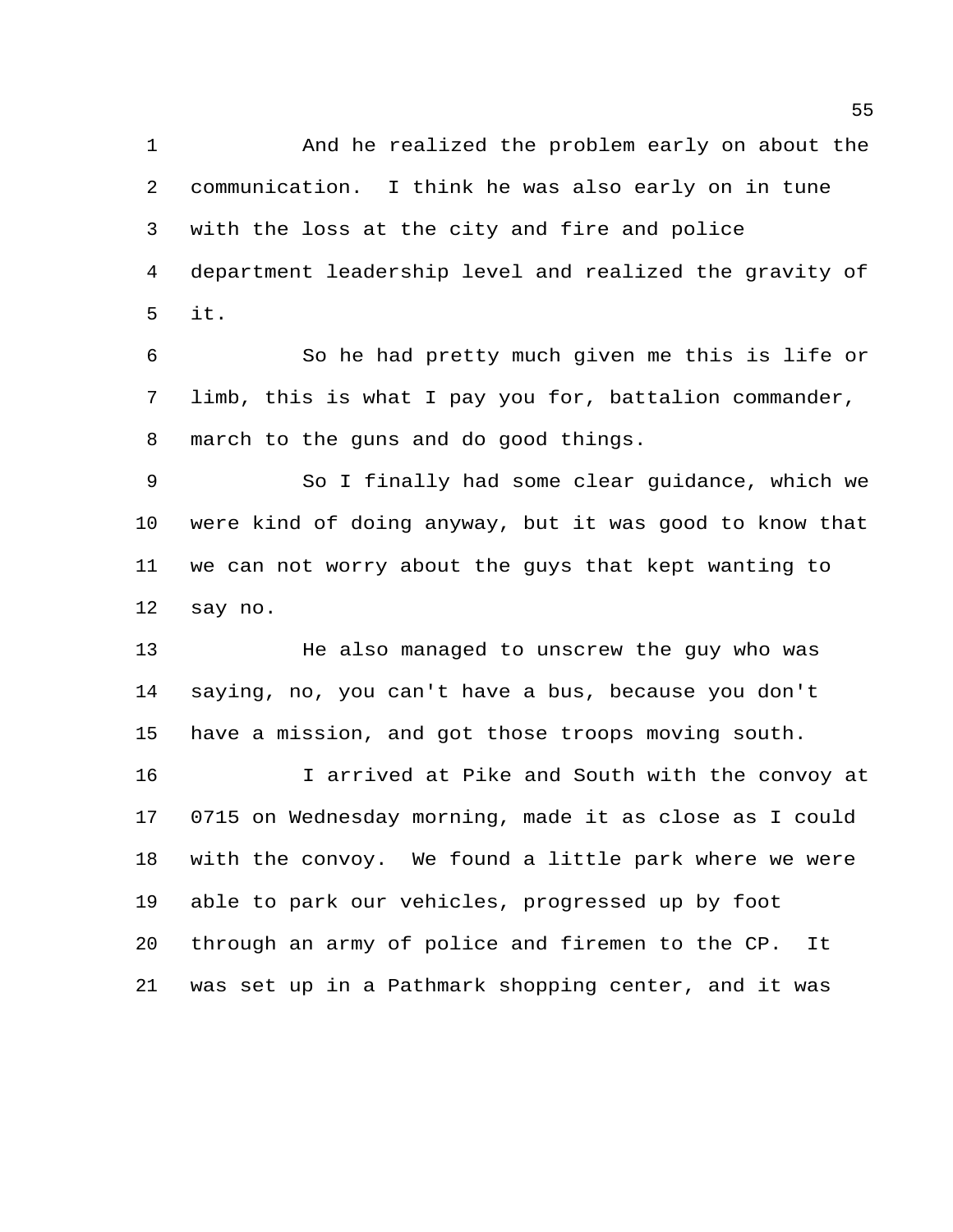And he realized the problem early on about the communication. I think he was also early on in tune with the loss at the city and fire and police department leadership level and realized the gravity of it.

So he had pretty much given me this is life or limb, this is what I pay you for, battalion commander, march to the guns and do good things.

So I finally had some clear guidance, which we were kind of doing anyway, but it was good to know that we can not worry about the guys that kept wanting to say no.

He also managed to unscrew the guy who was saying, no, you can't have a bus, because you don't have a mission, and got those troops moving south.

I arrived at Pike and South with the convoy at 0715 on Wednesday morning, made it as close as I could with the convoy. We found a little park where we were able to park our vehicles, progressed up by foot through an army of police and firemen to the CP. It was set up in a Pathmark shopping center, and it was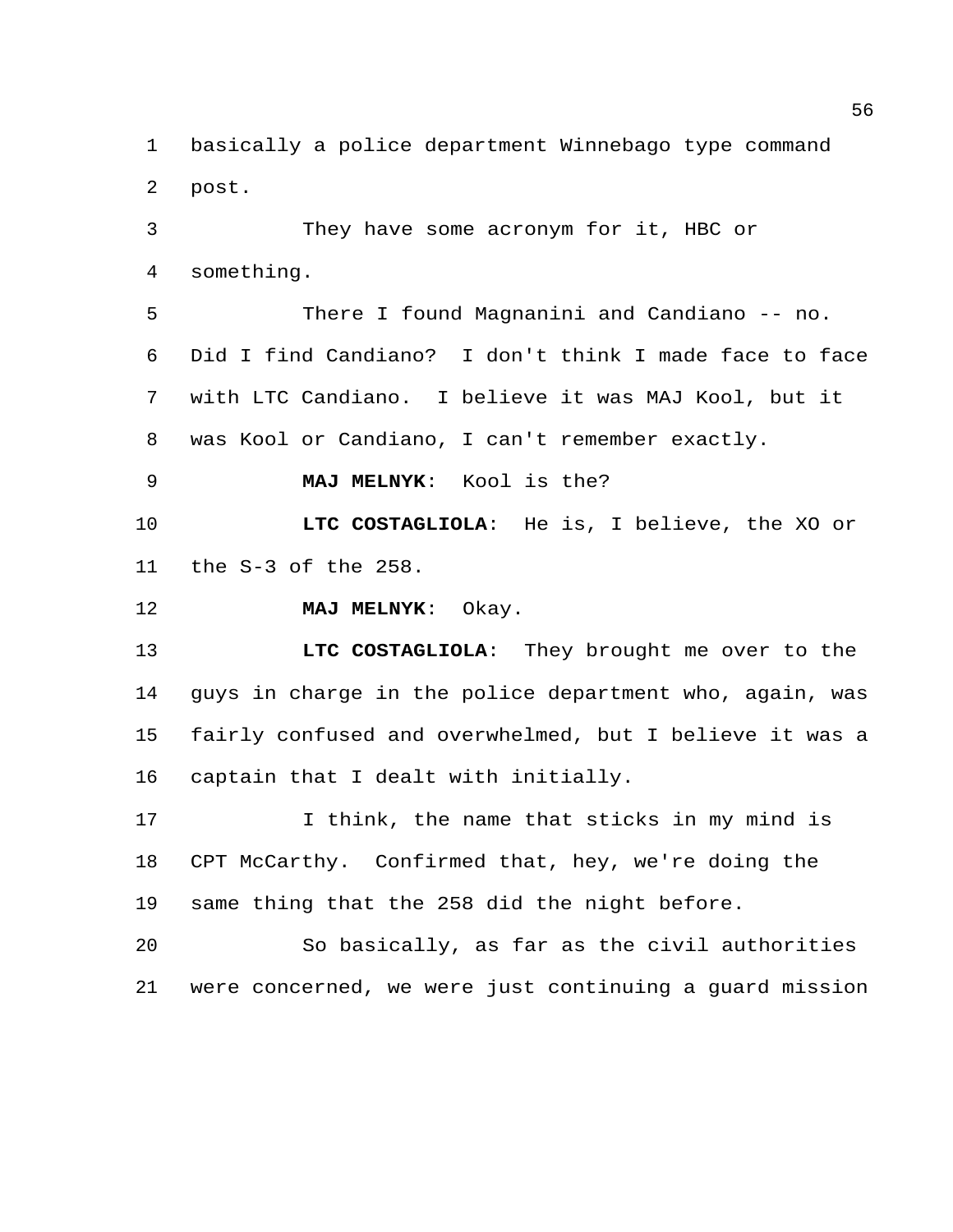basically a police department Winnebago type command post.

They have some acronym for it, HBC or something.

There I found Magnanini and Candiano -- no. Did I find Candiano? I don't think I made face to face with LTC Candiano. I believe it was MAJ Kool, but it was Kool or Candiano, I can't remember exactly.

**MAJ MELNYK**: Kool is the?

**LTC COSTAGLIOLA**: He is, I believe, the XO or the S-3 of the 258.

**MAJ MELNYK**: Okay.

**LTC COSTAGLIOLA**: They brought me over to the guys in charge in the police department who, again, was fairly confused and overwhelmed, but I believe it was a captain that I dealt with initially.

I think, the name that sticks in my mind is CPT McCarthy. Confirmed that, hey, we're doing the same thing that the 258 did the night before.

So basically, as far as the civil authorities were concerned, we were just continuing a guard mission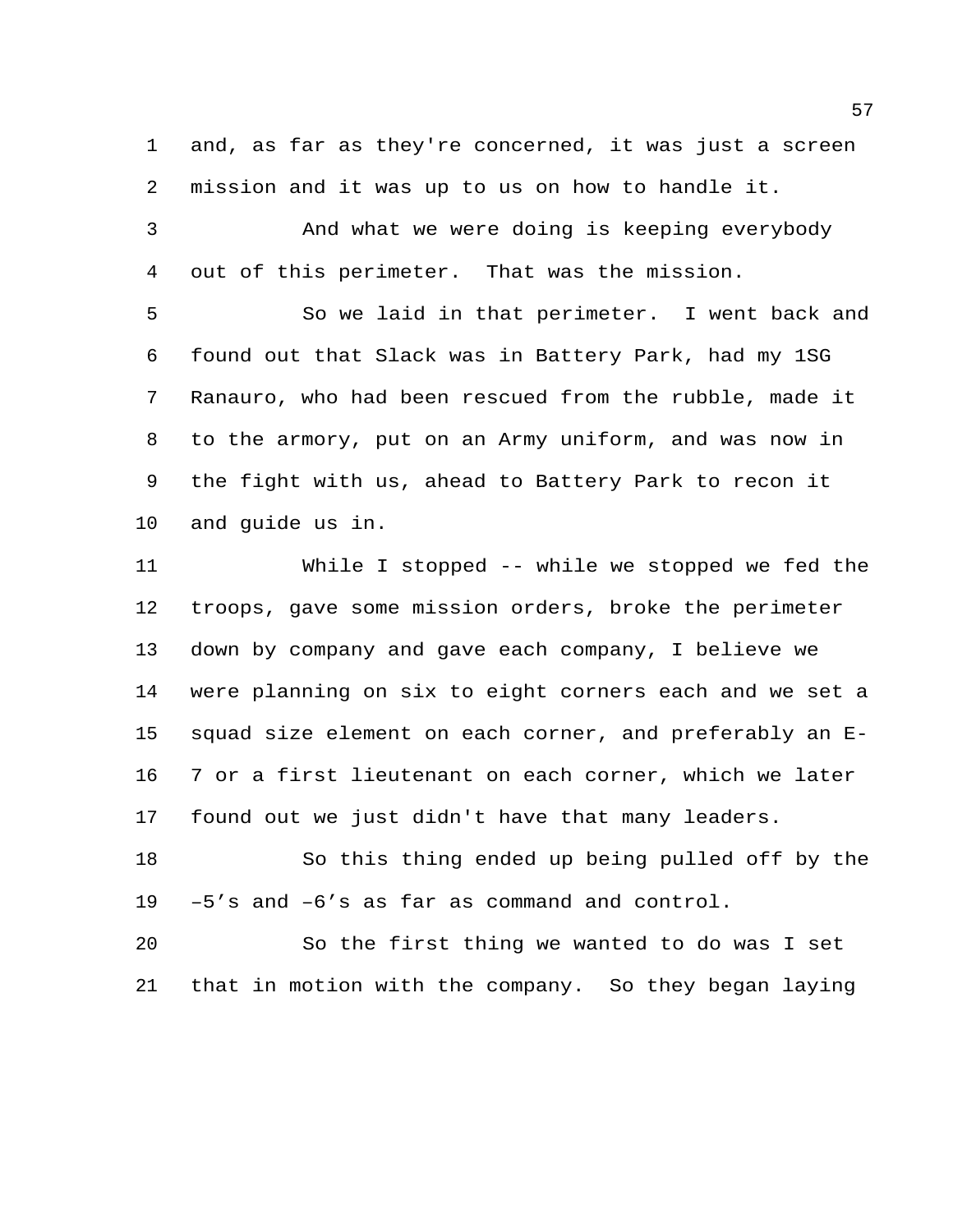and, as far as they're concerned, it was just a screen mission and it was up to us on how to handle it.

And what we were doing is keeping everybody out of this perimeter. That was the mission.

So we laid in that perimeter. I went back and found out that Slack was in Battery Park, had my 1SG Ranauro, who had been rescued from the rubble, made it to the armory, put on an Army uniform, and was now in the fight with us, ahead to Battery Park to recon it and guide us in.

While I stopped -- while we stopped we fed the troops, gave some mission orders, broke the perimeter down by company and gave each company, I believe we were planning on six to eight corners each and we set a squad size element on each corner, and preferably an E-7 or a first lieutenant on each corner, which we later found out we just didn't have that many leaders.

So this thing ended up being pulled off by the –5's and –6's as far as command and control.

So the first thing we wanted to do was I set that in motion with the company. So they began laying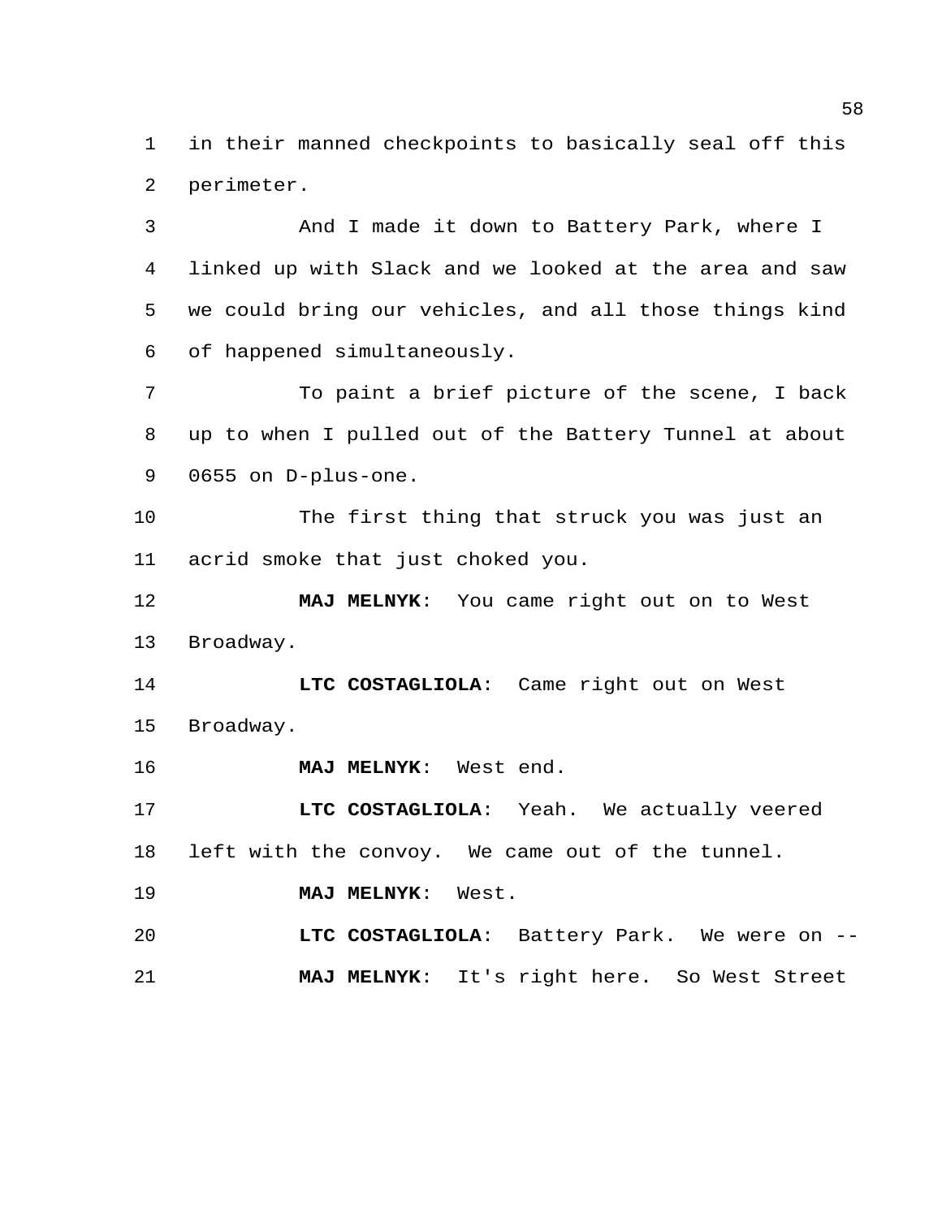in their manned checkpoints to basically seal off this perimeter.

And I made it down to Battery Park, where I linked up with Slack and we looked at the area and saw we could bring our vehicles, and all those things kind of happened simultaneously.

To paint a brief picture of the scene, I back up to when I pulled out of the Battery Tunnel at about 0655 on D-plus-one.

The first thing that struck you was just an acrid smoke that just choked you.

**MAJ MELNYK**: You came right out on to West Broadway.

**LTC COSTAGLIOLA**: Came right out on West Broadway.

**MAJ MELNYK**: West end.

**LTC COSTAGLIOLA**: Yeah. We actually veered left with the convoy. We came out of the tunnel.

**MAJ MELNYK**: West.

**LTC COSTAGLIOLA**: Battery Park. We were on --

**MAJ MELNYK**: It's right here. So West Street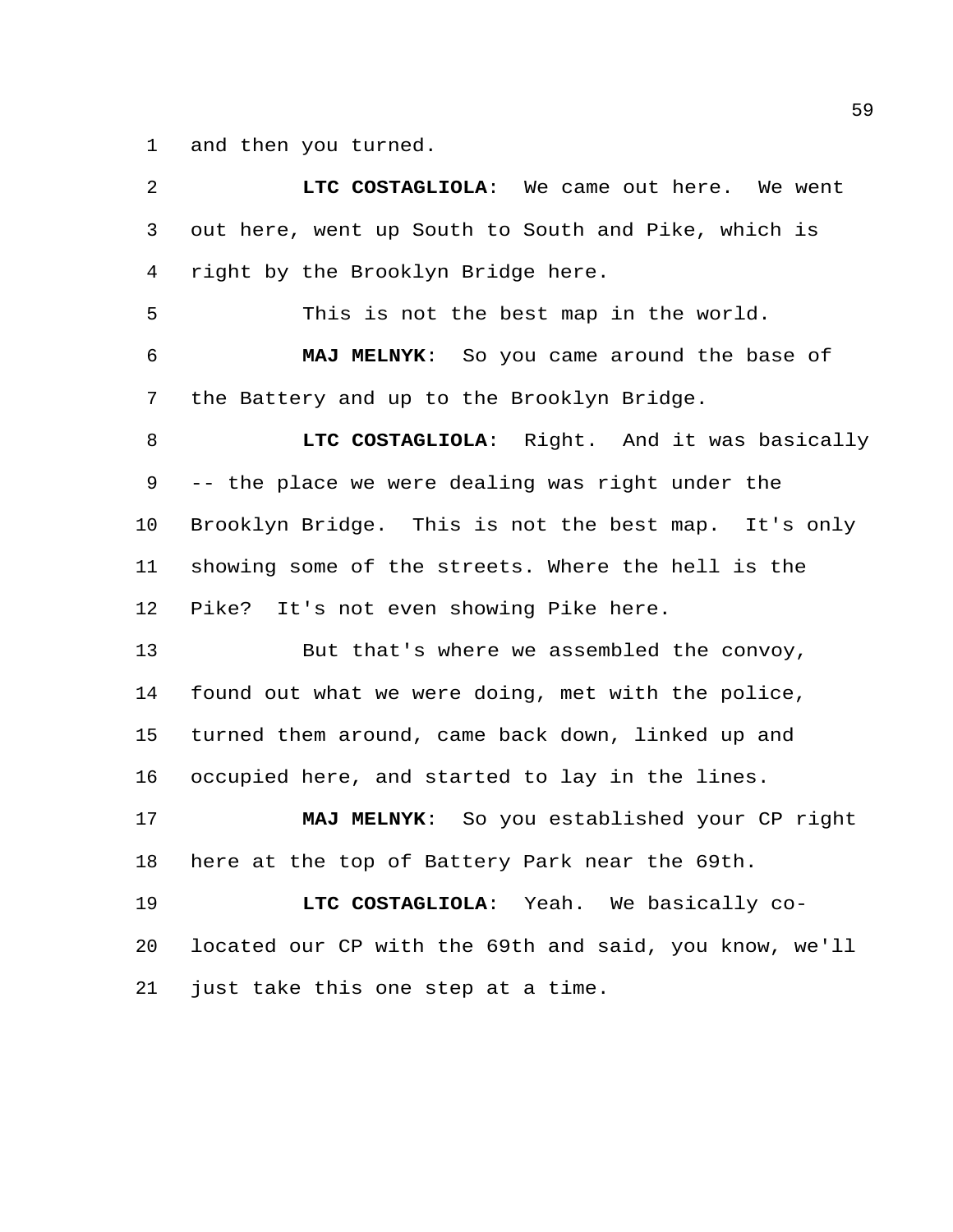and then you turned.

**LTC COSTAGLIOLA**: We came out here. We went out here, went up South to South and Pike, which is right by the Brooklyn Bridge here.

This is not the best map in the world.

**MAJ MELNYK**: So you came around the base of the Battery and up to the Brooklyn Bridge.

**LTC COSTAGLIOLA**: Right. And it was basically -- the place we were dealing was right under the Brooklyn Bridge. This is not the best map. It's only showing some of the streets. Where the hell is the Pike? It's not even showing Pike here.

But that's where we assembled the convoy, found out what we were doing, met with the police, turned them around, came back down, linked up and occupied here, and started to lay in the lines.

**MAJ MELNYK**: So you established your CP right here at the top of Battery Park near the 69th.

**LTC COSTAGLIOLA**: Yeah. We basically co-located our CP with the 69th and said, you know, we'll just take this one step at a time.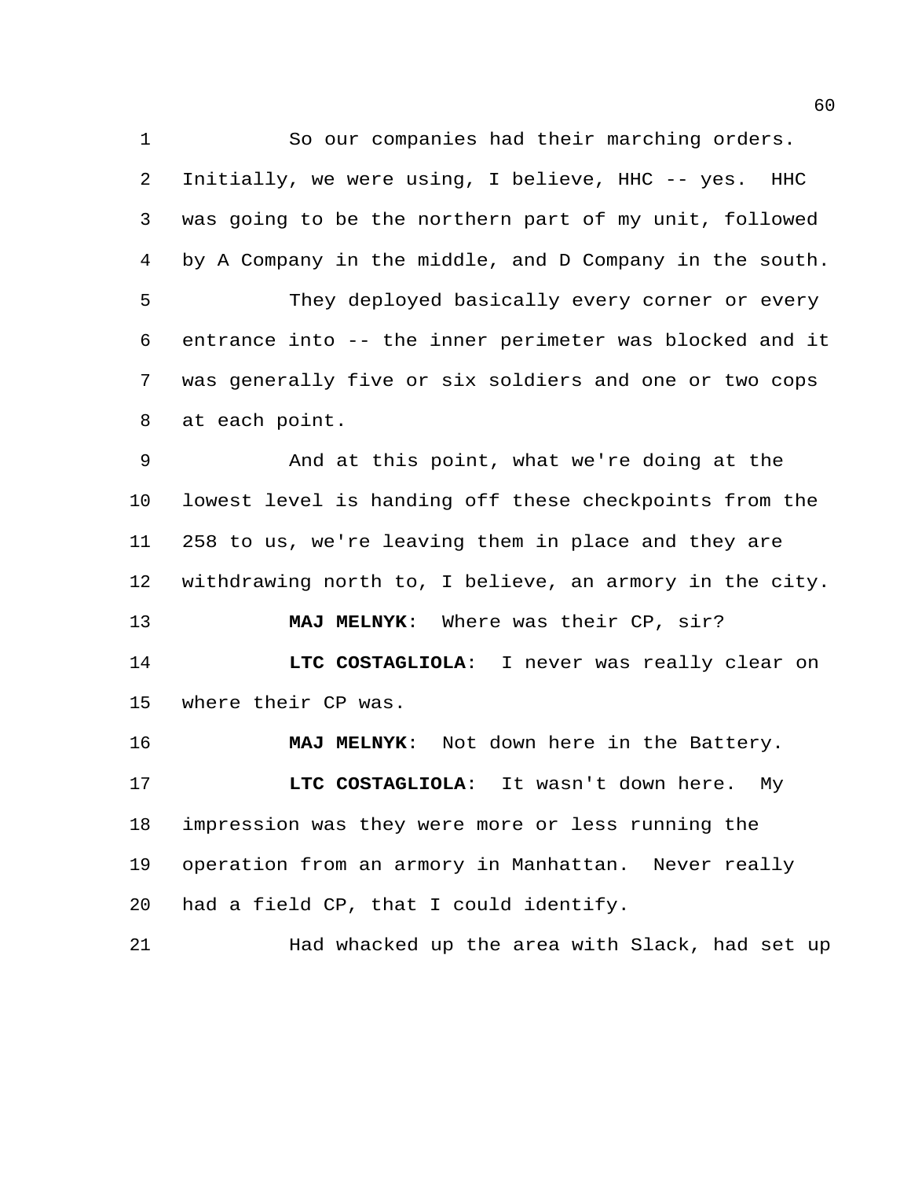So our companies had their marching orders. Initially, we were using, I believe, HHC -- yes. HHC was going to be the northern part of my unit, followed by A Company in the middle, and D Company in the south.

They deployed basically every corner or every entrance into -- the inner perimeter was blocked and it was generally five or six soldiers and one or two cops at each point.

And at this point, what we're doing at the lowest level is handing off these checkpoints from the 258 to us, we're leaving them in place and they are withdrawing north to, I believe, an armory in the city.

**MAJ MELNYK**: Where was their CP, sir?

**LTC COSTAGLIOLA**: I never was really clear on where their CP was.

**MAJ MELNYK**: Not down here in the Battery.

**LTC COSTAGLIOLA**: It wasn't down here. My impression was they were more or less running the operation from an armory in Manhattan. Never really had a field CP, that I could identify.

Had whacked up the area with Slack, had set up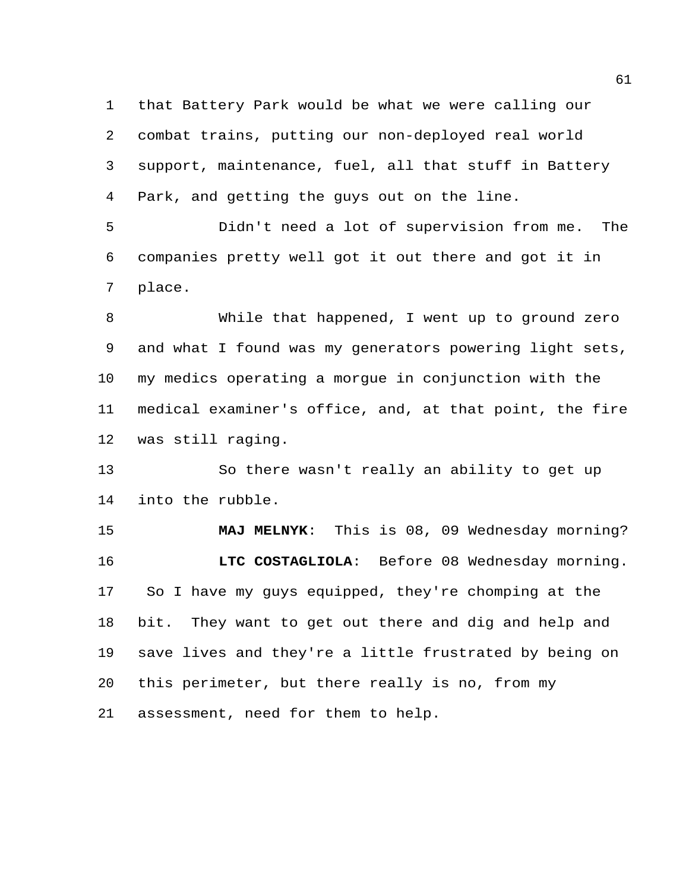that Battery Park would be what we were calling our combat trains, putting our non-deployed real world support, maintenance, fuel, all that stuff in Battery Park, and getting the guys out on the line.

Didn't need a lot of supervision from me. The companies pretty well got it out there and got it in place.

While that happened, I went up to ground zero and what I found was my generators powering light sets, my medics operating a morgue in conjunction with the medical examiner's office, and, at that point, the fire was still raging.

So there wasn't really an ability to get up into the rubble.

**MAJ MELNYK**: This is 08, 09 Wednesday morning?

**LTC COSTAGLIOLA**: Before 08 Wednesday morning. So I have my guys equipped, they're chomping at the bit. They want to get out there and dig and help and save lives and they're a little frustrated by being on this perimeter, but there really is no, from my assessment, need for them to help.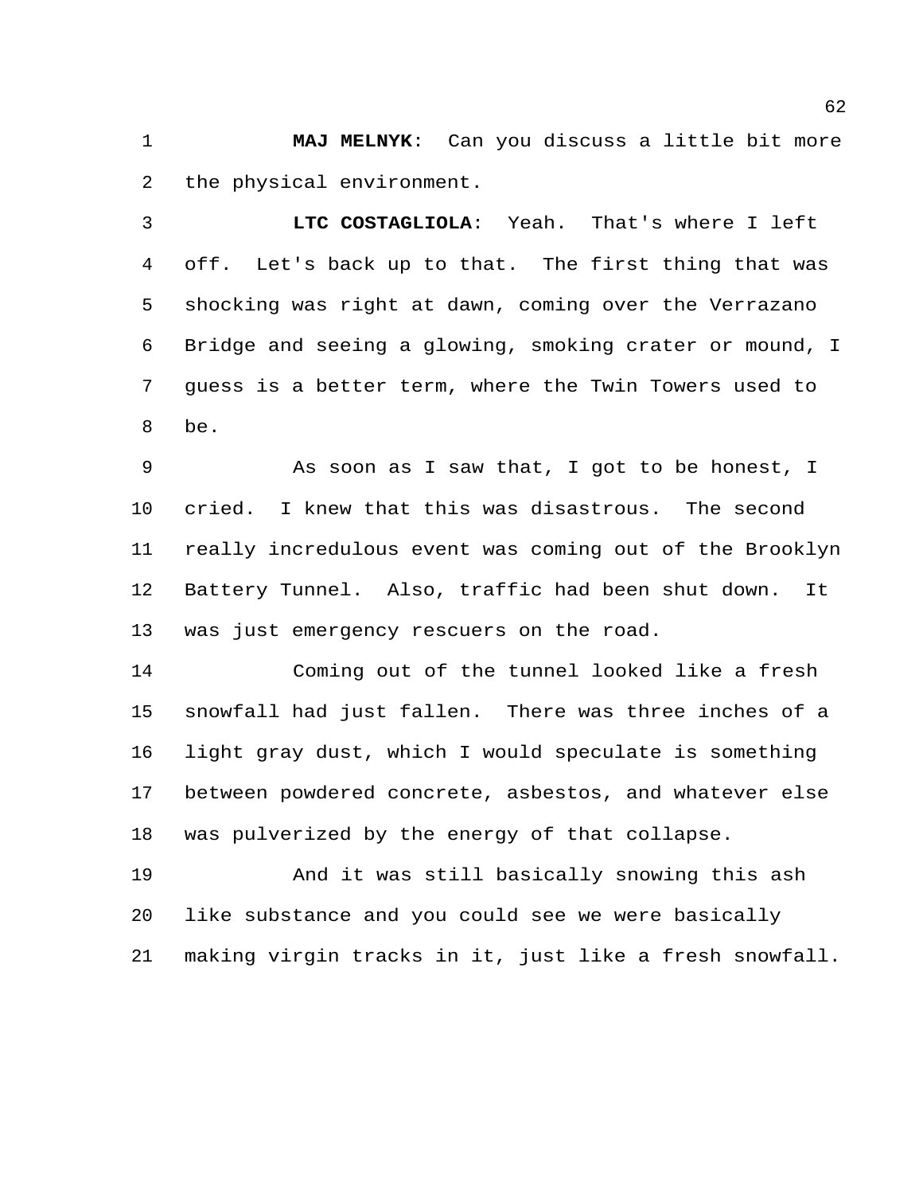**MAJ MELNYK**: Can you discuss a little bit more the physical environment.

**LTC COSTAGLIOLA**: Yeah. That's where I left off. Let's back up to that. The first thing that was shocking was right at dawn, coming over the Verrazano Bridge and seeing a glowing, smoking crater or mound, I guess is a better term, where the Twin Towers used to be.

As soon as I saw that, I got to be honest, I cried. I knew that this was disastrous. The second really incredulous event was coming out of the Brooklyn Battery Tunnel. Also, traffic had been shut down. It was just emergency rescuers on the road.

Coming out of the tunnel looked like a fresh snowfall had just fallen. There was three inches of a light gray dust, which I would speculate is something between powdered concrete, asbestos, and whatever else was pulverized by the energy of that collapse.

And it was still basically snowing this ash like substance and you could see we were basically making virgin tracks in it, just like a fresh snowfall.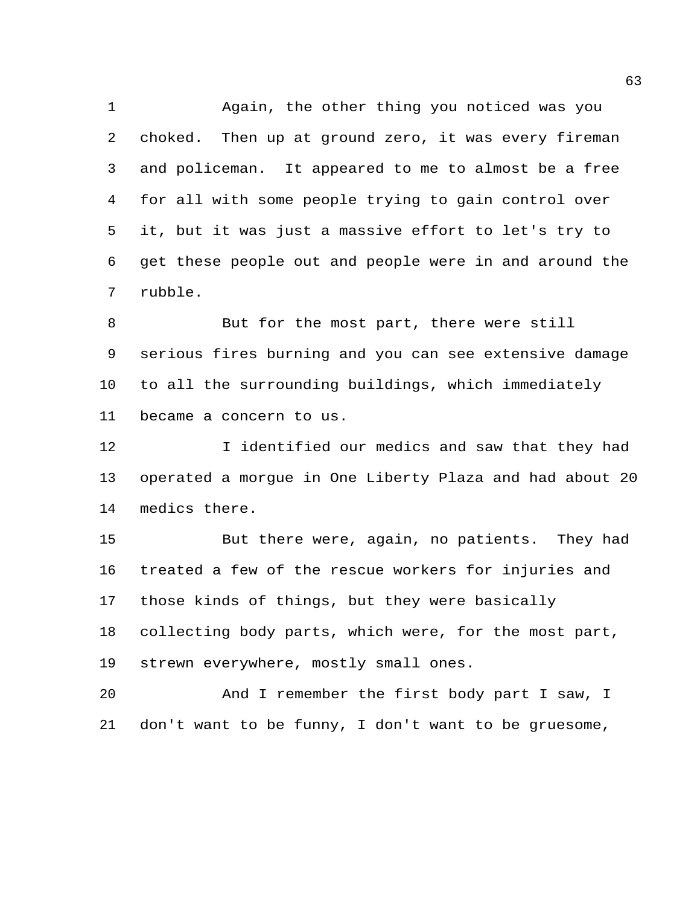Again, the other thing you noticed was you choked. Then up at ground zero, it was every fireman and policeman. It appeared to me to almost be a free for all with some people trying to gain control over it, but it was just a massive effort to let's try to get these people out and people were in and around the rubble.

But for the most part, there were still serious fires burning and you can see extensive damage to all the surrounding buildings, which immediately became a concern to us.

I identified our medics and saw that they had operated a morgue in One Liberty Plaza and had about 20 medics there.

But there were, again, no patients. They had treated a few of the rescue workers for injuries and those kinds of things, but they were basically collecting body parts, which were, for the most part, strewn everywhere, mostly small ones.

And I remember the first body part I saw, I don't want to be funny, I don't want to be gruesome,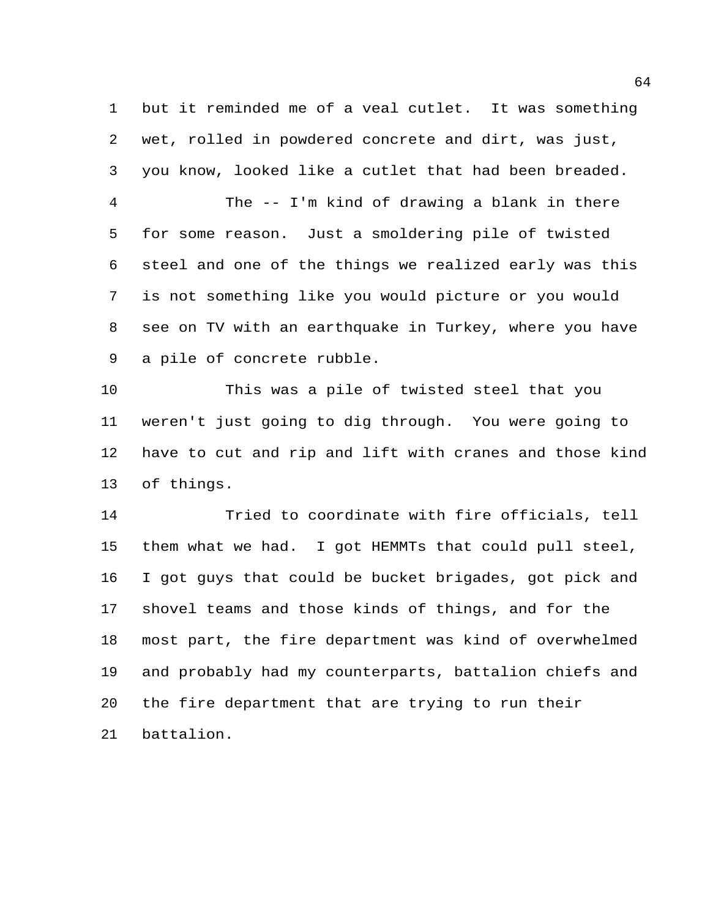but it reminded me of a veal cutlet. It was something wet, rolled in powdered concrete and dirt, was just, you know, looked like a cutlet that had been breaded.

The -- I'm kind of drawing a blank in there for some reason. Just a smoldering pile of twisted steel and one of the things we realized early was this is not something like you would picture or you would see on TV with an earthquake in Turkey, where you have a pile of concrete rubble.

This was a pile of twisted steel that you weren't just going to dig through. You were going to have to cut and rip and lift with cranes and those kind of things.

Tried to coordinate with fire officials, tell them what we had. I got HEMMTs that could pull steel, I got guys that could be bucket brigades, got pick and shovel teams and those kinds of things, and for the most part, the fire department was kind of overwhelmed and probably had my counterparts, battalion chiefs and the fire department that are trying to run their battalion.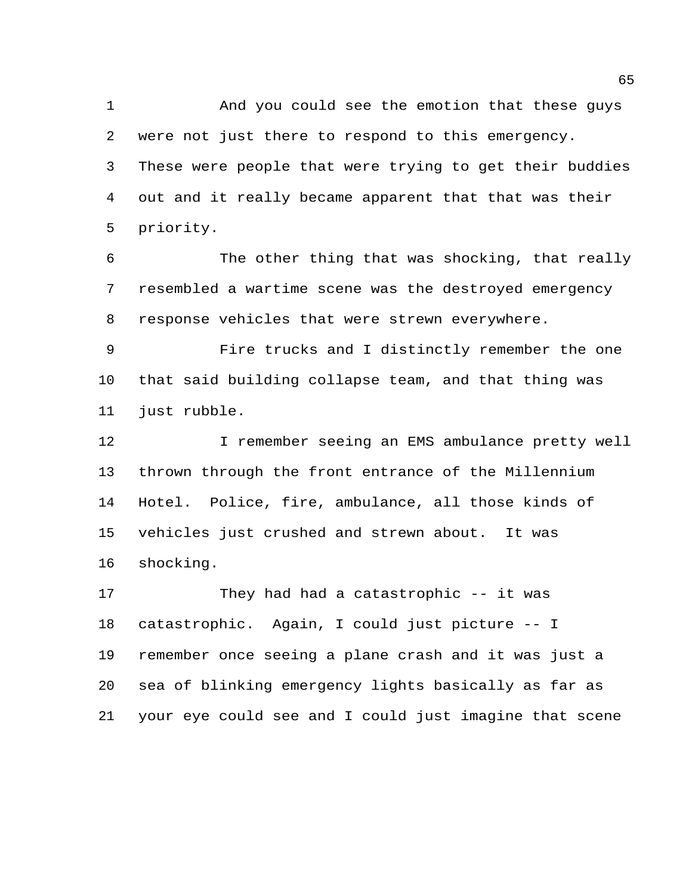And you could see the emotion that these guys were not just there to respond to this emergency. These were people that were trying to get their buddies out and it really became apparent that that was their priority.

The other thing that was shocking, that really resembled a wartime scene was the destroyed emergency response vehicles that were strewn everywhere.

Fire trucks and I distinctly remember the one that said building collapse team, and that thing was just rubble.

I remember seeing an EMS ambulance pretty well thrown through the front entrance of the Millennium Hotel. Police, fire, ambulance, all those kinds of vehicles just crushed and strewn about. It was shocking.

They had had a catastrophic -- it was catastrophic. Again, I could just picture -- I remember once seeing a plane crash and it was just a sea of blinking emergency lights basically as far as your eye could see and I could just imagine that scene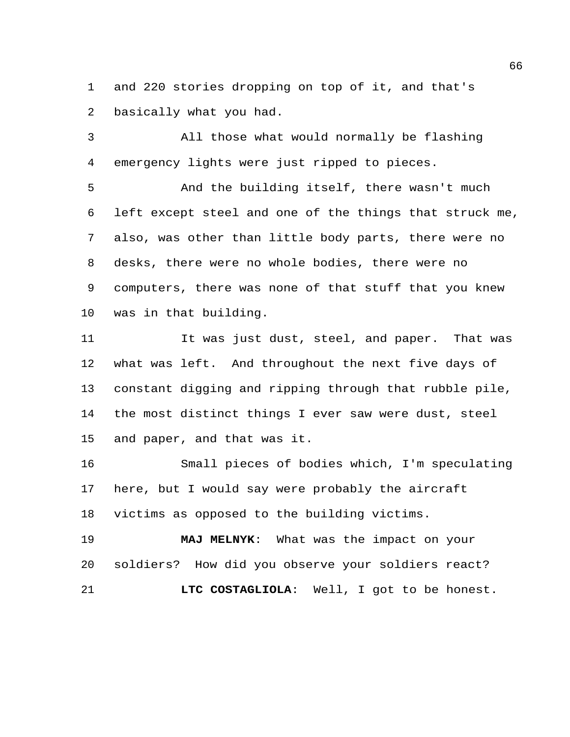and 220 stories dropping on top of it, and that's basically what you had.

All those what would normally be flashing emergency lights were just ripped to pieces.

And the building itself, there wasn't much left except steel and one of the things that struck me, also, was other than little body parts, there were no desks, there were no whole bodies, there were no computers, there was none of that stuff that you knew was in that building.

It was just dust, steel, and paper. That was what was left. And throughout the next five days of constant digging and ripping through that rubble pile, the most distinct things I ever saw were dust, steel and paper, and that was it.

Small pieces of bodies which, I'm speculating here, but I would say were probably the aircraft victims as opposed to the building victims.

**MAJ MELNYK**: What was the impact on your soldiers? How did you observe your soldiers react?

**LTC COSTAGLIOLA**: Well, I got to be honest.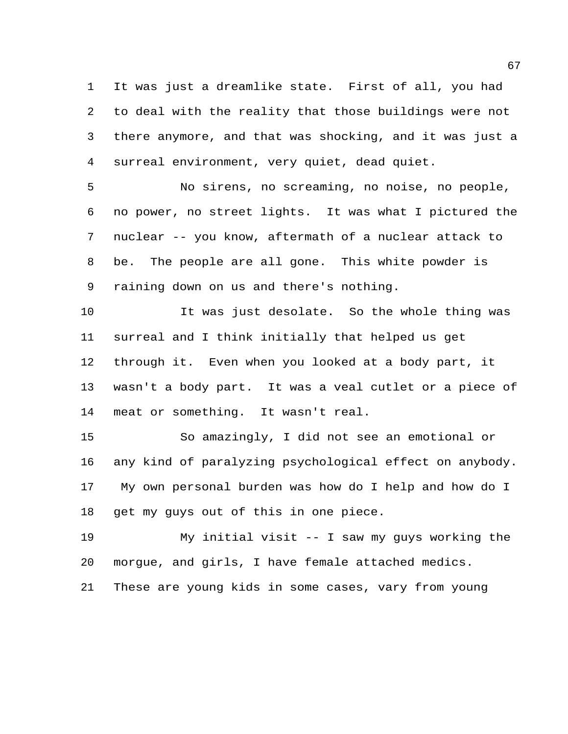It was just a dreamlike state. First of all, you had to deal with the reality that those buildings were not there anymore, and that was shocking, and it was just a surreal environment, very quiet, dead quiet.

No sirens, no screaming, no noise, no people, no power, no street lights. It was what I pictured the nuclear -- you know, aftermath of a nuclear attack to be. The people are all gone. This white powder is raining down on us and there's nothing.

It was just desolate. So the whole thing was surreal and I think initially that helped us get through it. Even when you looked at a body part, it wasn't a body part. It was a veal cutlet or a piece of meat or something. It wasn't real.

So amazingly, I did not see an emotional or any kind of paralyzing psychological effect on anybody. My own personal burden was how do I help and how do I get my guys out of this in one piece.

My initial visit -- I saw my guys working the morgue, and girls, I have female attached medics. These are young kids in some cases, vary from young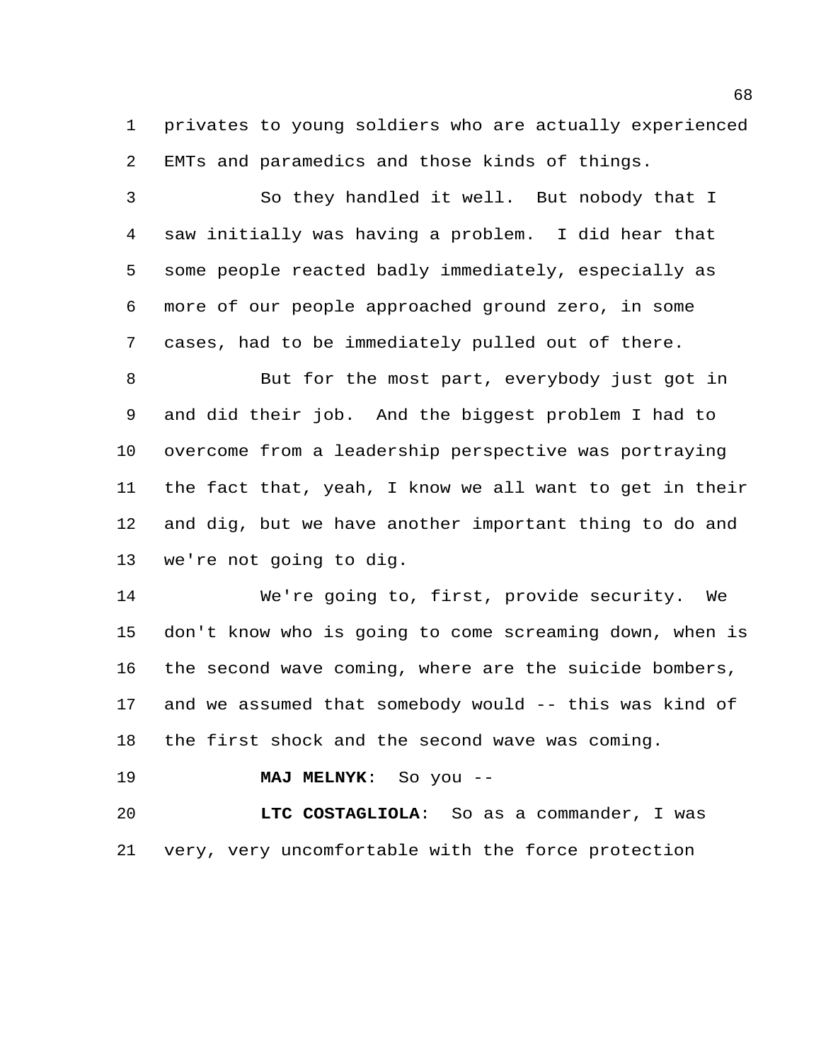privates to young soldiers who are actually experienced EMTs and paramedics and those kinds of things.

So they handled it well. But nobody that I saw initially was having a problem. I did hear that some people reacted badly immediately, especially as more of our people approached ground zero, in some cases, had to be immediately pulled out of there.

But for the most part, everybody just got in and did their job. And the biggest problem I had to overcome from a leadership perspective was portraying the fact that, yeah, I know we all want to get in their and dig, but we have another important thing to do and we're not going to dig.

We're going to, first, provide security. We don't know who is going to come screaming down, when is the second wave coming, where are the suicide bombers, and we assumed that somebody would -- this was kind of the first shock and the second wave was coming.

**MAJ MELNYK**: So you --

**LTC COSTAGLIOLA**: So as a commander, I was very, very uncomfortable with the force protection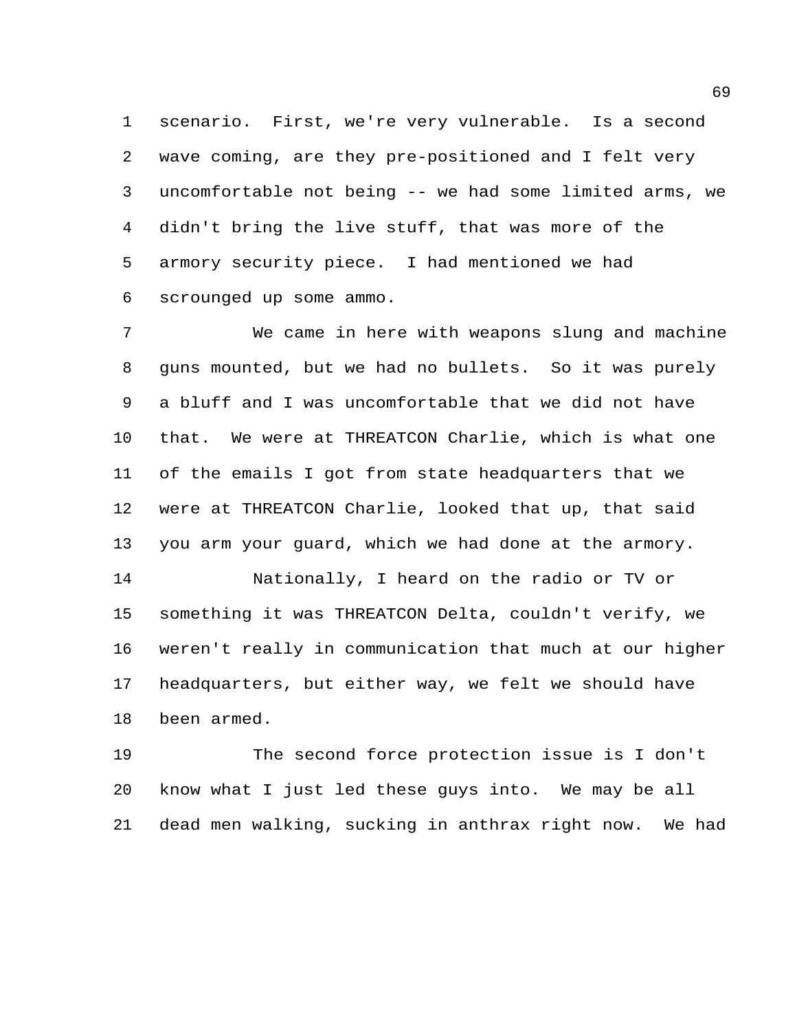scenario. First, we're very vulnerable. Is a second wave coming, are they pre-positioned and I felt very uncomfortable not being -- we had some limited arms, we didn't bring the live stuff, that was more of the armory security piece. I had mentioned we had scrounged up some ammo.

We came in here with weapons slung and machine guns mounted, but we had no bullets. So it was purely a bluff and I was uncomfortable that we did not have that. We were at THREATCON Charlie, which is what one of the emails I got from state headquarters that we were at THREATCON Charlie, looked that up, that said you arm your guard, which we had done at the armory.

Nationally, I heard on the radio or TV or something it was THREATCON Delta, couldn't verify, we weren't really in communication that much at our higher headquarters, but either way, we felt we should have been armed.

The second force protection issue is I don't know what I just led these guys into. We may be all dead men walking, sucking in anthrax right now. We had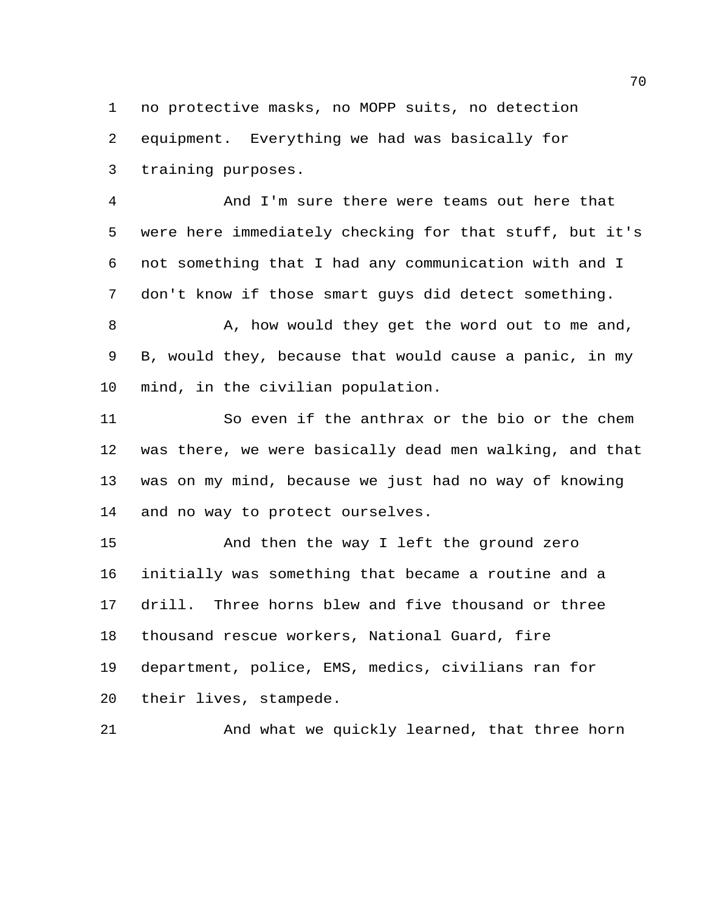no protective masks, no MOPP suits, no detection equipment. Everything we had was basically for training purposes.

And I'm sure there were teams out here that were here immediately checking for that stuff, but it's not something that I had any communication with and I don't know if those smart guys did detect something.

A, how would they get the word out to me and, B, would they, because that would cause a panic, in my mind, in the civilian population.

So even if the anthrax or the bio or the chem was there, we were basically dead men walking, and that was on my mind, because we just had no way of knowing and no way to protect ourselves.

And then the way I left the ground zero initially was something that became a routine and a drill. Three horns blew and five thousand or three thousand rescue workers, National Guard, fire department, police, EMS, medics, civilians ran for their lives, stampede.

And what we quickly learned, that three horn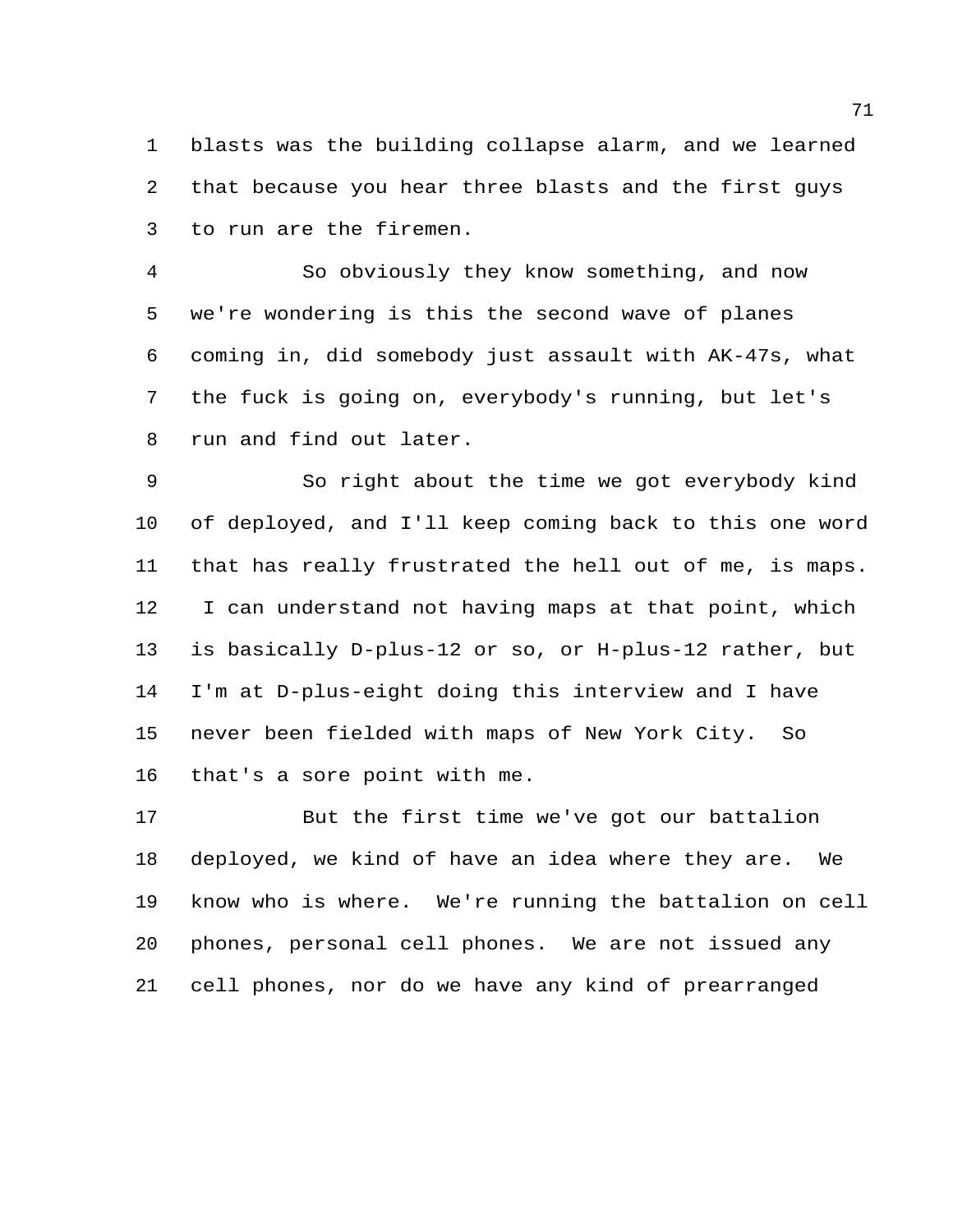blasts was the building collapse alarm, and we learned that because you hear three blasts and the first guys to run are the firemen.

So obviously they know something, and now we're wondering is this the second wave of planes coming in, did somebody just assault with AK-47s, what the fuck is going on, everybody's running, but let's run and find out later.

So right about the time we got everybody kind of deployed, and I'll keep coming back to this one word that has really frustrated the hell out of me, is maps. I can understand not having maps at that point, which is basically D-plus-12 or so, or H-plus-12 rather, but I'm at D-plus-eight doing this interview and I have never been fielded with maps of New York City. So that's a sore point with me.

But the first time we've got our battalion deployed, we kind of have an idea where they are. We know who is where. We're running the battalion on cell phones, personal cell phones. We are not issued any cell phones, nor do we have any kind of prearranged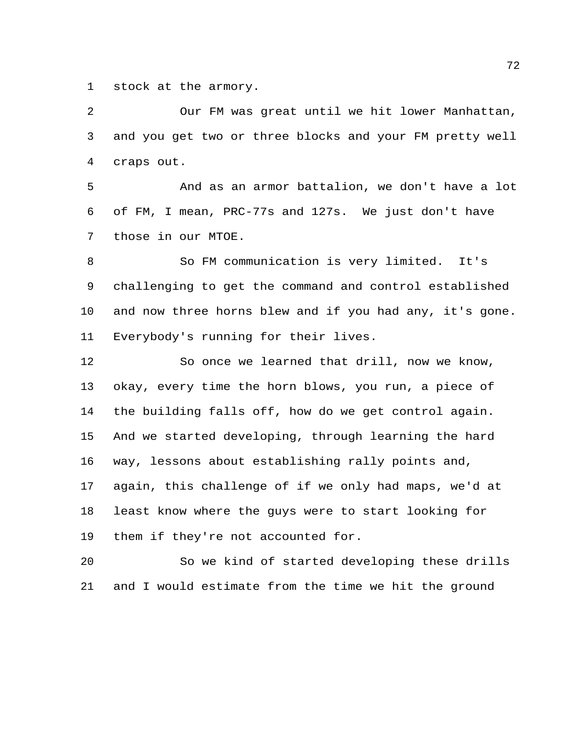stock at the armory.

Our FM was great until we hit lower Manhattan, and you get two or three blocks and your FM pretty well craps out.

And as an armor battalion, we don't have a lot of FM, I mean, PRC-77s and 127s. We just don't have those in our MTOE.

So FM communication is very limited. It's challenging to get the command and control established and now three horns blew and if you had any, it's gone. Everybody's running for their lives.

So once we learned that drill, now we know, okay, every time the horn blows, you run, a piece of the building falls off, how do we get control again. And we started developing, through learning the hard way, lessons about establishing rally points and, again, this challenge of if we only had maps, we'd at least know where the guys were to start looking for them if they're not accounted for.

So we kind of started developing these drills and I would estimate from the time we hit the ground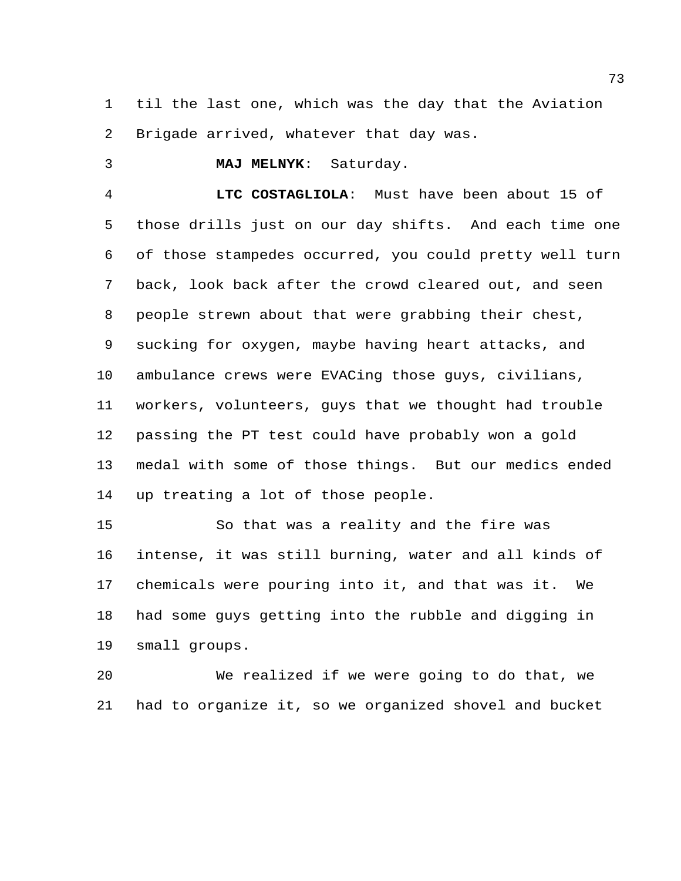til the last one, which was the day that the Aviation Brigade arrived, whatever that day was.

**MAJ MELNYK**: Saturday.

**LTC COSTAGLIOLA**: Must have been about 15 of those drills just on our day shifts. And each time one of those stampedes occurred, you could pretty well turn back, look back after the crowd cleared out, and seen people strewn about that were grabbing their chest, sucking for oxygen, maybe having heart attacks, and ambulance crews were EVACing those guys, civilians, workers, volunteers, guys that we thought had trouble passing the PT test could have probably won a gold medal with some of those things. But our medics ended up treating a lot of those people.

So that was a reality and the fire was intense, it was still burning, water and all kinds of chemicals were pouring into it, and that was it. We had some guys getting into the rubble and digging in small groups.

We realized if we were going to do that, we had to organize it, so we organized shovel and bucket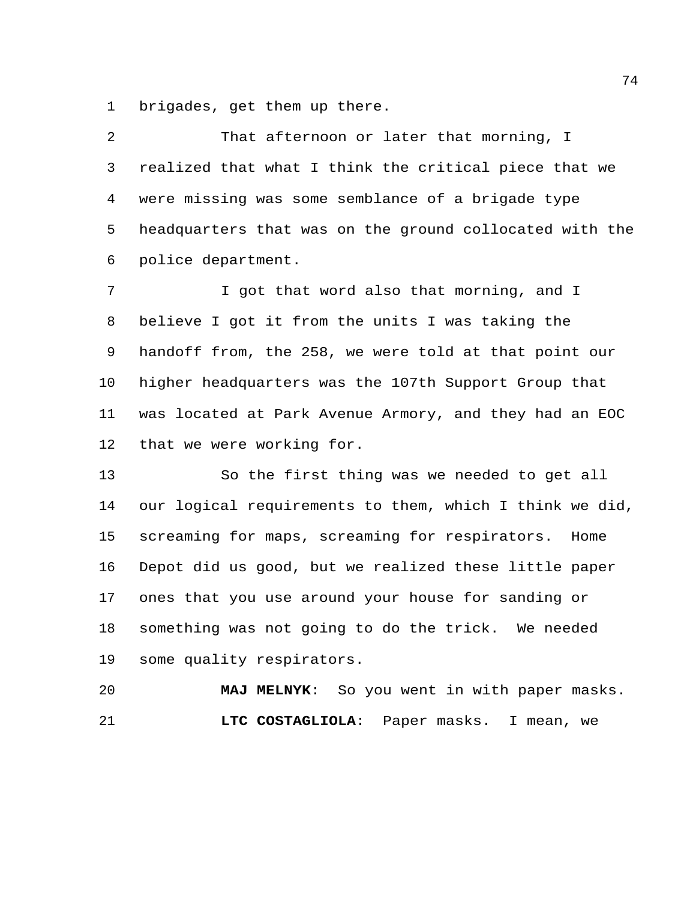brigades, get them up there.

That afternoon or later that morning, I realized that what I think the critical piece that we were missing was some semblance of a brigade type headquarters that was on the ground collocated with the police department.

I got that word also that morning, and I believe I got it from the units I was taking the handoff from, the 258, we were told at that point our higher headquarters was the 107th Support Group that was located at Park Avenue Armory, and they had an EOC that we were working for.

So the first thing was we needed to get all our logical requirements to them, which I think we did, screaming for maps, screaming for respirators. Home Depot did us good, but we realized these little paper ones that you use around your house for sanding or something was not going to do the trick. We needed some quality respirators.

**MAJ MELNYK**: So you went in with paper masks.

**LTC COSTAGLIOLA**: Paper masks. I mean, we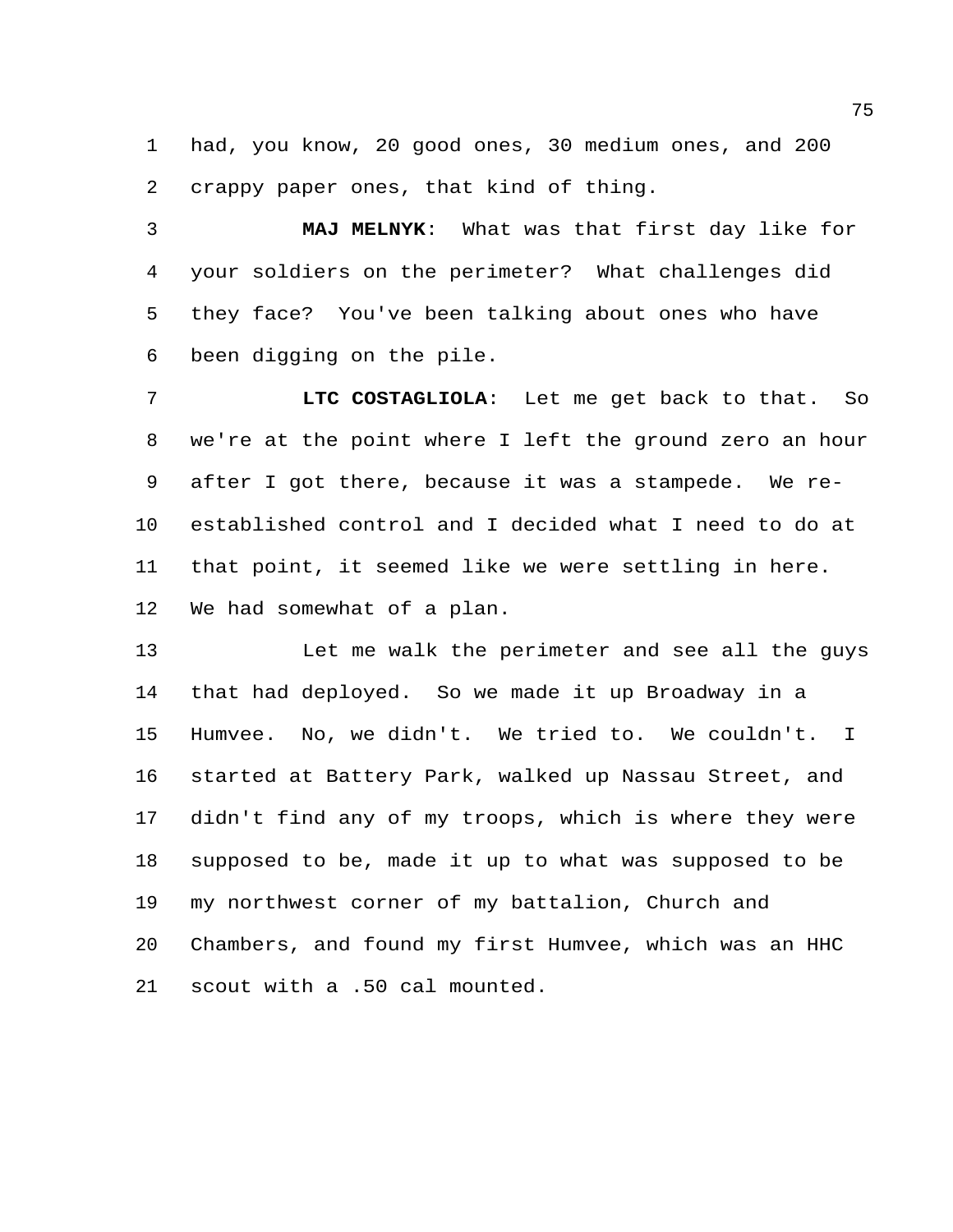had, you know, 20 good ones, 30 medium ones, and 200 crappy paper ones, that kind of thing.

**MAJ MELNYK**: What was that first day like for your soldiers on the perimeter? What challenges did they face? You've been talking about ones who have been digging on the pile.

**LTC COSTAGLIOLA**: Let me get back to that. So we're at the point where I left the ground zero an hour after I got there, because it was a stampede. We re-established control and I decided what I need to do at that point, it seemed like we were settling in here. We had somewhat of a plan.

Let me walk the perimeter and see all the guys that had deployed. So we made it up Broadway in a Humvee. No, we didn't. We tried to. We couldn't. I started at Battery Park, walked up Nassau Street, and didn't find any of my troops, which is where they were supposed to be, made it up to what was supposed to be my northwest corner of my battalion, Church and Chambers, and found my first Humvee, which was an HHC scout with a .50 cal mounted.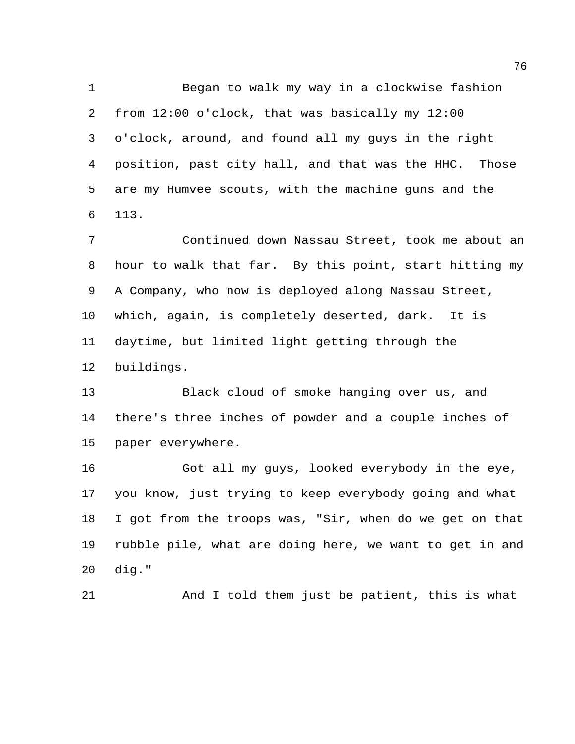Began to walk my way in a clockwise fashion from 12:00 o'clock, that was basically my 12:00 o'clock, around, and found all my guys in the right position, past city hall, and that was the HHC. Those are my Humvee scouts, with the machine guns and the 113.

Continued down Nassau Street, took me about an hour to walk that far. By this point, start hitting my A Company, who now is deployed along Nassau Street, which, again, is completely deserted, dark. It is daytime, but limited light getting through the buildings.

Black cloud of smoke hanging over us, and there's three inches of powder and a couple inches of paper everywhere.

Got all my guys, looked everybody in the eye, you know, just trying to keep everybody going and what I got from the troops was, "Sir, when do we get on that rubble pile, what are doing here, we want to get in and dig."

And I told them just be patient, this is what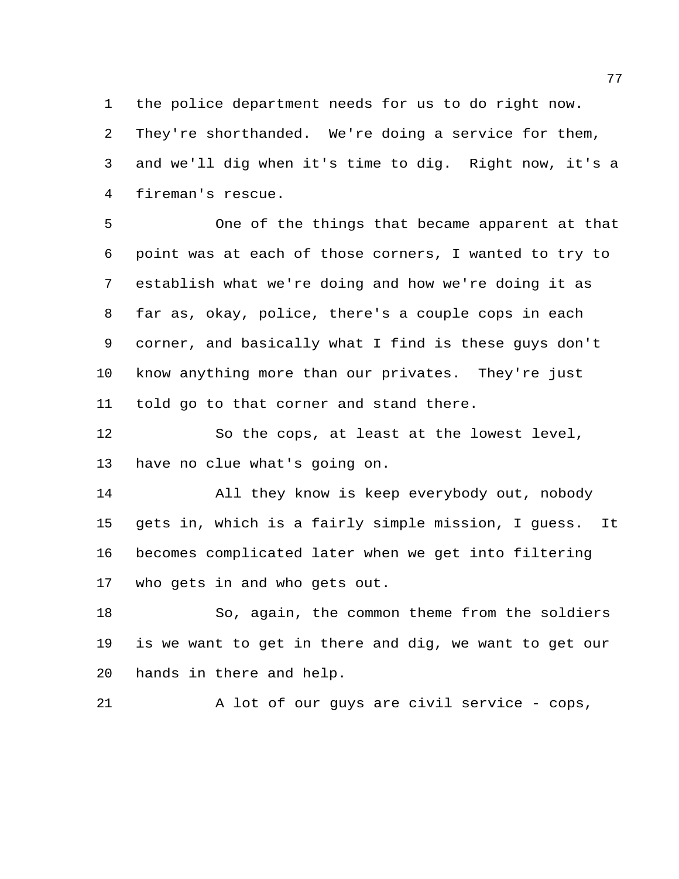the police department needs for us to do right now. They're shorthanded. We're doing a service for them, and we'll dig when it's time to dig. Right now, it's a fireman's rescue.

One of the things that became apparent at that point was at each of those corners, I wanted to try to establish what we're doing and how we're doing it as far as, okay, police, there's a couple cops in each corner, and basically what I find is these guys don't know anything more than our privates. They're just told go to that corner and stand there.

So the cops, at least at the lowest level, have no clue what's going on.

All they know is keep everybody out, nobody gets in, which is a fairly simple mission, I guess. It becomes complicated later when we get into filtering who gets in and who gets out.

So, again, the common theme from the soldiers is we want to get in there and dig, we want to get our hands in there and help.

A lot of our guys are civil service - cops,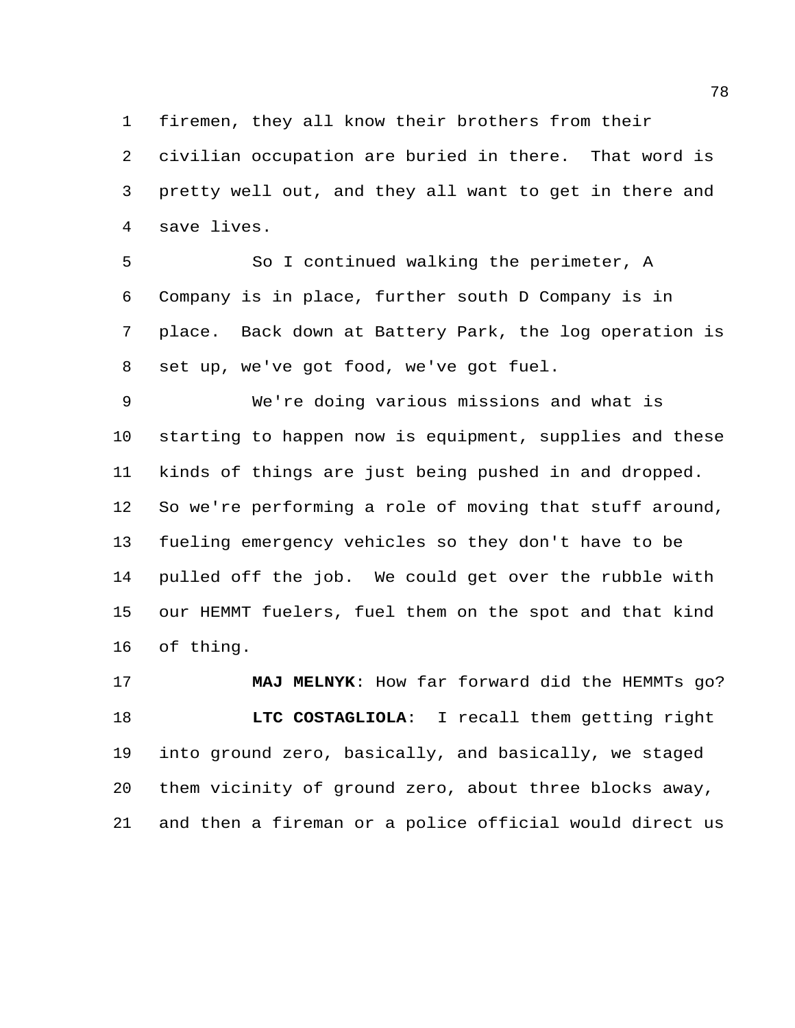firemen, they all know their brothers from their civilian occupation are buried in there. That word is pretty well out, and they all want to get in there and save lives.

So I continued walking the perimeter, A Company is in place, further south D Company is in place. Back down at Battery Park, the log operation is set up, we've got food, we've got fuel.

We're doing various missions and what is starting to happen now is equipment, supplies and these kinds of things are just being pushed in and dropped. So we're performing a role of moving that stuff around, fueling emergency vehicles so they don't have to be pulled off the job. We could get over the rubble with our HEMMT fuelers, fuel them on the spot and that kind of thing.

**MAJ MELNYK**: How far forward did the HEMMTs go?

**LTC COSTAGLIOLA**: I recall them getting right into ground zero, basically, and basically, we staged them vicinity of ground zero, about three blocks away, and then a fireman or a police official would direct us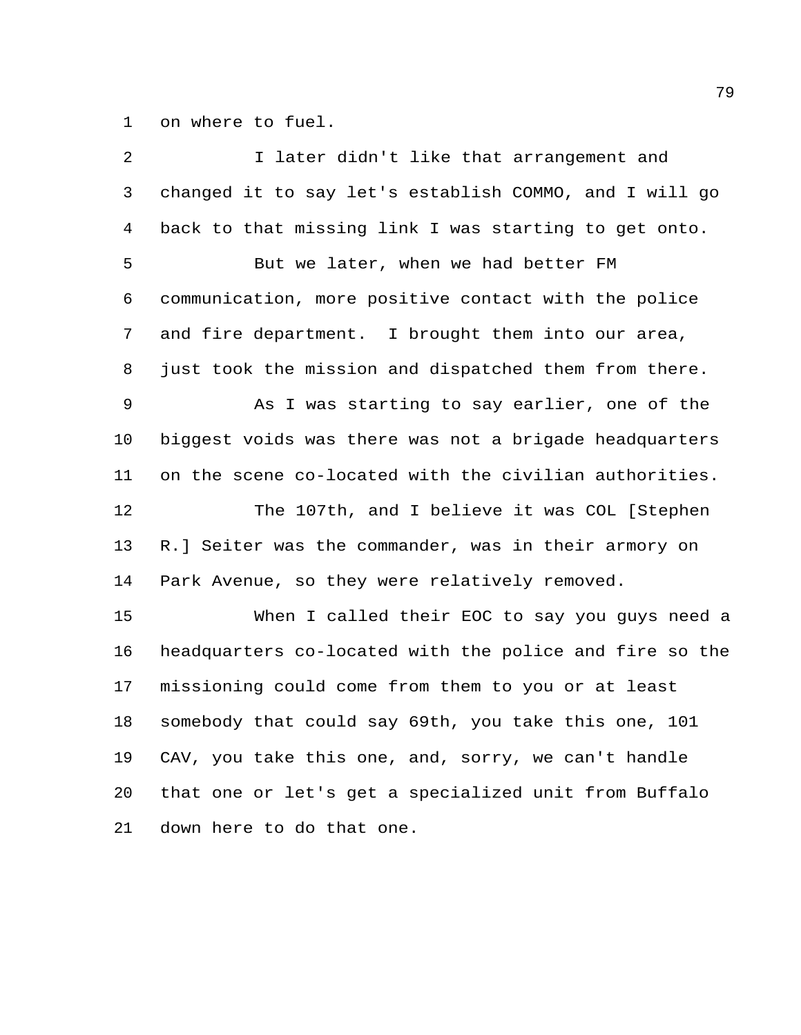on where to fuel.

I later didn't like that arrangement and changed it to say let's establish COMMO, and I will go back to that missing link I was starting to get onto.

But we later, when we had better FM communication, more positive contact with the police and fire department. I brought them into our area, just took the mission and dispatched them from there.

As I was starting to say earlier, one of the biggest voids was there was not a brigade headquarters on the scene co-located with the civilian authorities.

The 107th, and I believe it was COL [Stephen R.] Seiter was the commander, was in their armory on Park Avenue, so they were relatively removed.

When I called their EOC to say you guys need a headquarters co-located with the police and fire so the missioning could come from them to you or at least somebody that could say 69th, you take this one, 101 CAV, you take this one, and, sorry, we can't handle that one or let's get a specialized unit from Buffalo down here to do that one.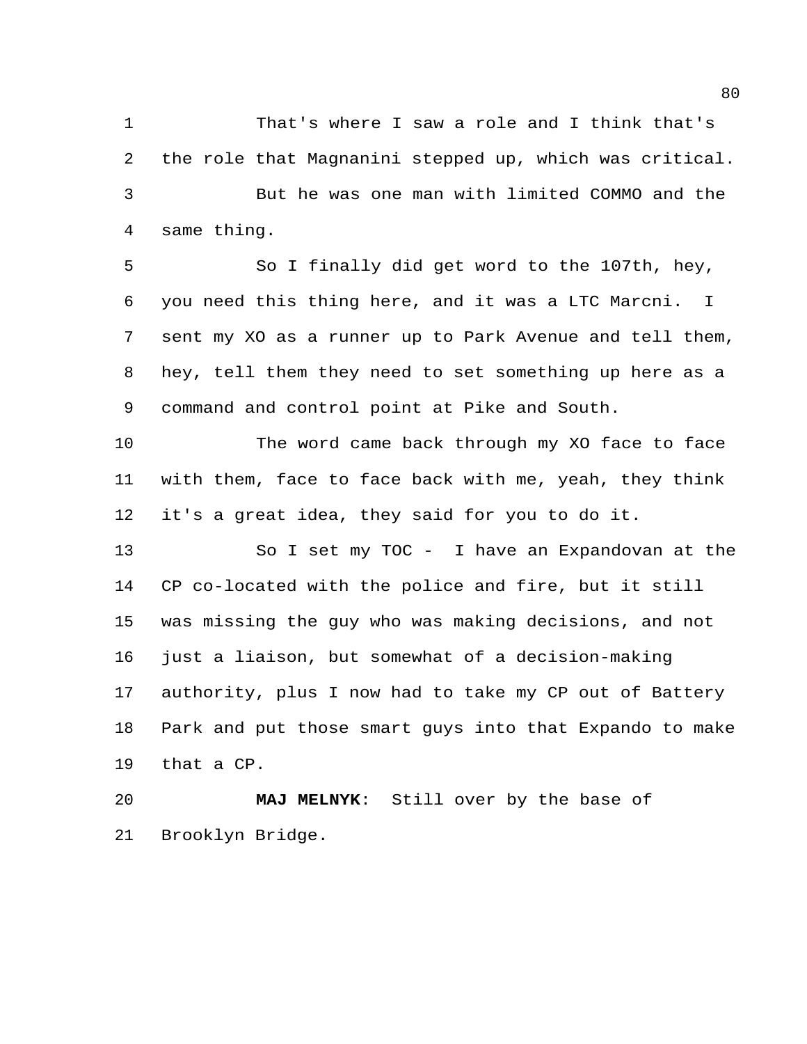That's where I saw a role and I think that's the role that Magnanini stepped up, which was critical.

But he was one man with limited COMMO and the same thing.

So I finally did get word to the 107th, hey, you need this thing here, and it was a LTC Marcni. I sent my XO as a runner up to Park Avenue and tell them, hey, tell them they need to set something up here as a command and control point at Pike and South.

The word came back through my XO face to face with them, face to face back with me, yeah, they think it's a great idea, they said for you to do it.

So I set my TOC - I have an Expandovan at the CP co-located with the police and fire, but it still was missing the guy who was making decisions, and not just a liaison, but somewhat of a decision-making authority, plus I now had to take my CP out of Battery Park and put those smart guys into that Expando to make that a CP.

**MAJ MELNYK**: Still over by the base of Brooklyn Bridge.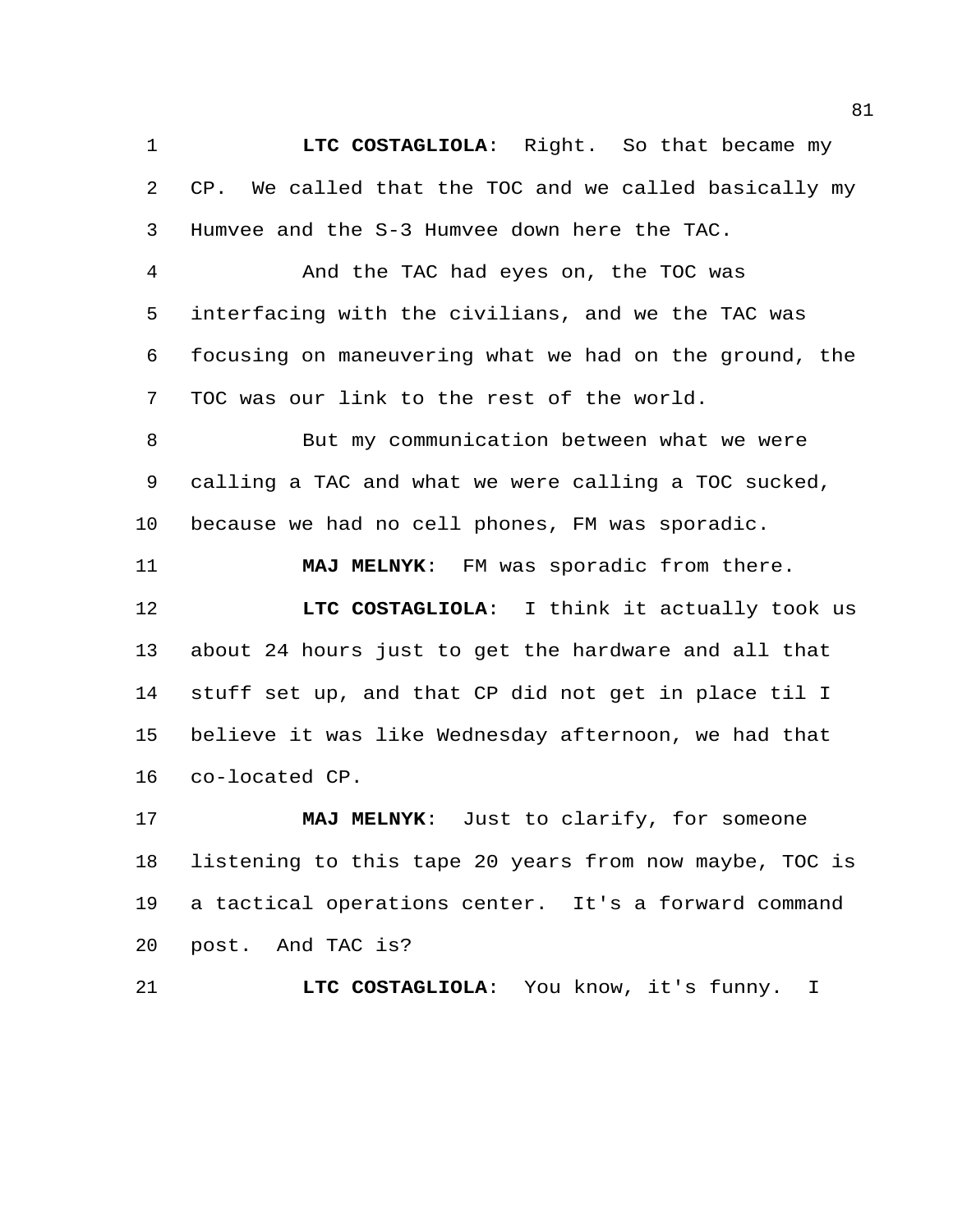**LTC COSTAGLIOLA**: Right. So that became my CP. We called that the TOC and we called basically my Humvee and the S-3 Humvee down here the TAC.

And the TAC had eyes on, the TOC was interfacing with the civilians, and we the TAC was focusing on maneuvering what we had on the ground, the TOC was our link to the rest of the world.

But my communication between what we were calling a TAC and what we were calling a TOC sucked, because we had no cell phones, FM was sporadic.

**MAJ MELNYK**: FM was sporadic from there.

**LTC COSTAGLIOLA**: I think it actually took us about 24 hours just to get the hardware and all that stuff set up, and that CP did not get in place til I believe it was like Wednesday afternoon, we had that co-located CP.

**MAJ MELNYK**: Just to clarify, for someone listening to this tape 20 years from now maybe, TOC is a tactical operations center. It's a forward command post. And TAC is?

**LTC COSTAGLIOLA**: You know, it's funny. I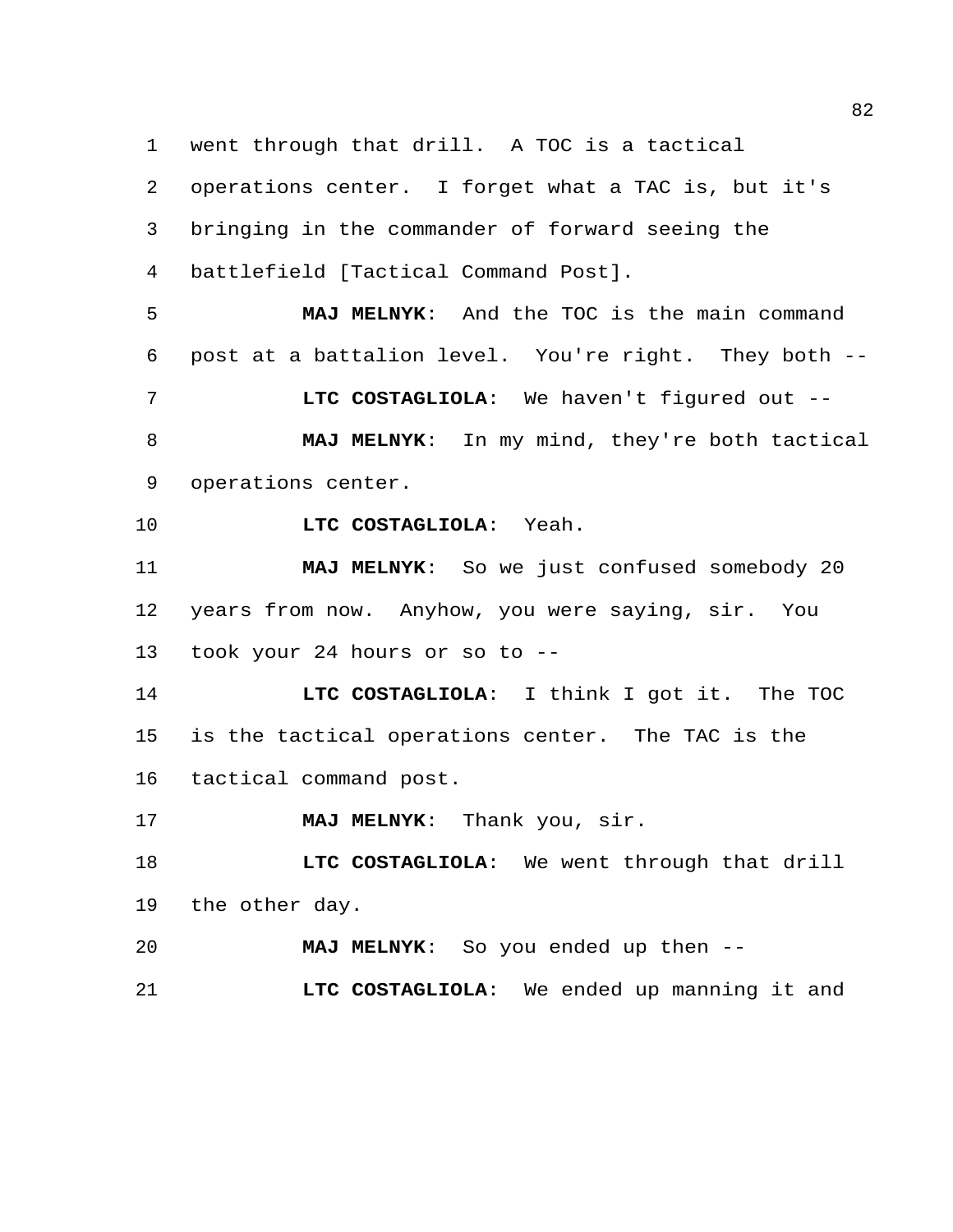went through that drill. A TOC is a tactical operations center. I forget what a TAC is, but it's bringing in the commander of forward seeing the battlefield [Tactical Command Post].

**MAJ MELNYK**: And the TOC is the main command post at a battalion level. You're right. They both --

**LTC COSTAGLIOLA**: We haven't figured out --

**MAJ MELNYK**: In my mind, they're both tactical operations center.

**LTC COSTAGLIOLA**: Yeah.

**MAJ MELNYK**: So we just confused somebody 20 years from now. Anyhow, you were saying, sir. You took your 24 hours or so to --

**LTC COSTAGLIOLA**: I think I got it. The TOC is the tactical operations center. The TAC is the tactical command post.

**MAJ MELNYK**: Thank you, sir.

**LTC COSTAGLIOLA**: We went through that drill the other day.

**MAJ MELNYK**: So you ended up then --

**LTC COSTAGLIOLA**: We ended up manning it and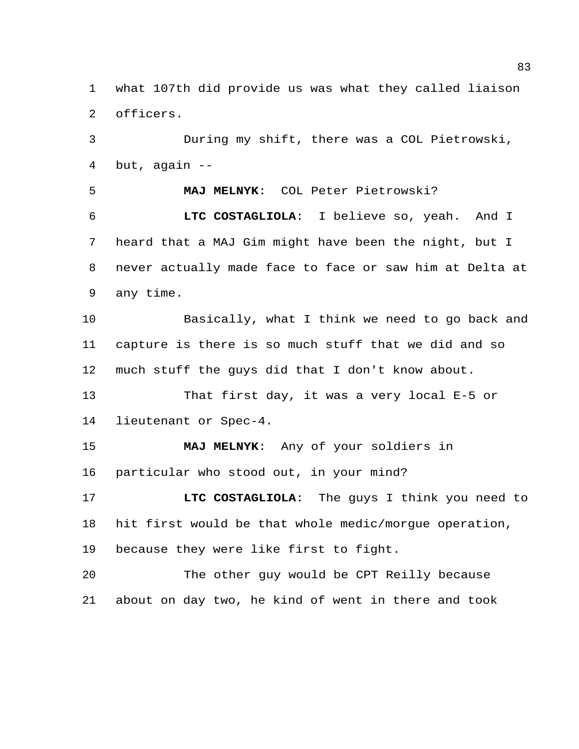what 107th did provide us was what they called liaison officers.

During my shift, there was a COL Pietrowski, but, again --

**MAJ MELNYK**: COL Peter Pietrowski?

**LTC COSTAGLIOLA**: I believe so, yeah. And I heard that a MAJ Gim might have been the night, but I never actually made face to face or saw him at Delta at any time.

Basically, what I think we need to go back and capture is there is so much stuff that we did and so much stuff the guys did that I don't know about.

That first day, it was a very local E-5 or lieutenant or Spec-4.

**MAJ MELNYK**: Any of your soldiers in particular who stood out, in your mind?

**LTC COSTAGLIOLA**: The guys I think you need to hit first would be that whole medic/morgue operation, because they were like first to fight.

The other guy would be CPT Reilly because about on day two, he kind of went in there and took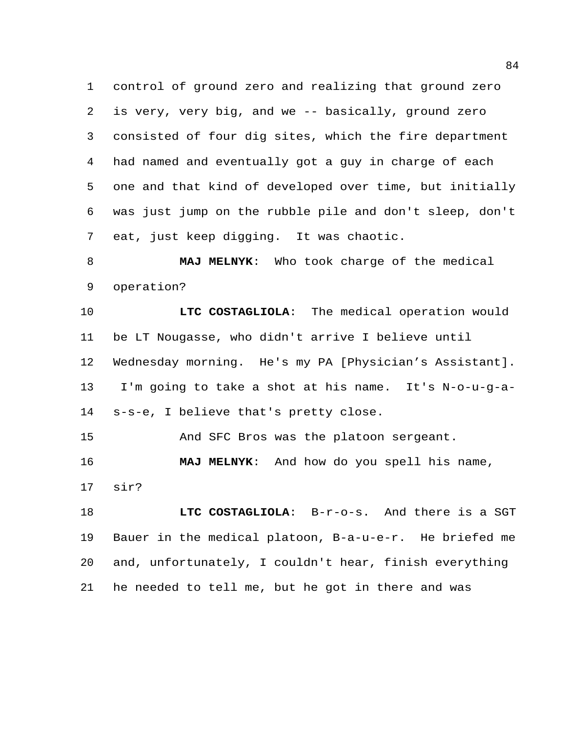control of ground zero and realizing that ground zero is very, very big, and we -- basically, ground zero consisted of four dig sites, which the fire department had named and eventually got a guy in charge of each one and that kind of developed over time, but initially was just jump on the rubble pile and don't sleep, don't eat, just keep digging. It was chaotic.

**MAJ MELNYK**: Who took charge of the medical operation?

**LTC COSTAGLIOLA**: The medical operation would be LT Nougasse, who didn't arrive I believe until Wednesday morning. He's my PA [Physician's Assistant]. I'm going to take a shot at his name. It's N-o-u-g-a-s-s-e, I believe that's pretty close.

And SFC Bros was the platoon sergeant.

**MAJ MELNYK**: And how do you spell his name, sir?

**LTC COSTAGLIOLA**: B-r-o-s. And there is a SGT Bauer in the medical platoon, B-a-u-e-r. He briefed me and, unfortunately, I couldn't hear, finish everything he needed to tell me, but he got in there and was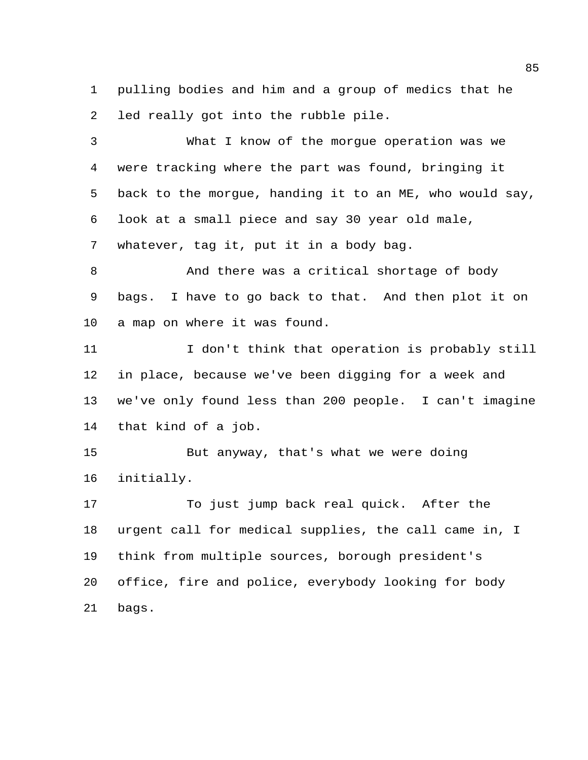pulling bodies and him and a group of medics that he led really got into the rubble pile.

What I know of the morgue operation was we were tracking where the part was found, bringing it back to the morgue, handing it to an ME, who would say, look at a small piece and say 30 year old male, whatever, tag it, put it in a body bag.

And there was a critical shortage of body bags. I have to go back to that. And then plot it on a map on where it was found.

I don't think that operation is probably still in place, because we've been digging for a week and we've only found less than 200 people. I can't imagine that kind of a job.

But anyway, that's what we were doing initially.

To just jump back real quick. After the urgent call for medical supplies, the call came in, I think from multiple sources, borough president's office, fire and police, everybody looking for body bags.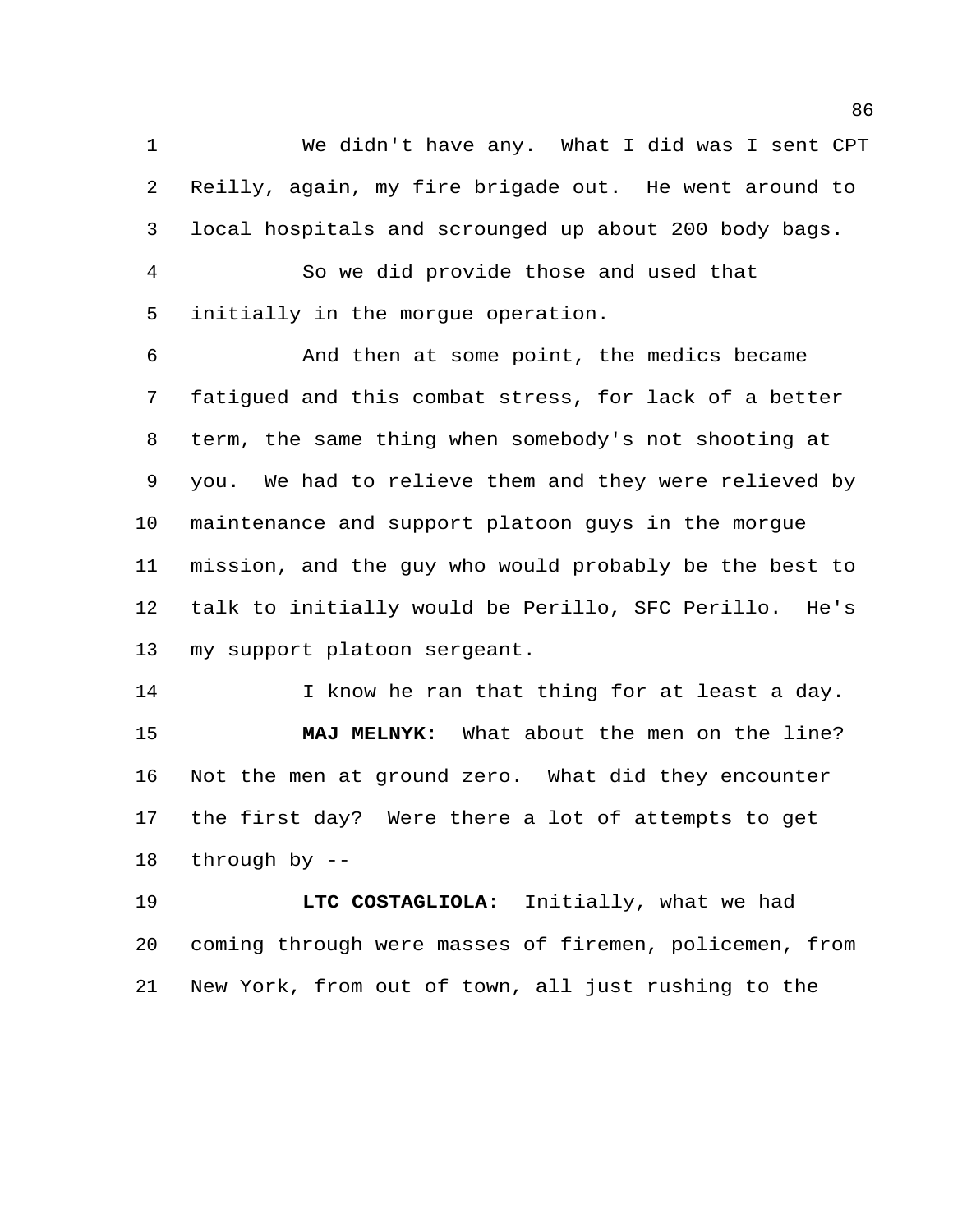We didn't have any. What I did was I sent CPT Reilly, again, my fire brigade out. He went around to local hospitals and scrounged up about 200 body bags.

So we did provide those and used that initially in the morgue operation.

And then at some point, the medics became fatigued and this combat stress, for lack of a better term, the same thing when somebody's not shooting at you. We had to relieve them and they were relieved by maintenance and support platoon guys in the morgue mission, and the guy who would probably be the best to talk to initially would be Perillo, SFC Perillo. He's my support platoon sergeant.

I know he ran that thing for at least a day.

**MAJ MELNYK**: What about the men on the line? Not the men at ground zero. What did they encounter the first day? Were there a lot of attempts to get through by --

**LTC COSTAGLIOLA**: Initially, what we had coming through were masses of firemen, policemen, from New York, from out of town, all just rushing to the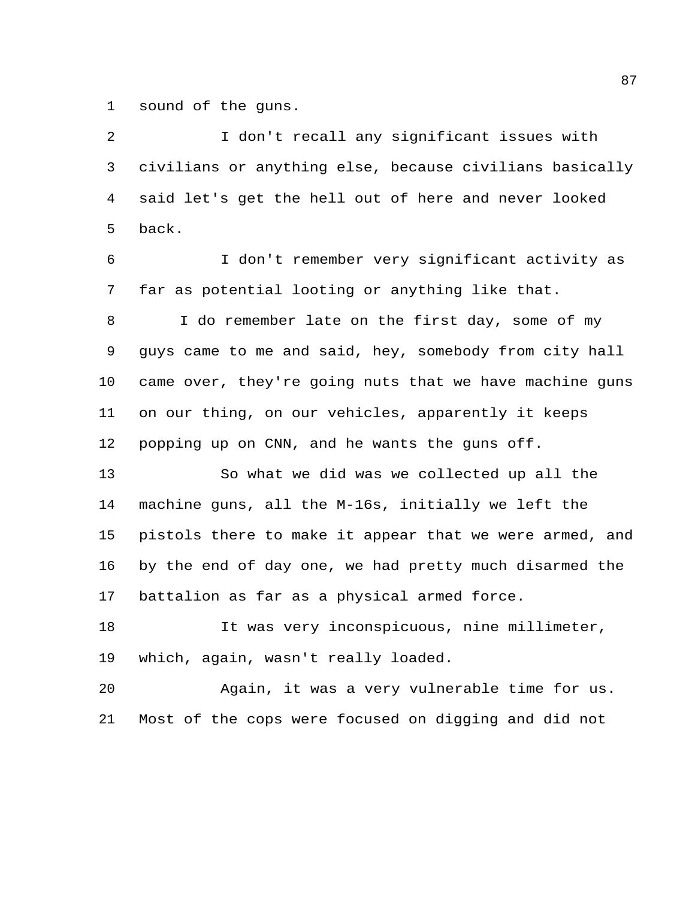sound of the guns.

I don't recall any significant issues with civilians or anything else, because civilians basically said let's get the hell out of here and never looked back.

I don't remember very significant activity as far as potential looting or anything like that.

I do remember late on the first day, some of my guys came to me and said, hey, somebody from city hall came over, they're going nuts that we have machine guns on our thing, on our vehicles, apparently it keeps popping up on CNN, and he wants the guns off.

So what we did was we collected up all the machine guns, all the M-16s, initially we left the pistols there to make it appear that we were armed, and by the end of day one, we had pretty much disarmed the battalion as far as a physical armed force.

It was very inconspicuous, nine millimeter, which, again, wasn't really loaded.

Again, it was a very vulnerable time for us. Most of the cops were focused on digging and did not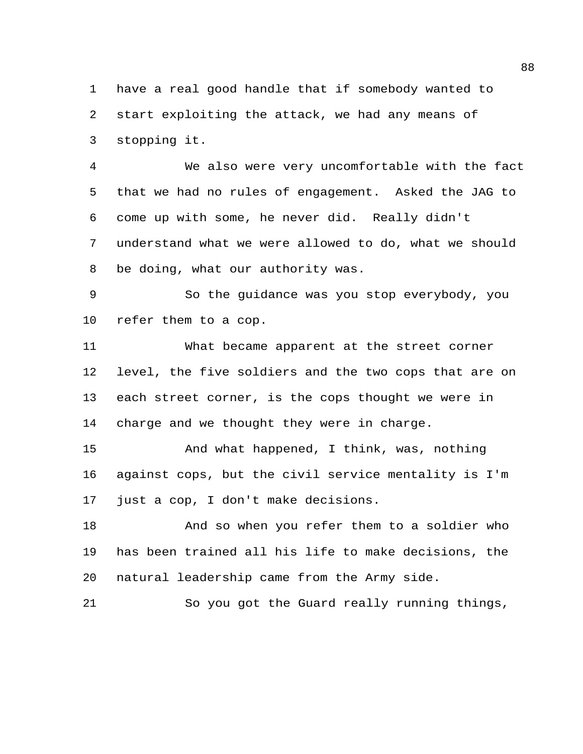have a real good handle that if somebody wanted to start exploiting the attack, we had any means of stopping it.

We also were very uncomfortable with the fact that we had no rules of engagement. Asked the JAG to come up with some, he never did. Really didn't understand what we were allowed to do, what we should be doing, what our authority was.

So the guidance was you stop everybody, you refer them to a cop.

What became apparent at the street corner level, the five soldiers and the two cops that are on each street corner, is the cops thought we were in charge and we thought they were in charge.

And what happened, I think, was, nothing against cops, but the civil service mentality is I'm just a cop, I don't make decisions.

And so when you refer them to a soldier who has been trained all his life to make decisions, the natural leadership came from the Army side.

So you got the Guard really running things,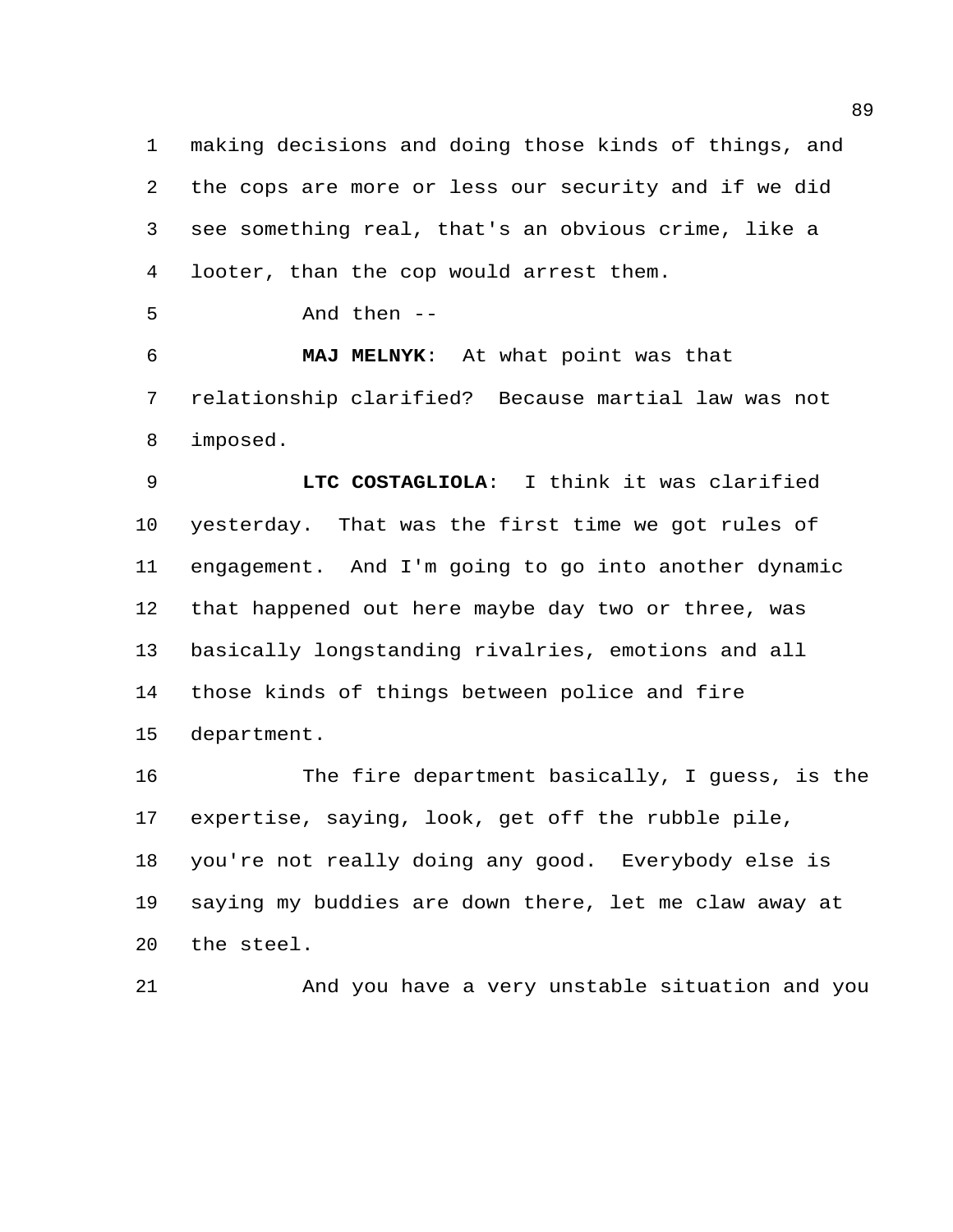making decisions and doing those kinds of things, and the cops are more or less our security and if we did see something real, that's an obvious crime, like a looter, than the cop would arrest them.

And then --

**MAJ MELNYK**: At what point was that relationship clarified? Because martial law was not imposed.

**LTC COSTAGLIOLA**: I think it was clarified yesterday. That was the first time we got rules of engagement. And I'm going to go into another dynamic that happened out here maybe day two or three, was basically longstanding rivalries, emotions and all those kinds of things between police and fire department.

The fire department basically, I guess, is the expertise, saying, look, get off the rubble pile, you're not really doing any good. Everybody else is saying my buddies are down there, let me claw away at the steel.

And you have a very unstable situation and you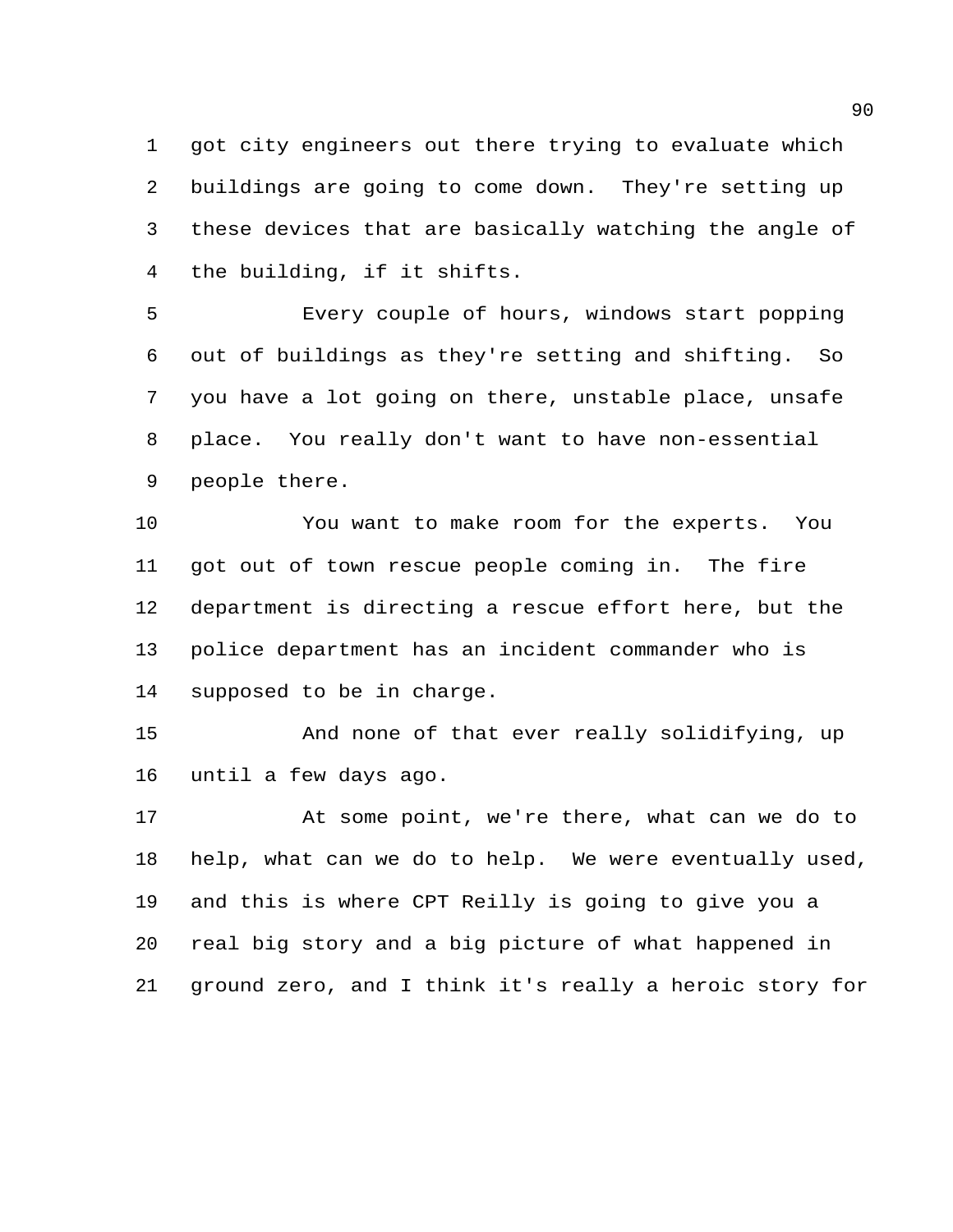got city engineers out there trying to evaluate which buildings are going to come down. They're setting up these devices that are basically watching the angle of the building, if it shifts.

Every couple of hours, windows start popping out of buildings as they're setting and shifting. So you have a lot going on there, unstable place, unsafe place. You really don't want to have non-essential people there.

You want to make room for the experts. You got out of town rescue people coming in. The fire department is directing a rescue effort here, but the police department has an incident commander who is supposed to be in charge.

And none of that ever really solidifying, up until a few days ago.

At some point, we're there, what can we do to help, what can we do to help. We were eventually used, and this is where CPT Reilly is going to give you a real big story and a big picture of what happened in ground zero, and I think it's really a heroic story for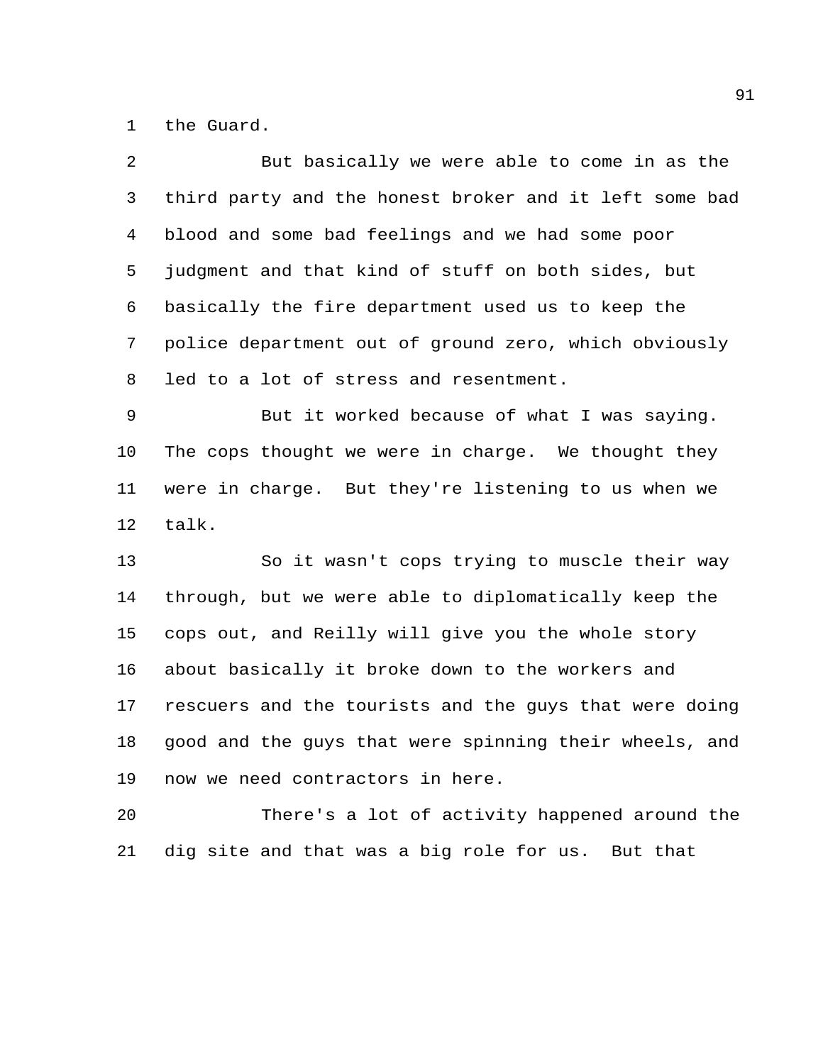the Guard.

But basically we were able to come in as the third party and the honest broker and it left some bad blood and some bad feelings and we had some poor judgment and that kind of stuff on both sides, but basically the fire department used us to keep the police department out of ground zero, which obviously led to a lot of stress and resentment.

But it worked because of what I was saying. The cops thought we were in charge. We thought they were in charge. But they're listening to us when we talk.

So it wasn't cops trying to muscle their way through, but we were able to diplomatically keep the cops out, and Reilly will give you the whole story about basically it broke down to the workers and rescuers and the tourists and the guys that were doing good and the guys that were spinning their wheels, and now we need contractors in here.

There's a lot of activity happened around the dig site and that was a big role for us. But that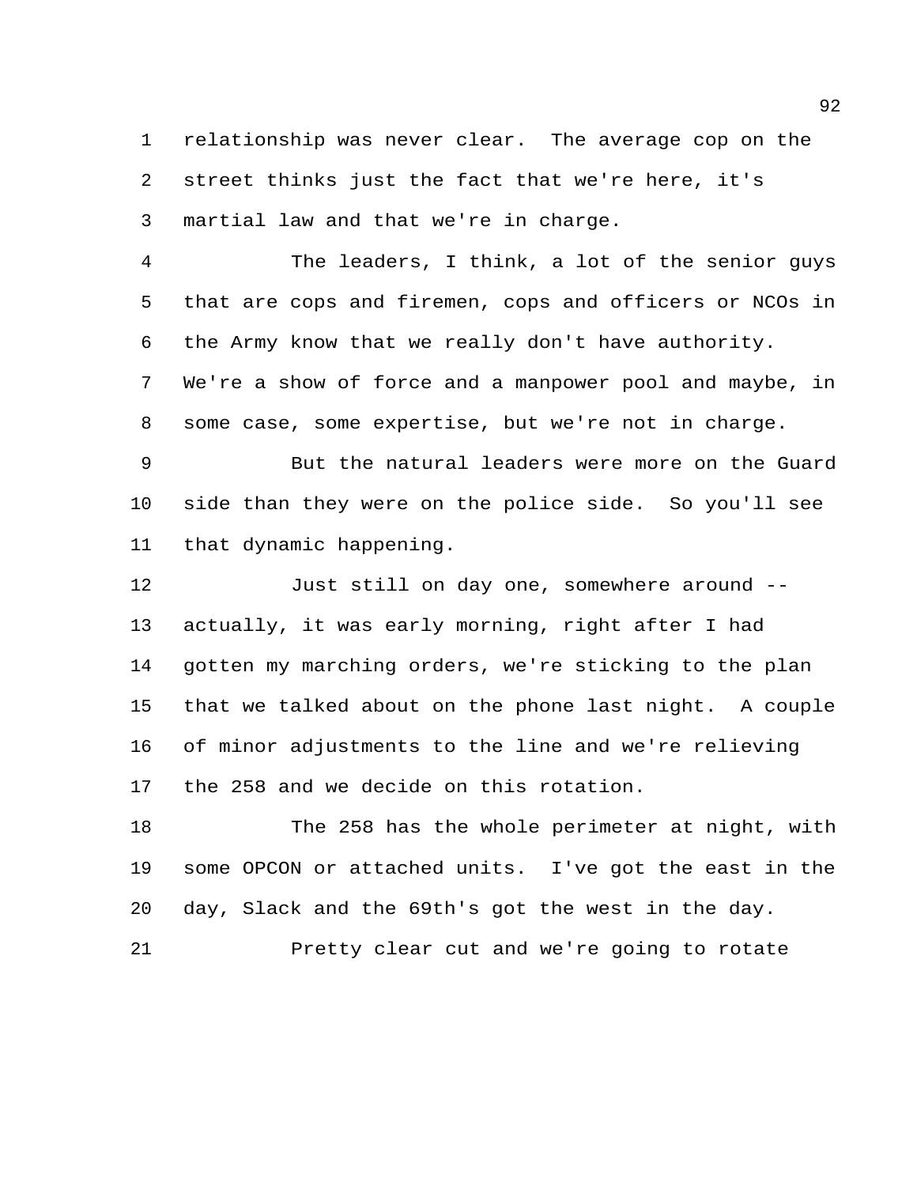relationship was never clear. The average cop on the street thinks just the fact that we're here, it's martial law and that we're in charge.

The leaders, I think, a lot of the senior guys that are cops and firemen, cops and officers or NCOs in the Army know that we really don't have authority. We're a show of force and a manpower pool and maybe, in some case, some expertise, but we're not in charge.

But the natural leaders were more on the Guard side than they were on the police side. So you'll see that dynamic happening.

Just still on day one, somewhere around -- actually, it was early morning, right after I had gotten my marching orders, we're sticking to the plan that we talked about on the phone last night. A couple of minor adjustments to the line and we're relieving the 258 and we decide on this rotation.

The 258 has the whole perimeter at night, with some OPCON or attached units. I've got the east in the day, Slack and the 69th's got the west in the day.

Pretty clear cut and we're going to rotate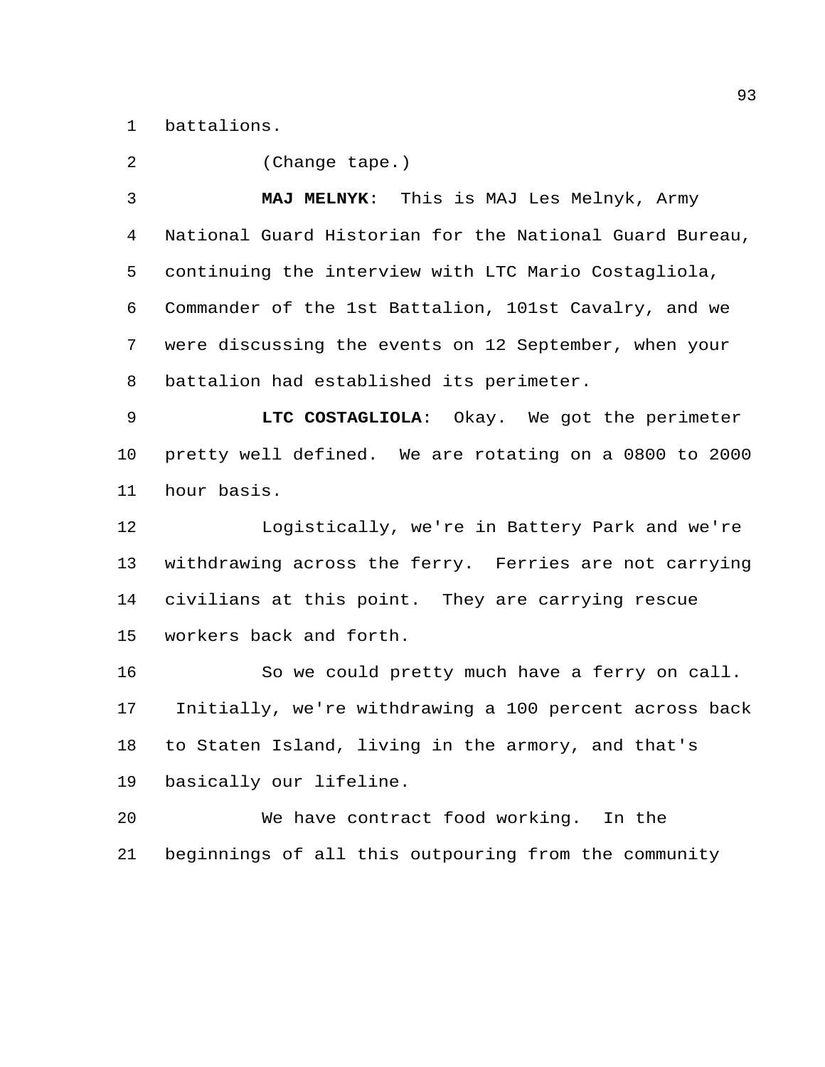battalions.

(Change tape.)

**MAJ MELNYK**: This is MAJ Les Melnyk, Army National Guard Historian for the National Guard Bureau, continuing the interview with LTC Mario Costagliola, Commander of the 1st Battalion, 101st Cavalry, and we were discussing the events on 12 September, when your battalion had established its perimeter.

**LTC COSTAGLIOLA**: Okay. We got the perimeter pretty well defined. We are rotating on a 0800 to 2000 hour basis.

Logistically, we're in Battery Park and we're withdrawing across the ferry. Ferries are not carrying civilians at this point. They are carrying rescue workers back and forth.

So we could pretty much have a ferry on call. Initially, we're withdrawing a 100 percent across back to Staten Island, living in the armory, and that's basically our lifeline.

We have contract food working. In the beginnings of all this outpouring from the community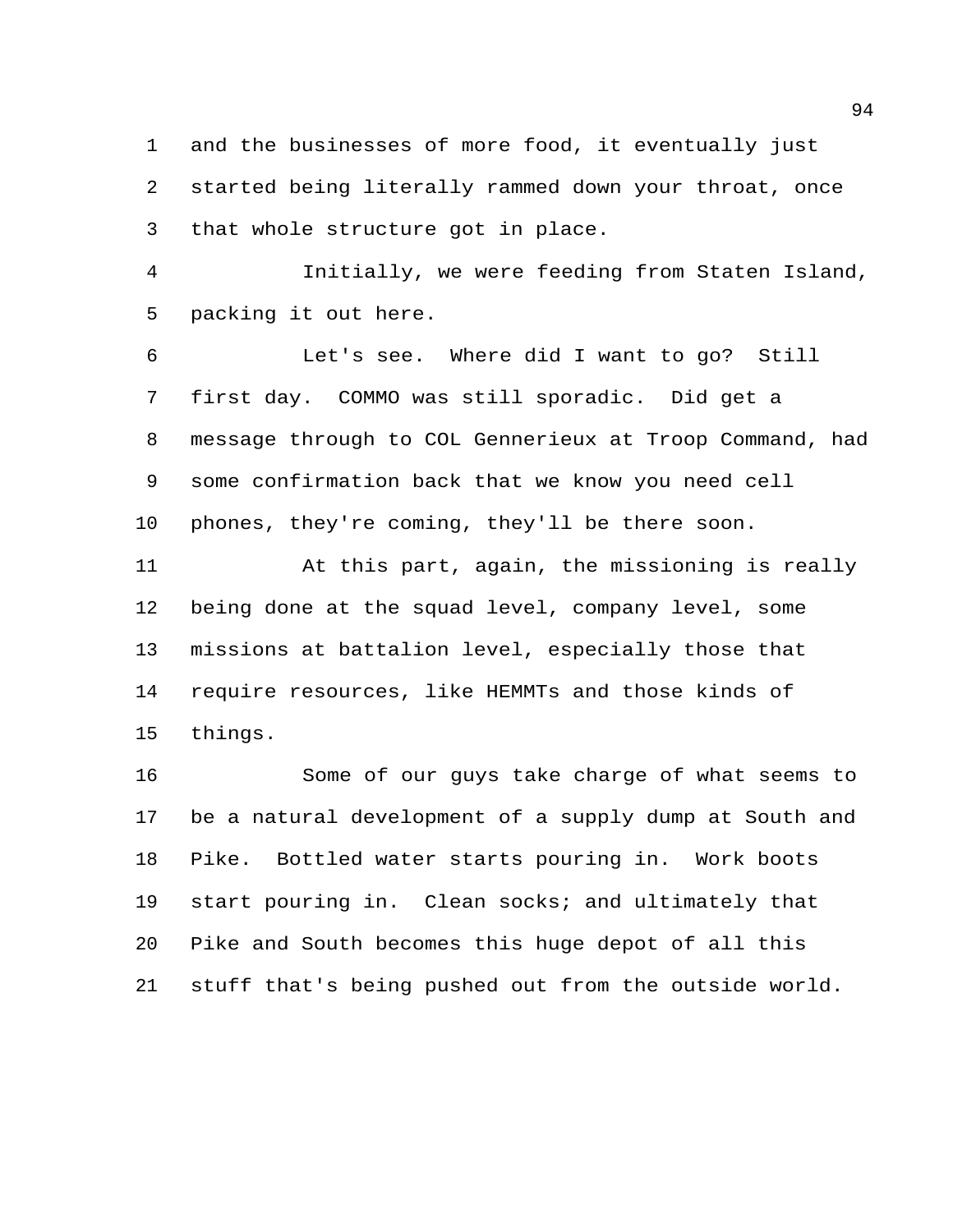and the businesses of more food, it eventually just started being literally rammed down your throat, once that whole structure got in place.

Initially, we were feeding from Staten Island, packing it out here.

Let's see. Where did I want to go? Still first day. COMMO was still sporadic. Did get a message through to COL Gennerieux at Troop Command, had some confirmation back that we know you need cell phones, they're coming, they'll be there soon.

At this part, again, the missioning is really being done at the squad level, company level, some missions at battalion level, especially those that require resources, like HEMMTs and those kinds of things.

Some of our guys take charge of what seems to be a natural development of a supply dump at South and Pike. Bottled water starts pouring in. Work boots start pouring in. Clean socks; and ultimately that Pike and South becomes this huge depot of all this stuff that's being pushed out from the outside world.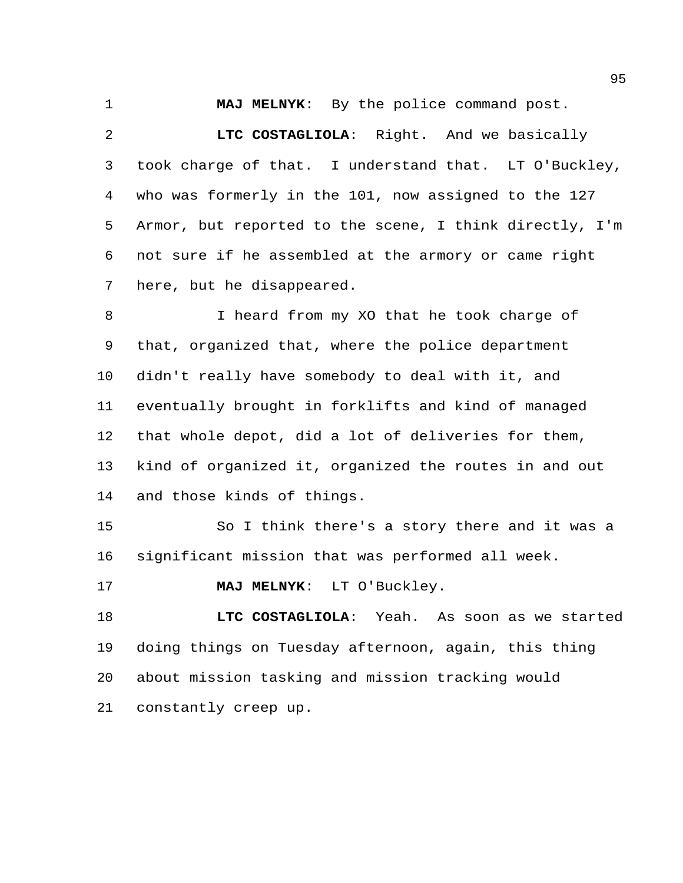**MAJ MELNYK**: By the police command post.

**LTC COSTAGLIOLA**: Right. And we basically took charge of that. I understand that. LT O'Buckley, who was formerly in the 101, now assigned to the 127 Armor, but reported to the scene, I think directly, I'm not sure if he assembled at the armory or came right here, but he disappeared.

I heard from my XO that he took charge of that, organized that, where the police department didn't really have somebody to deal with it, and eventually brought in forklifts and kind of managed that whole depot, did a lot of deliveries for them, kind of organized it, organized the routes in and out and those kinds of things.

So I think there's a story there and it was a significant mission that was performed all week.

**MAJ MELNYK**: LT O'Buckley.

**LTC COSTAGLIOLA**: Yeah. As soon as we started doing things on Tuesday afternoon, again, this thing about mission tasking and mission tracking would constantly creep up.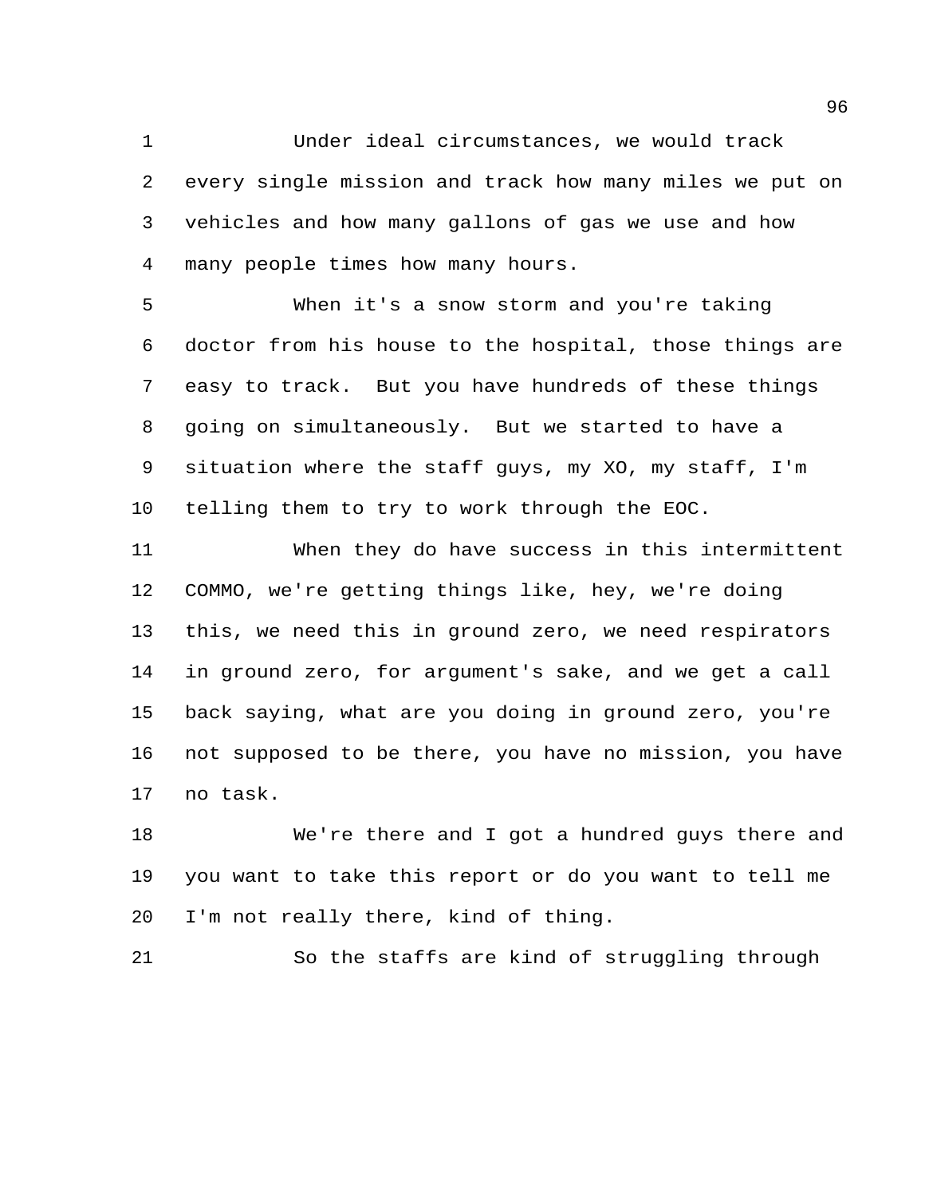Under ideal circumstances, we would track every single mission and track how many miles we put on vehicles and how many gallons of gas we use and how many people times how many hours.

When it's a snow storm and you're taking doctor from his house to the hospital, those things are easy to track. But you have hundreds of these things going on simultaneously. But we started to have a situation where the staff guys, my XO, my staff, I'm telling them to try to work through the EOC.

When they do have success in this intermittent COMMO, we're getting things like, hey, we're doing this, we need this in ground zero, we need respirators in ground zero, for argument's sake, and we get a call back saying, what are you doing in ground zero, you're not supposed to be there, you have no mission, you have no task.

We're there and I got a hundred guys there and you want to take this report or do you want to tell me I'm not really there, kind of thing.

So the staffs are kind of struggling through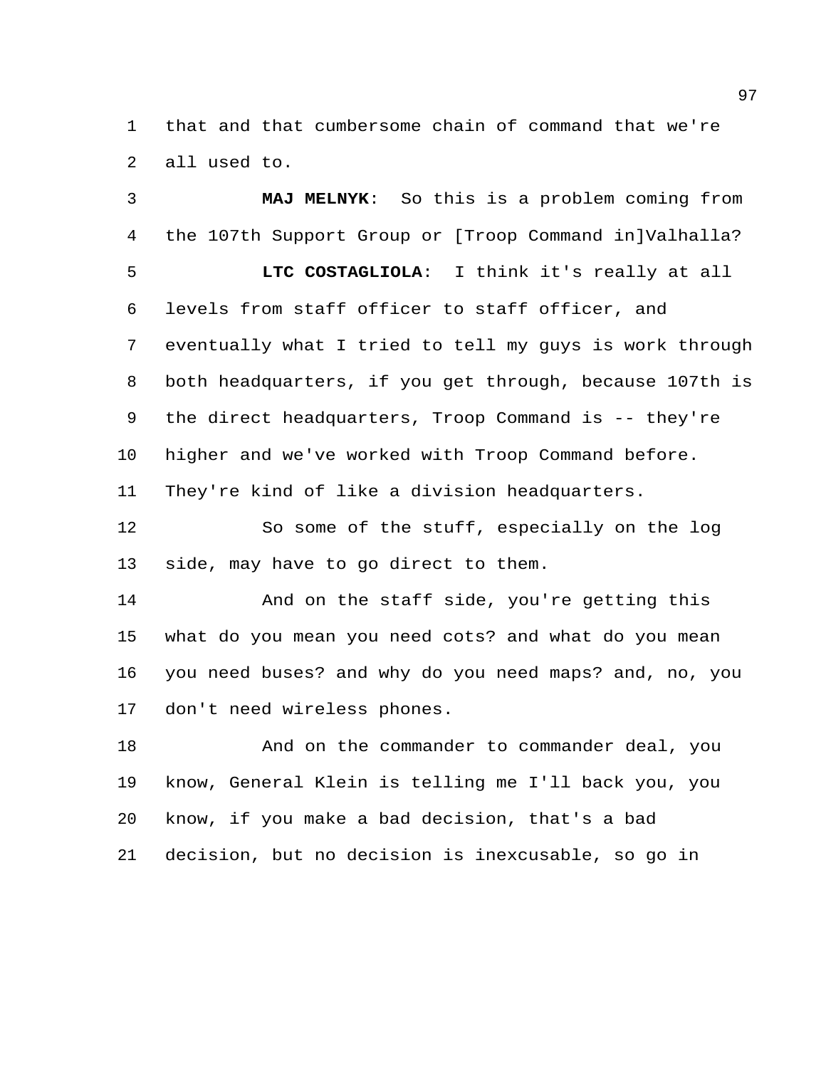that and that cumbersome chain of command that we're all used to.

**MAJ MELNYK**: So this is a problem coming from the 107th Support Group or [Troop Command in]Valhalla?

**LTC COSTAGLIOLA**: I think it's really at all levels from staff officer to staff officer, and eventually what I tried to tell my guys is work through both headquarters, if you get through, because 107th is the direct headquarters, Troop Command is -- they're higher and we've worked with Troop Command before. They're kind of like a division headquarters.

So some of the stuff, especially on the log side, may have to go direct to them.

And on the staff side, you're getting this what do you mean you need cots? and what do you mean you need buses? and why do you need maps? and, no, you don't need wireless phones.

And on the commander to commander deal, you know, General Klein is telling me I'll back you, you know, if you make a bad decision, that's a bad decision, but no decision is inexcusable, so go in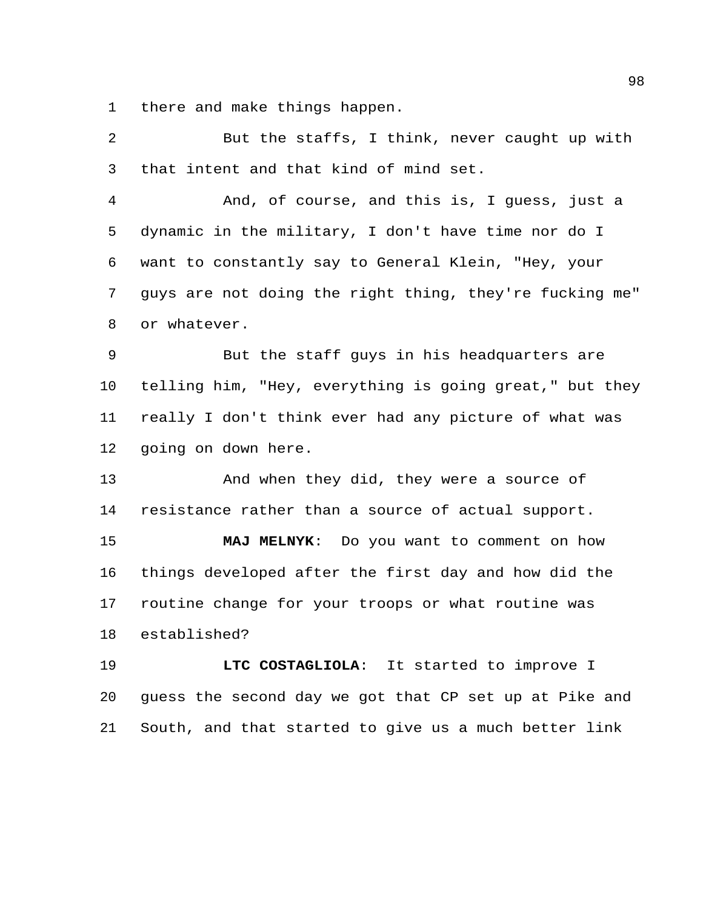there and make things happen.

But the staffs, I think, never caught up with that intent and that kind of mind set.

And, of course, and this is, I guess, just a dynamic in the military, I don't have time nor do I want to constantly say to General Klein, "Hey, your guys are not doing the right thing, they're fucking me" or whatever.

But the staff guys in his headquarters are telling him, "Hey, everything is going great," but they really I don't think ever had any picture of what was going on down here.

And when they did, they were a source of resistance rather than a source of actual support.

**MAJ MELNYK**: Do you want to comment on how things developed after the first day and how did the routine change for your troops or what routine was established?

**LTC COSTAGLIOLA**: It started to improve I guess the second day we got that CP set up at Pike and South, and that started to give us a much better link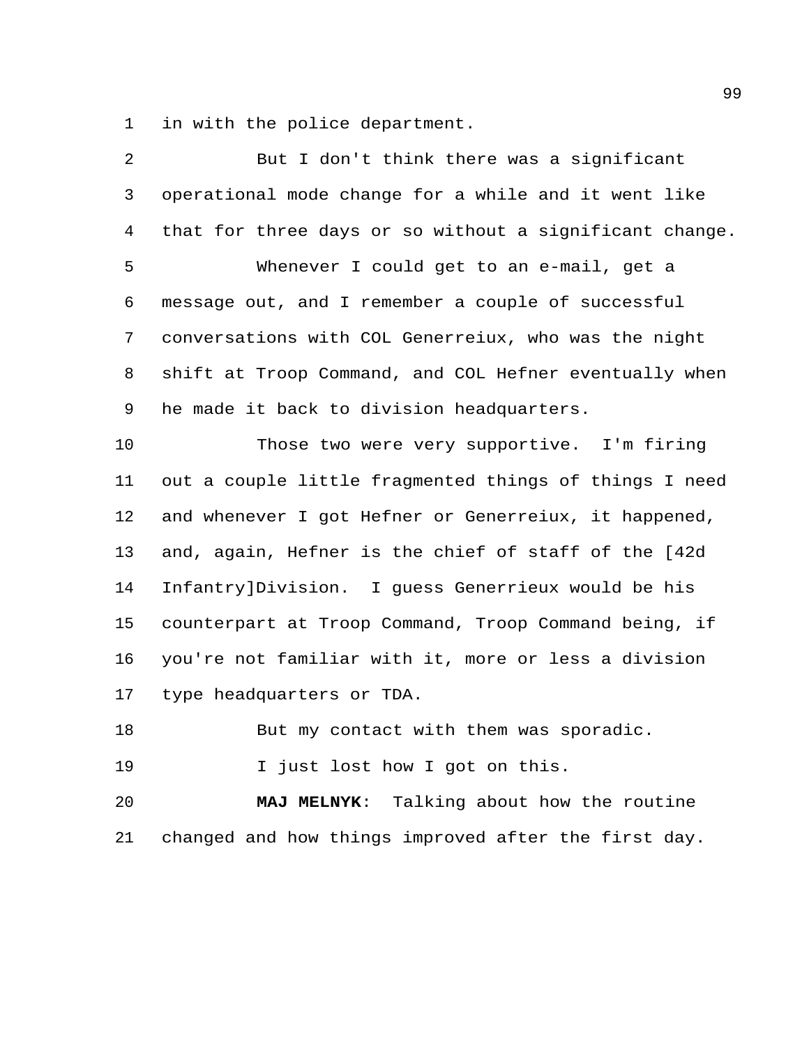in with the police department.

But I don't think there was a significant operational mode change for a while and it went like that for three days or so without a significant change.

Whenever I could get to an e-mail, get a message out, and I remember a couple of successful conversations with COL Generreiux, who was the night shift at Troop Command, and COL Hefner eventually when he made it back to division headquarters.

Those two were very supportive. I'm firing out a couple little fragmented things of things I need and whenever I got Hefner or Generreiux, it happened, and, again, Hefner is the chief of staff of the [42d Infantry]Division. I guess Generrieux would be his counterpart at Troop Command, Troop Command being, if you're not familiar with it, more or less a division type headquarters or TDA.

But my contact with them was sporadic.

I just lost how I got on this.

**MAJ MELNYK**: Talking about how the routine changed and how things improved after the first day.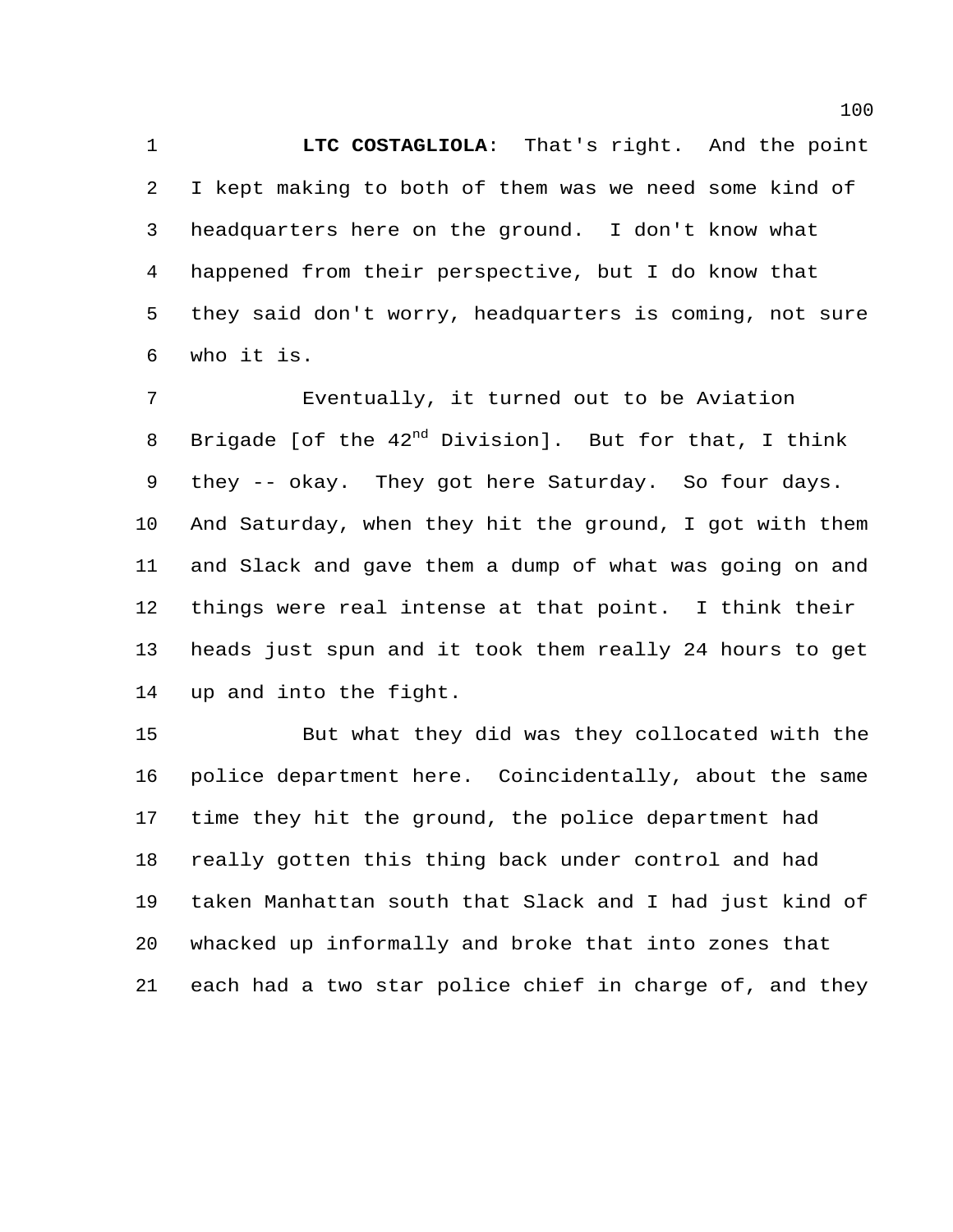**LTC COSTAGLIOLA**: That's right. And the point I kept making to both of them was we need some kind of headquarters here on the ground. I don't know what happened from their perspective, but I do know that they said don't worry, headquarters is coming, not sure who it is.

Eventually, it turned out to be Aviation Brigade [of the 42nd Division]. But for that, I think they -- okay. They got here Saturday. So four days. And Saturday, when they hit the ground, I got with them and Slack and gave them a dump of what was going on and things were real intense at that point. I think their heads just spun and it took them really 24 hours to get up and into the fight.

But what they did was they collocated with the police department here. Coincidentally, about the same time they hit the ground, the police department had really gotten this thing back under control and had taken Manhattan south that Slack and I had just kind of whacked up informally and broke that into zones that each had a two star police chief in charge of, and they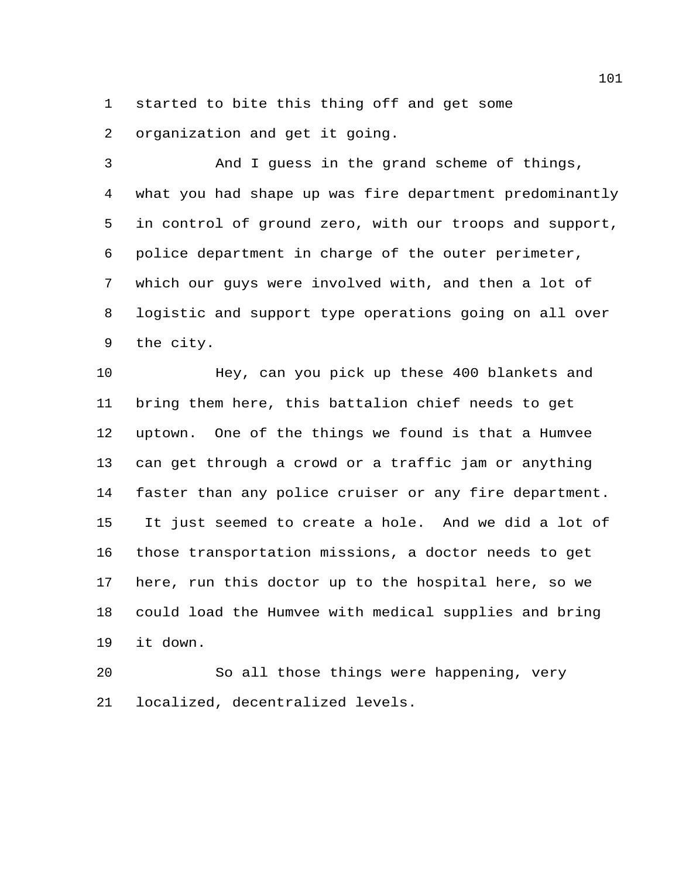started to bite this thing off and get some organization and get it going.

And I guess in the grand scheme of things, what you had shape up was fire department predominantly in control of ground zero, with our troops and support, police department in charge of the outer perimeter, which our guys were involved with, and then a lot of logistic and support type operations going on all over the city.

Hey, can you pick up these 400 blankets and bring them here, this battalion chief needs to get uptown. One of the things we found is that a Humvee can get through a crowd or a traffic jam or anything faster than any police cruiser or any fire department. It just seemed to create a hole. And we did a lot of those transportation missions, a doctor needs to get here, run this doctor up to the hospital here, so we could load the Humvee with medical supplies and bring it down.

So all those things were happening, very localized, decentralized levels.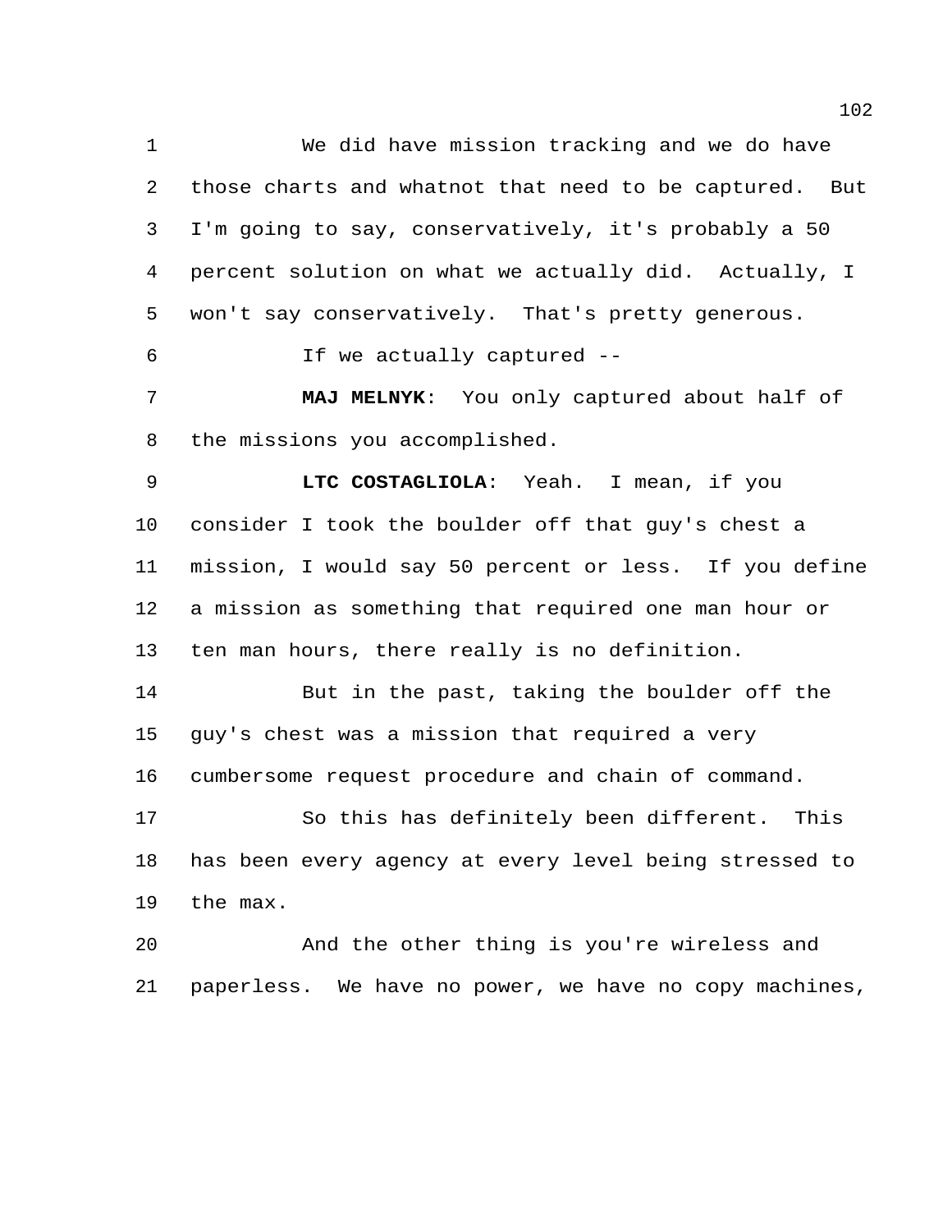We did have mission tracking and we do have those charts and whatnot that need to be captured. But I'm going to say, conservatively, it's probably a 50 percent solution on what we actually did. Actually, I won't say conservatively. That's pretty generous.

If we actually captured --

**MAJ MELNYK**: You only captured about half of the missions you accomplished.

**LTC COSTAGLIOLA**: Yeah. I mean, if you consider I took the boulder off that guy's chest a mission, I would say 50 percent or less. If you define a mission as something that required one man hour or ten man hours, there really is no definition.

But in the past, taking the boulder off the guy's chest was a mission that required a very cumbersome request procedure and chain of command.

So this has definitely been different. This has been every agency at every level being stressed to the max.

And the other thing is you're wireless and paperless. We have no power, we have no copy machines,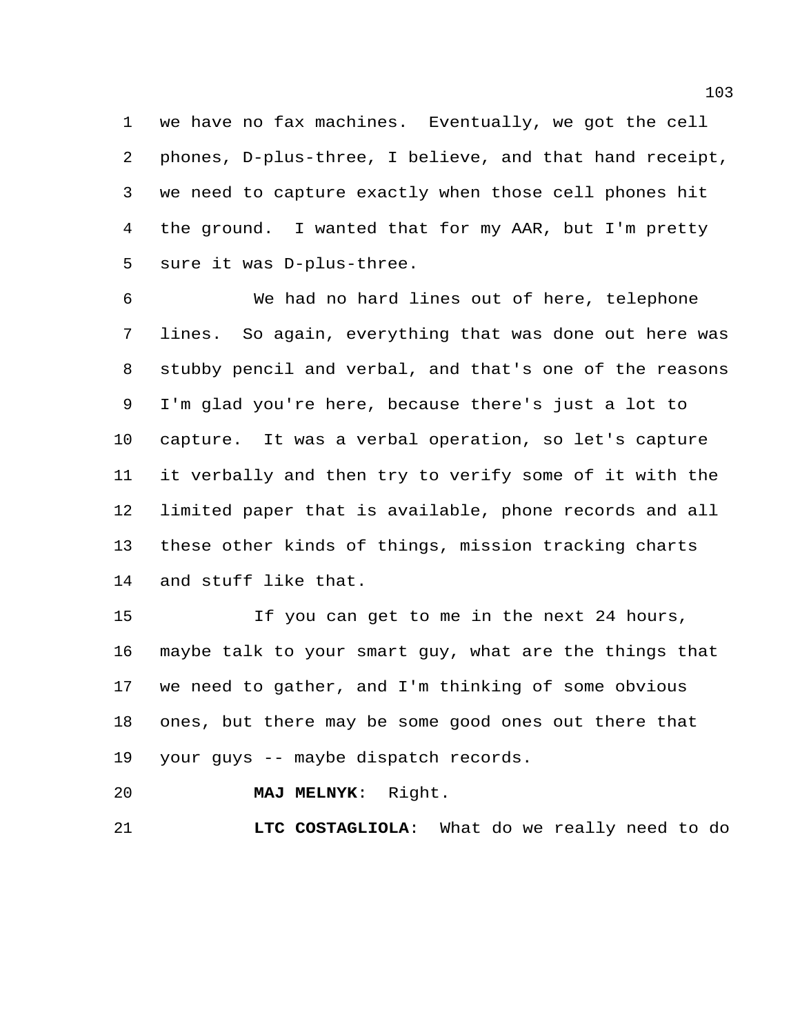we have no fax machines. Eventually, we got the cell phones, D-plus-three, I believe, and that hand receipt, we need to capture exactly when those cell phones hit the ground. I wanted that for my AAR, but I'm pretty sure it was D-plus-three.

We had no hard lines out of here, telephone lines. So again, everything that was done out here was stubby pencil and verbal, and that's one of the reasons I'm glad you're here, because there's just a lot to capture. It was a verbal operation, so let's capture it verbally and then try to verify some of it with the limited paper that is available, phone records and all these other kinds of things, mission tracking charts and stuff like that.

If you can get to me in the next 24 hours, maybe talk to your smart guy, what are the things that we need to gather, and I'm thinking of some obvious ones, but there may be some good ones out there that your guys -- maybe dispatch records.

**MAJ MELNYK**: Right.

**LTC COSTAGLIOLA**: What do we really need to do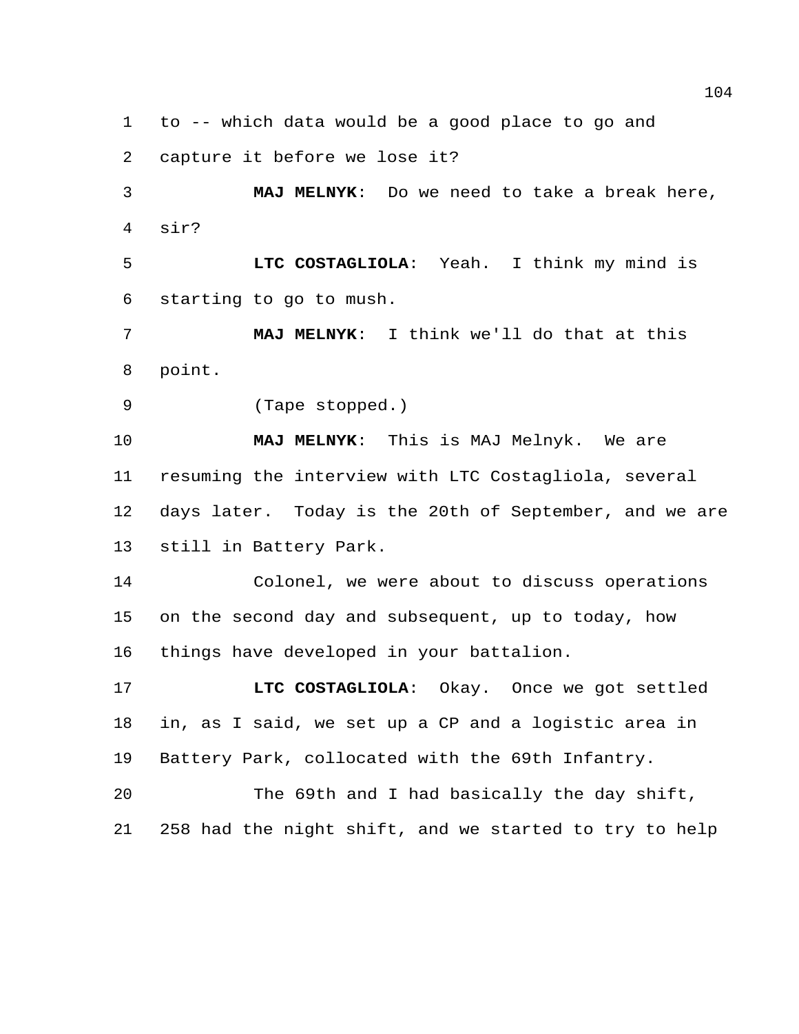to -- which data would be a good place to go and capture it before we lose it?

**MAJ MELNYK**: Do we need to take a break here, sir?

**LTC COSTAGLIOLA**: Yeah. I think my mind is starting to go to mush.

**MAJ MELNYK**: I think we'll do that at this point.

(Tape stopped.)

**MAJ MELNYK**: This is MAJ Melnyk. We are resuming the interview with LTC Costagliola, several days later. Today is the 20th of September, and we are still in Battery Park.

Colonel, we were about to discuss operations on the second day and subsequent, up to today, how things have developed in your battalion.

**LTC COSTAGLIOLA**: Okay. Once we got settled in, as I said, we set up a CP and a logistic area in Battery Park, collocated with the 69th Infantry.

The 69th and I had basically the day shift, 258 had the night shift, and we started to try to help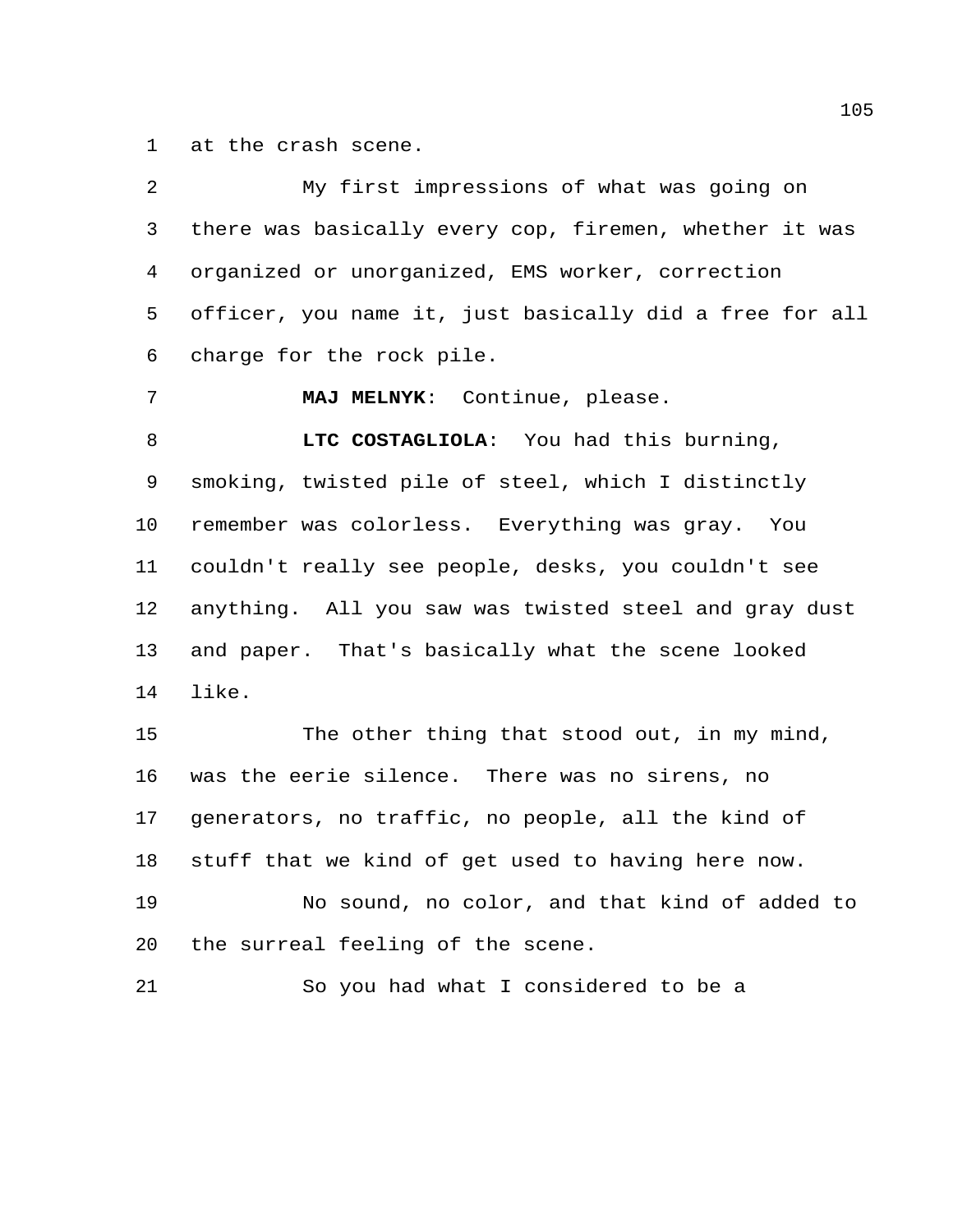at the crash scene.

My first impressions of what was going on there was basically every cop, firemen, whether it was organized or unorganized, EMS worker, correction officer, you name it, just basically did a free for all charge for the rock pile.

**MAJ MELNYK**: Continue, please.

**LTC COSTAGLIOLA**: You had this burning, smoking, twisted pile of steel, which I distinctly remember was colorless. Everything was gray. You couldn't really see people, desks, you couldn't see anything. All you saw was twisted steel and gray dust and paper. That's basically what the scene looked like.

The other thing that stood out, in my mind, was the eerie silence. There was no sirens, no generators, no traffic, no people, all the kind of stuff that we kind of get used to having here now.

No sound, no color, and that kind of added to the surreal feeling of the scene.

So you had what I considered to be a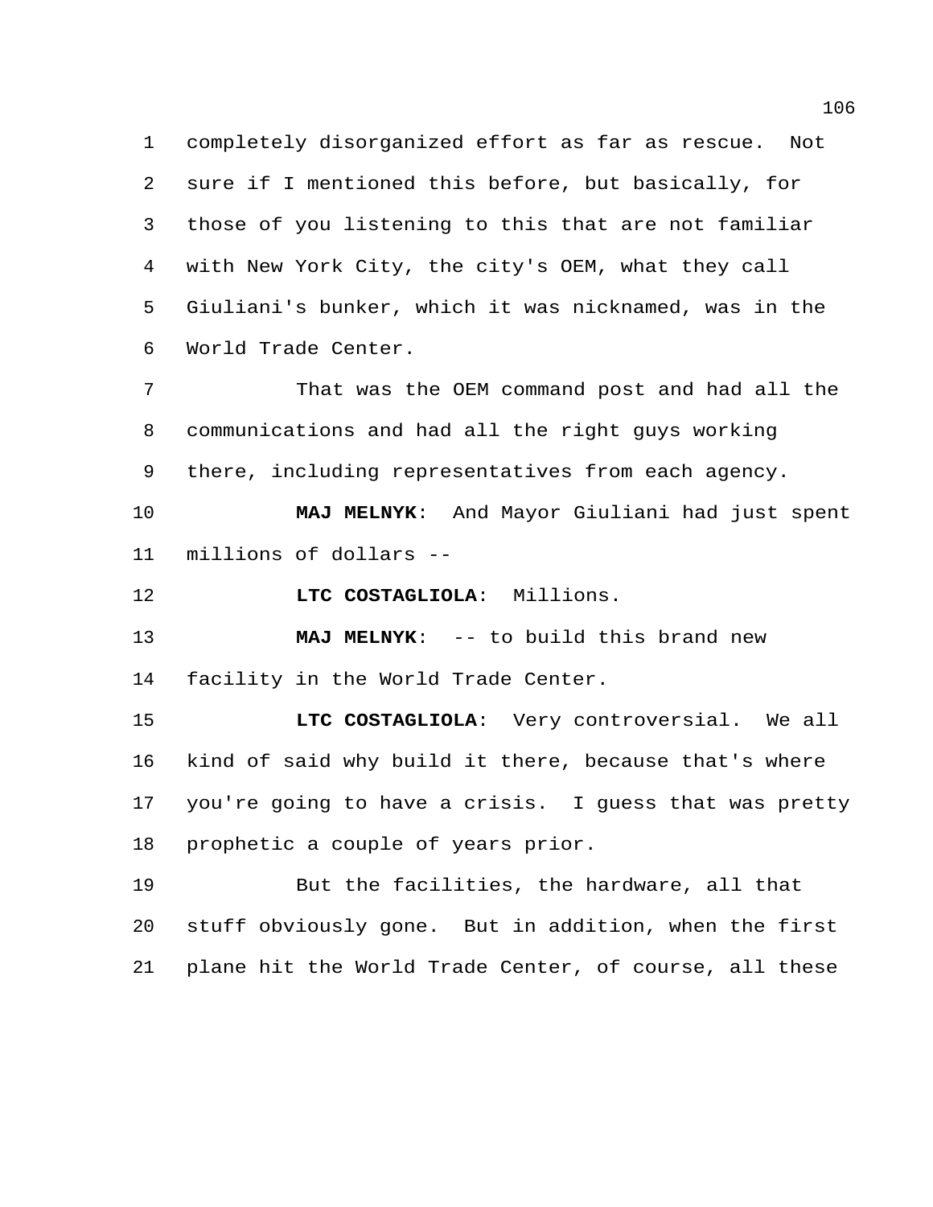completely disorganized effort as far as rescue. Not sure if I mentioned this before, but basically, for those of you listening to this that are not familiar with New York City, the city's OEM, what they call Giuliani's bunker, which it was nicknamed, was in the World Trade Center.

That was the OEM command post and had all the communications and had all the right guys working there, including representatives from each agency.

**MAJ MELNYK**: And Mayor Giuliani had just spent millions of dollars --

**LTC COSTAGLIOLA**: Millions.

**MAJ MELNYK**: -- to build this brand new facility in the World Trade Center.

**LTC COSTAGLIOLA**: Very controversial. We all kind of said why build it there, because that's where you're going to have a crisis. I guess that was pretty prophetic a couple of years prior.

But the facilities, the hardware, all that stuff obviously gone. But in addition, when the first plane hit the World Trade Center, of course, all these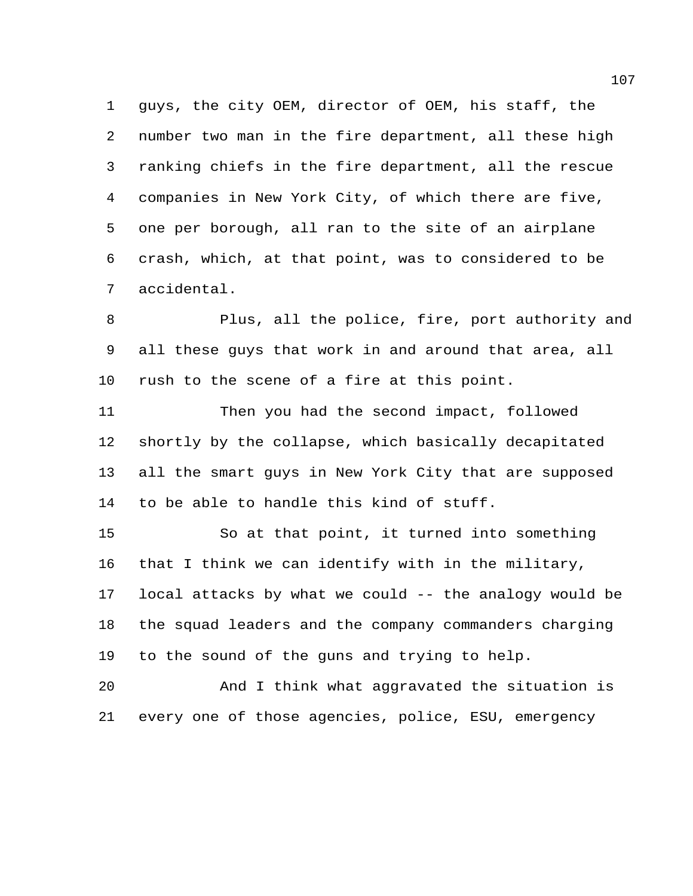guys, the city OEM, director of OEM, his staff, the number two man in the fire department, all these high ranking chiefs in the fire department, all the rescue companies in New York City, of which there are five, one per borough, all ran to the site of an airplane crash, which, at that point, was to considered to be accidental.

Plus, all the police, fire, port authority and all these guys that work in and around that area, all rush to the scene of a fire at this point.

Then you had the second impact, followed shortly by the collapse, which basically decapitated all the smart guys in New York City that are supposed to be able to handle this kind of stuff.

So at that point, it turned into something that I think we can identify with in the military, local attacks by what we could -- the analogy would be the squad leaders and the company commanders charging to the sound of the guns and trying to help.

And I think what aggravated the situation is every one of those agencies, police, ESU, emergency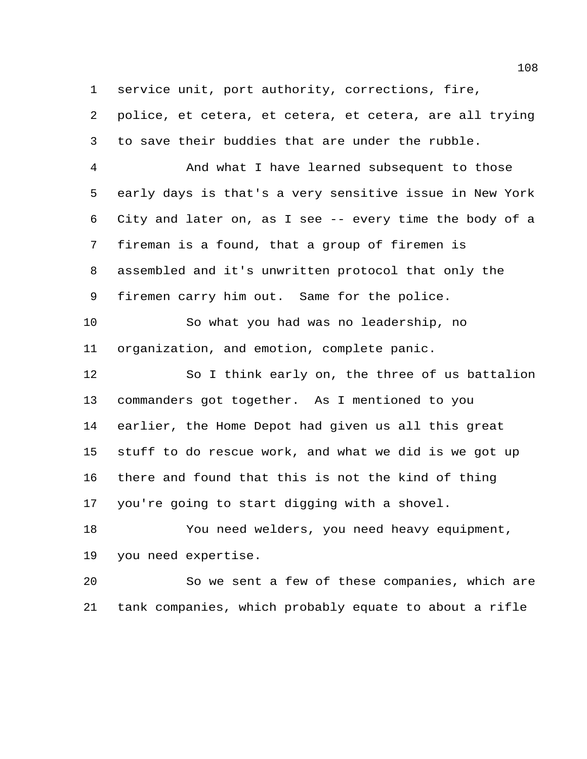service unit, port authority, corrections, fire, police, et cetera, et cetera, et cetera, are all trying to save their buddies that are under the rubble.

And what I have learned subsequent to those early days is that's a very sensitive issue in New York City and later on, as I see -- every time the body of a fireman is a found, that a group of firemen is assembled and it's unwritten protocol that only the firemen carry him out. Same for the police.

So what you had was no leadership, no organization, and emotion, complete panic.

So I think early on, the three of us battalion commanders got together. As I mentioned to you earlier, the Home Depot had given us all this great stuff to do rescue work, and what we did is we got up there and found that this is not the kind of thing you're going to start digging with a shovel.

You need welders, you need heavy equipment, you need expertise.

So we sent a few of these companies, which are tank companies, which probably equate to about a rifle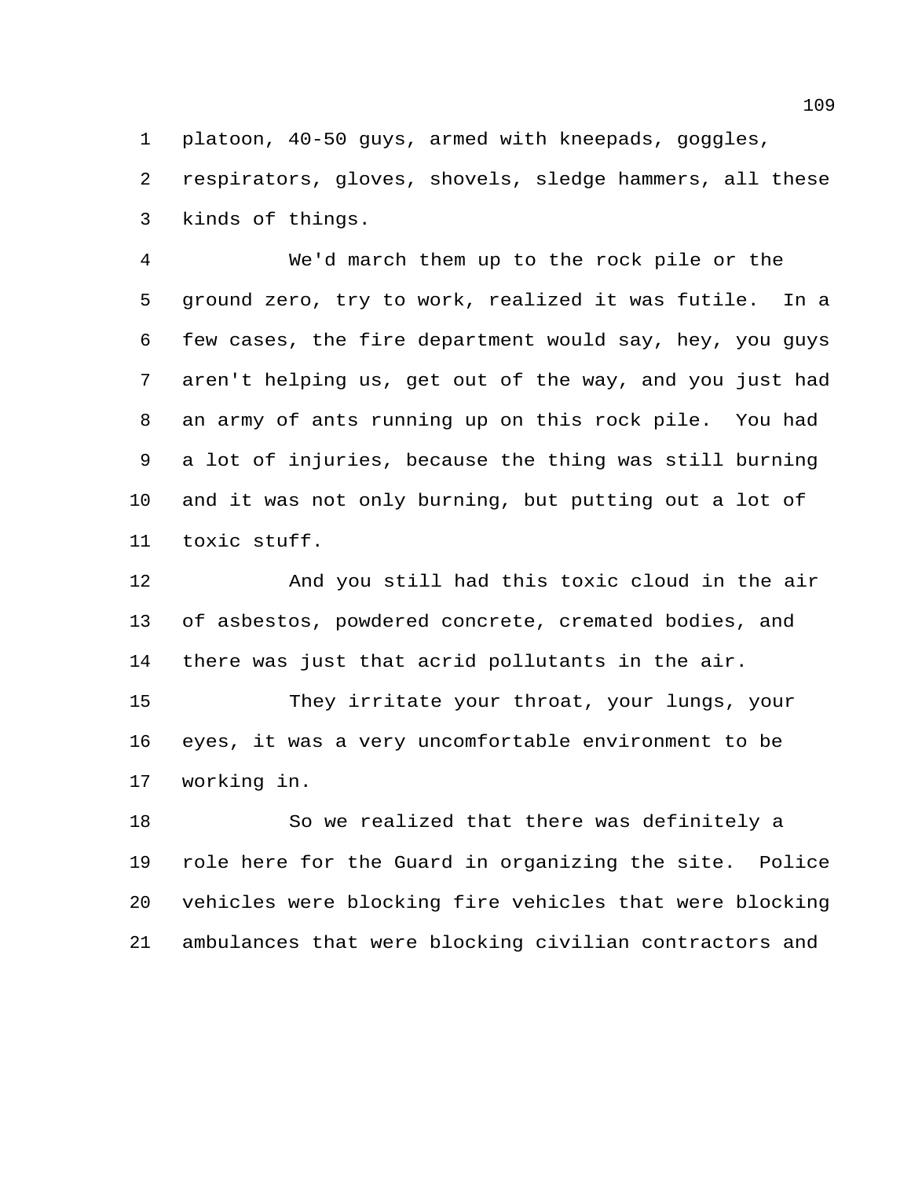platoon, 40-50 guys, armed with kneepads, goggles, respirators, gloves, shovels, sledge hammers, all these kinds of things.

We'd march them up to the rock pile or the ground zero, try to work, realized it was futile. In a few cases, the fire department would say, hey, you guys aren't helping us, get out of the way, and you just had an army of ants running up on this rock pile. You had a lot of injuries, because the thing was still burning and it was not only burning, but putting out a lot of toxic stuff.

And you still had this toxic cloud in the air of asbestos, powdered concrete, cremated bodies, and there was just that acrid pollutants in the air.

They irritate your throat, your lungs, your eyes, it was a very uncomfortable environment to be working in.

So we realized that there was definitely a role here for the Guard in organizing the site. Police vehicles were blocking fire vehicles that were blocking ambulances that were blocking civilian contractors and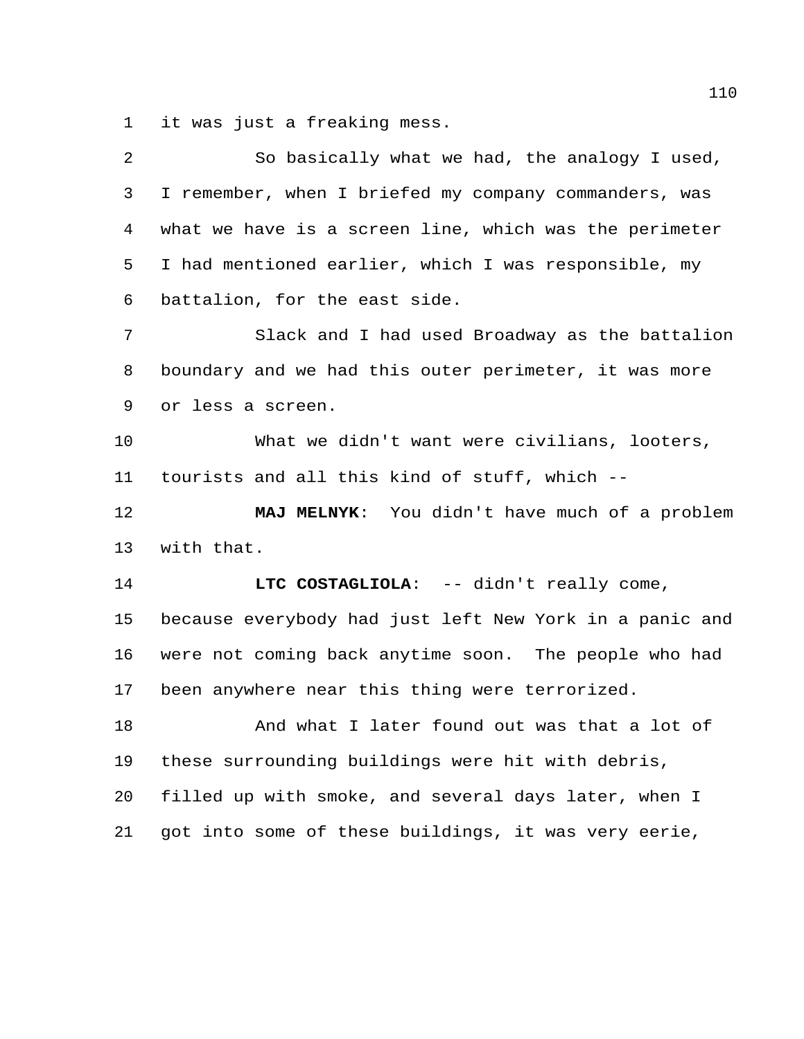it was just a freaking mess.

So basically what we had, the analogy I used, I remember, when I briefed my company commanders, was what we have is a screen line, which was the perimeter I had mentioned earlier, which I was responsible, my battalion, for the east side.

Slack and I had used Broadway as the battalion boundary and we had this outer perimeter, it was more or less a screen.

What we didn't want were civilians, looters, tourists and all this kind of stuff, which --

**MAJ MELNYK**: You didn't have much of a problem with that.

**LTC COSTAGLIOLA**: -- didn't really come, because everybody had just left New York in a panic and were not coming back anytime soon. The people who had been anywhere near this thing were terrorized.

And what I later found out was that a lot of these surrounding buildings were hit with debris, filled up with smoke, and several days later, when I got into some of these buildings, it was very eerie,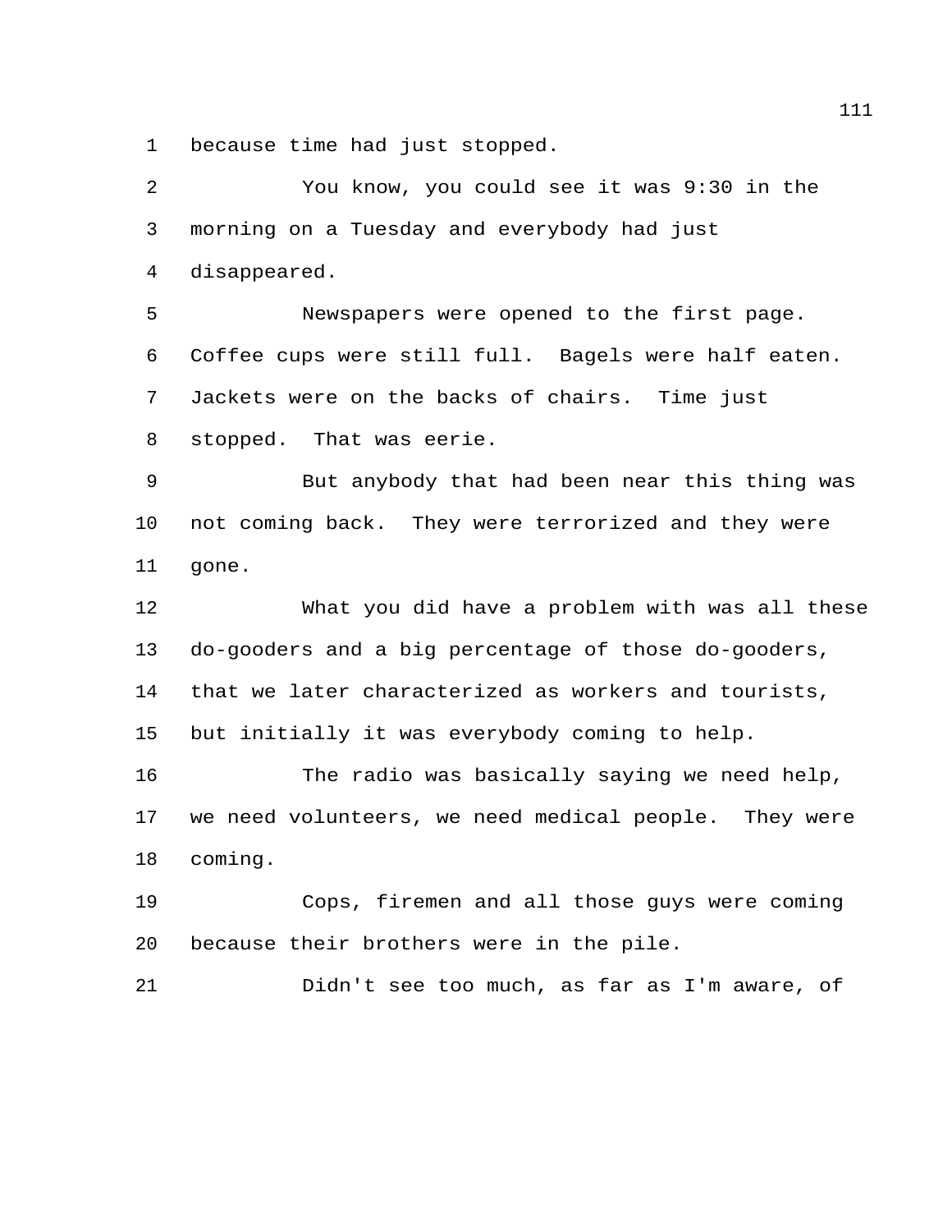because time had just stopped.

You know, you could see it was 9:30 in the morning on a Tuesday and everybody had just disappeared.

Newspapers were opened to the first page. Coffee cups were still full. Bagels were half eaten. Jackets were on the backs of chairs. Time just stopped. That was eerie.

But anybody that had been near this thing was not coming back. They were terrorized and they were gone.

What you did have a problem with was all these do-gooders and a big percentage of those do-gooders, that we later characterized as workers and tourists, but initially it was everybody coming to help.

The radio was basically saying we need help, we need volunteers, we need medical people. They were coming.

Cops, firemen and all those guys were coming because their brothers were in the pile.

Didn't see too much, as far as I'm aware, of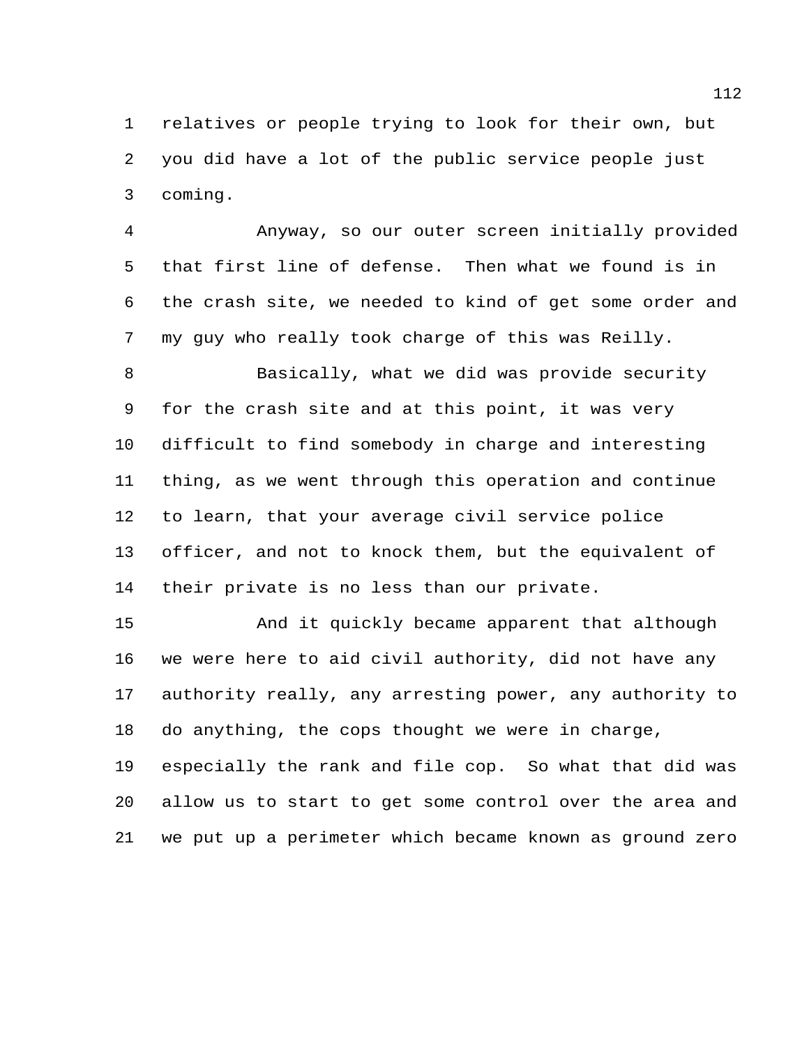relatives or people trying to look for their own, but you did have a lot of the public service people just coming.

Anyway, so our outer screen initially provided that first line of defense. Then what we found is in the crash site, we needed to kind of get some order and my guy who really took charge of this was Reilly.

Basically, what we did was provide security for the crash site and at this point, it was very difficult to find somebody in charge and interesting thing, as we went through this operation and continue to learn, that your average civil service police officer, and not to knock them, but the equivalent of their private is no less than our private.

And it quickly became apparent that although we were here to aid civil authority, did not have any authority really, any arresting power, any authority to do anything, the cops thought we were in charge, especially the rank and file cop. So what that did was allow us to start to get some control over the area and we put up a perimeter which became known as ground zero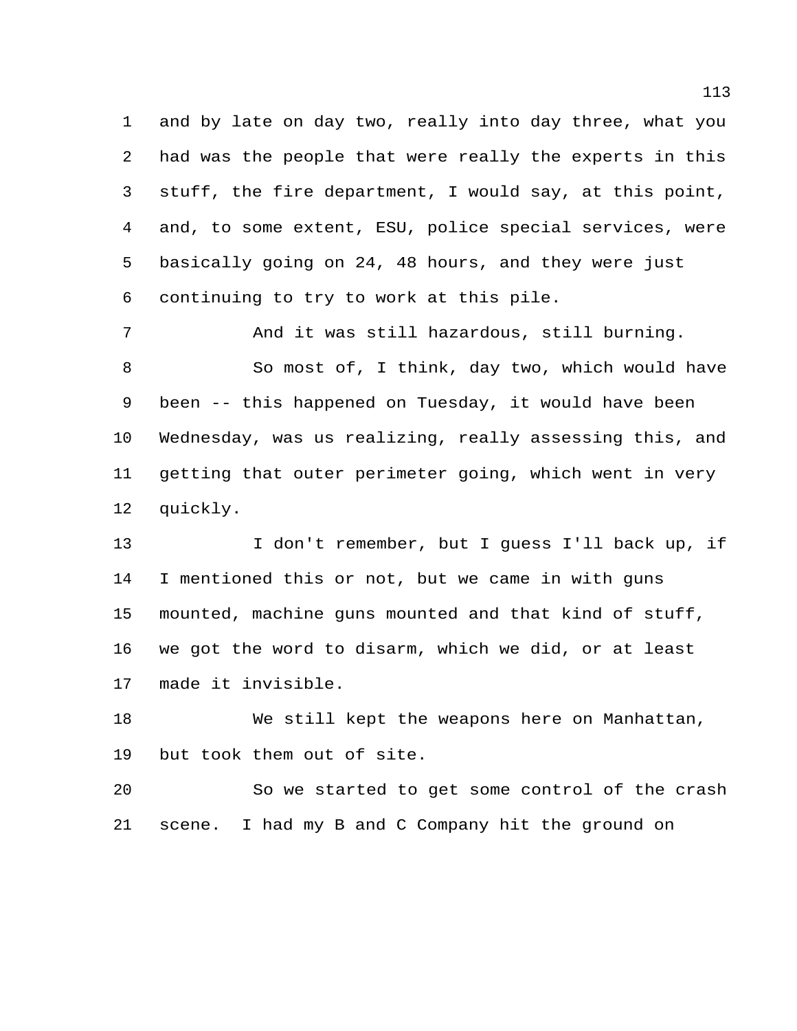and by late on day two, really into day three, what you had was the people that were really the experts in this stuff, the fire department, I would say, at this point, and, to some extent, ESU, police special services, were basically going on 24, 48 hours, and they were just continuing to try to work at this pile.

And it was still hazardous, still burning.

So most of, I think, day two, which would have been -- this happened on Tuesday, it would have been Wednesday, was us realizing, really assessing this, and getting that outer perimeter going, which went in very quickly.

I don't remember, but I guess I'll back up, if I mentioned this or not, but we came in with guns mounted, machine guns mounted and that kind of stuff, we got the word to disarm, which we did, or at least made it invisible.

We still kept the weapons here on Manhattan, but took them out of site.

So we started to get some control of the crash scene. I had my B and C Company hit the ground on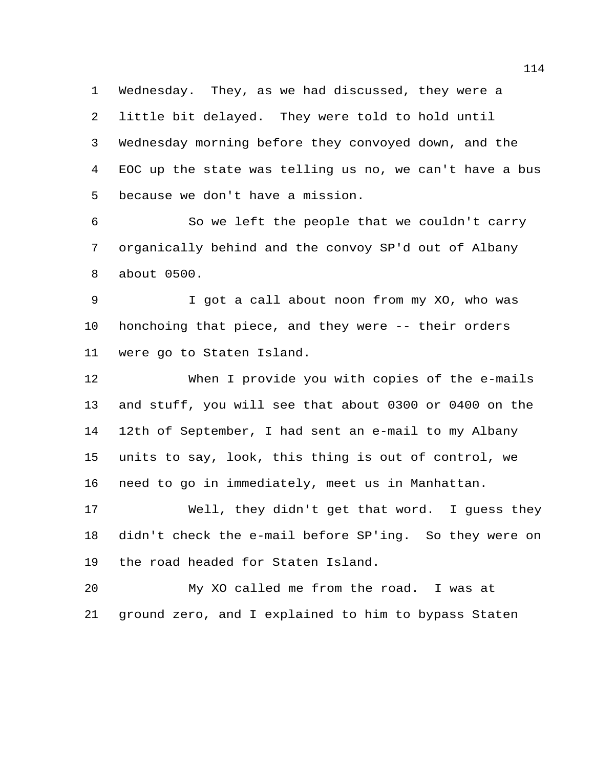Wednesday. They, as we had discussed, they were a little bit delayed. They were told to hold until Wednesday morning before they convoyed down, and the EOC up the state was telling us no, we can't have a bus because we don't have a mission.

So we left the people that we couldn't carry organically behind and the convoy SP'd out of Albany about 0500.

I got a call about noon from my XO, who was honchoing that piece, and they were -- their orders were go to Staten Island.

When I provide you with copies of the e-mails and stuff, you will see that about 0300 or 0400 on the 12th of September, I had sent an e-mail to my Albany units to say, look, this thing is out of control, we need to go in immediately, meet us in Manhattan.

Well, they didn't get that word. I guess they didn't check the e-mail before SP'ing. So they were on the road headed for Staten Island.

My XO called me from the road. I was at ground zero, and I explained to him to bypass Staten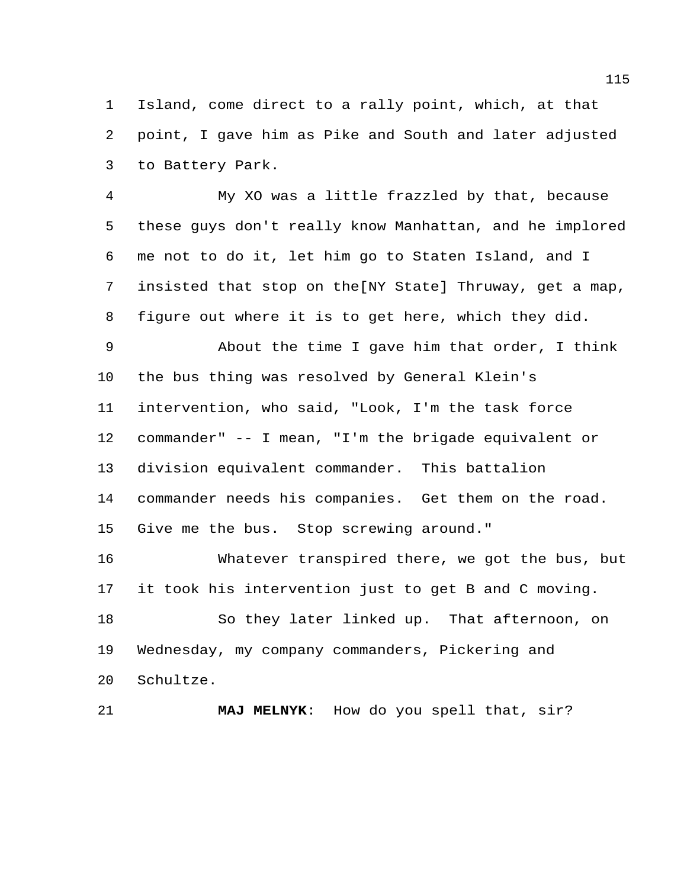Island, come direct to a rally point, which, at that point, I gave him as Pike and South and later adjusted to Battery Park.

My XO was a little frazzled by that, because these guys don't really know Manhattan, and he implored me not to do it, let him go to Staten Island, and I insisted that stop on the[NY State] Thruway, get a map, figure out where it is to get here, which they did.

About the time I gave him that order, I think the bus thing was resolved by General Klein's intervention, who said, "Look, I'm the task force commander" -- I mean, "I'm the brigade equivalent or division equivalent commander. This battalion commander needs his companies. Get them on the road. Give me the bus. Stop screwing around."

Whatever transpired there, we got the bus, but it took his intervention just to get B and C moving.

So they later linked up. That afternoon, on Wednesday, my company commanders, Pickering and Schultze.

**MAJ MELNYK**: How do you spell that, sir?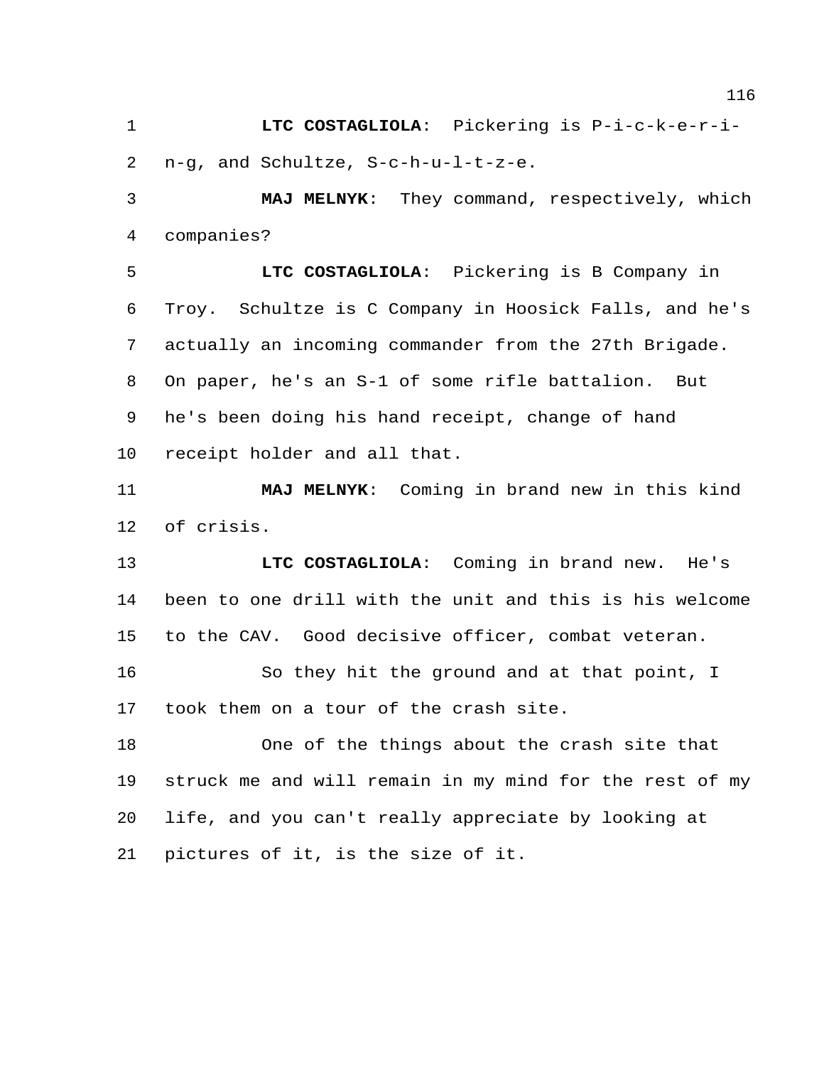**LTC COSTAGLIOLA**: Pickering is P-i-c-k-e-r-i-n-g, and Schultze, S-c-h-u-l-t-z-e.

**MAJ MELNYK**: They command, respectively, which companies?

**LTC COSTAGLIOLA**: Pickering is B Company in Troy. Schultze is C Company in Hoosick Falls, and he's actually an incoming commander from the 27th Brigade. On paper, he's an S-1 of some rifle battalion. But he's been doing his hand receipt, change of hand receipt holder and all that.

**MAJ MELNYK**: Coming in brand new in this kind of crisis.

**LTC COSTAGLIOLA**: Coming in brand new. He's been to one drill with the unit and this is his welcome to the CAV. Good decisive officer, combat veteran.

So they hit the ground and at that point, I took them on a tour of the crash site.

One of the things about the crash site that struck me and will remain in my mind for the rest of my life, and you can't really appreciate by looking at pictures of it, is the size of it.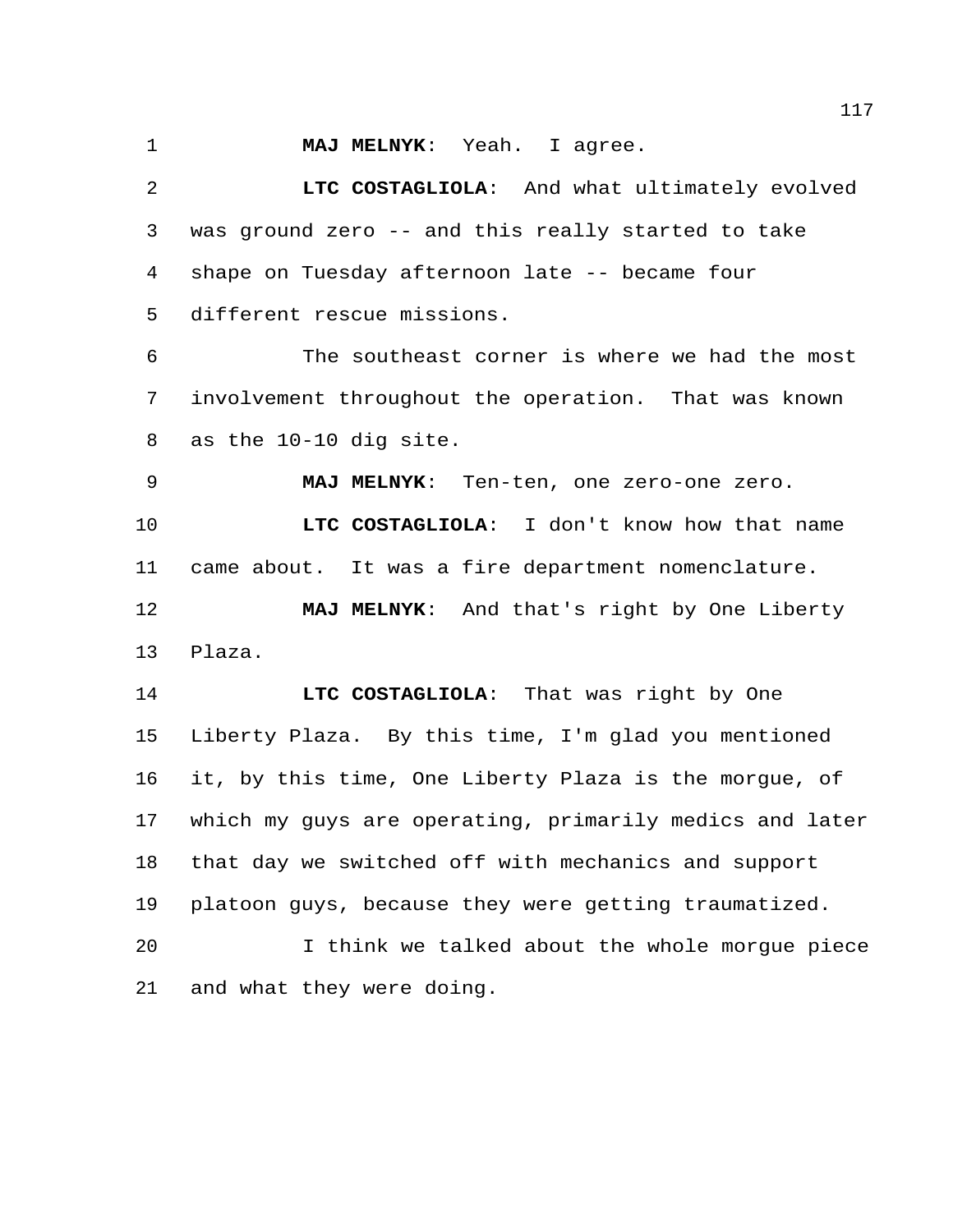**MAJ MELNYK**: Yeah. I agree.

**LTC COSTAGLIOLA**: And what ultimately evolved was ground zero -- and this really started to take shape on Tuesday afternoon late -- became four different rescue missions.

The southeast corner is where we had the most involvement throughout the operation. That was known as the 10-10 dig site.

**MAJ MELNYK**: Ten-ten, one zero-one zero.

**LTC COSTAGLIOLA**: I don't know how that name came about. It was a fire department nomenclature.

**MAJ MELNYK**: And that's right by One Liberty Plaza.

**LTC COSTAGLIOLA**: That was right by One Liberty Plaza. By this time, I'm glad you mentioned it, by this time, One Liberty Plaza is the morgue, of which my guys are operating, primarily medics and later that day we switched off with mechanics and support platoon guys, because they were getting traumatized.

I think we talked about the whole morgue piece and what they were doing.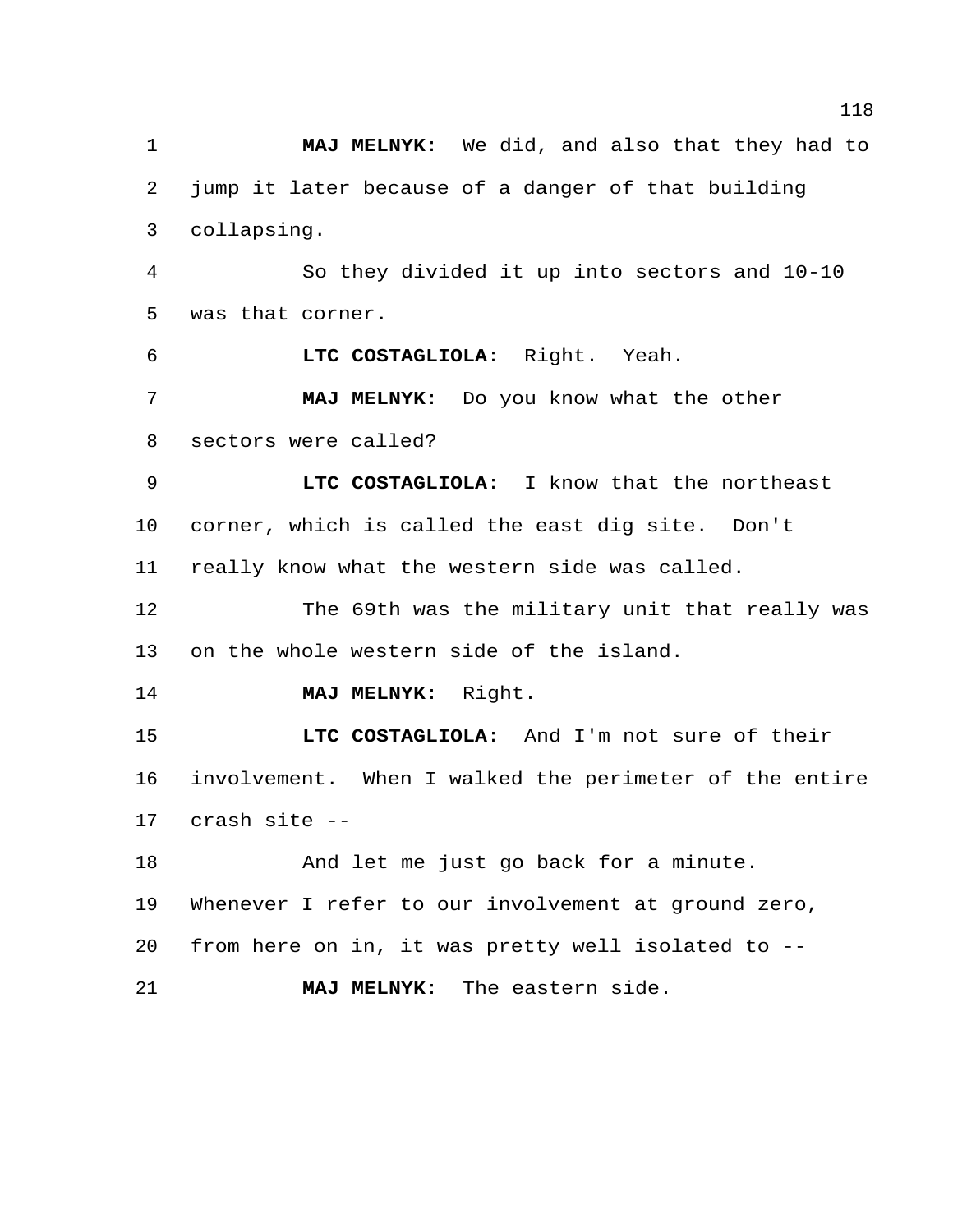**MAJ MELNYK**: We did, and also that they had to jump it later because of a danger of that building collapsing.

So they divided it up into sectors and 10-10 was that corner.

**LTC COSTAGLIOLA**: Right. Yeah.

**MAJ MELNYK**: Do you know what the other sectors were called?

**LTC COSTAGLIOLA**: I know that the northeast corner, which is called the east dig site. Don't really know what the western side was called.

The 69th was the military unit that really was on the whole western side of the island.

**MAJ MELNYK**: Right.

**LTC COSTAGLIOLA**: And I'm not sure of their involvement. When I walked the perimeter of the entire crash site --

And let me just go back for a minute. Whenever I refer to our involvement at ground zero, from here on in, it was pretty well isolated to --

**MAJ MELNYK**: The eastern side.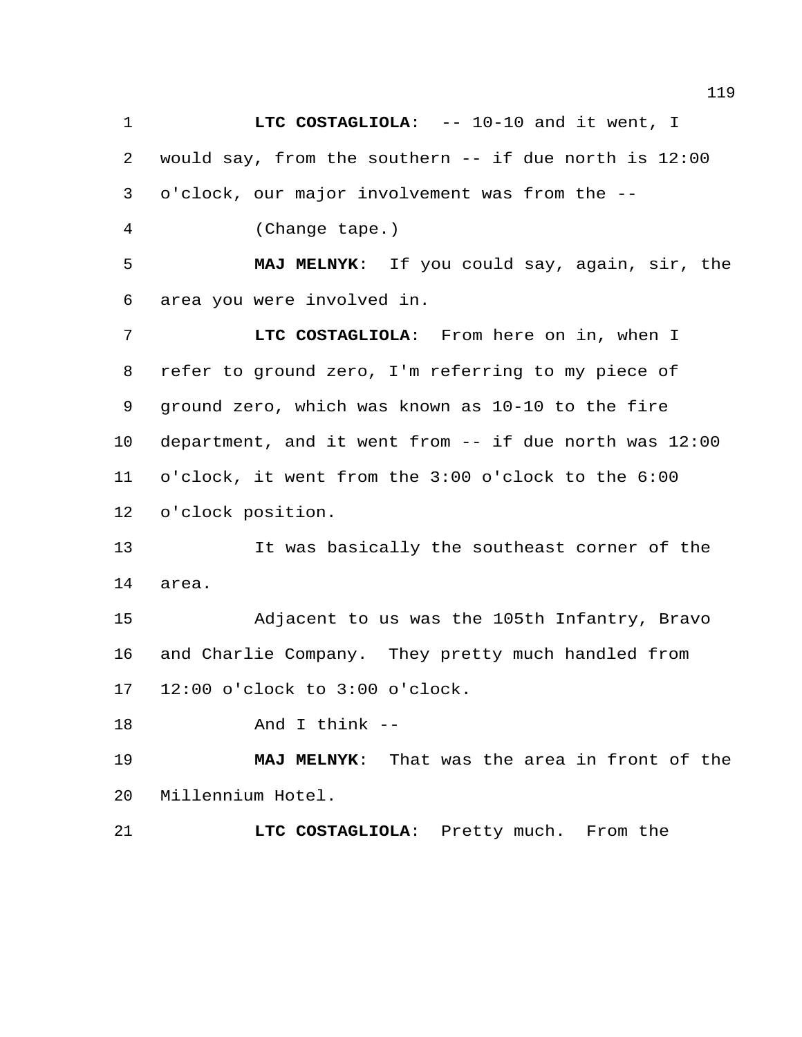**LTC COSTAGLIOLA**: -- 10-10 and it went, I would say, from the southern -- if due north is 12:00 o'clock, our major involvement was from the --

(Change tape.)

**MAJ MELNYK**: If you could say, again, sir, the area you were involved in.

**LTC COSTAGLIOLA**: From here on in, when I refer to ground zero, I'm referring to my piece of ground zero, which was known as 10-10 to the fire department, and it went from -- if due north was 12:00 o'clock, it went from the 3:00 o'clock to the 6:00 o'clock position.

It was basically the southeast corner of the area.

Adjacent to us was the 105th Infantry, Bravo and Charlie Company. They pretty much handled from 12:00 o'clock to 3:00 o'clock.

And I think --

**MAJ MELNYK**: That was the area in front of the Millennium Hotel.

**LTC COSTAGLIOLA**: Pretty much. From the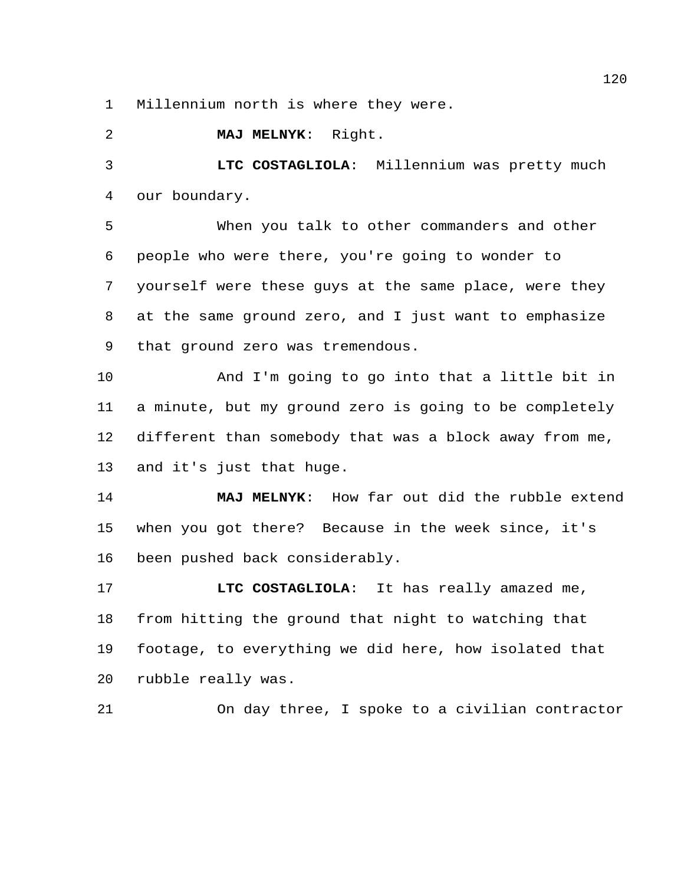Millennium north is where they were.

**MAJ MELNYK**: Right.

**LTC COSTAGLIOLA**: Millennium was pretty much our boundary.

When you talk to other commanders and other people who were there, you're going to wonder to yourself were these guys at the same place, were they at the same ground zero, and I just want to emphasize that ground zero was tremendous.

And I'm going to go into that a little bit in a minute, but my ground zero is going to be completely different than somebody that was a block away from me, and it's just that huge.

**MAJ MELNYK**: How far out did the rubble extend when you got there? Because in the week since, it's been pushed back considerably.

**LTC COSTAGLIOLA**: It has really amazed me, from hitting the ground that night to watching that footage, to everything we did here, how isolated that rubble really was.

On day three, I spoke to a civilian contractor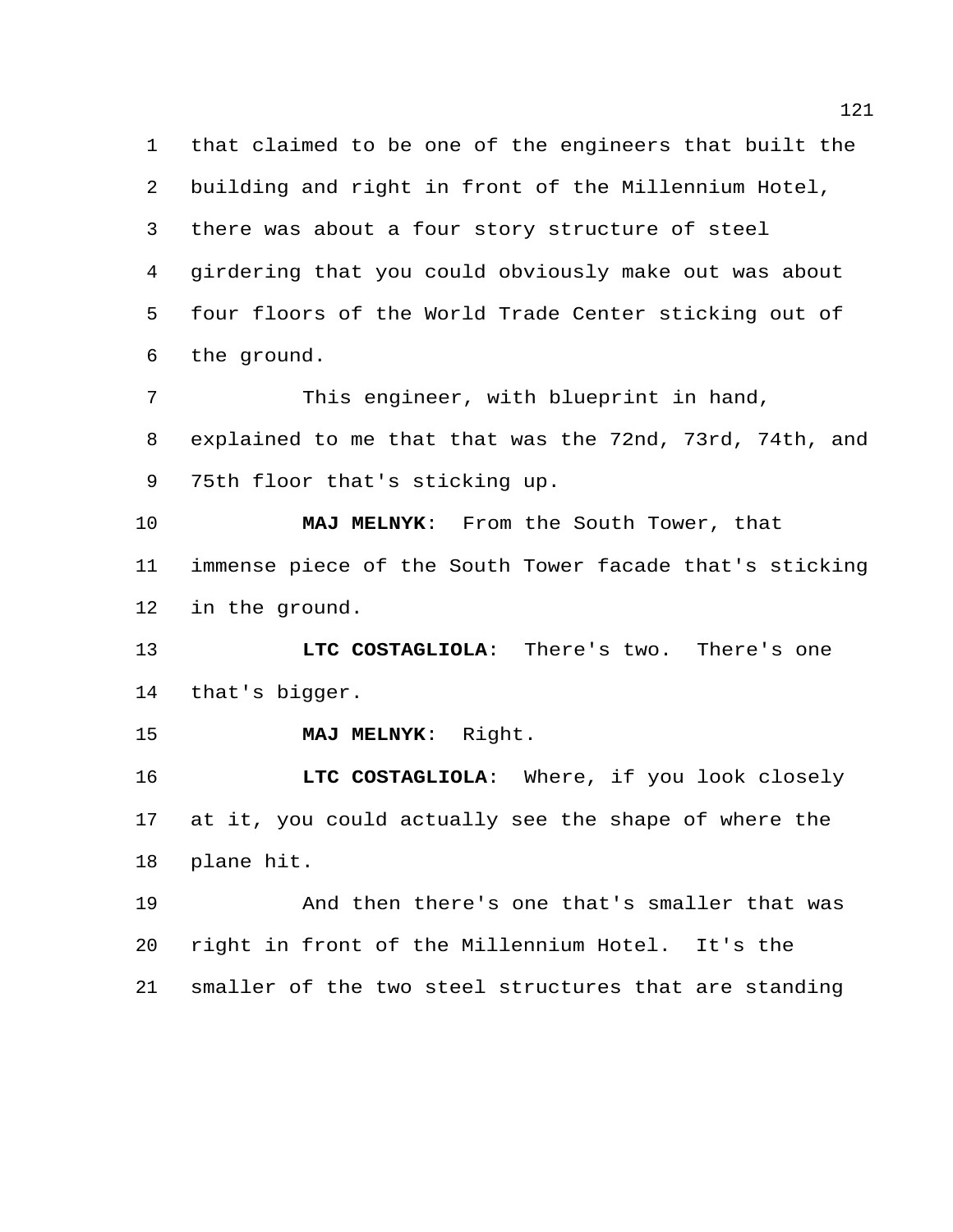that claimed to be one of the engineers that built the building and right in front of the Millennium Hotel, there was about a four story structure of steel girdering that you could obviously make out was about four floors of the World Trade Center sticking out of the ground.

This engineer, with blueprint in hand, explained to me that that was the 72nd, 73rd, 74th, and 75th floor that's sticking up.

**MAJ MELNYK**: From the South Tower, that immense piece of the South Tower facade that's sticking in the ground.

**LTC COSTAGLIOLA**: There's two. There's one that's bigger.

**MAJ MELNYK**: Right.

**LTC COSTAGLIOLA**: Where, if you look closely at it, you could actually see the shape of where the plane hit.

And then there's one that's smaller that was right in front of the Millennium Hotel. It's the smaller of the two steel structures that are standing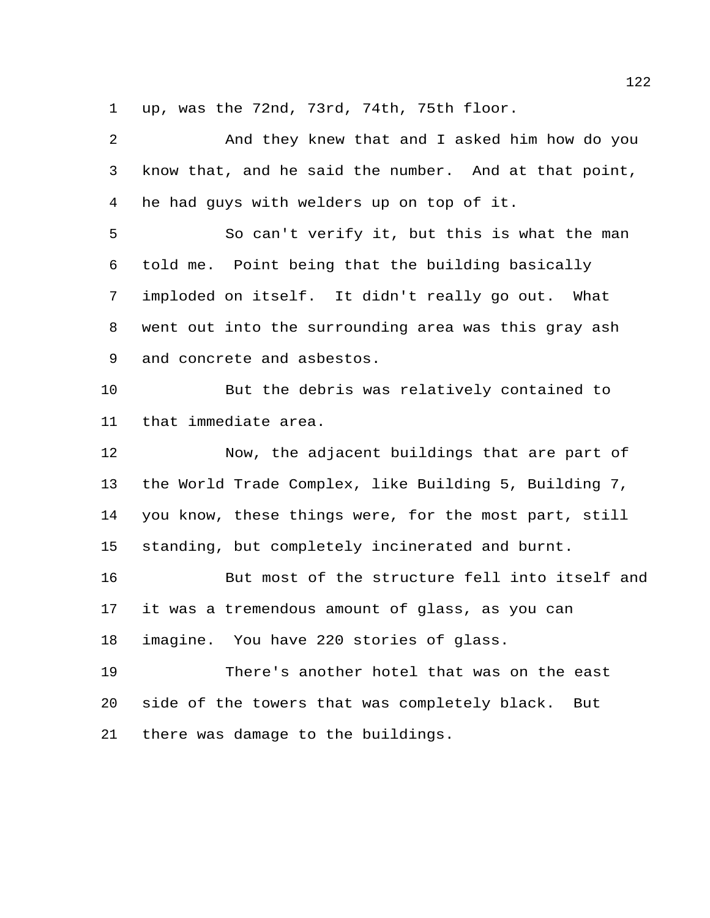up, was the 72nd, 73rd, 74th, 75th floor.

And they knew that and I asked him how do you know that, and he said the number. And at that point, he had guys with welders up on top of it.

So can't verify it, but this is what the man told me. Point being that the building basically imploded on itself. It didn't really go out. What went out into the surrounding area was this gray ash and concrete and asbestos.

But the debris was relatively contained to that immediate area.

Now, the adjacent buildings that are part of the World Trade Complex, like Building 5, Building 7, you know, these things were, for the most part, still standing, but completely incinerated and burnt.

But most of the structure fell into itself and it was a tremendous amount of glass, as you can imagine. You have 220 stories of glass.

There's another hotel that was on the east side of the towers that was completely black. But there was damage to the buildings.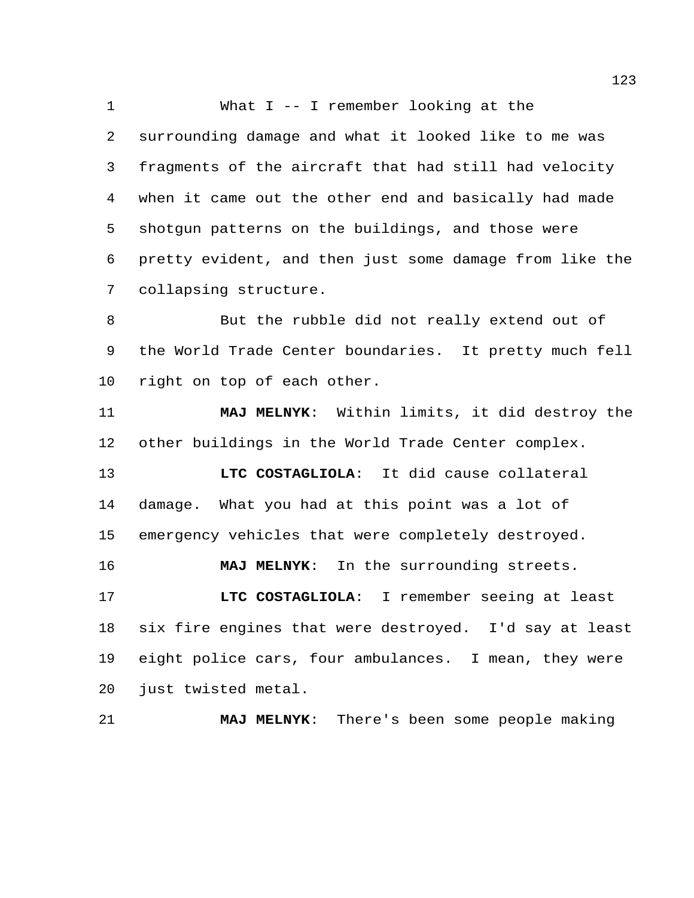What I -- I remember looking at the surrounding damage and what it looked like to me was fragments of the aircraft that had still had velocity when it came out the other end and basically had made shotgun patterns on the buildings, and those were pretty evident, and then just some damage from like the collapsing structure.

But the rubble did not really extend out of the World Trade Center boundaries. It pretty much fell right on top of each other.

**MAJ MELNYK**: Within limits, it did destroy the other buildings in the World Trade Center complex.

**LTC COSTAGLIOLA**: It did cause collateral damage. What you had at this point was a lot of emergency vehicles that were completely destroyed.

**MAJ MELNYK**: In the surrounding streets.

**LTC COSTAGLIOLA**: I remember seeing at least six fire engines that were destroyed. I'd say at least eight police cars, four ambulances. I mean, they were just twisted metal.

**MAJ MELNYK**: There's been some people making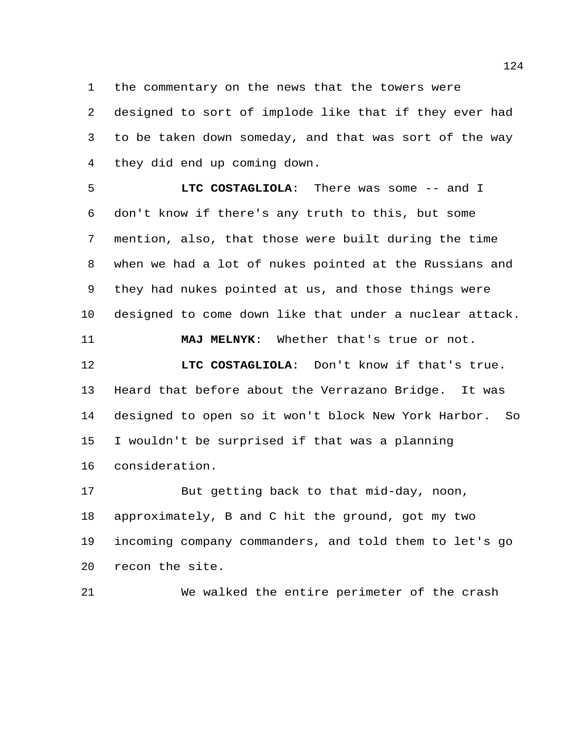the commentary on the news that the towers were designed to sort of implode like that if they ever had to be taken down someday, and that was sort of the way they did end up coming down.

**LTC COSTAGLIOLA**: There was some -- and I don't know if there's any truth to this, but some mention, also, that those were built during the time when we had a lot of nukes pointed at the Russians and they had nukes pointed at us, and those things were designed to come down like that under a nuclear attack.

**MAJ MELNYK**: Whether that's true or not.

**LTC COSTAGLIOLA**: Don't know if that's true. Heard that before about the Verrazano Bridge. It was designed to open so it won't block New York Harbor. So I wouldn't be surprised if that was a planning consideration.

But getting back to that mid-day, noon, approximately, B and C hit the ground, got my two incoming company commanders, and told them to let's go recon the site.

We walked the entire perimeter of the crash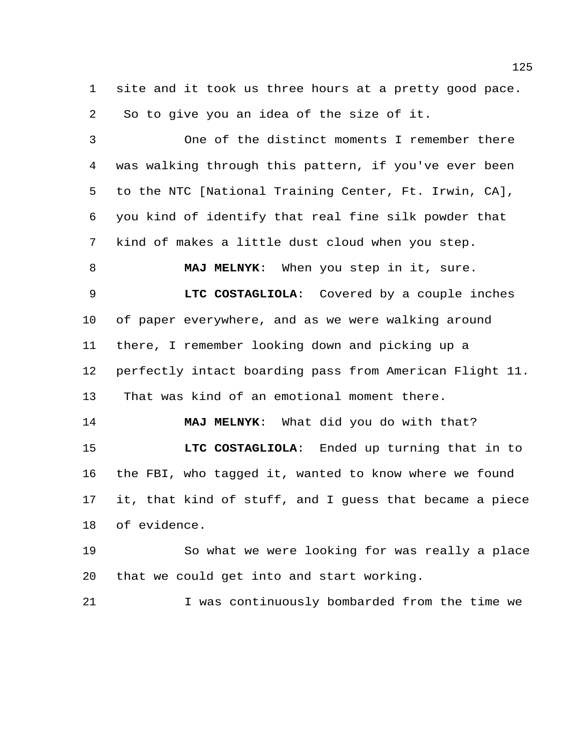site and it took us three hours at a pretty good pace. So to give you an idea of the size of it.

One of the distinct moments I remember there was walking through this pattern, if you've ever been to the NTC [National Training Center, Ft. Irwin, CA], you kind of identify that real fine silk powder that kind of makes a little dust cloud when you step.

**MAJ MELNYK**: When you step in it, sure.

**LTC COSTAGLIOLA**: Covered by a couple inches of paper everywhere, and as we were walking around there, I remember looking down and picking up a perfectly intact boarding pass from American Flight 11. That was kind of an emotional moment there.

**MAJ MELNYK**: What did you do with that?

**LTC COSTAGLIOLA**: Ended up turning that in to the FBI, who tagged it, wanted to know where we found it, that kind of stuff, and I guess that became a piece of evidence.

So what we were looking for was really a place that we could get into and start working.

I was continuously bombarded from the time we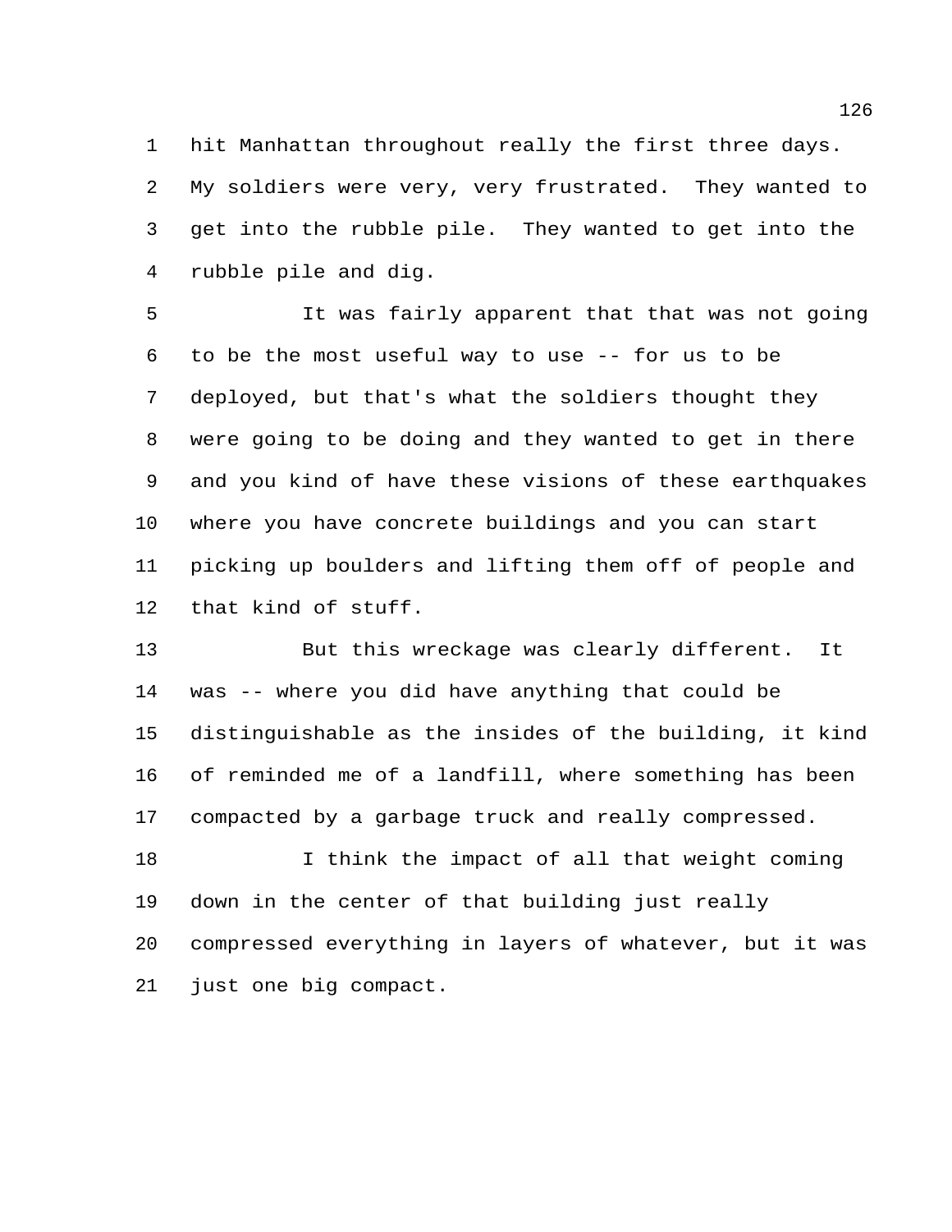hit Manhattan throughout really the first three days. My soldiers were very, very frustrated. They wanted to get into the rubble pile. They wanted to get into the rubble pile and dig.

It was fairly apparent that that was not going to be the most useful way to use -- for us to be deployed, but that's what the soldiers thought they were going to be doing and they wanted to get in there and you kind of have these visions of these earthquakes where you have concrete buildings and you can start picking up boulders and lifting them off of people and that kind of stuff.

But this wreckage was clearly different. It was -- where you did have anything that could be distinguishable as the insides of the building, it kind of reminded me of a landfill, where something has been compacted by a garbage truck and really compressed.

I think the impact of all that weight coming down in the center of that building just really compressed everything in layers of whatever, but it was just one big compact.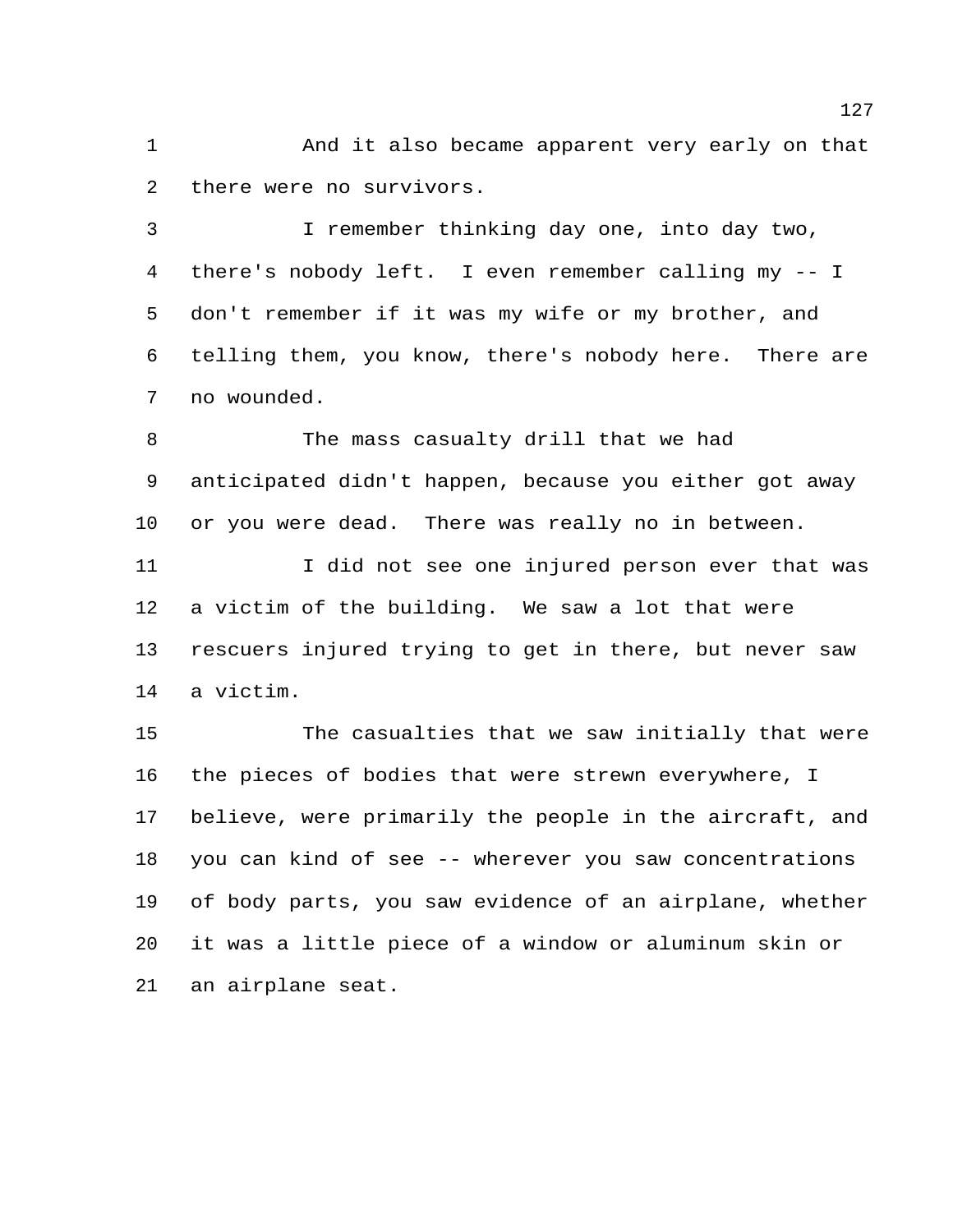And it also became apparent very early on that there were no survivors.

I remember thinking day one, into day two, there's nobody left. I even remember calling my -- I don't remember if it was my wife or my brother, and telling them, you know, there's nobody here. There are no wounded.

The mass casualty drill that we had anticipated didn't happen, because you either got away or you were dead. There was really no in between.

I did not see one injured person ever that was a victim of the building. We saw a lot that were rescuers injured trying to get in there, but never saw a victim.

The casualties that we saw initially that were the pieces of bodies that were strewn everywhere, I believe, were primarily the people in the aircraft, and you can kind of see -- wherever you saw concentrations of body parts, you saw evidence of an airplane, whether it was a little piece of a window or aluminum skin or an airplane seat.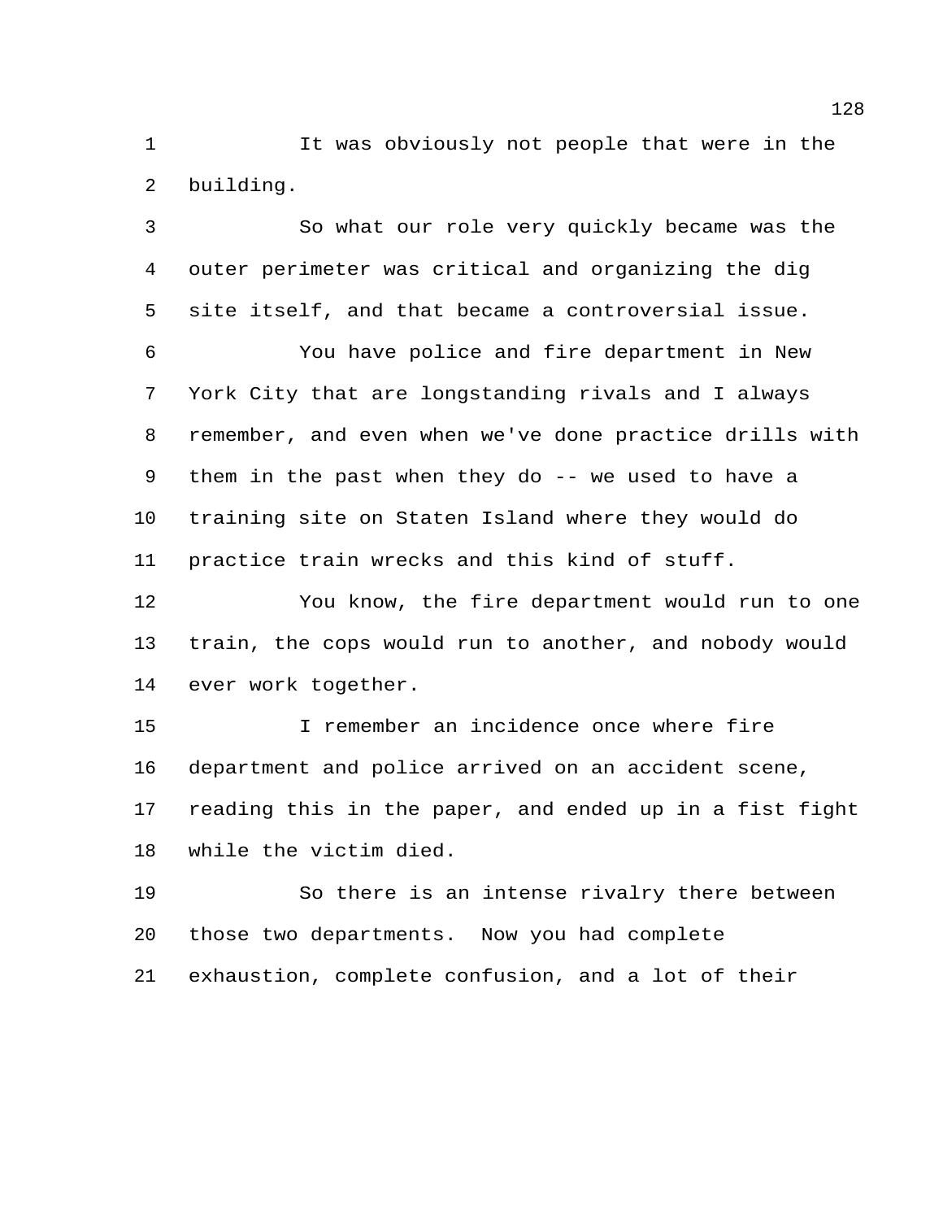It was obviously not people that were in the building.

So what our role very quickly became was the outer perimeter was critical and organizing the dig site itself, and that became a controversial issue.

You have police and fire department in New York City that are longstanding rivals and I always remember, and even when we've done practice drills with them in the past when they do -- we used to have a training site on Staten Island where they would do practice train wrecks and this kind of stuff.

You know, the fire department would run to one train, the cops would run to another, and nobody would ever work together.

I remember an incidence once where fire department and police arrived on an accident scene, reading this in the paper, and ended up in a fist fight while the victim died.

So there is an intense rivalry there between those two departments. Now you had complete exhaustion, complete confusion, and a lot of their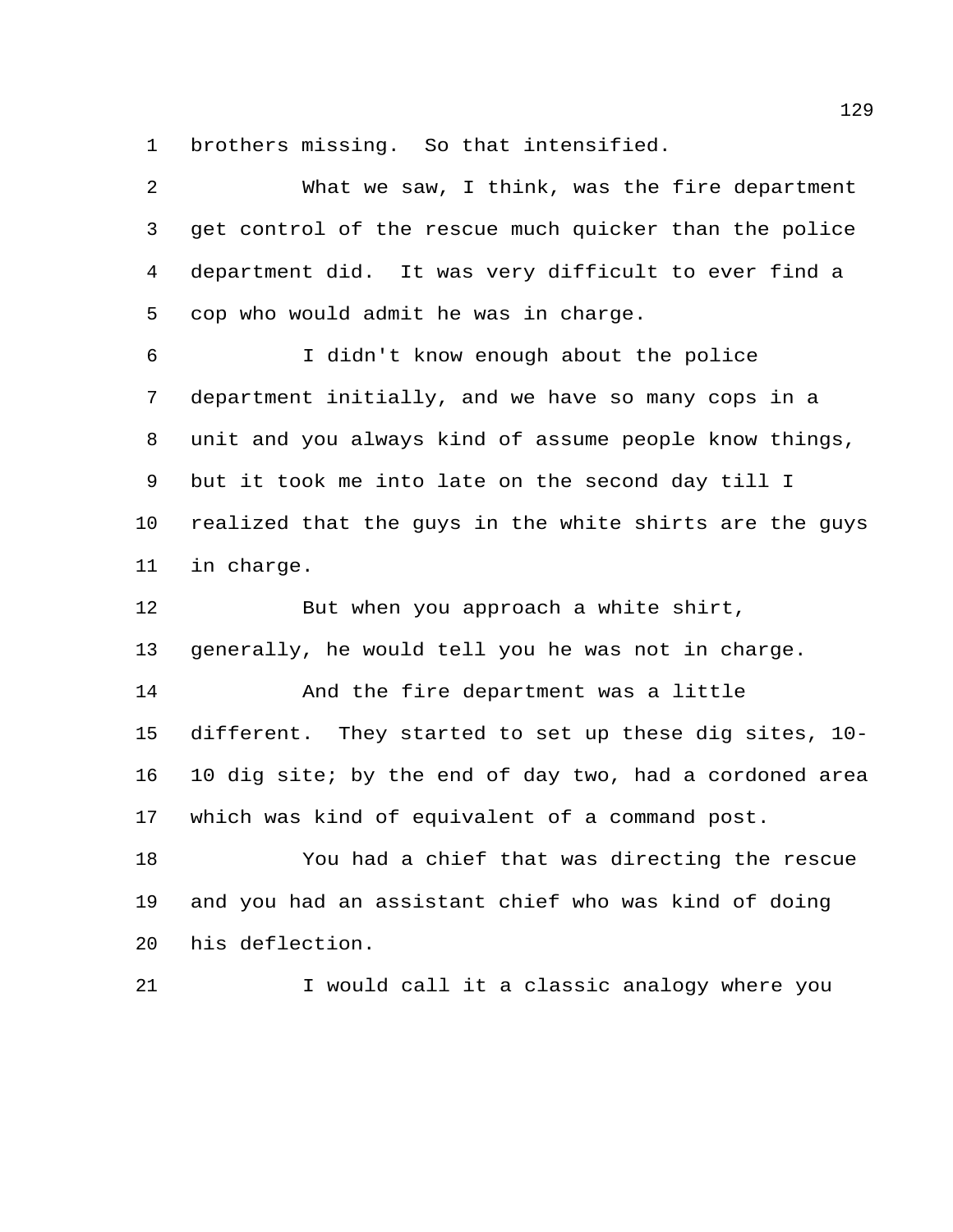brothers missing. So that intensified.

What we saw, I think, was the fire department get control of the rescue much quicker than the police department did. It was very difficult to ever find a cop who would admit he was in charge.

I didn't know enough about the police department initially, and we have so many cops in a unit and you always kind of assume people know things, but it took me into late on the second day till I realized that the guys in the white shirts are the guys in charge.

But when you approach a white shirt, generally, he would tell you he was not in charge.

And the fire department was a little different. They started to set up these dig sites, 10-10 dig site; by the end of day two, had a cordoned area which was kind of equivalent of a command post.

You had a chief that was directing the rescue and you had an assistant chief who was kind of doing his deflection.

I would call it a classic analogy where you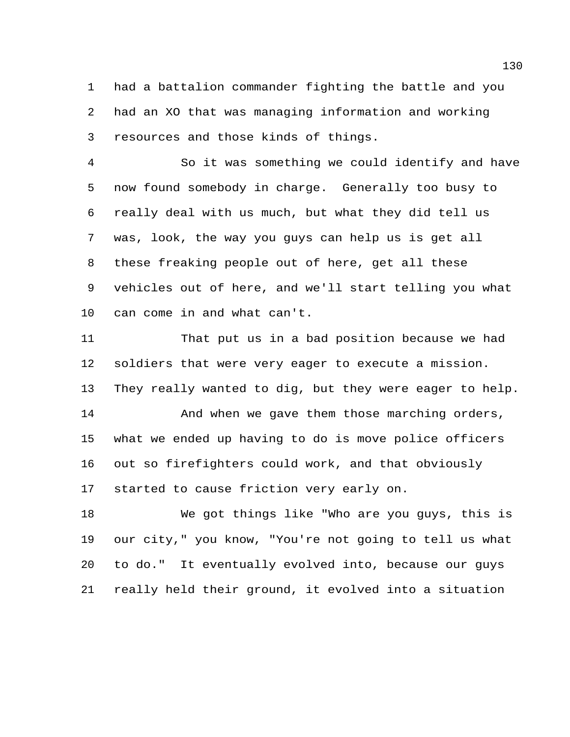had a battalion commander fighting the battle and you had an XO that was managing information and working resources and those kinds of things.

So it was something we could identify and have now found somebody in charge. Generally too busy to really deal with us much, but what they did tell us was, look, the way you guys can help us is get all these freaking people out of here, get all these vehicles out of here, and we'll start telling you what can come in and what can't.

That put us in a bad position because we had soldiers that were very eager to execute a mission. They really wanted to dig, but they were eager to help.

And when we gave them those marching orders, what we ended up having to do is move police officers out so firefighters could work, and that obviously started to cause friction very early on.

We got things like "Who are you guys, this is our city," you know, "You're not going to tell us what to do." It eventually evolved into, because our guys really held their ground, it evolved into a situation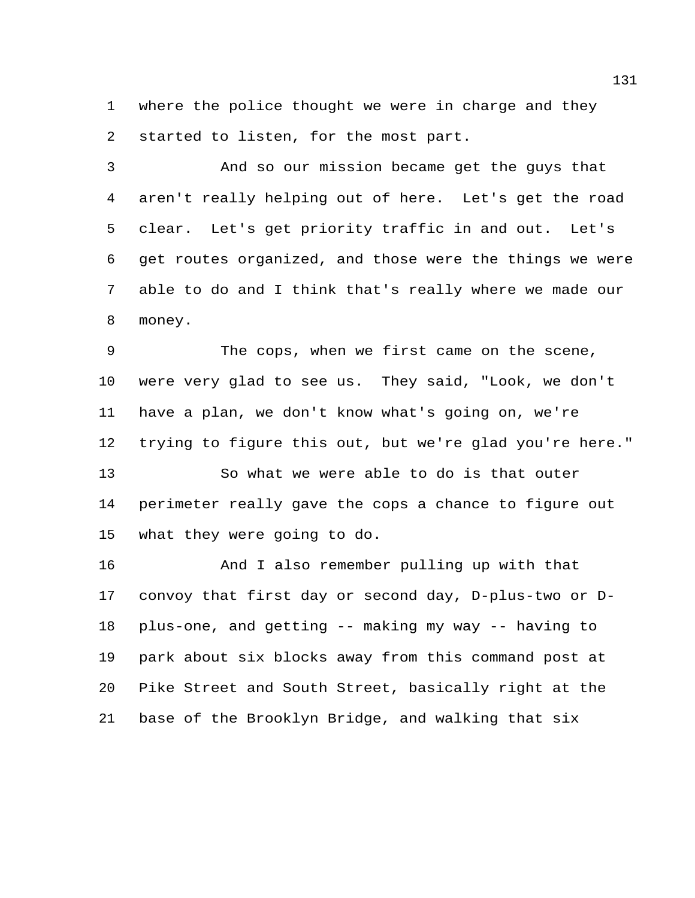where the police thought we were in charge and they started to listen, for the most part.

And so our mission became get the guys that aren't really helping out of here. Let's get the road clear. Let's get priority traffic in and out. Let's get routes organized, and those were the things we were able to do and I think that's really where we made our money.

The cops, when we first came on the scene, were very glad to see us. They said, "Look, we don't have a plan, we don't know what's going on, we're trying to figure this out, but we're glad you're here."

So what we were able to do is that outer perimeter really gave the cops a chance to figure out what they were going to do.

And I also remember pulling up with that convoy that first day or second day, D-plus-two or D-plus-one, and getting -- making my way -- having to park about six blocks away from this command post at Pike Street and South Street, basically right at the base of the Brooklyn Bridge, and walking that six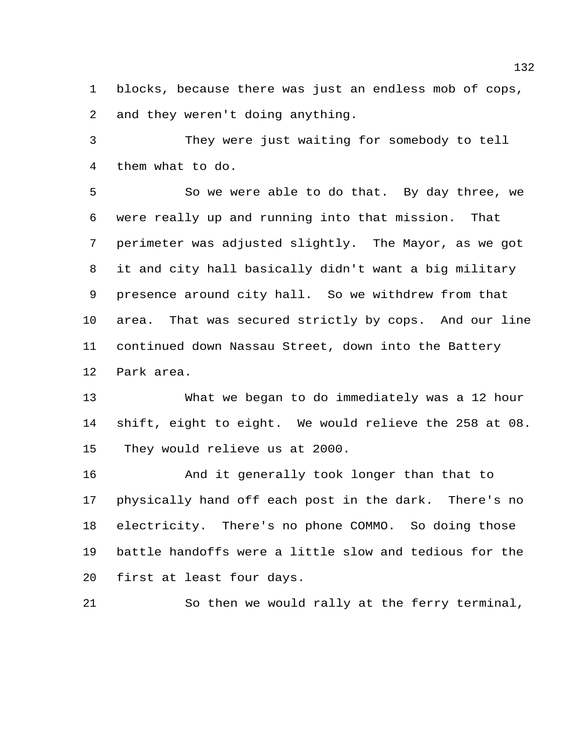blocks, because there was just an endless mob of cops, and they weren't doing anything.

They were just waiting for somebody to tell them what to do.

So we were able to do that. By day three, we were really up and running into that mission. That perimeter was adjusted slightly. The Mayor, as we got it and city hall basically didn't want a big military presence around city hall. So we withdrew from that area. That was secured strictly by cops. And our line continued down Nassau Street, down into the Battery Park area.

What we began to do immediately was a 12 hour shift, eight to eight. We would relieve the 258 at 08. They would relieve us at 2000.

And it generally took longer than that to physically hand off each post in the dark. There's no electricity. There's no phone COMMO. So doing those battle handoffs were a little slow and tedious for the first at least four days.

So then we would rally at the ferry terminal,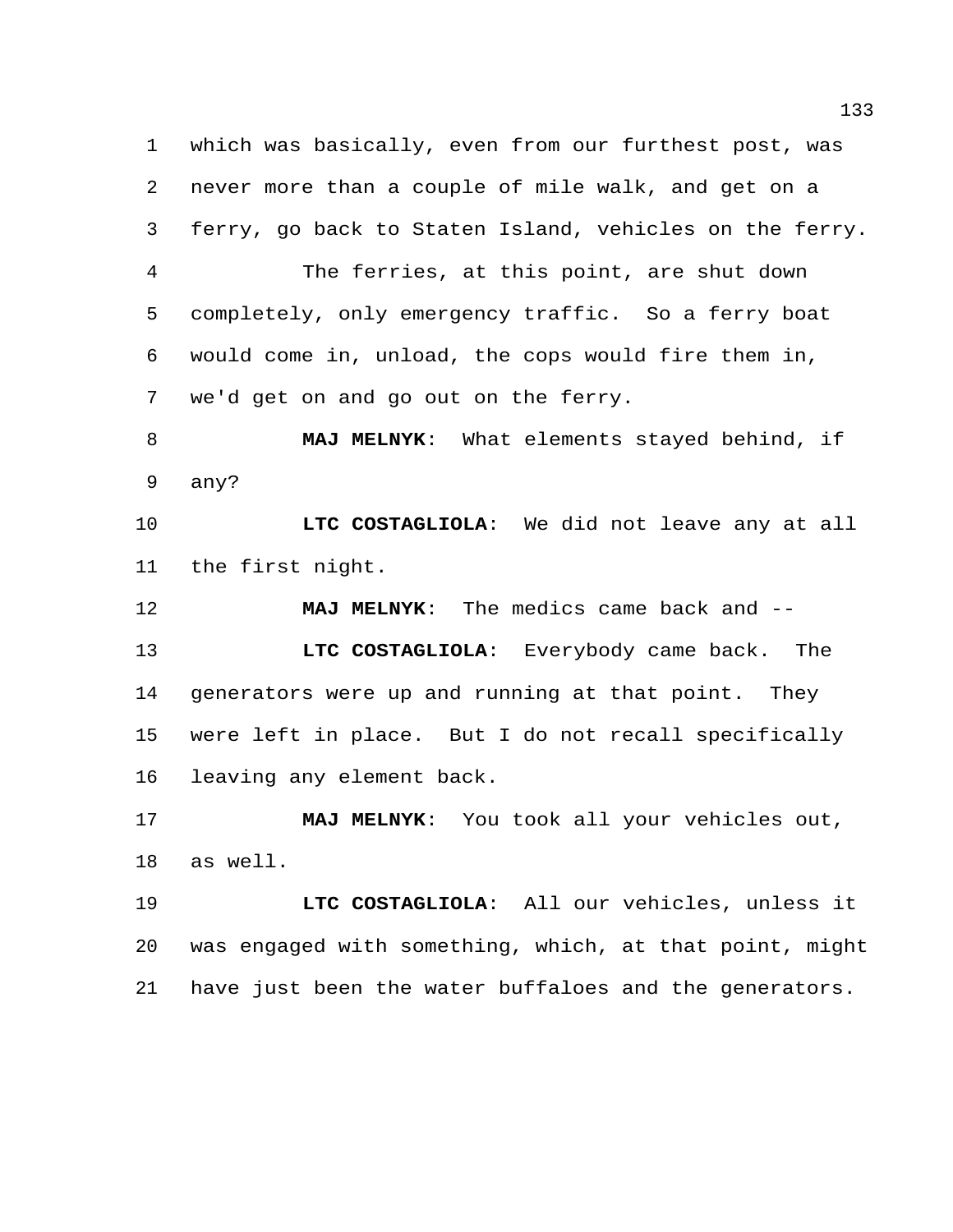which was basically, even from our furthest post, was never more than a couple of mile walk, and get on a ferry, go back to Staten Island, vehicles on the ferry.

The ferries, at this point, are shut down completely, only emergency traffic. So a ferry boat would come in, unload, the cops would fire them in, we'd get on and go out on the ferry.

**MAJ MELNYK**: What elements stayed behind, if any?

**LTC COSTAGLIOLA**: We did not leave any at all the first night.

**MAJ MELNYK**: The medics came back and --

**LTC COSTAGLIOLA**: Everybody came back. The generators were up and running at that point. They were left in place. But I do not recall specifically leaving any element back.

**MAJ MELNYK**: You took all your vehicles out, as well.

**LTC COSTAGLIOLA**: All our vehicles, unless it was engaged with something, which, at that point, might have just been the water buffaloes and the generators.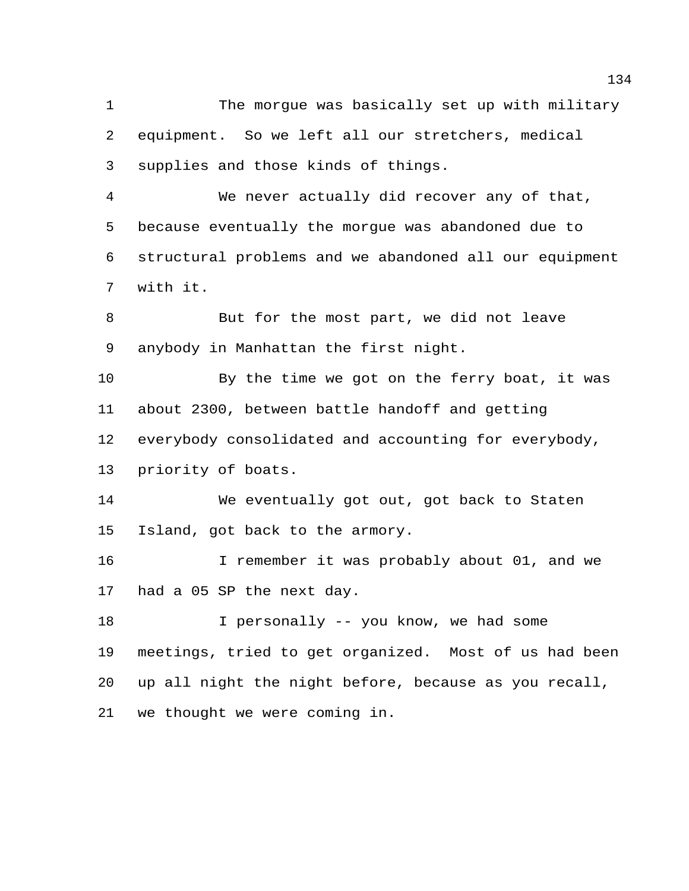The morgue was basically set up with military equipment. So we left all our stretchers, medical supplies and those kinds of things.

We never actually did recover any of that, because eventually the morgue was abandoned due to structural problems and we abandoned all our equipment with it.

But for the most part, we did not leave anybody in Manhattan the first night.

By the time we got on the ferry boat, it was about 2300, between battle handoff and getting everybody consolidated and accounting for everybody, priority of boats.

We eventually got out, got back to Staten Island, got back to the armory.

I remember it was probably about 01, and we had a 05 SP the next day.

I personally -- you know, we had some meetings, tried to get organized. Most of us had been up all night the night before, because as you recall, we thought we were coming in.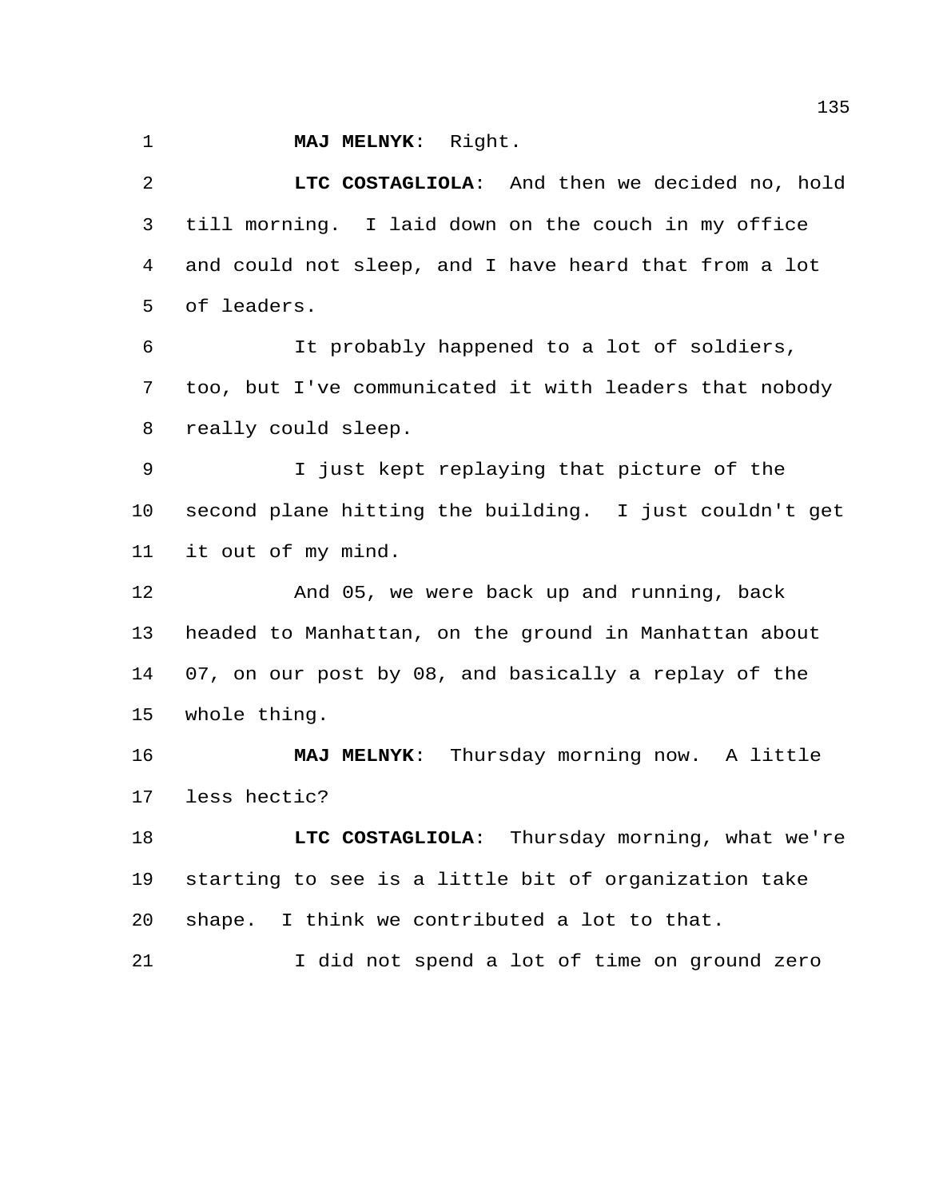**MAJ MELNYK**: Right.

**LTC COSTAGLIOLA**: And then we decided no, hold till morning. I laid down on the couch in my office and could not sleep, and I have heard that from a lot of leaders.

It probably happened to a lot of soldiers, too, but I've communicated it with leaders that nobody really could sleep.

I just kept replaying that picture of the second plane hitting the building. I just couldn't get it out of my mind.

And 05, we were back up and running, back headed to Manhattan, on the ground in Manhattan about 07, on our post by 08, and basically a replay of the whole thing.

**MAJ MELNYK**: Thursday morning now. A little less hectic?

**LTC COSTAGLIOLA**: Thursday morning, what we're starting to see is a little bit of organization take shape. I think we contributed a lot to that.

I did not spend a lot of time on ground zero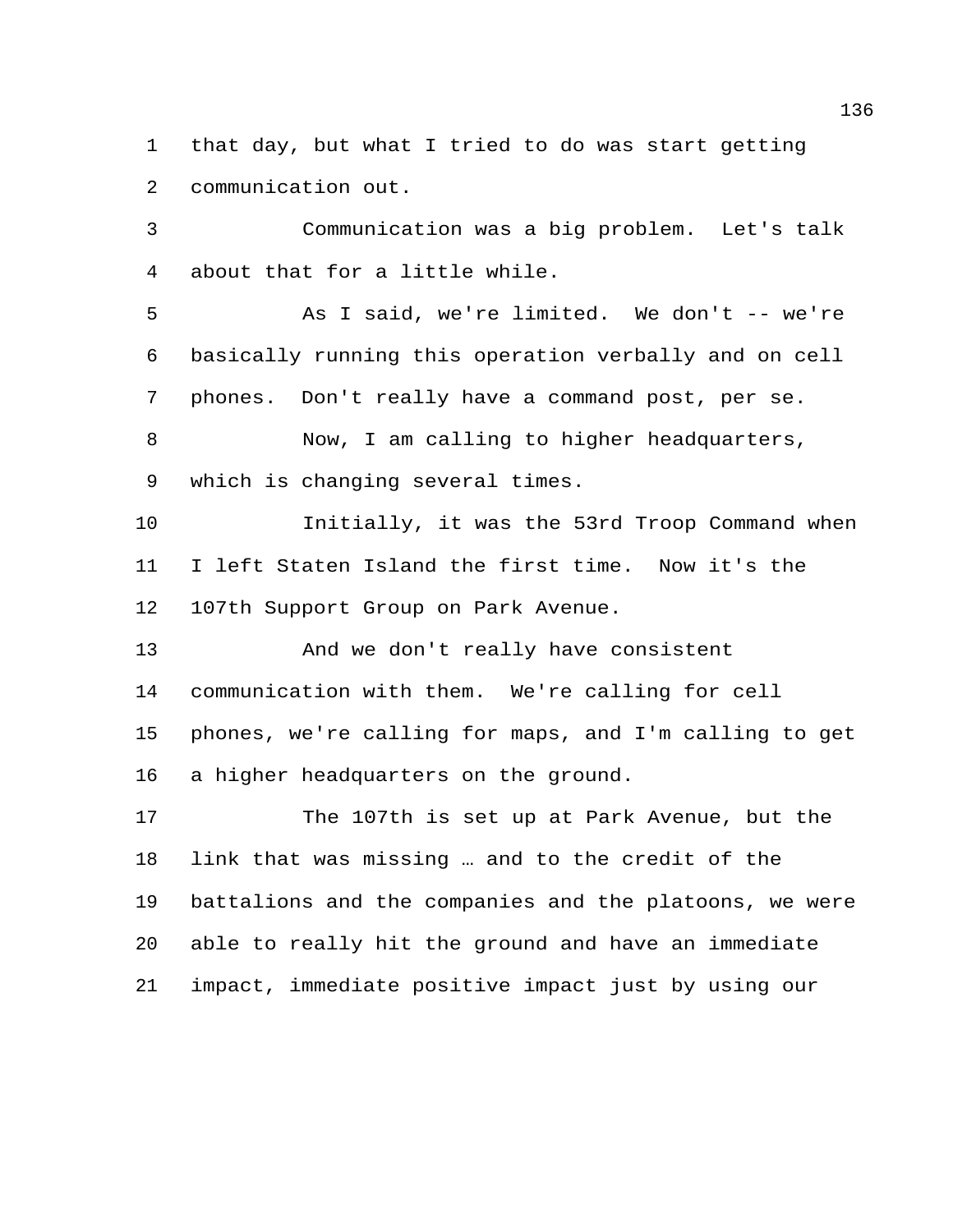that day, but what I tried to do was start getting communication out.

Communication was a big problem. Let's talk about that for a little while.

As I said, we're limited. We don't -- we're basically running this operation verbally and on cell phones. Don't really have a command post, per se.

Now, I am calling to higher headquarters, which is changing several times.

Initially, it was the 53rd Troop Command when I left Staten Island the first time. Now it's the 107th Support Group on Park Avenue.

And we don't really have consistent communication with them. We're calling for cell phones, we're calling for maps, and I'm calling to get a higher headquarters on the ground.

The 107th is set up at Park Avenue, but the link that was missing … and to the credit of the battalions and the companies and the platoons, we were able to really hit the ground and have an immediate impact, immediate positive impact just by using our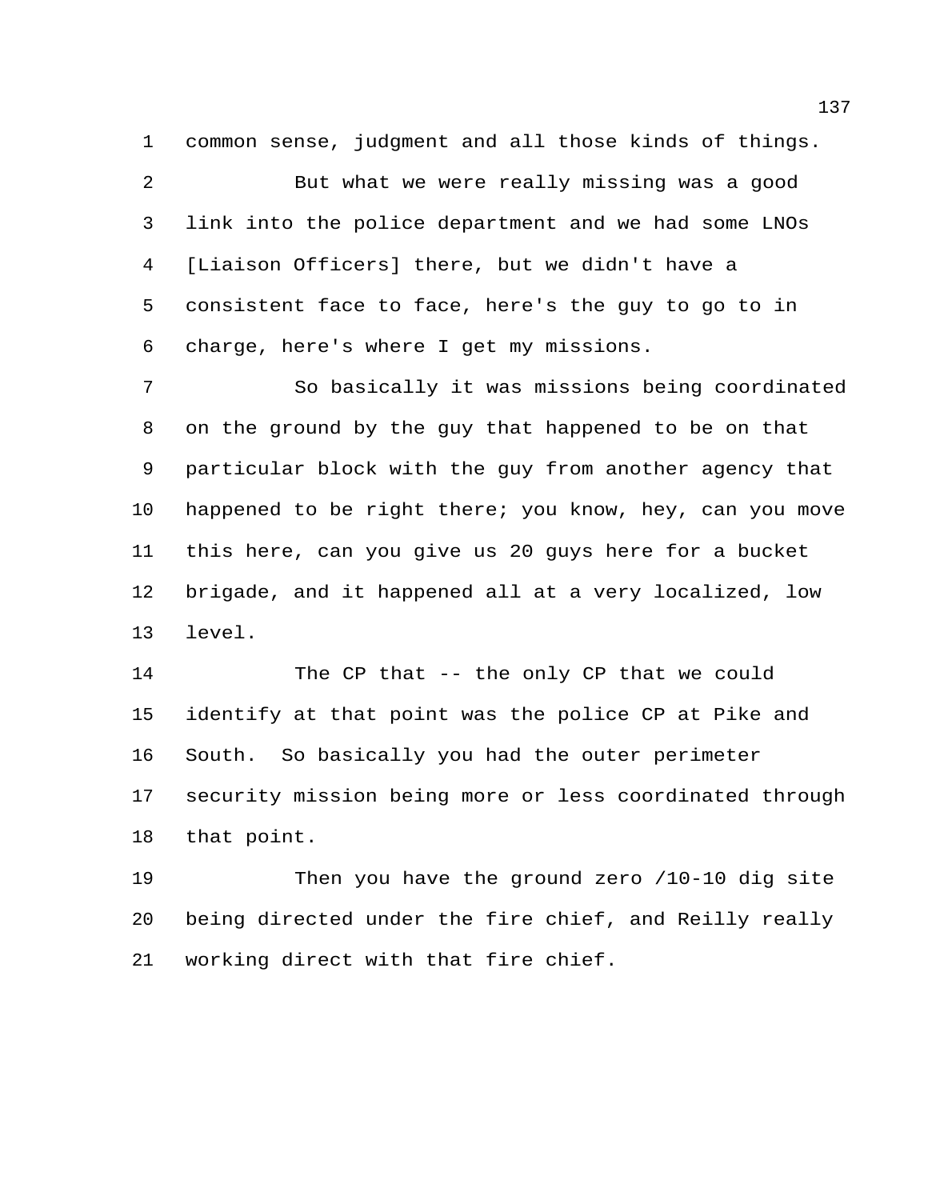common sense, judgment and all those kinds of things.

But what we were really missing was a good link into the police department and we had some LNOs [Liaison Officers] there, but we didn't have a consistent face to face, here's the guy to go to in charge, here's where I get my missions.

So basically it was missions being coordinated on the ground by the guy that happened to be on that particular block with the guy from another agency that happened to be right there; you know, hey, can you move this here, can you give us 20 guys here for a bucket brigade, and it happened all at a very localized, low level.

The CP that -- the only CP that we could identify at that point was the police CP at Pike and South. So basically you had the outer perimeter security mission being more or less coordinated through that point.

Then you have the ground zero /10-10 dig site being directed under the fire chief, and Reilly really working direct with that fire chief.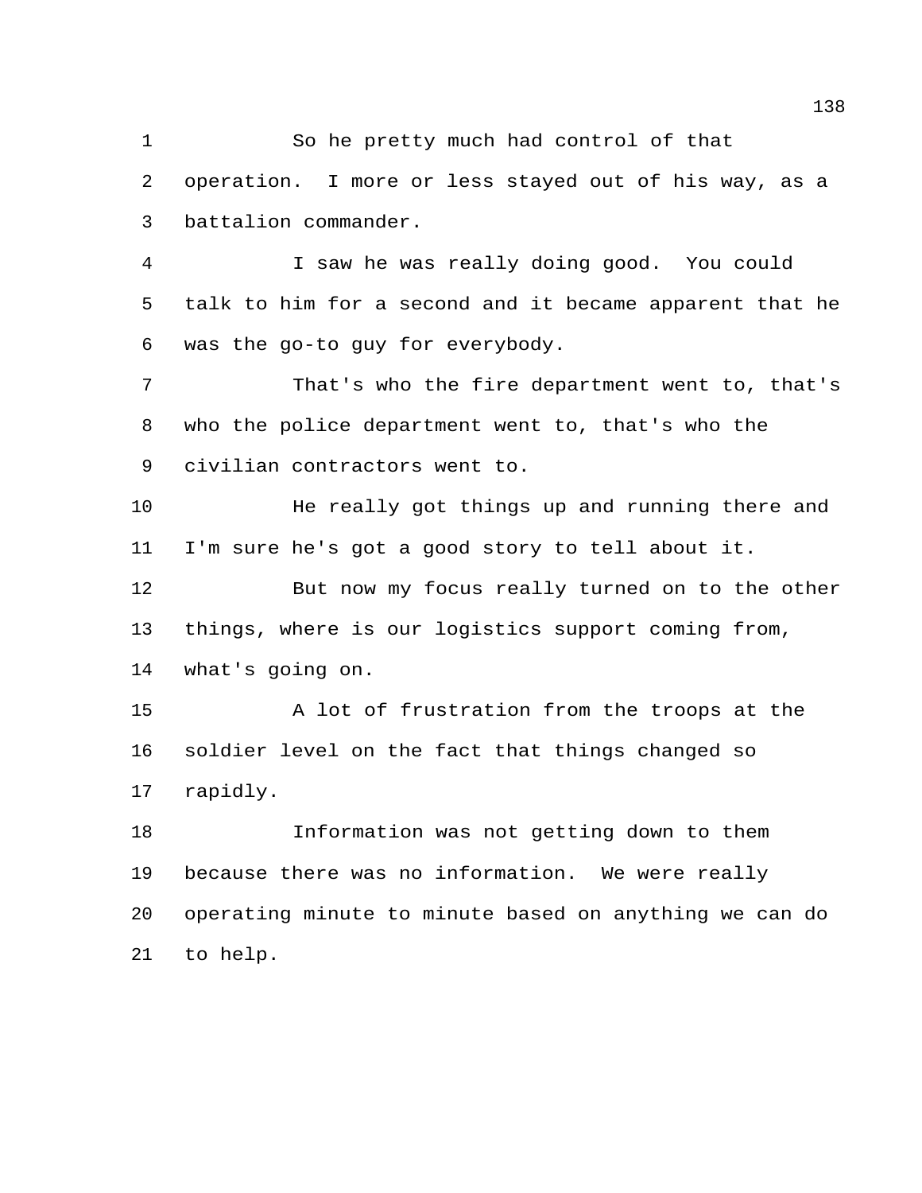So he pretty much had control of that operation. I more or less stayed out of his way, as a battalion commander.

I saw he was really doing good. You could talk to him for a second and it became apparent that he was the go-to guy for everybody.

That's who the fire department went to, that's who the police department went to, that's who the civilian contractors went to.

He really got things up and running there and I'm sure he's got a good story to tell about it.

But now my focus really turned on to the other things, where is our logistics support coming from, what's going on.

A lot of frustration from the troops at the soldier level on the fact that things changed so rapidly.

Information was not getting down to them because there was no information. We were really operating minute to minute based on anything we can do to help.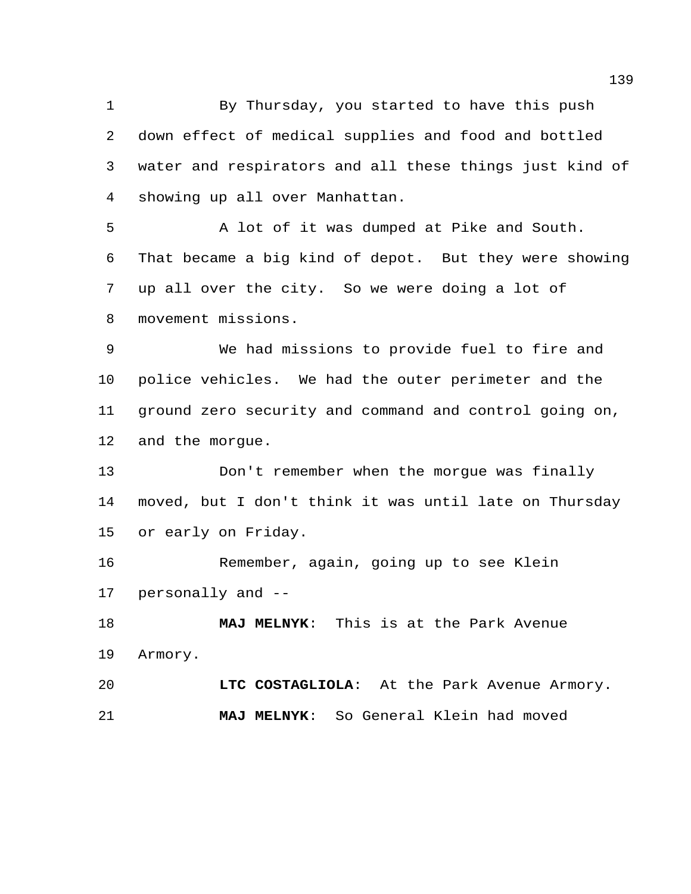By Thursday, you started to have this push down effect of medical supplies and food and bottled water and respirators and all these things just kind of showing up all over Manhattan.

A lot of it was dumped at Pike and South. That became a big kind of depot. But they were showing up all over the city. So we were doing a lot of movement missions.

We had missions to provide fuel to fire and police vehicles. We had the outer perimeter and the ground zero security and command and control going on, and the morgue.

Don't remember when the morgue was finally moved, but I don't think it was until late on Thursday or early on Friday.

Remember, again, going up to see Klein personally and --

**MAJ MELNYK**: This is at the Park Avenue Armory.

**LTC COSTAGLIOLA**: At the Park Avenue Armory.

**MAJ MELNYK**: So General Klein had moved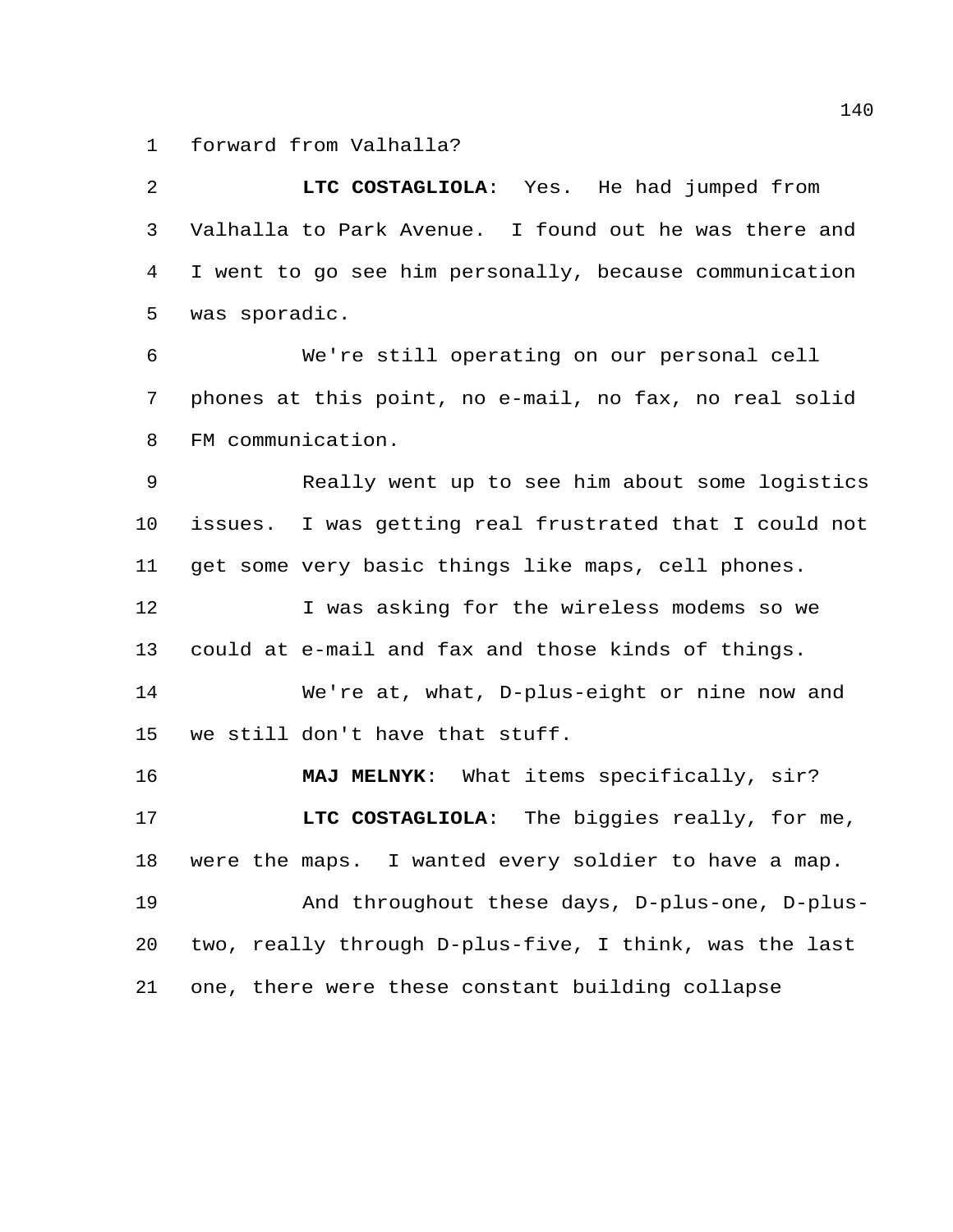forward from Valhalla?

**LTC COSTAGLIOLA**: Yes. He had jumped from Valhalla to Park Avenue. I found out he was there and I went to go see him personally, because communication was sporadic.

We're still operating on our personal cell phones at this point, no e-mail, no fax, no real solid FM communication.

Really went up to see him about some logistics issues. I was getting real frustrated that I could not get some very basic things like maps, cell phones.

I was asking for the wireless modems so we could at e-mail and fax and those kinds of things.

We're at, what, D-plus-eight or nine now and we still don't have that stuff.

**MAJ MELNYK**: What items specifically, sir?

**LTC COSTAGLIOLA**: The biggies really, for me, were the maps. I wanted every soldier to have a map.

And throughout these days, D-plus-one, D-plus-two, really through D-plus-five, I think, was the last one, there were these constant building collapse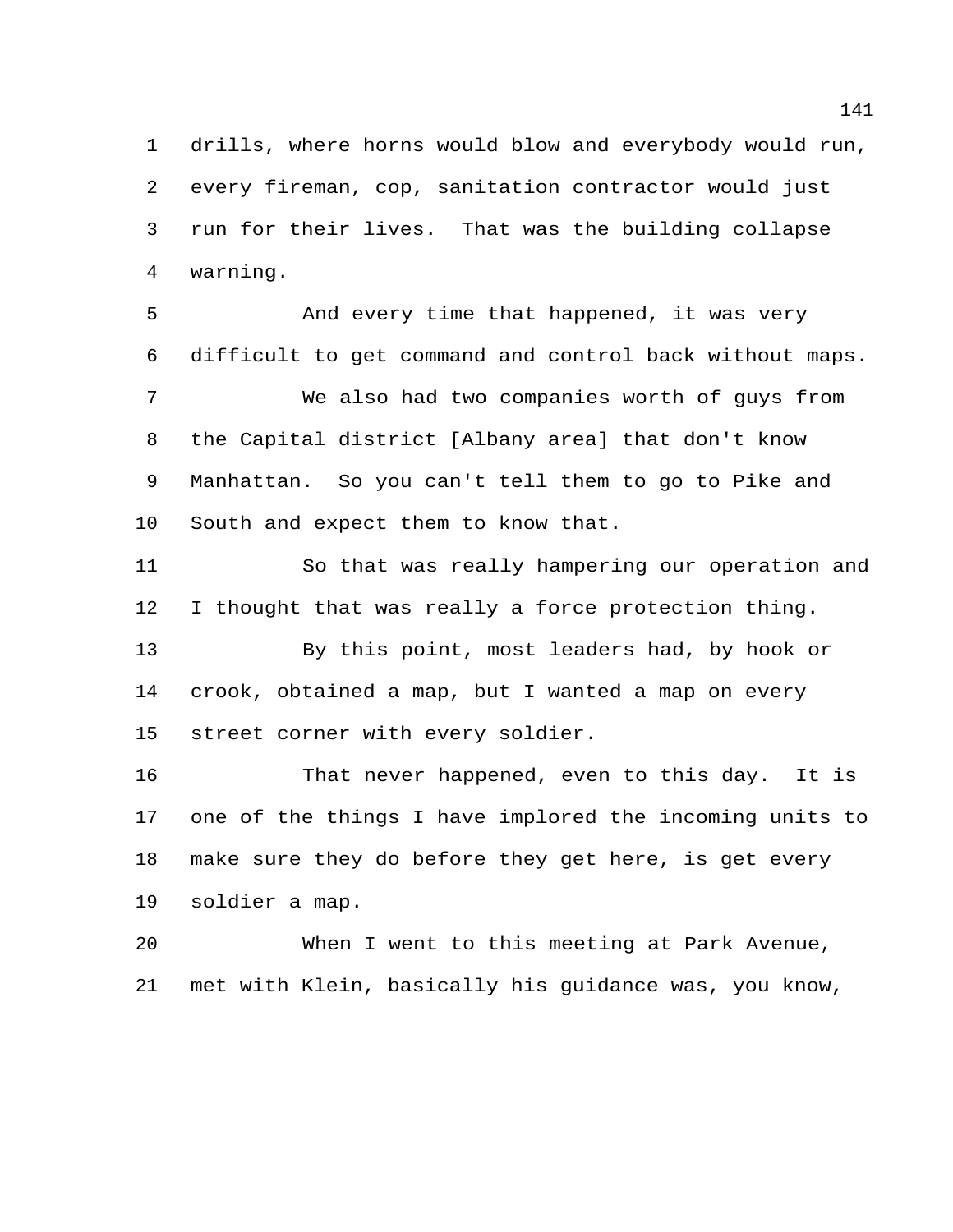drills, where horns would blow and everybody would run, every fireman, cop, sanitation contractor would just run for their lives. That was the building collapse warning.

And every time that happened, it was very difficult to get command and control back without maps.

We also had two companies worth of guys from the Capital district [Albany area] that don't know Manhattan. So you can't tell them to go to Pike and South and expect them to know that.

So that was really hampering our operation and I thought that was really a force protection thing.

By this point, most leaders had, by hook or crook, obtained a map, but I wanted a map on every street corner with every soldier.

That never happened, even to this day. It is one of the things I have implored the incoming units to make sure they do before they get here, is get every soldier a map.

When I went to this meeting at Park Avenue, met with Klein, basically his guidance was, you know,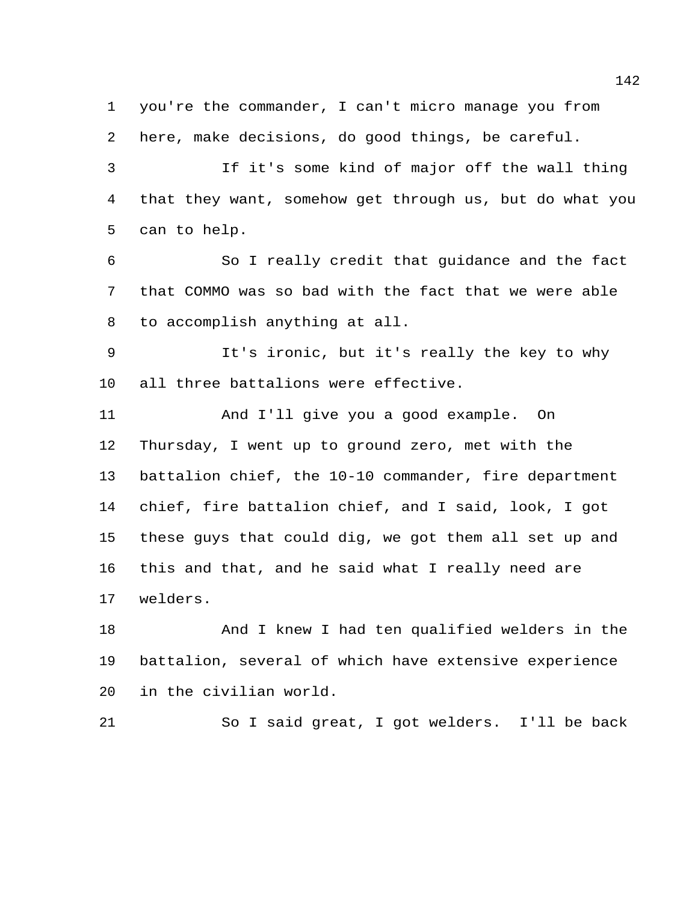you're the commander, I can't micro manage you from here, make decisions, do good things, be careful.

If it's some kind of major off the wall thing that they want, somehow get through us, but do what you can to help.

So I really credit that guidance and the fact that COMMO was so bad with the fact that we were able to accomplish anything at all.

It's ironic, but it's really the key to why all three battalions were effective.

And I'll give you a good example. On Thursday, I went up to ground zero, met with the battalion chief, the 10-10 commander, fire department chief, fire battalion chief, and I said, look, I got these guys that could dig, we got them all set up and this and that, and he said what I really need are welders.

And I knew I had ten qualified welders in the battalion, several of which have extensive experience in the civilian world.

So I said great, I got welders. I'll be back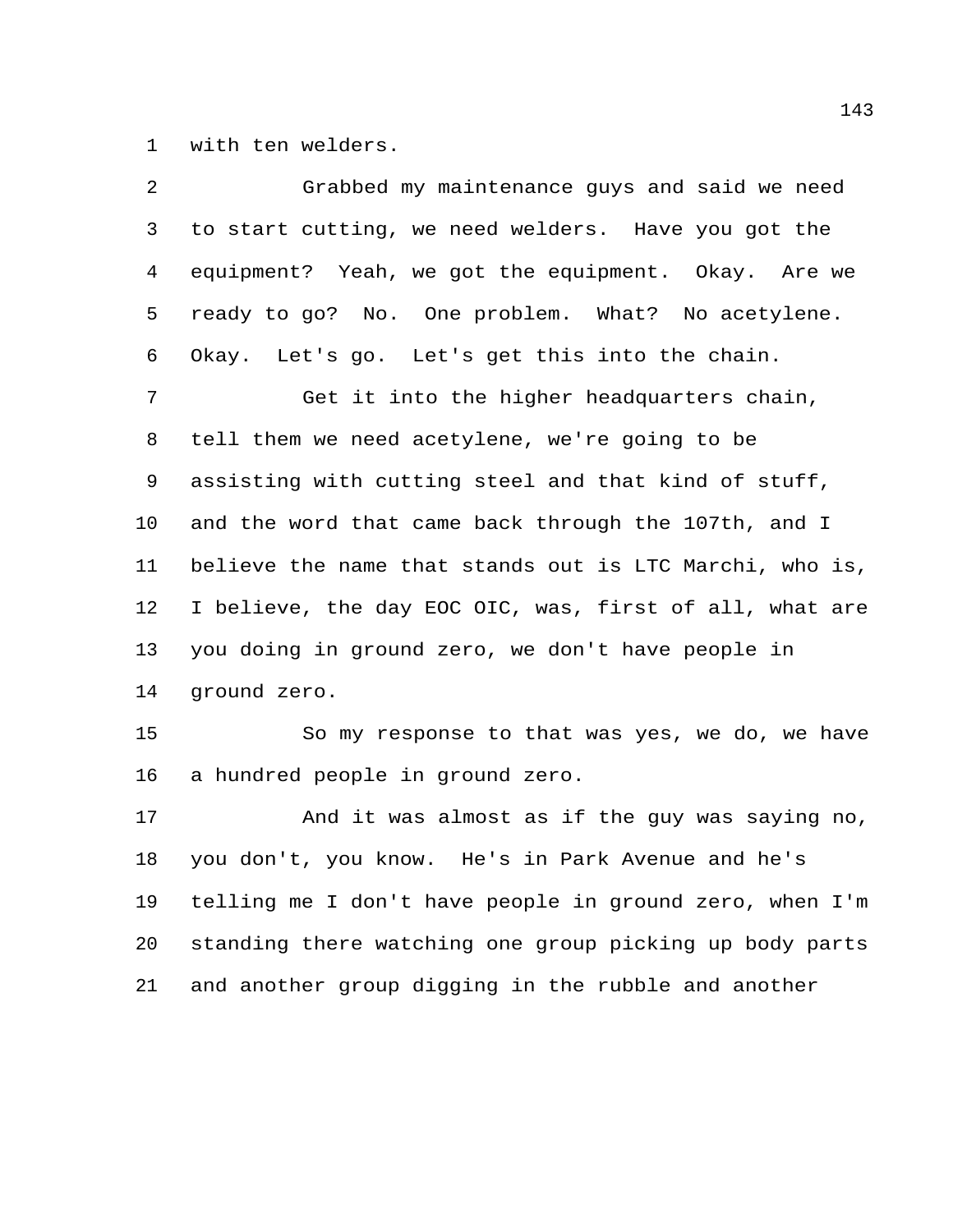with ten welders.

Grabbed my maintenance guys and said we need to start cutting, we need welders. Have you got the equipment? Yeah, we got the equipment. Okay. Are we ready to go? No. One problem. What? No acetylene. Okay. Let's go. Let's get this into the chain.

Get it into the higher headquarters chain, tell them we need acetylene, we're going to be assisting with cutting steel and that kind of stuff, and the word that came back through the 107th, and I believe the name that stands out is LTC Marchi, who is, I believe, the day EOC OIC, was, first of all, what are you doing in ground zero, we don't have people in ground zero.

So my response to that was yes, we do, we have a hundred people in ground zero.

And it was almost as if the guy was saying no, you don't, you know. He's in Park Avenue and he's telling me I don't have people in ground zero, when I'm standing there watching one group picking up body parts and another group digging in the rubble and another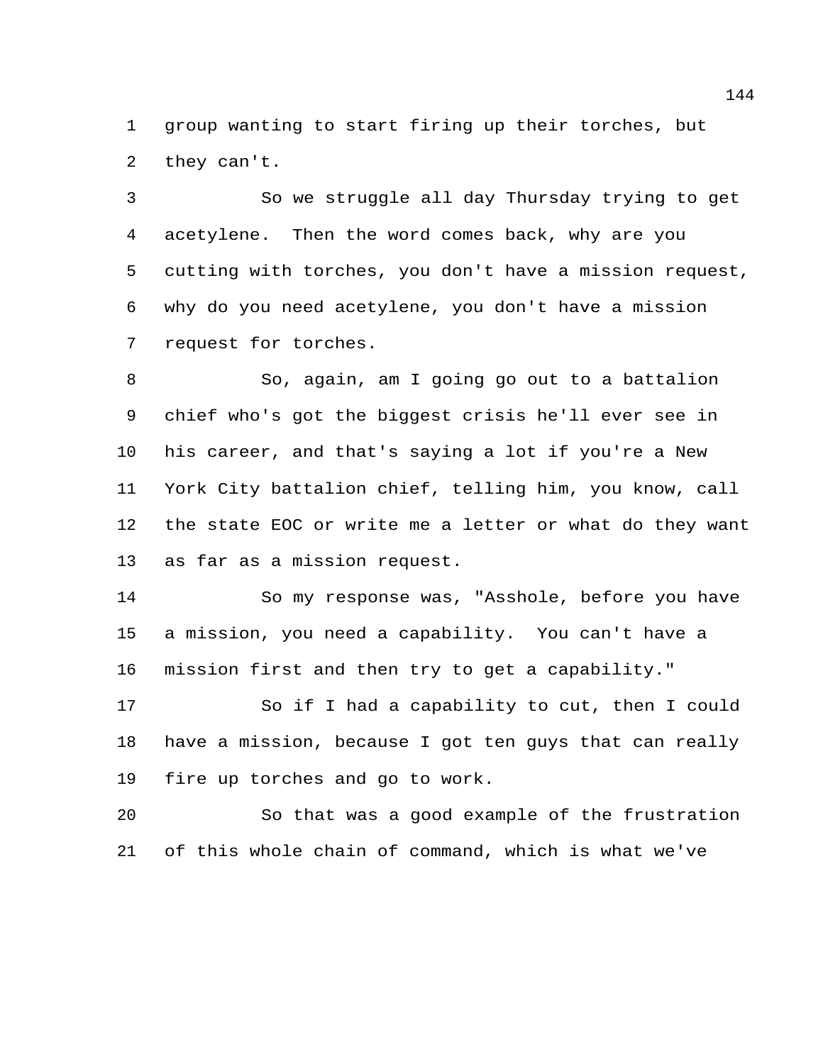group wanting to start firing up their torches, but they can't.

So we struggle all day Thursday trying to get acetylene. Then the word comes back, why are you cutting with torches, you don't have a mission request, why do you need acetylene, you don't have a mission request for torches.

So, again, am I going go out to a battalion chief who's got the biggest crisis he'll ever see in his career, and that's saying a lot if you're a New York City battalion chief, telling him, you know, call the state EOC or write me a letter or what do they want as far as a mission request.

So my response was, "Asshole, before you have a mission, you need a capability. You can't have a mission first and then try to get a capability."

So if I had a capability to cut, then I could have a mission, because I got ten guys that can really fire up torches and go to work.

So that was a good example of the frustration of this whole chain of command, which is what we've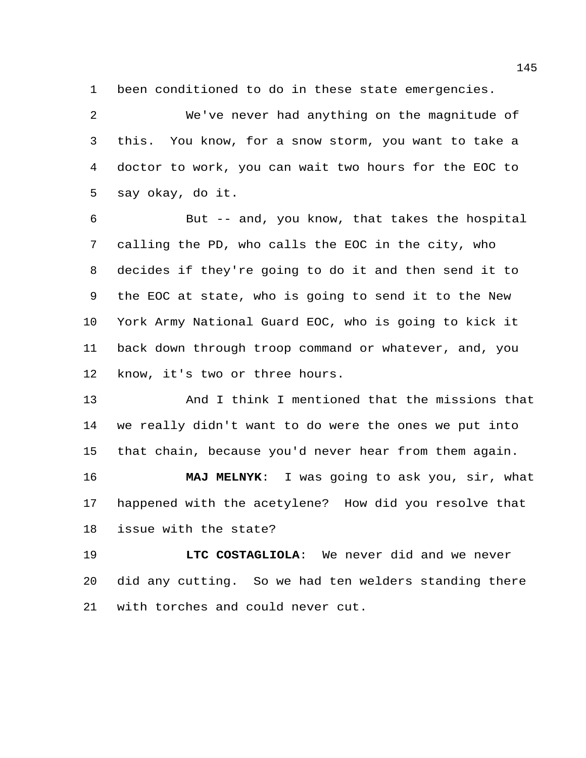been conditioned to do in these state emergencies.

We've never had anything on the magnitude of this. You know, for a snow storm, you want to take a doctor to work, you can wait two hours for the EOC to say okay, do it.

But -- and, you know, that takes the hospital calling the PD, who calls the EOC in the city, who decides if they're going to do it and then send it to the EOC at state, who is going to send it to the New York Army National Guard EOC, who is going to kick it back down through troop command or whatever, and, you know, it's two or three hours.

And I think I mentioned that the missions that we really didn't want to do were the ones we put into that chain, because you'd never hear from them again.

**MAJ MELNYK**: I was going to ask you, sir, what happened with the acetylene? How did you resolve that issue with the state?

**LTC COSTAGLIOLA**: We never did and we never did any cutting. So we had ten welders standing there with torches and could never cut.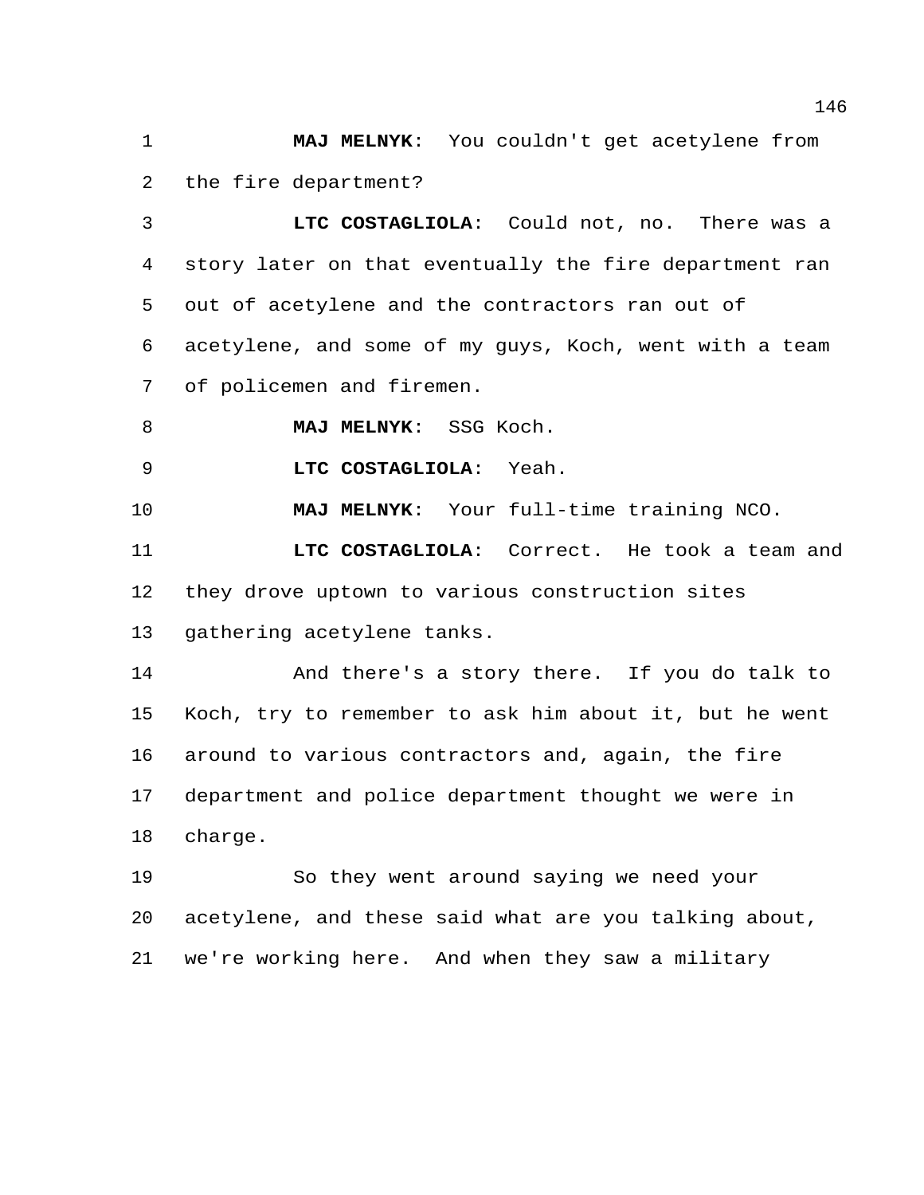**MAJ MELNYK**: You couldn't get acetylene from the fire department?

**LTC COSTAGLIOLA**: Could not, no. There was a story later on that eventually the fire department ran out of acetylene and the contractors ran out of acetylene, and some of my guys, Koch, went with a team of policemen and firemen.

**MAJ MELNYK**: SSG Koch.

**LTC COSTAGLIOLA**: Yeah.

**MAJ MELNYK**: Your full-time training NCO.

**LTC COSTAGLIOLA**: Correct. He took a team and they drove uptown to various construction sites gathering acetylene tanks.

And there's a story there. If you do talk to Koch, try to remember to ask him about it, but he went around to various contractors and, again, the fire department and police department thought we were in charge.

So they went around saying we need your acetylene, and these said what are you talking about, we're working here. And when they saw a military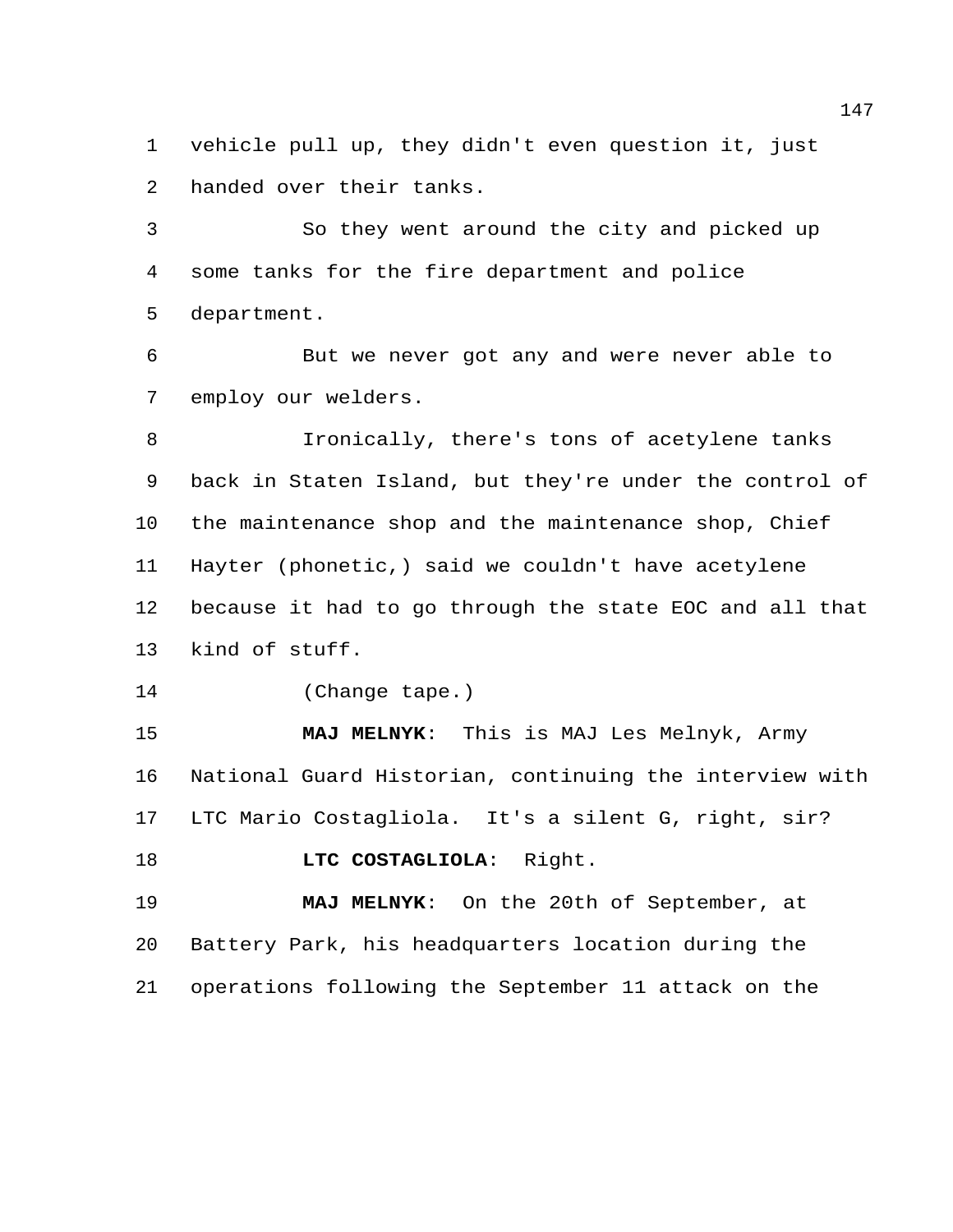vehicle pull up, they didn't even question it, just handed over their tanks.

So they went around the city and picked up some tanks for the fire department and police department.

But we never got any and were never able to employ our welders.

Ironically, there's tons of acetylene tanks back in Staten Island, but they're under the control of the maintenance shop and the maintenance shop, Chief Hayter (phonetic,) said we couldn't have acetylene because it had to go through the state EOC and all that kind of stuff.

(Change tape.)

**MAJ MELNYK**: This is MAJ Les Melnyk, Army National Guard Historian, continuing the interview with LTC Mario Costagliola. It's a silent G, right, sir?

**LTC COSTAGLIOLA**: Right.

**MAJ MELNYK**: On the 20th of September, at Battery Park, his headquarters location during the operations following the September 11 attack on the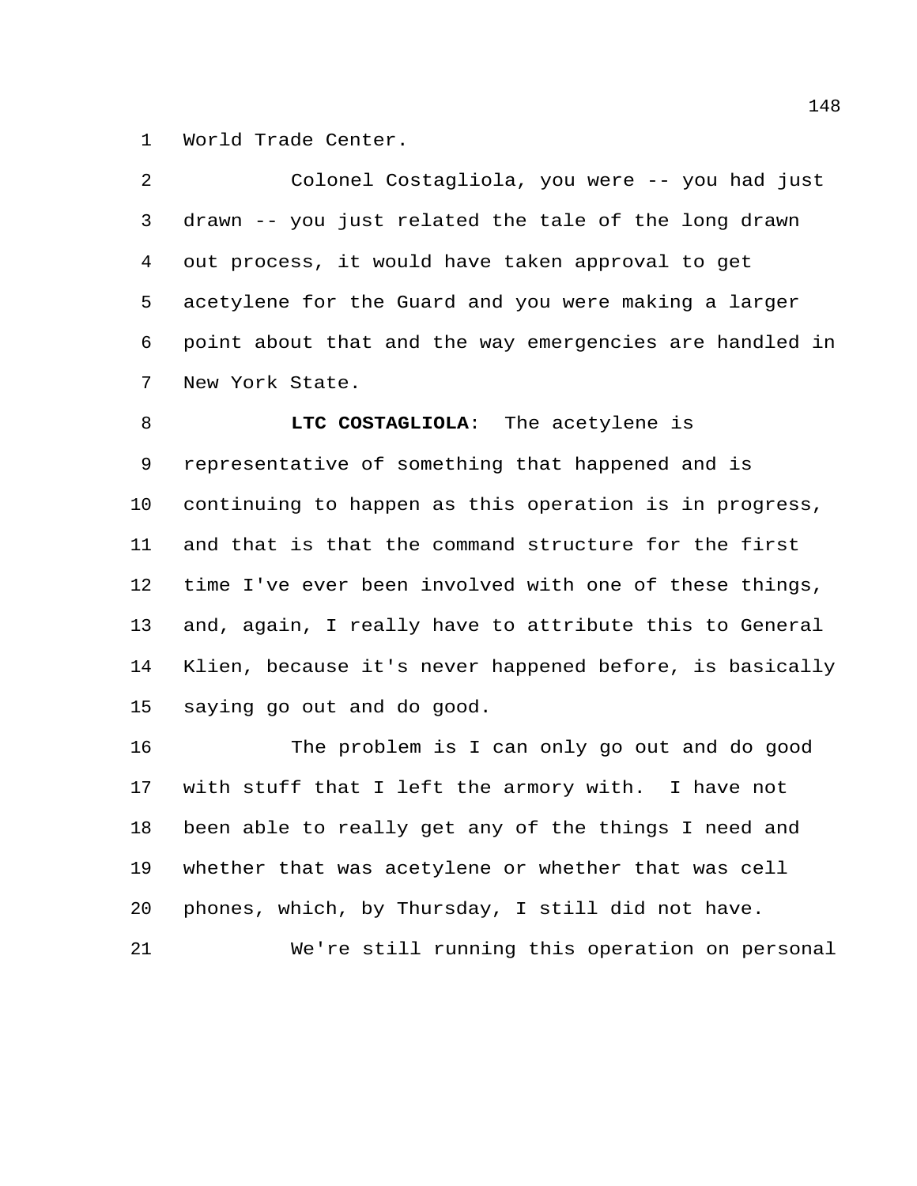World Trade Center.

Colonel Costagliola, you were -- you had just drawn -- you just related the tale of the long drawn out process, it would have taken approval to get acetylene for the Guard and you were making a larger point about that and the way emergencies are handled in New York State.

**LTC COSTAGLIOLA**: The acetylene is representative of something that happened and is continuing to happen as this operation is in progress, and that is that the command structure for the first time I've ever been involved with one of these things, and, again, I really have to attribute this to General Klien, because it's never happened before, is basically saying go out and do good.

The problem is I can only go out and do good with stuff that I left the armory with. I have not been able to really get any of the things I need and whether that was acetylene or whether that was cell phones, which, by Thursday, I still did not have.

We're still running this operation on personal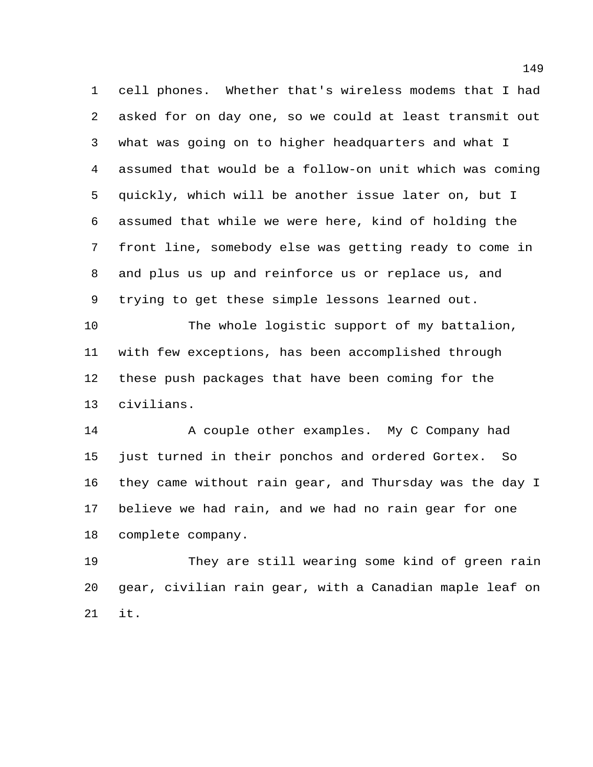cell phones. Whether that's wireless modems that I had asked for on day one, so we could at least transmit out what was going on to higher headquarters and what I assumed that would be a follow-on unit which was coming quickly, which will be another issue later on, but I assumed that while we were here, kind of holding the front line, somebody else was getting ready to come in and plus us up and reinforce us or replace us, and trying to get these simple lessons learned out.

The whole logistic support of my battalion, with few exceptions, has been accomplished through these push packages that have been coming for the civilians.

A couple other examples. My C Company had just turned in their ponchos and ordered Gortex. So they came without rain gear, and Thursday was the day I believe we had rain, and we had no rain gear for one complete company.

They are still wearing some kind of green rain gear, civilian rain gear, with a Canadian maple leaf on it.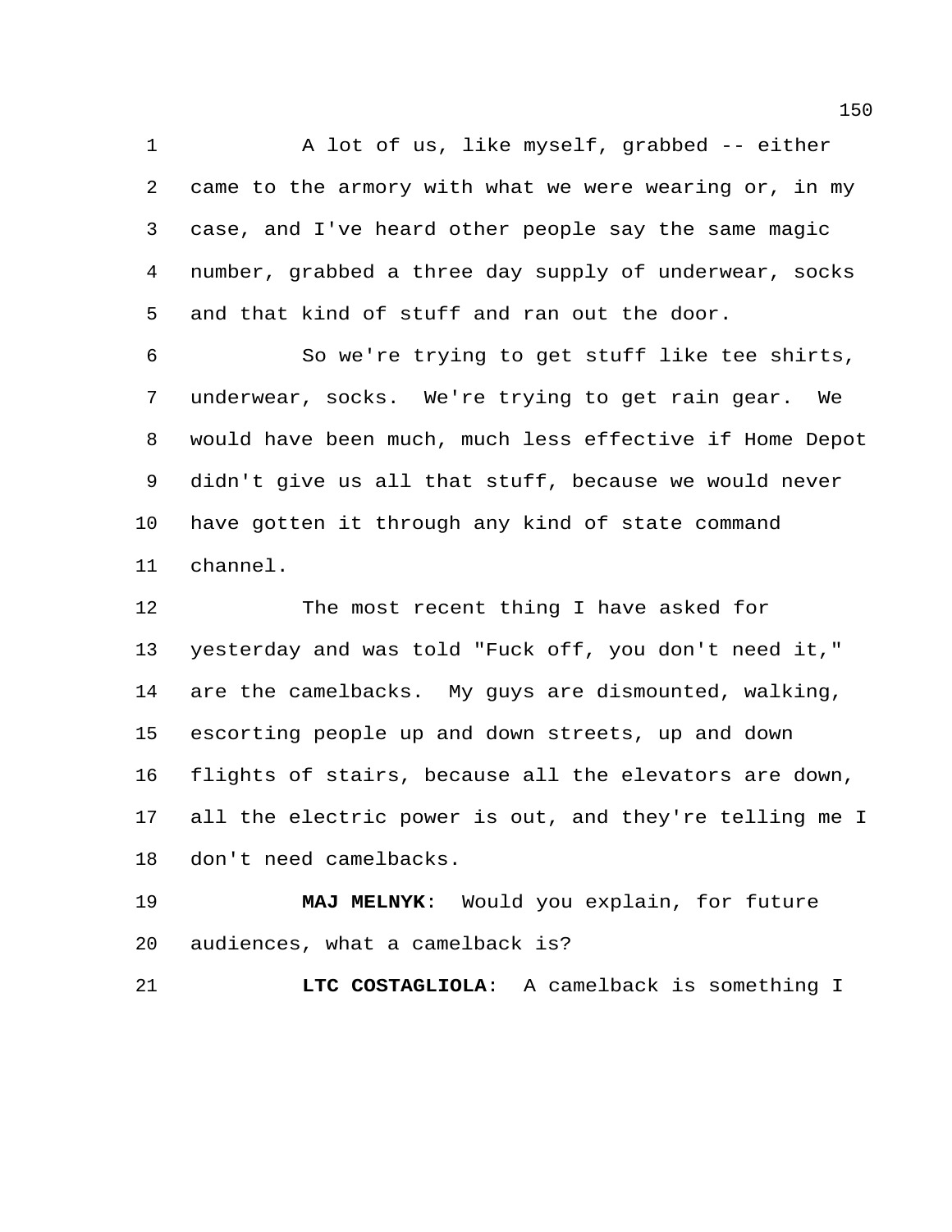A lot of us, like myself, grabbed -- either came to the armory with what we were wearing or, in my case, and I've heard other people say the same magic number, grabbed a three day supply of underwear, socks and that kind of stuff and ran out the door.

So we're trying to get stuff like tee shirts, underwear, socks. We're trying to get rain gear. We would have been much, much less effective if Home Depot didn't give us all that stuff, because we would never have gotten it through any kind of state command channel.

The most recent thing I have asked for yesterday and was told "Fuck off, you don't need it," are the camelbacks. My guys are dismounted, walking, escorting people up and down streets, up and down flights of stairs, because all the elevators are down, all the electric power is out, and they're telling me I don't need camelbacks.

**MAJ MELNYK**: Would you explain, for future audiences, what a camelback is?

**LTC COSTAGLIOLA**: A camelback is something I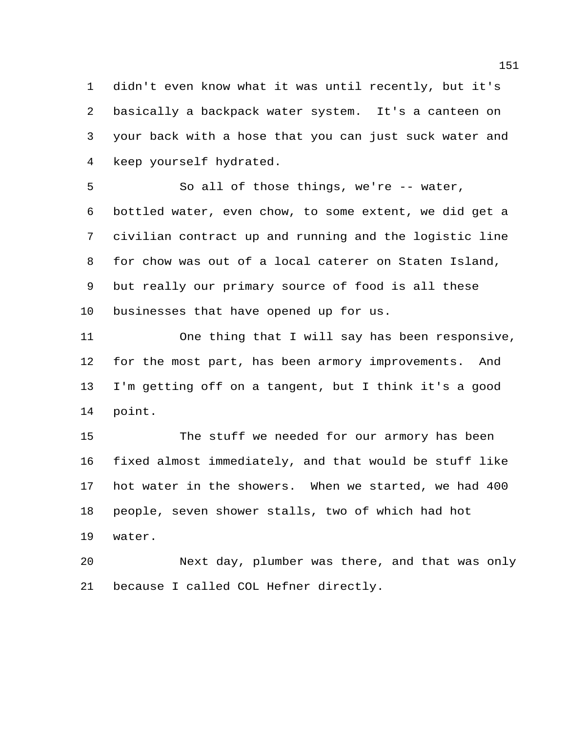didn't even know what it was until recently, but it's basically a backpack water system. It's a canteen on your back with a hose that you can just suck water and keep yourself hydrated.

So all of those things, we're -- water, bottled water, even chow, to some extent, we did get a civilian contract up and running and the logistic line for chow was out of a local caterer on Staten Island, but really our primary source of food is all these businesses that have opened up for us.

One thing that I will say has been responsive, for the most part, has been armory improvements. And I'm getting off on a tangent, but I think it's a good point.

The stuff we needed for our armory has been fixed almost immediately, and that would be stuff like hot water in the showers. When we started, we had 400 people, seven shower stalls, two of which had hot water.

Next day, plumber was there, and that was only because I called COL Hefner directly.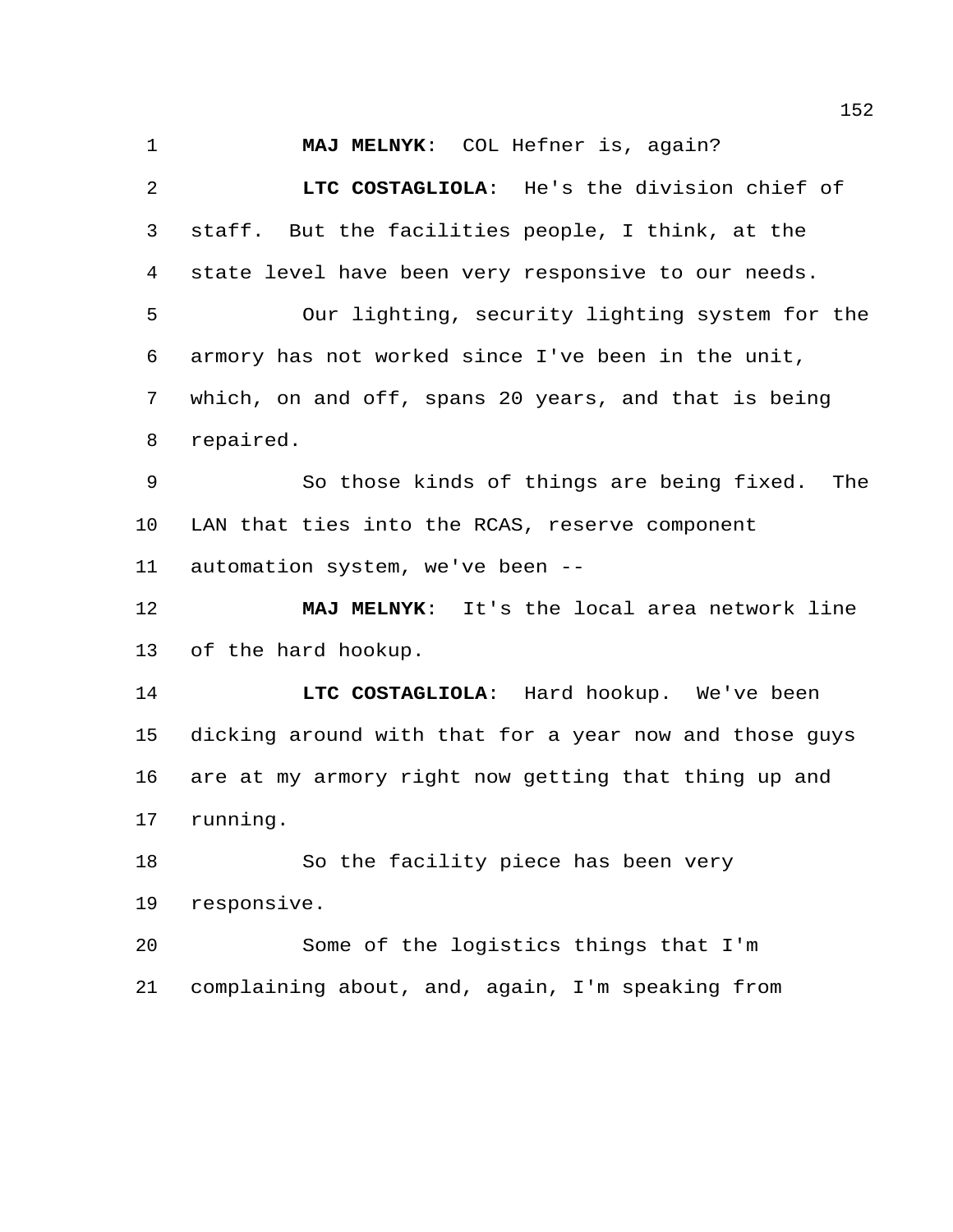**MAJ MELNYK**: COL Hefner is, again?

**LTC COSTAGLIOLA**: He's the division chief of staff. But the facilities people, I think, at the state level have been very responsive to our needs.

Our lighting, security lighting system for the armory has not worked since I've been in the unit, which, on and off, spans 20 years, and that is being repaired.

So those kinds of things are being fixed. The LAN that ties into the RCAS, reserve component automation system, we've been --

**MAJ MELNYK**: It's the local area network line of the hard hookup.

**LTC COSTAGLIOLA**: Hard hookup. We've been dicking around with that for a year now and those guys are at my armory right now getting that thing up and running.

So the facility piece has been very responsive.

Some of the logistics things that I'm complaining about, and, again, I'm speaking from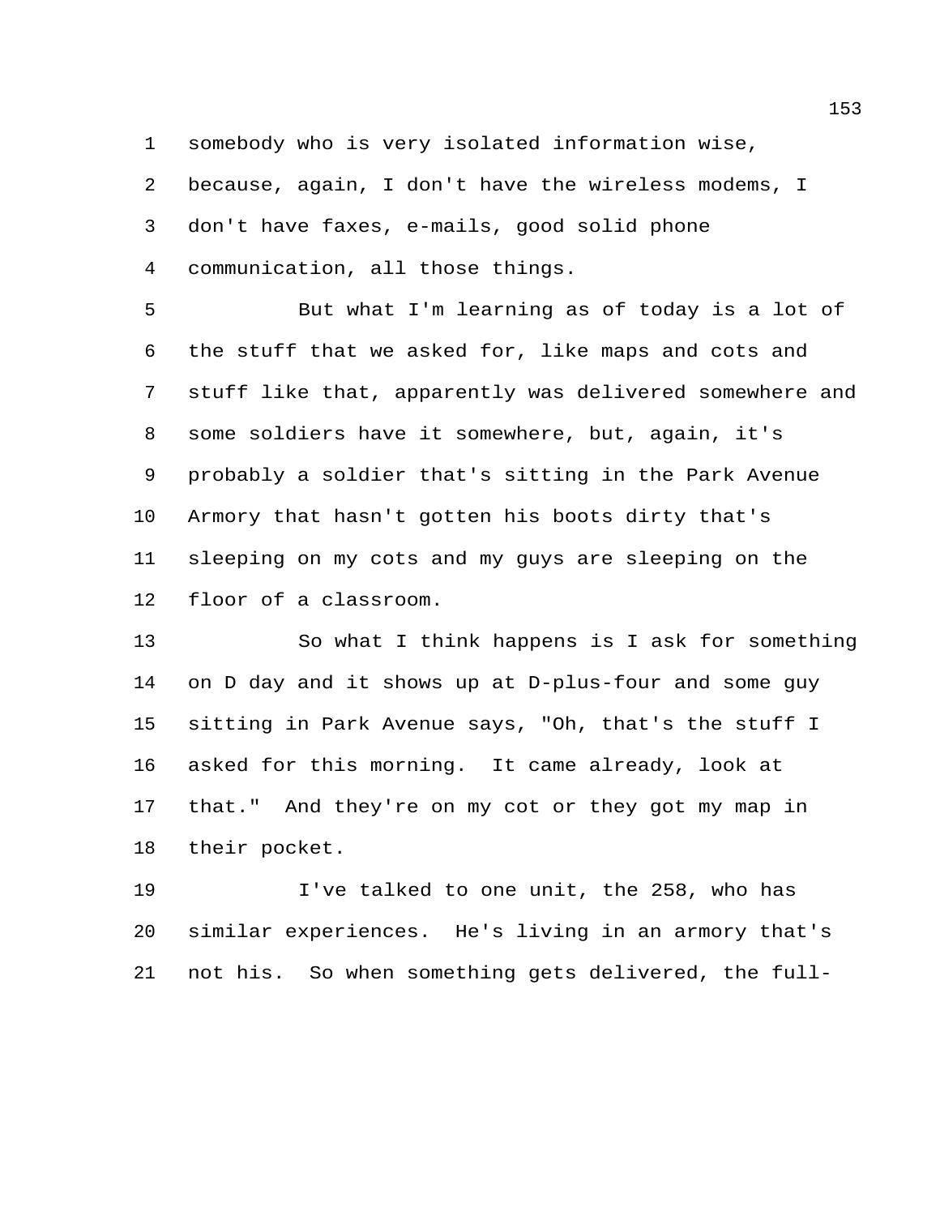somebody who is very isolated information wise, because, again, I don't have the wireless modems, I don't have faxes, e-mails, good solid phone communication, all those things.

But what I'm learning as of today is a lot of the stuff that we asked for, like maps and cots and stuff like that, apparently was delivered somewhere and some soldiers have it somewhere, but, again, it's probably a soldier that's sitting in the Park Avenue Armory that hasn't gotten his boots dirty that's sleeping on my cots and my guys are sleeping on the floor of a classroom.

So what I think happens is I ask for something on D day and it shows up at D-plus-four and some guy sitting in Park Avenue says, "Oh, that's the stuff I asked for this morning. It came already, look at that." And they're on my cot or they got my map in their pocket.

I've talked to one unit, the 258, who has similar experiences. He's living in an armory that's not his. So when something gets delivered, the full-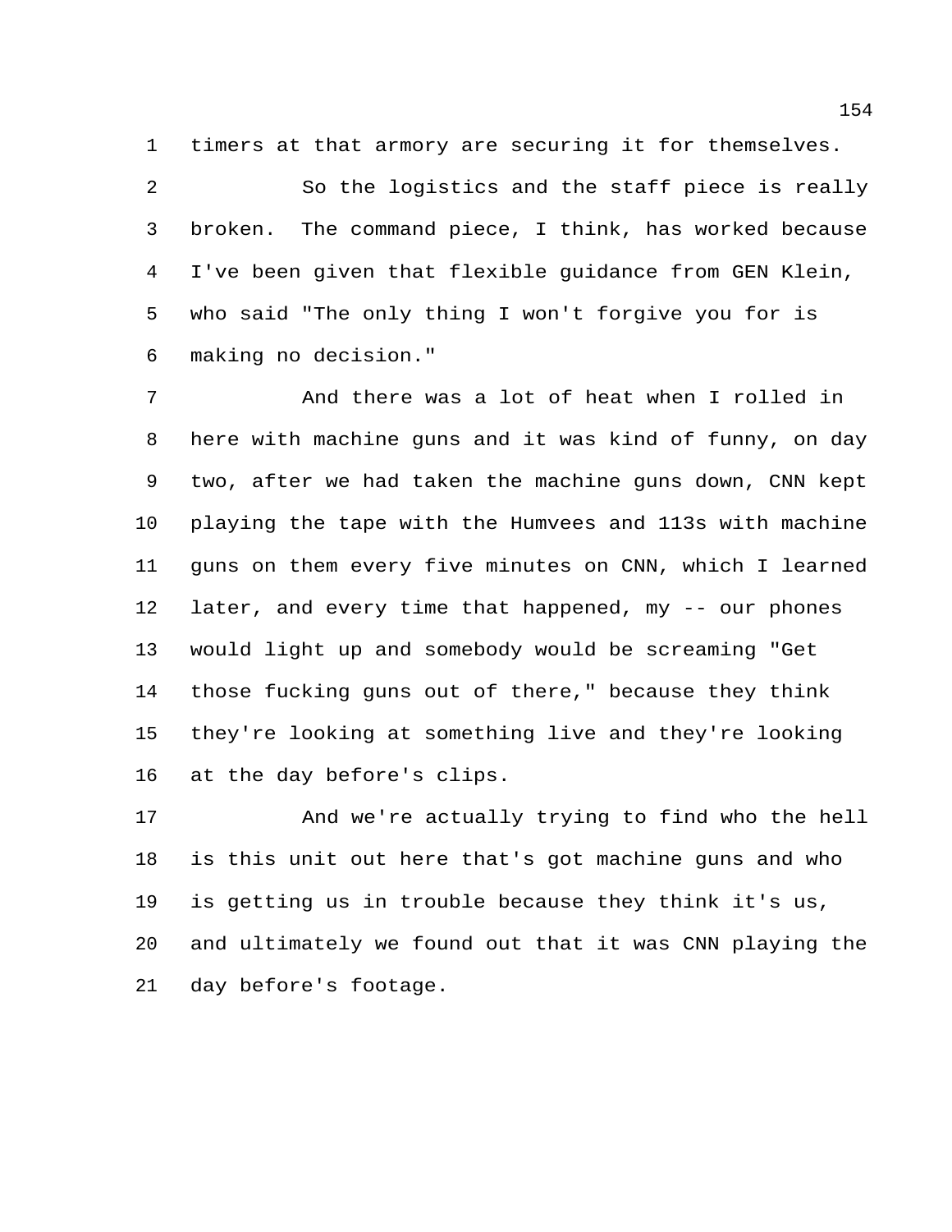timers at that armory are securing it for themselves.

So the logistics and the staff piece is really broken. The command piece, I think, has worked because I've been given that flexible guidance from GEN Klein, who said "The only thing I won't forgive you for is making no decision."

And there was a lot of heat when I rolled in here with machine guns and it was kind of funny, on day two, after we had taken the machine guns down, CNN kept playing the tape with the Humvees and 113s with machine guns on them every five minutes on CNN, which I learned later, and every time that happened, my -- our phones would light up and somebody would be screaming "Get those fucking guns out of there," because they think they're looking at something live and they're looking at the day before's clips.

And we're actually trying to find who the hell is this unit out here that's got machine guns and who is getting us in trouble because they think it's us, and ultimately we found out that it was CNN playing the day before's footage.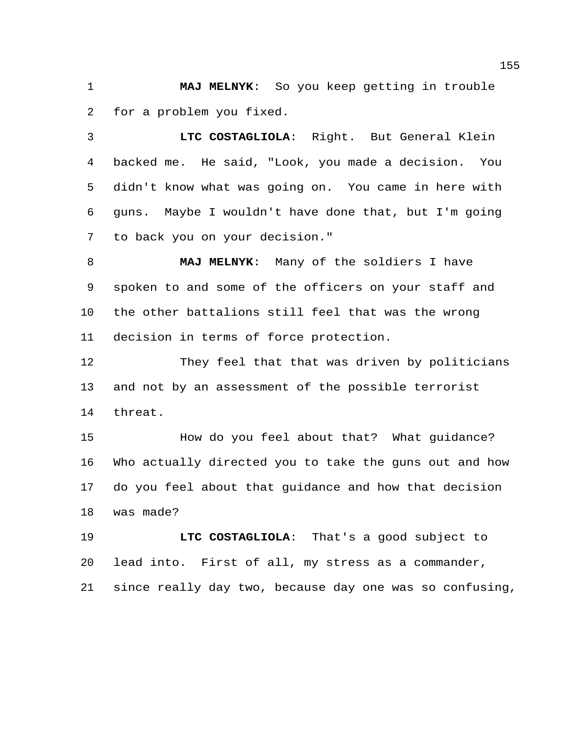**MAJ MELNYK**: So you keep getting in trouble for a problem you fixed.

**LTC COSTAGLIOLA**: Right. But General Klein backed me. He said, "Look, you made a decision. You didn't know what was going on. You came in here with guns. Maybe I wouldn't have done that, but I'm going to back you on your decision."

**MAJ MELNYK**: Many of the soldiers I have spoken to and some of the officers on your staff and the other battalions still feel that was the wrong decision in terms of force protection.

They feel that that was driven by politicians and not by an assessment of the possible terrorist threat.

How do you feel about that? What guidance? Who actually directed you to take the guns out and how do you feel about that guidance and how that decision was made?

**LTC COSTAGLIOLA**: That's a good subject to lead into. First of all, my stress as a commander, since really day two, because day one was so confusing,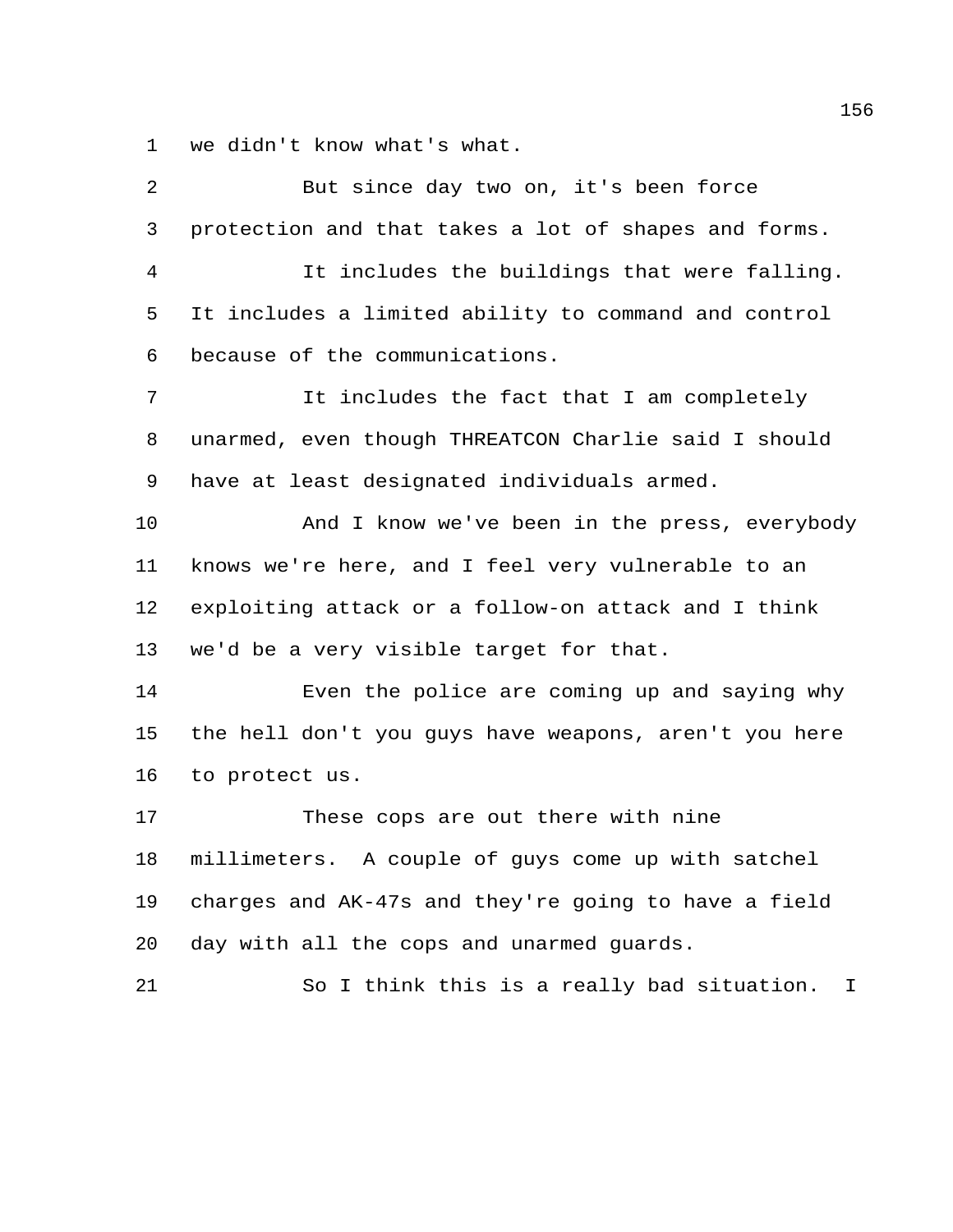we didn't know what's what.

But since day two on, it's been force protection and that takes a lot of shapes and forms.

It includes the buildings that were falling. It includes a limited ability to command and control because of the communications.

It includes the fact that I am completely unarmed, even though THREATCON Charlie said I should have at least designated individuals armed.

And I know we've been in the press, everybody knows we're here, and I feel very vulnerable to an exploiting attack or a follow-on attack and I think we'd be a very visible target for that.

Even the police are coming up and saying why the hell don't you guys have weapons, aren't you here to protect us.

These cops are out there with nine millimeters. A couple of guys come up with satchel charges and AK-47s and they're going to have a field day with all the cops and unarmed guards.

So I think this is a really bad situation. I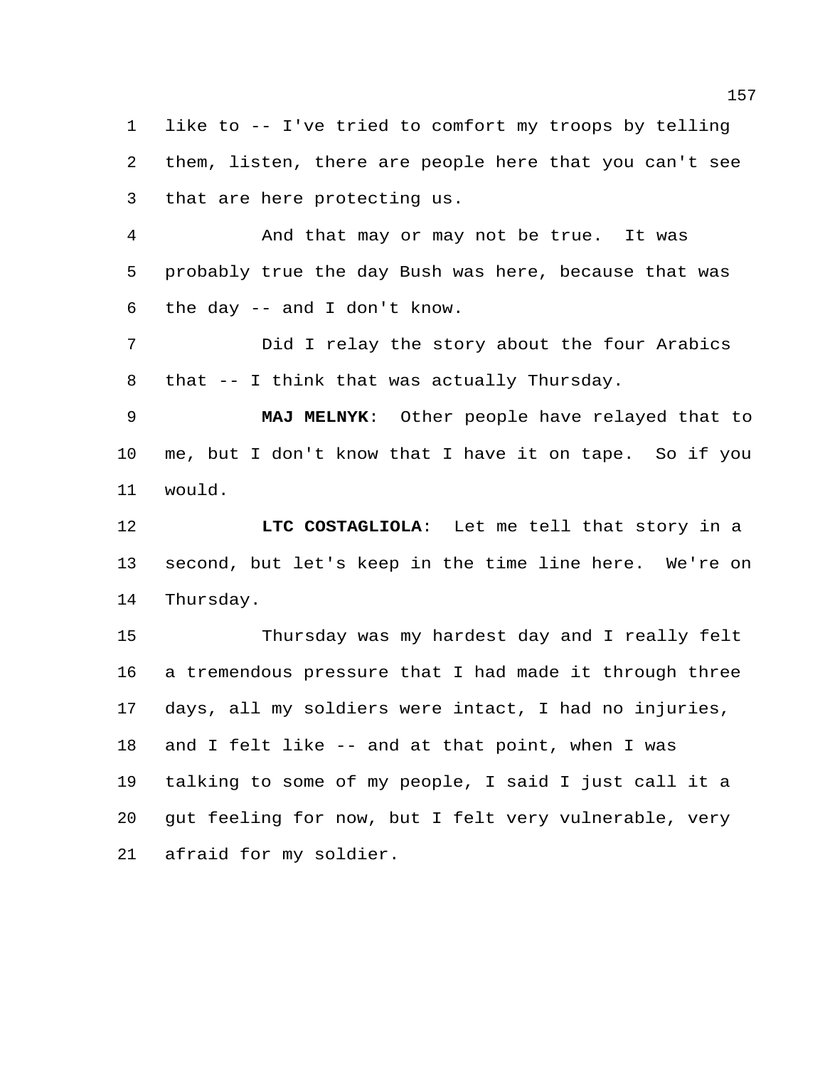like to -- I've tried to comfort my troops by telling them, listen, there are people here that you can't see that are here protecting us.

And that may or may not be true. It was probably true the day Bush was here, because that was the day -- and I don't know.

Did I relay the story about the four Arabics that -- I think that was actually Thursday.

**MAJ MELNYK**: Other people have relayed that to me, but I don't know that I have it on tape. So if you would.

**LTC COSTAGLIOLA**: Let me tell that story in a second, but let's keep in the time line here. We're on Thursday.

Thursday was my hardest day and I really felt a tremendous pressure that I had made it through three days, all my soldiers were intact, I had no injuries, and I felt like -- and at that point, when I was talking to some of my people, I said I just call it a gut feeling for now, but I felt very vulnerable, very afraid for my soldier.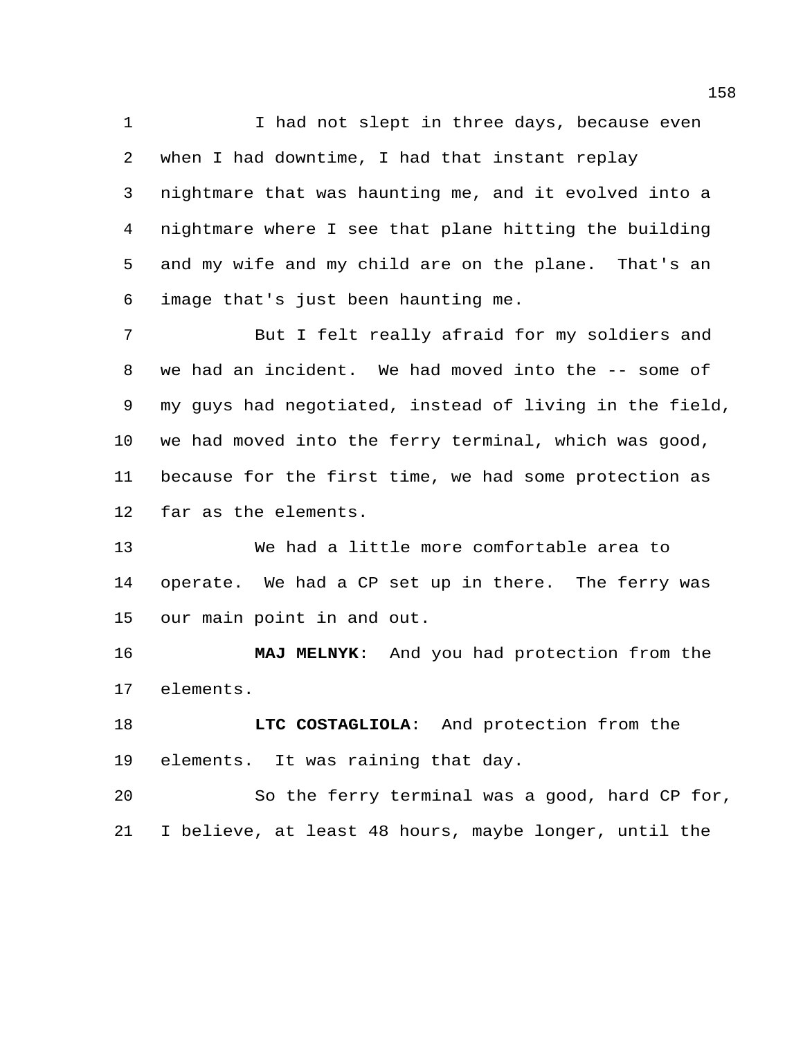I had not slept in three days, because even when I had downtime, I had that instant replay nightmare that was haunting me, and it evolved into a nightmare where I see that plane hitting the building and my wife and my child are on the plane. That's an image that's just been haunting me.

But I felt really afraid for my soldiers and we had an incident. We had moved into the -- some of my guys had negotiated, instead of living in the field, we had moved into the ferry terminal, which was good, because for the first time, we had some protection as far as the elements.

We had a little more comfortable area to operate. We had a CP set up in there. The ferry was our main point in and out.

**MAJ MELNYK**: And you had protection from the elements.

**LTC COSTAGLIOLA**: And protection from the elements. It was raining that day.

So the ferry terminal was a good, hard CP for, I believe, at least 48 hours, maybe longer, until the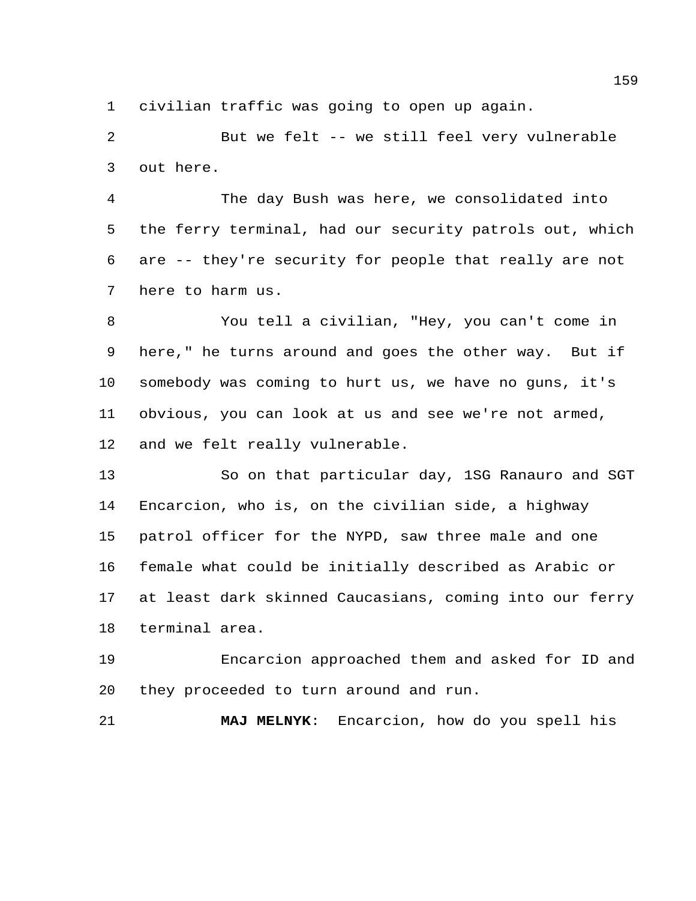civilian traffic was going to open up again.

But we felt -- we still feel very vulnerable out here.

The day Bush was here, we consolidated into the ferry terminal, had our security patrols out, which are -- they're security for people that really are not here to harm us.

You tell a civilian, "Hey, you can't come in here," he turns around and goes the other way. But if somebody was coming to hurt us, we have no guns, it's obvious, you can look at us and see we're not armed, and we felt really vulnerable.

So on that particular day, 1SG Ranauro and SGT Encarcion, who is, on the civilian side, a highway patrol officer for the NYPD, saw three male and one female what could be initially described as Arabic or at least dark skinned Caucasians, coming into our ferry terminal area.

Encarcion approached them and asked for ID and they proceeded to turn around and run.

**MAJ MELNYK**: Encarcion, how do you spell his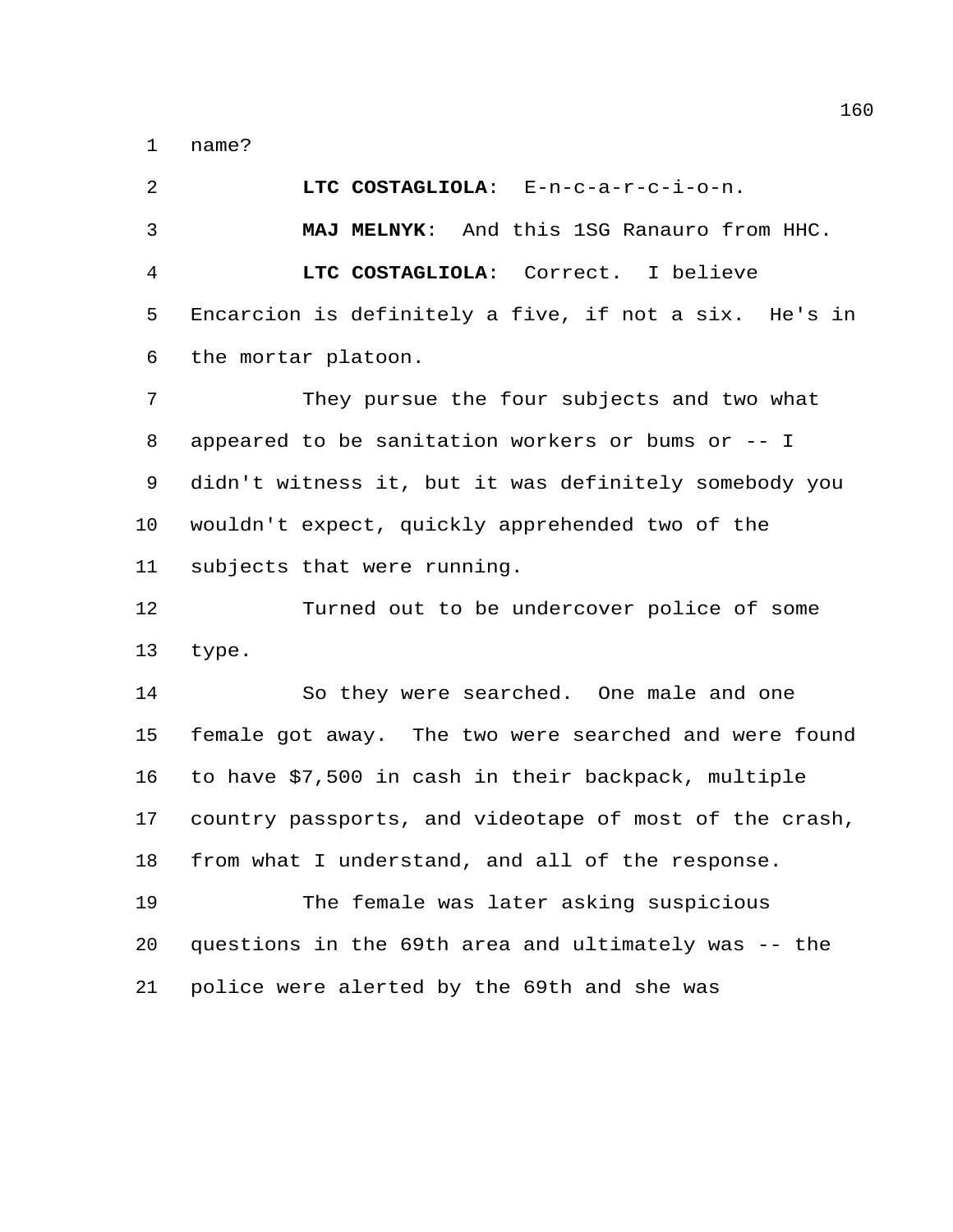name?

**LTC COSTAGLIOLA**: E-n-c-a-r-c-i-o-n.

**MAJ MELNYK**: And this 1SG Ranauro from HHC.

**LTC COSTAGLIOLA**: Correct. I believe Encarcion is definitely a five, if not a six. He's in the mortar platoon.

They pursue the four subjects and two what appeared to be sanitation workers or bums or -- I didn't witness it, but it was definitely somebody you wouldn't expect, quickly apprehended two of the subjects that were running.

Turned out to be undercover police of some type.

So they were searched. One male and one female got away. The two were searched and were found to have $7,500 in cash in their backpack, multiple country passports, and videotape of most of the crash, from what I understand, and all of the response.

The female was later asking suspicious questions in the 69th area and ultimately was -- the police were alerted by the 69th and she was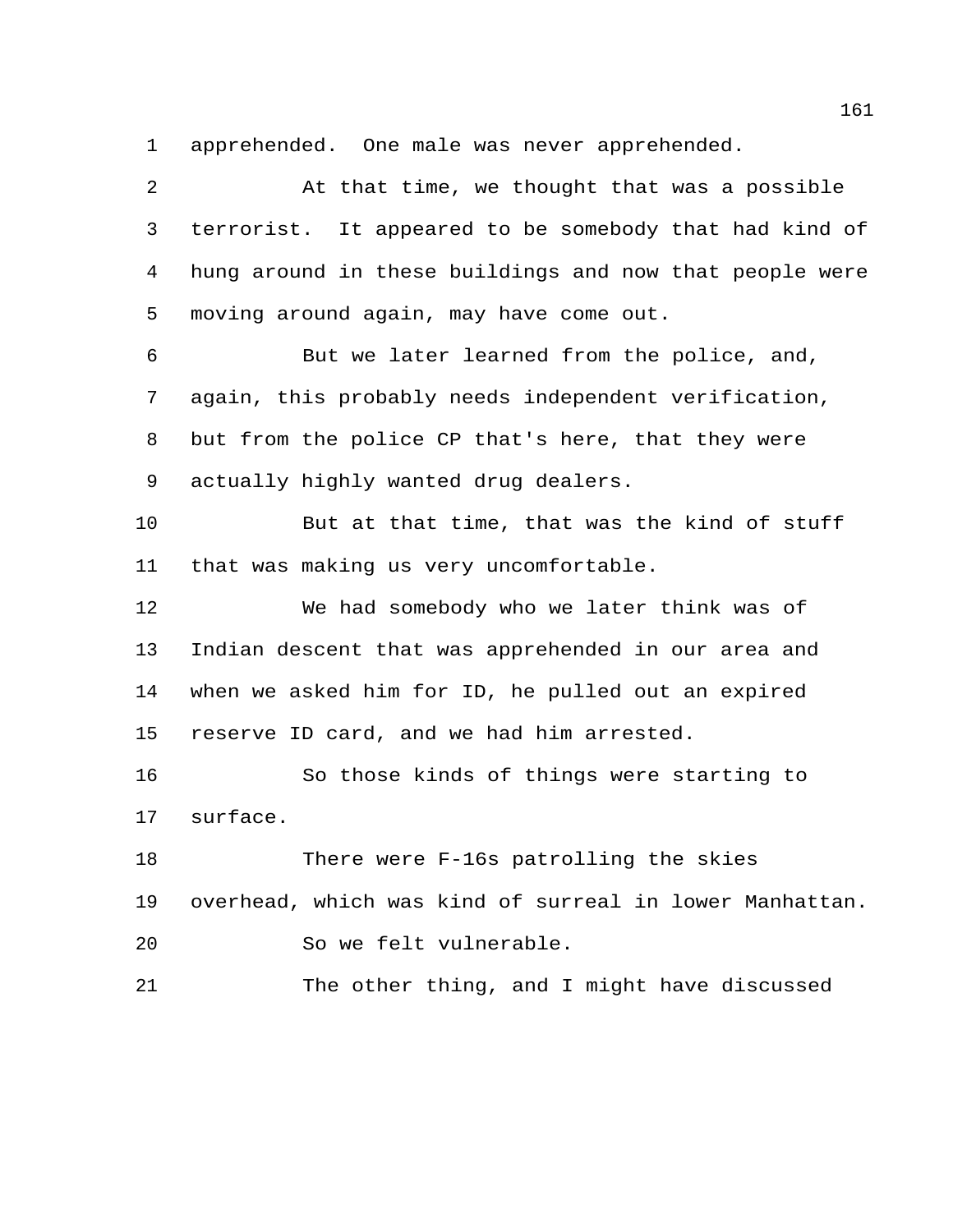apprehended. One male was never apprehended.

At that time, we thought that was a possible terrorist. It appeared to be somebody that had kind of hung around in these buildings and now that people were moving around again, may have come out.

But we later learned from the police, and, again, this probably needs independent verification, but from the police CP that's here, that they were actually highly wanted drug dealers.

But at that time, that was the kind of stuff that was making us very uncomfortable.

We had somebody who we later think was of Indian descent that was apprehended in our area and when we asked him for ID, he pulled out an expired reserve ID card, and we had him arrested.

So those kinds of things were starting to surface.

There were F-16s patrolling the skies overhead, which was kind of surreal in lower Manhattan.

So we felt vulnerable.

The other thing, and I might have discussed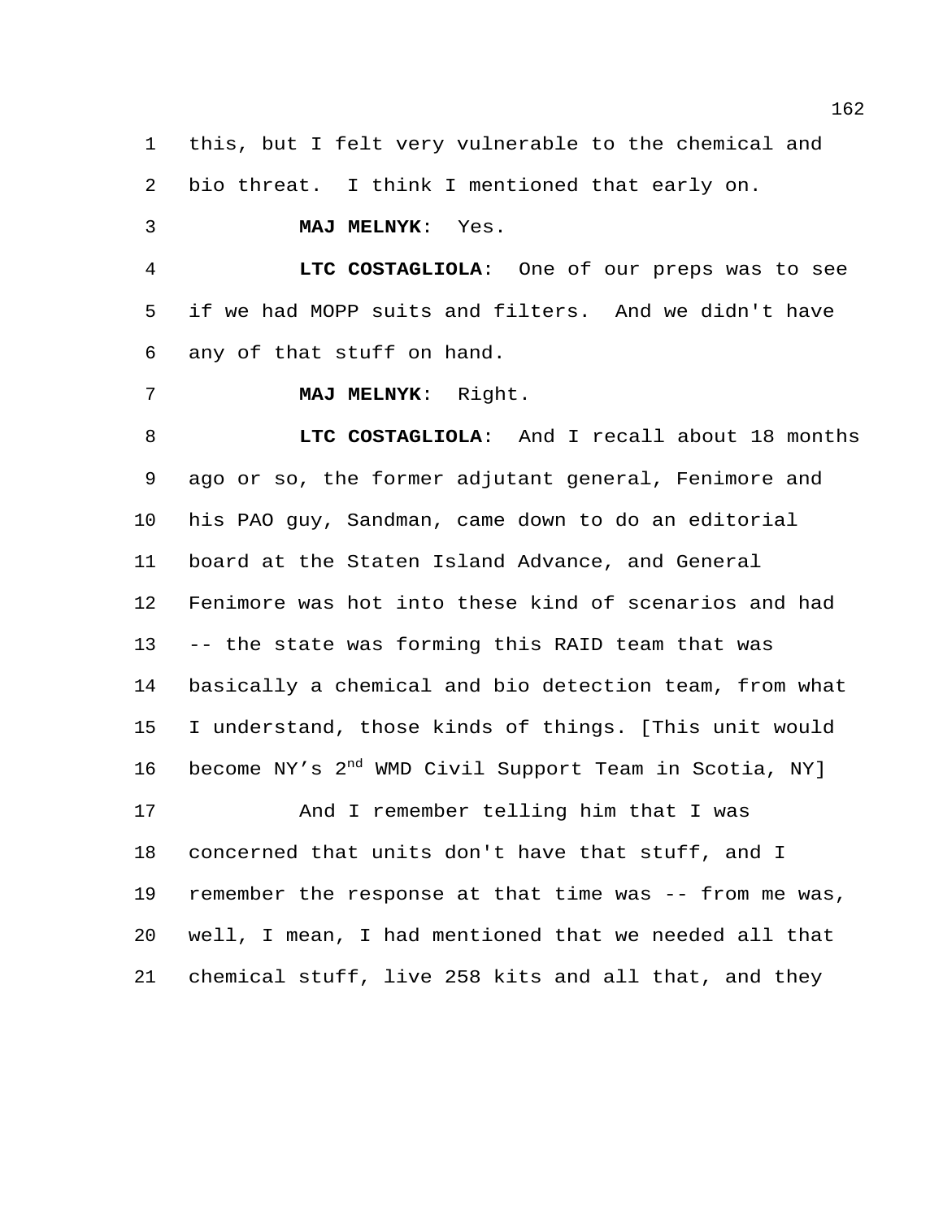this, but I felt very vulnerable to the chemical and bio threat. I think I mentioned that early on.

**MAJ MELNYK**: Yes.

**LTC COSTAGLIOLA**: One of our preps was to see if we had MOPP suits and filters. And we didn't have any of that stuff on hand.

**MAJ MELNYK**: Right.

**LTC COSTAGLIOLA**: And I recall about 18 months ago or so, the former adjutant general, Fenimore and his PAO guy, Sandman, came down to do an editorial board at the Staten Island Advance, and General Fenimore was hot into these kind of scenarios and had -- the state was forming this RAID team that was basically a chemical and bio detection team, from what I understand, those kinds of things. [This unit would become NY's 2nd WMD Civil Support Team in Scotia, NY]

And I remember telling him that I was concerned that units don't have that stuff, and I remember the response at that time was -- from me was, well, I mean, I had mentioned that we needed all that chemical stuff, live 258 kits and all that, and they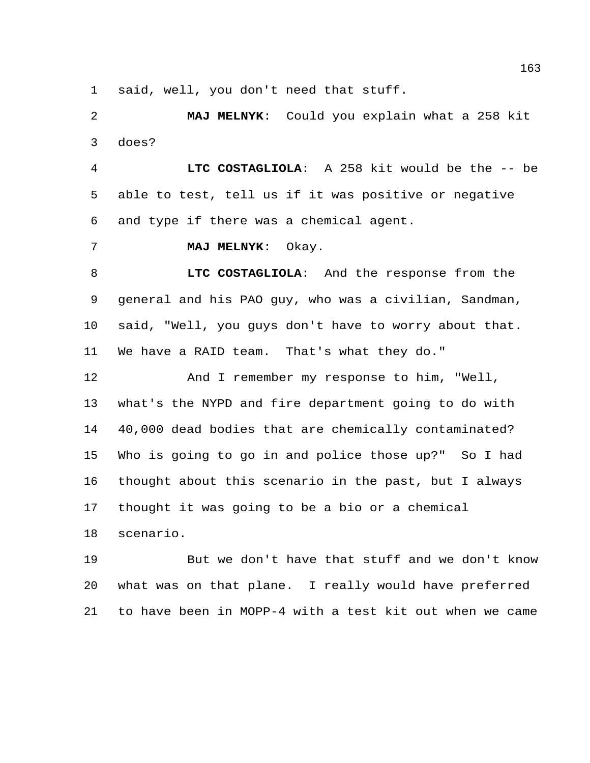said, well, you don't need that stuff.

**MAJ MELNYK**: Could you explain what a 258 kit does?

**LTC COSTAGLIOLA**: A 258 kit would be the -- be able to test, tell us if it was positive or negative and type if there was a chemical agent.

**MAJ MELNYK**: Okay.

**LTC COSTAGLIOLA**: And the response from the general and his PAO guy, who was a civilian, Sandman, said, "Well, you guys don't have to worry about that. We have a RAID team. That's what they do."

And I remember my response to him, "Well, what's the NYPD and fire department going to do with 40,000 dead bodies that are chemically contaminated? Who is going to go in and police those up?" So I had thought about this scenario in the past, but I always thought it was going to be a bio or a chemical scenario.

But we don't have that stuff and we don't know what was on that plane. I really would have preferred to have been in MOPP-4 with a test kit out when we came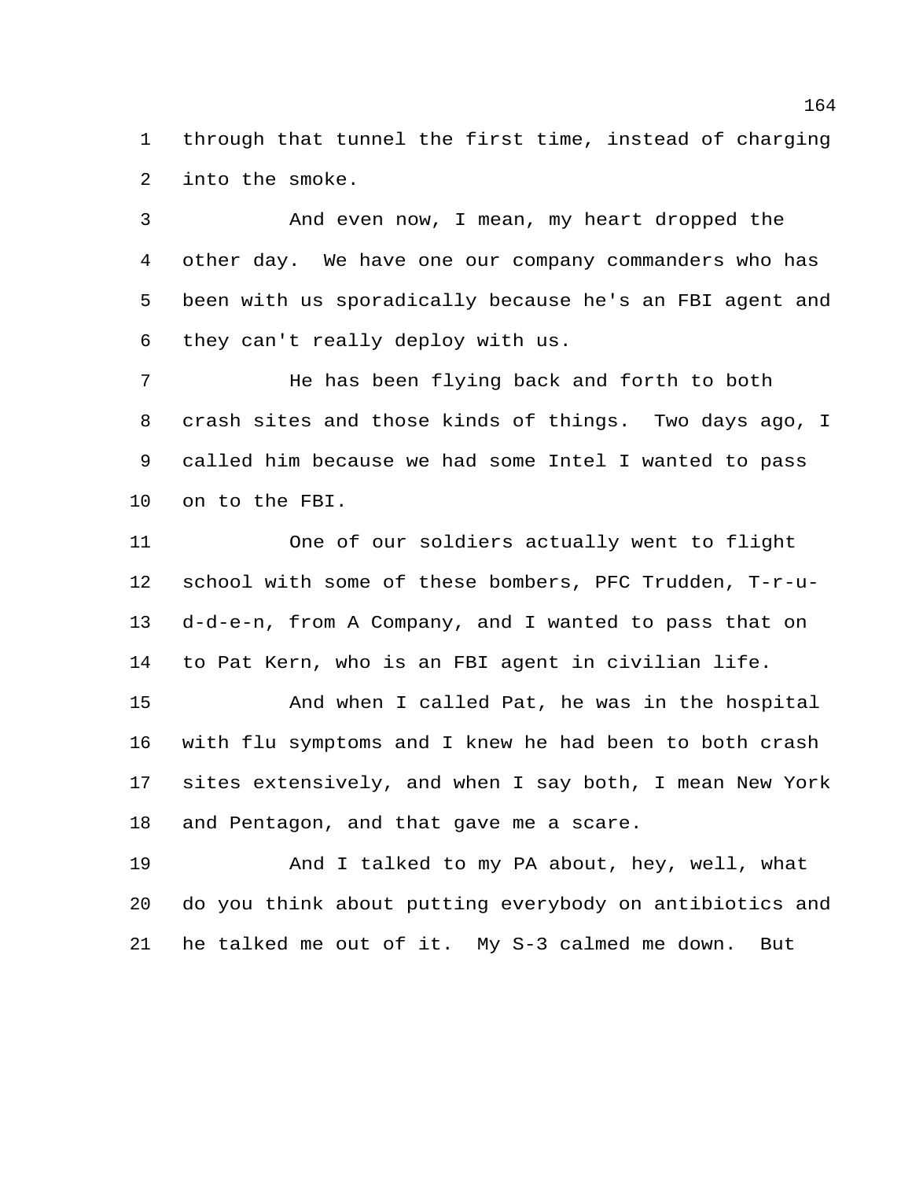through that tunnel the first time, instead of charging into the smoke.

And even now, I mean, my heart dropped the other day. We have one our company commanders who has been with us sporadically because he's an FBI agent and they can't really deploy with us.

He has been flying back and forth to both crash sites and those kinds of things. Two days ago, I called him because we had some Intel I wanted to pass on to the FBI.

One of our soldiers actually went to flight school with some of these bombers, PFC Trudden, T-r-u-d-d-e-n, from A Company, and I wanted to pass that on to Pat Kern, who is an FBI agent in civilian life.

And when I called Pat, he was in the hospital with flu symptoms and I knew he had been to both crash sites extensively, and when I say both, I mean New York and Pentagon, and that gave me a scare.

And I talked to my PA about, hey, well, what do you think about putting everybody on antibiotics and he talked me out of it. My S-3 calmed me down. But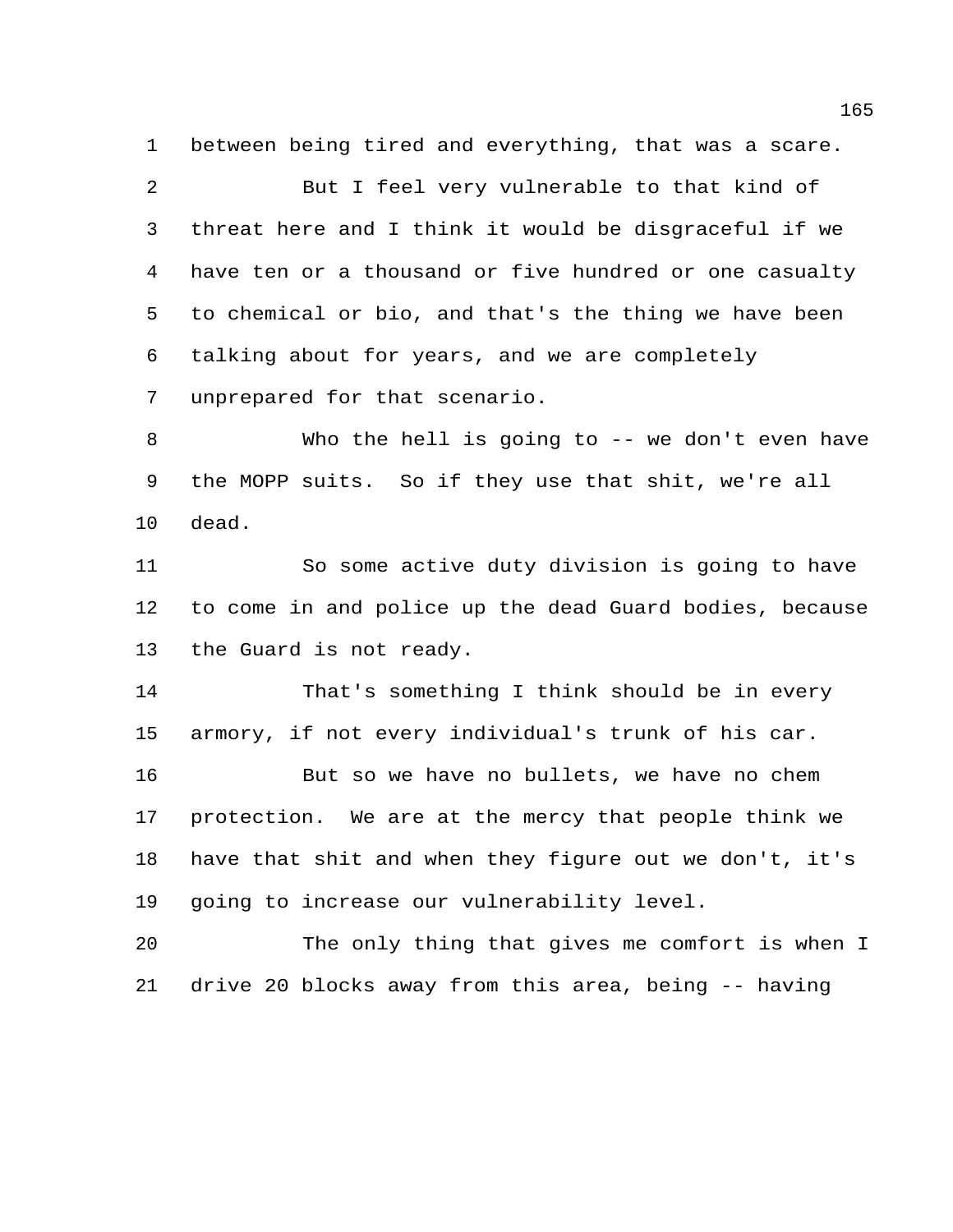between being tired and everything, that was a scare.

But I feel very vulnerable to that kind of threat here and I think it would be disgraceful if we have ten or a thousand or five hundred or one casualty to chemical or bio, and that's the thing we have been talking about for years, and we are completely unprepared for that scenario.

Who the hell is going to -- we don't even have the MOPP suits. So if they use that shit, we're all dead.

So some active duty division is going to have to come in and police up the dead Guard bodies, because the Guard is not ready.

That's something I think should be in every armory, if not every individual's trunk of his car.

But so we have no bullets, we have no chem protection. We are at the mercy that people think we have that shit and when they figure out we don't, it's going to increase our vulnerability level.

The only thing that gives me comfort is when I drive 20 blocks away from this area, being -- having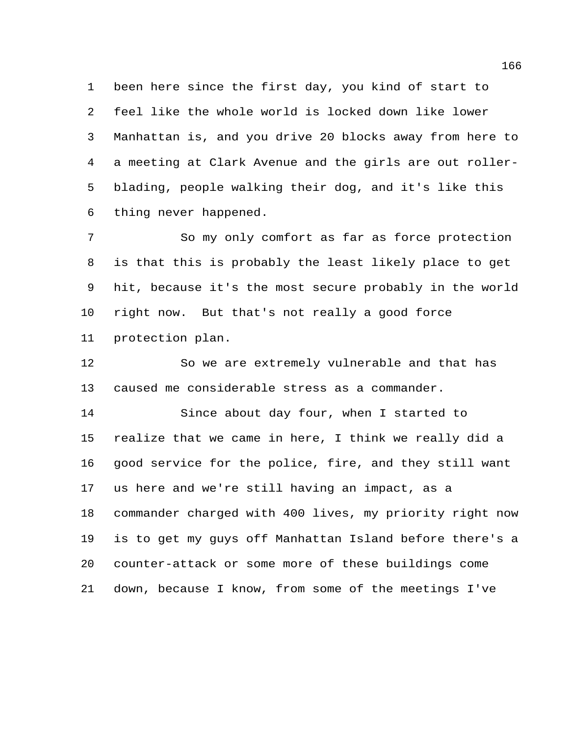been here since the first day, you kind of start to feel like the whole world is locked down like lower Manhattan is, and you drive 20 blocks away from here to a meeting at Clark Avenue and the girls are out roller-blading, people walking their dog, and it's like this thing never happened.

So my only comfort as far as force protection is that this is probably the least likely place to get hit, because it's the most secure probably in the world right now. But that's not really a good force protection plan.

So we are extremely vulnerable and that has caused me considerable stress as a commander.

Since about day four, when I started to realize that we came in here, I think we really did a good service for the police, fire, and they still want us here and we're still having an impact, as a commander charged with 400 lives, my priority right now is to get my guys off Manhattan Island before there's a counter-attack or some more of these buildings come down, because I know, from some of the meetings I've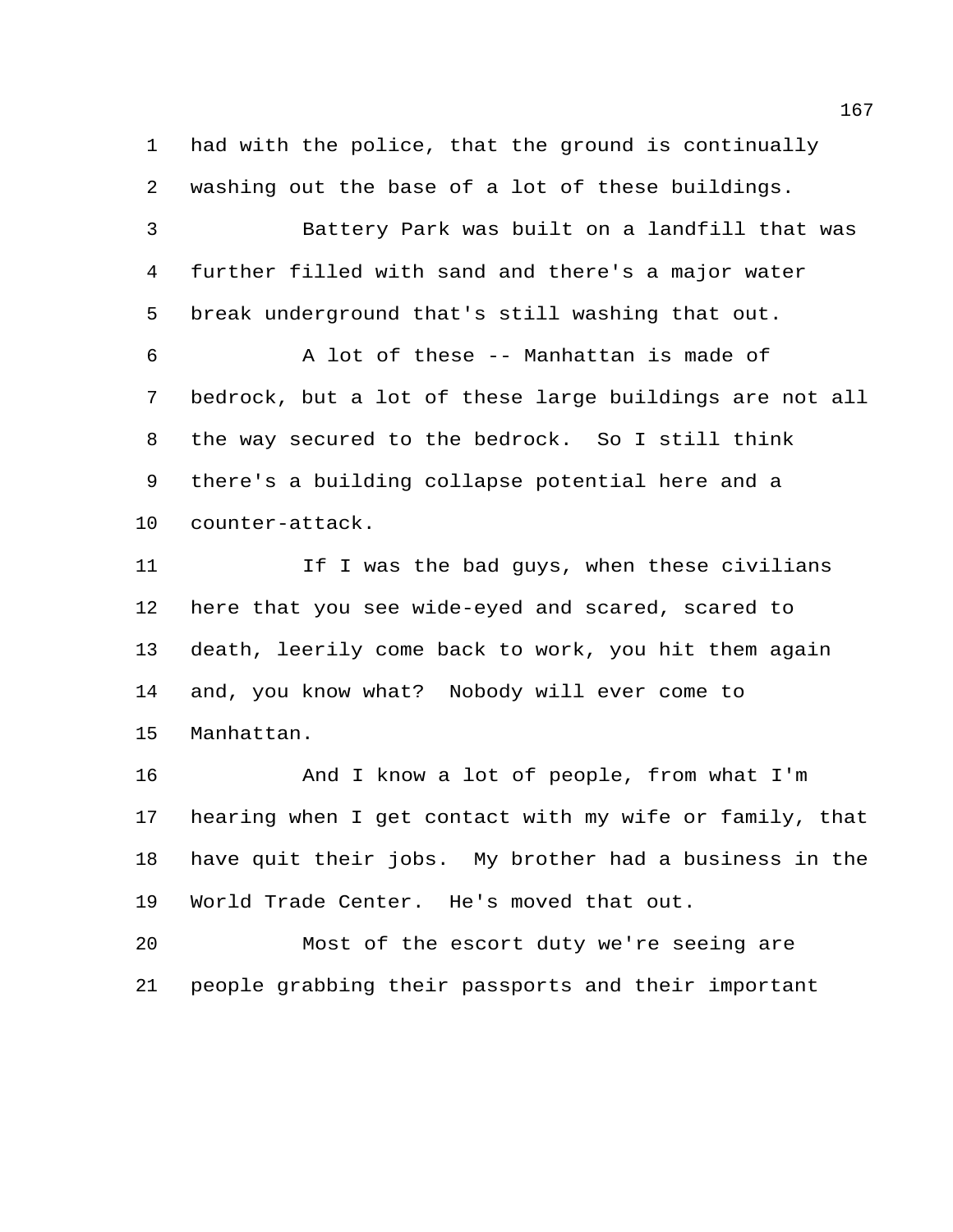had with the police, that the ground is continually washing out the base of a lot of these buildings.

Battery Park was built on a landfill that was further filled with sand and there's a major water break underground that's still washing that out.

A lot of these -- Manhattan is made of bedrock, but a lot of these large buildings are not all the way secured to the bedrock. So I still think there's a building collapse potential here and a counter-attack.

If I was the bad guys, when these civilians here that you see wide-eyed and scared, scared to death, leerily come back to work, you hit them again and, you know what? Nobody will ever come to Manhattan.

And I know a lot of people, from what I'm hearing when I get contact with my wife or family, that have quit their jobs. My brother had a business in the World Trade Center. He's moved that out.

Most of the escort duty we're seeing are people grabbing their passports and their important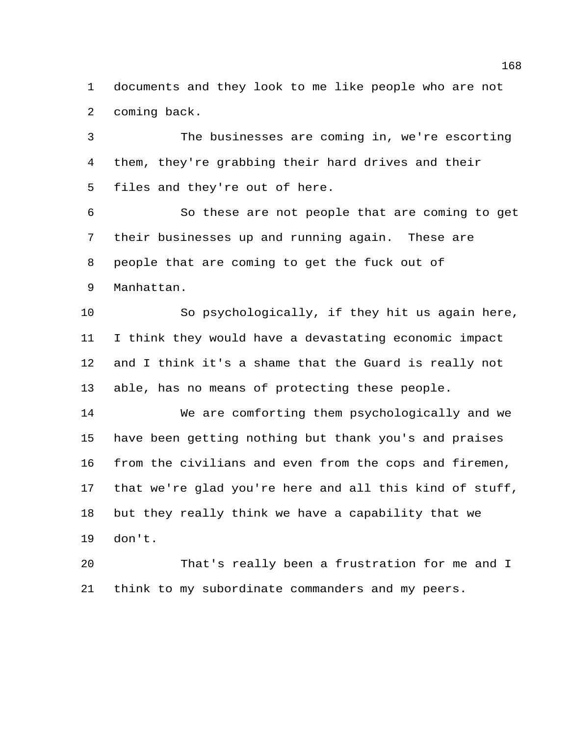documents and they look to me like people who are not coming back.

The businesses are coming in, we're escorting them, they're grabbing their hard drives and their files and they're out of here.

So these are not people that are coming to get their businesses up and running again. These are people that are coming to get the fuck out of Manhattan.

So psychologically, if they hit us again here, I think they would have a devastating economic impact and I think it's a shame that the Guard is really not able, has no means of protecting these people.

We are comforting them psychologically and we have been getting nothing but thank you's and praises from the civilians and even from the cops and firemen, that we're glad you're here and all this kind of stuff, but they really think we have a capability that we don't.

That's really been a frustration for me and I think to my subordinate commanders and my peers.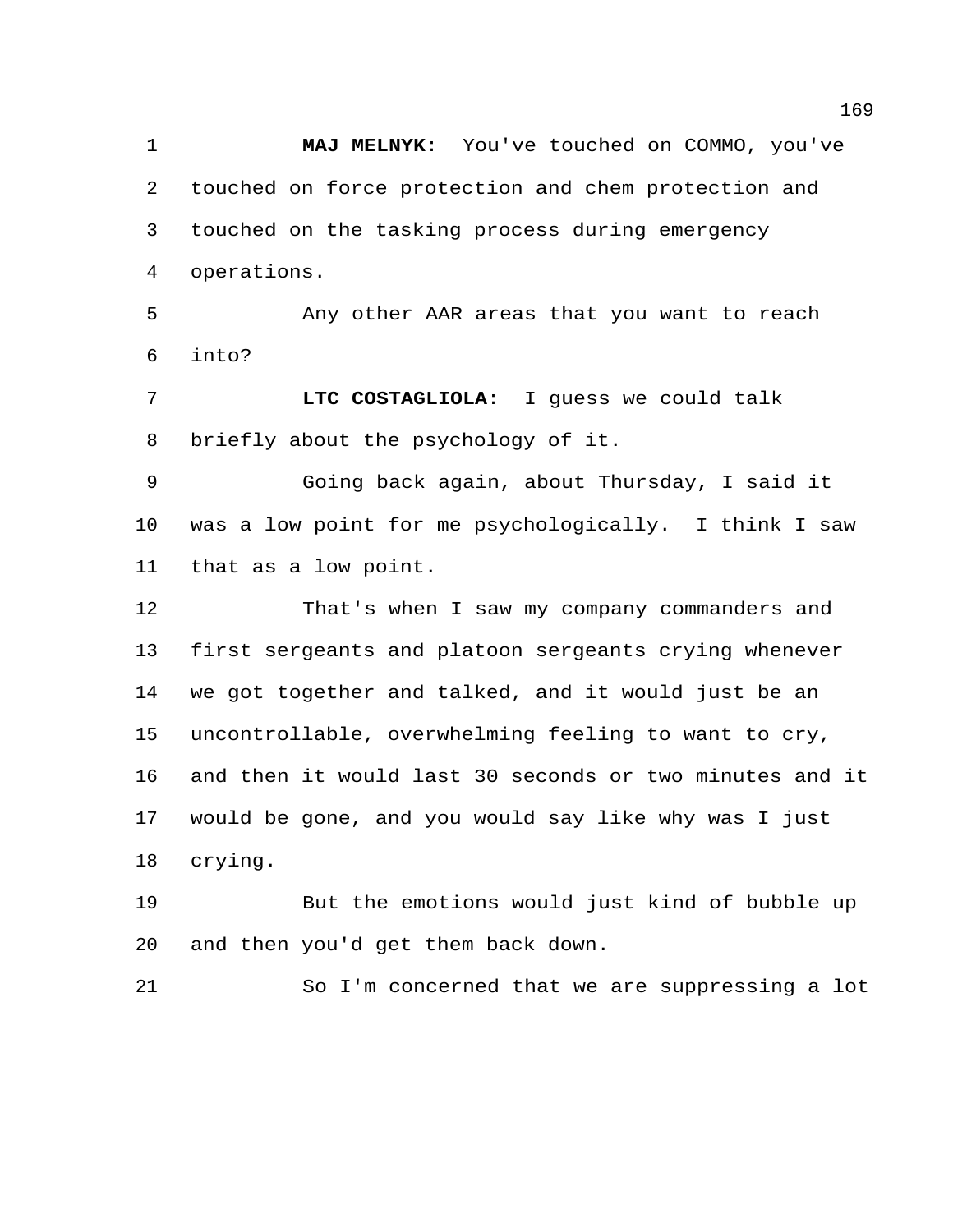**MAJ MELNYK**: You've touched on COMMO, you've touched on force protection and chem protection and touched on the tasking process during emergency operations.

Any other AAR areas that you want to reach into?

**LTC COSTAGLIOLA**: I guess we could talk briefly about the psychology of it.

Going back again, about Thursday, I said it was a low point for me psychologically. I think I saw that as a low point.

That's when I saw my company commanders and first sergeants and platoon sergeants crying whenever we got together and talked, and it would just be an uncontrollable, overwhelming feeling to want to cry, and then it would last 30 seconds or two minutes and it would be gone, and you would say like why was I just crying.

But the emotions would just kind of bubble up and then you'd get them back down.

So I'm concerned that we are suppressing a lot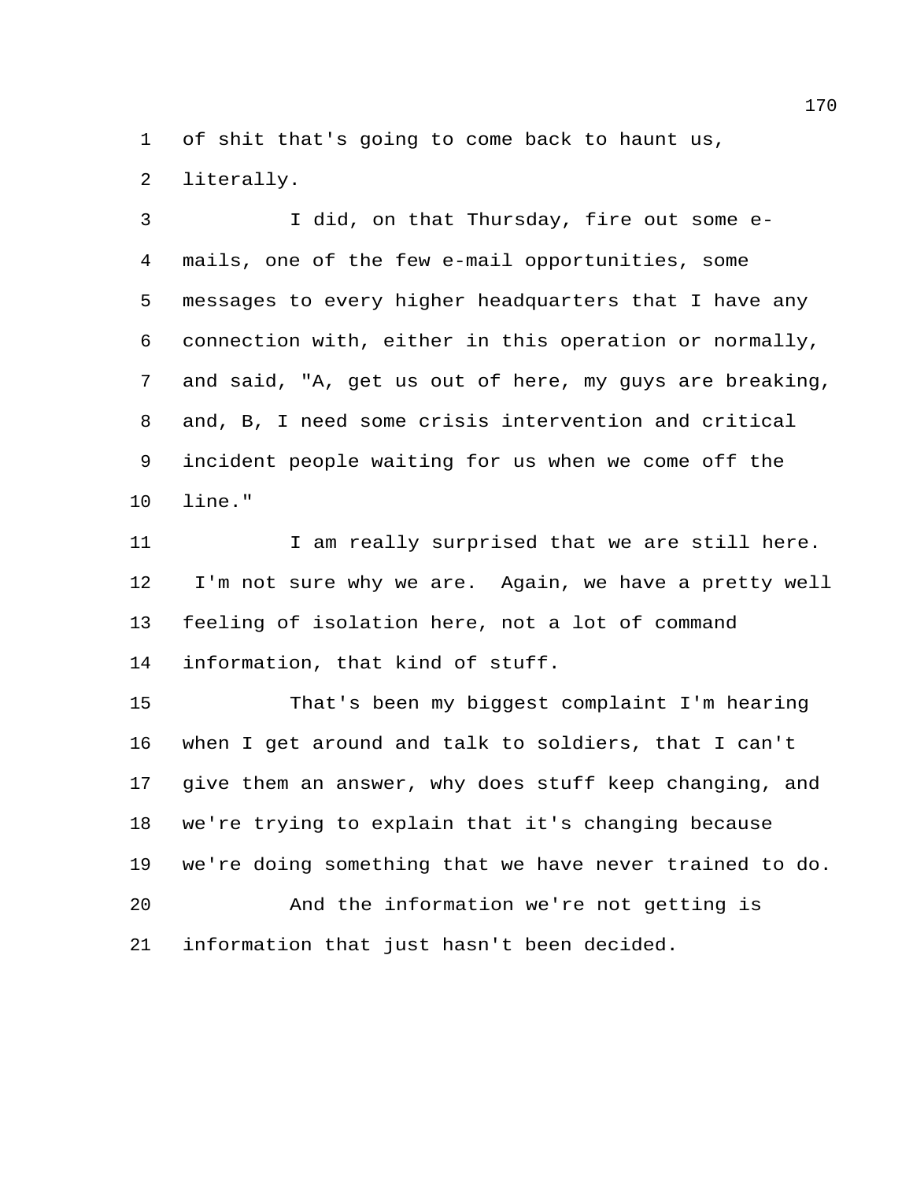of shit that's going to come back to haunt us, literally.

I did, on that Thursday, fire out some e-mails, one of the few e-mail opportunities, some messages to every higher headquarters that I have any connection with, either in this operation or normally, and said, "A, get us out of here, my guys are breaking, and, B, I need some crisis intervention and critical incident people waiting for us when we come off the line."

I am really surprised that we are still here. I'm not sure why we are. Again, we have a pretty well feeling of isolation here, not a lot of command information, that kind of stuff.

That's been my biggest complaint I'm hearing when I get around and talk to soldiers, that I can't give them an answer, why does stuff keep changing, and we're trying to explain that it's changing because we're doing something that we have never trained to do.

And the information we're not getting is information that just hasn't been decided.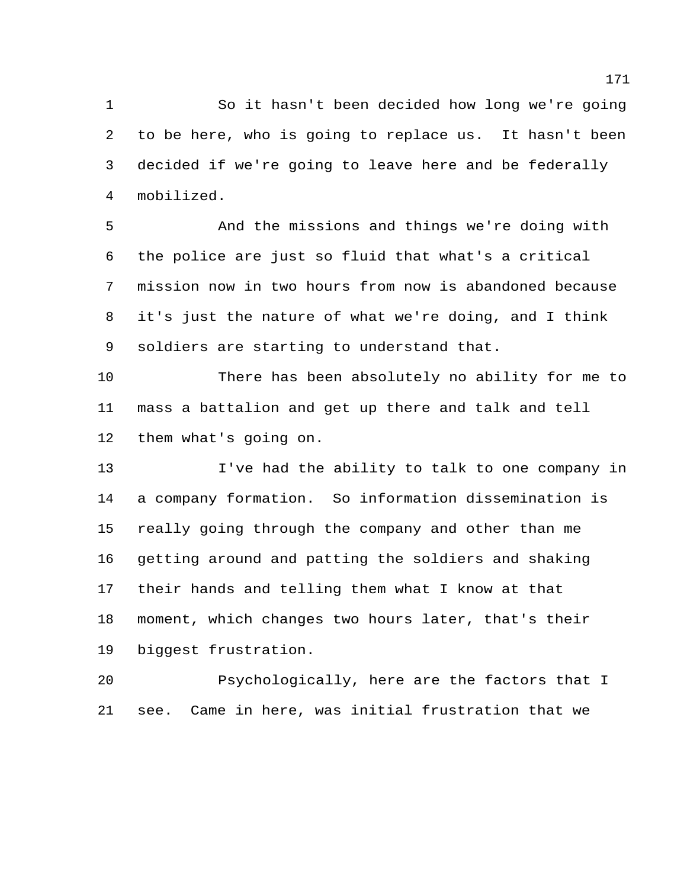So it hasn't been decided how long we're going to be here, who is going to replace us. It hasn't been decided if we're going to leave here and be federally mobilized.

And the missions and things we're doing with the police are just so fluid that what's a critical mission now in two hours from now is abandoned because it's just the nature of what we're doing, and I think soldiers are starting to understand that.

There has been absolutely no ability for me to mass a battalion and get up there and talk and tell them what's going on.

I've had the ability to talk to one company in a company formation. So information dissemination is really going through the company and other than me getting around and patting the soldiers and shaking their hands and telling them what I know at that moment, which changes two hours later, that's their biggest frustration.

Psychologically, here are the factors that I see. Came in here, was initial frustration that we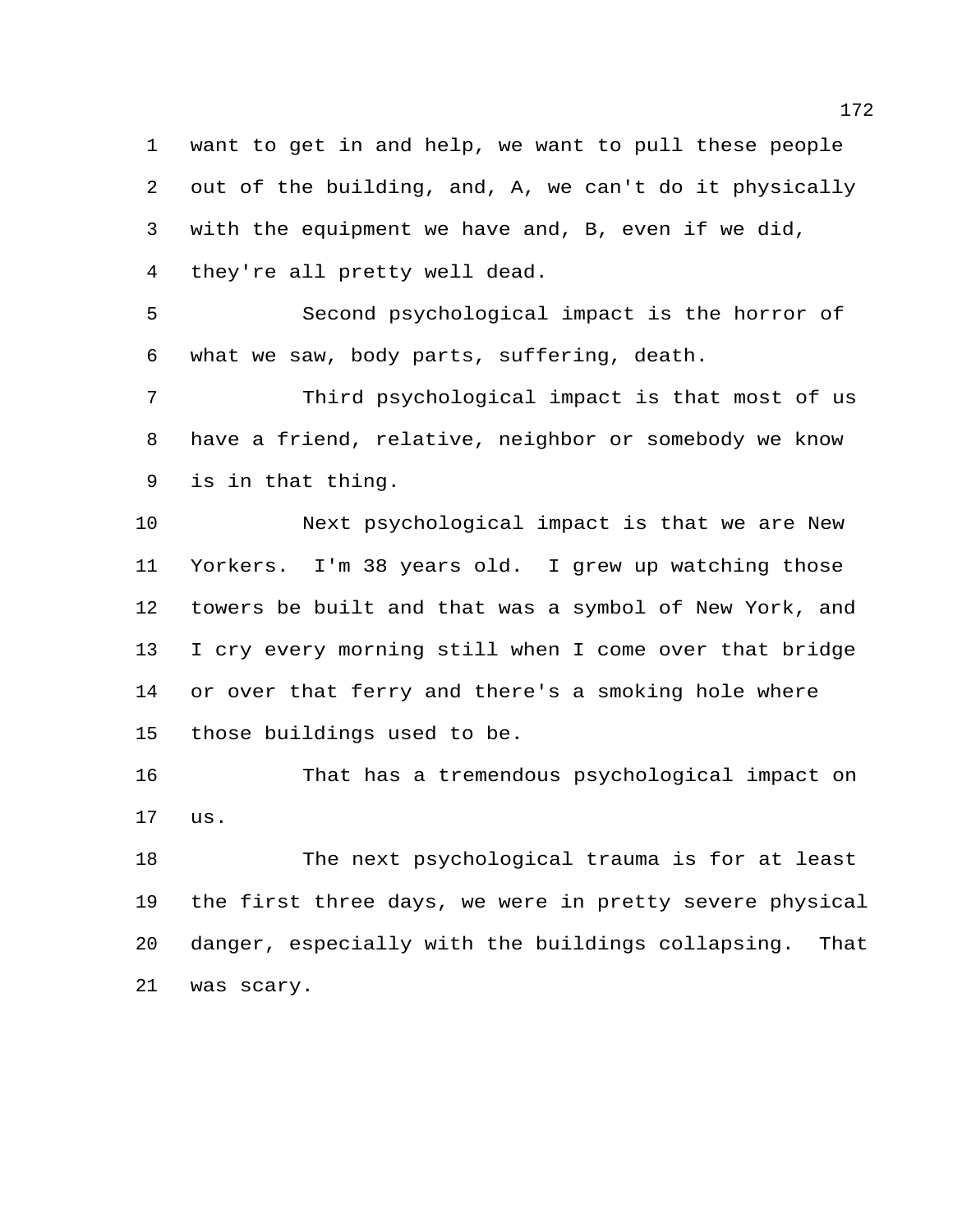want to get in and help, we want to pull these people out of the building, and, A, we can't do it physically with the equipment we have and, B, even if we did, they're all pretty well dead.

Second psychological impact is the horror of what we saw, body parts, suffering, death.

Third psychological impact is that most of us have a friend, relative, neighbor or somebody we know is in that thing.

Next psychological impact is that we are New Yorkers. I'm 38 years old. I grew up watching those towers be built and that was a symbol of New York, and I cry every morning still when I come over that bridge or over that ferry and there's a smoking hole where those buildings used to be.

That has a tremendous psychological impact on us.

The next psychological trauma is for at least the first three days, we were in pretty severe physical danger, especially with the buildings collapsing. That was scary.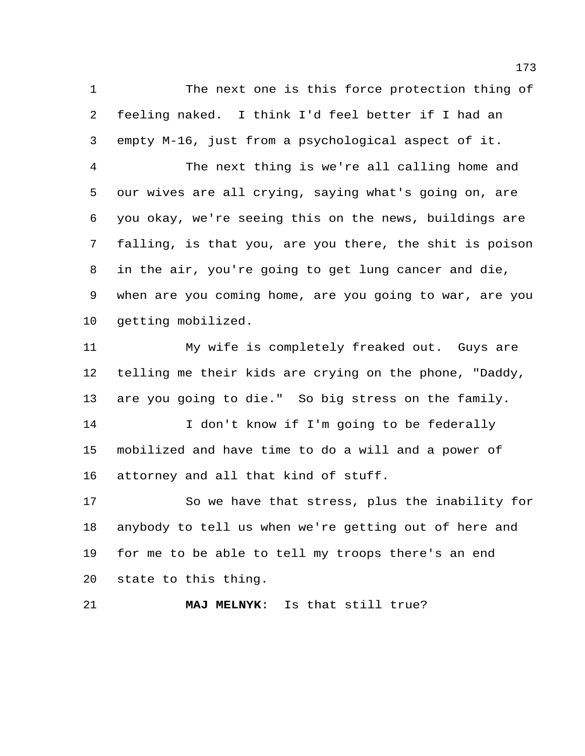The next one is this force protection thing of feeling naked. I think I'd feel better if I had an empty M-16, just from a psychological aspect of it.

The next thing is we're all calling home and our wives are all crying, saying what's going on, are you okay, we're seeing this on the news, buildings are falling, is that you, are you there, the shit is poison in the air, you're going to get lung cancer and die, when are you coming home, are you going to war, are you getting mobilized.

My wife is completely freaked out. Guys are telling me their kids are crying on the phone, "Daddy, are you going to die." So big stress on the family.

I don't know if I'm going to be federally mobilized and have time to do a will and a power of attorney and all that kind of stuff.

So we have that stress, plus the inability for anybody to tell us when we're getting out of here and for me to be able to tell my troops there's an end state to this thing.

**MAJ MELNYK**: Is that still true?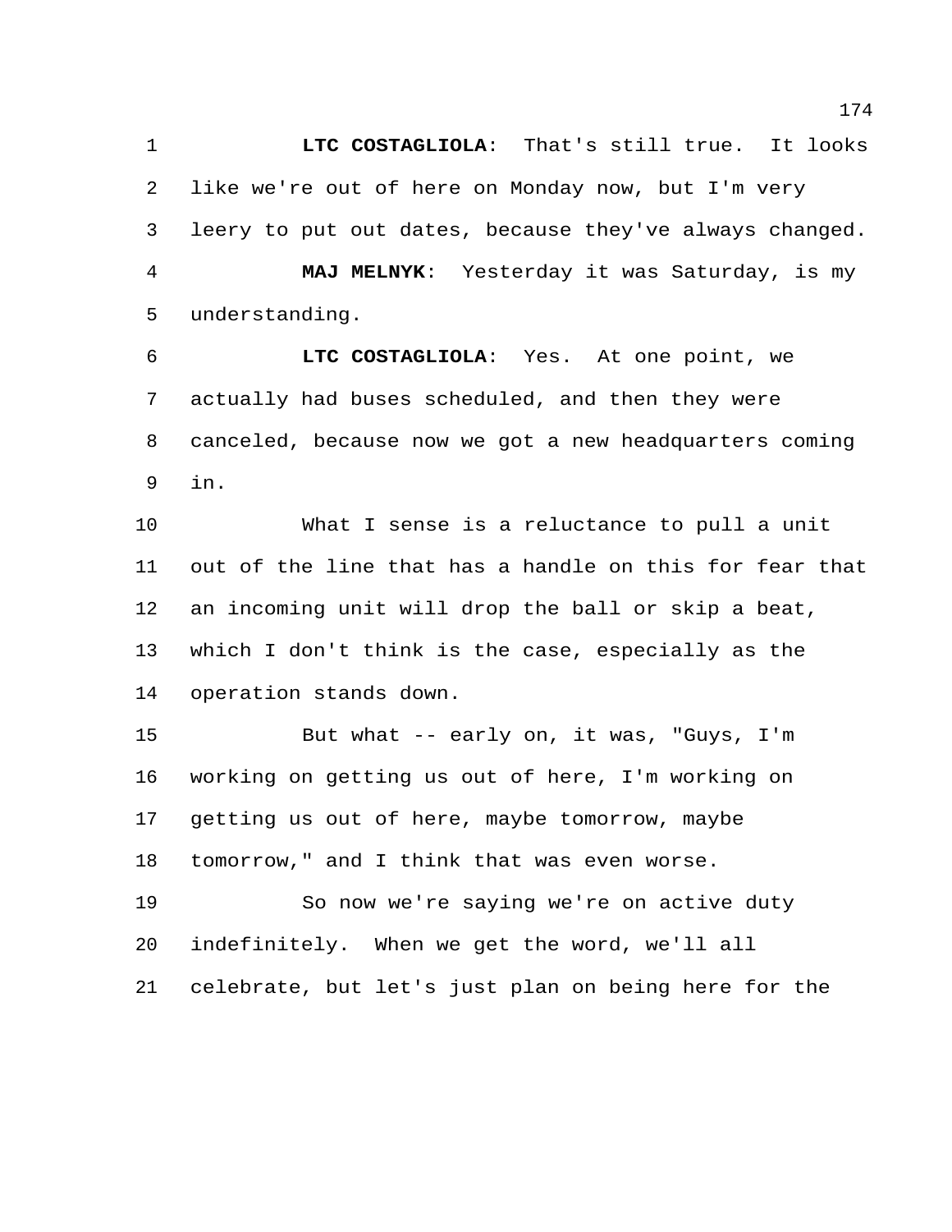**LTC COSTAGLIOLA**: That's still true. It looks like we're out of here on Monday now, but I'm very leery to put out dates, because they've always changed.

**MAJ MELNYK**: Yesterday it was Saturday, is my understanding.

**LTC COSTAGLIOLA**: Yes. At one point, we actually had buses scheduled, and then they were canceled, because now we got a new headquarters coming in.

What I sense is a reluctance to pull a unit out of the line that has a handle on this for fear that an incoming unit will drop the ball or skip a beat, which I don't think is the case, especially as the operation stands down.

But what -- early on, it was, "Guys, I'm working on getting us out of here, I'm working on getting us out of here, maybe tomorrow, maybe tomorrow," and I think that was even worse.

So now we're saying we're on active duty indefinitely. When we get the word, we'll all celebrate, but let's just plan on being here for the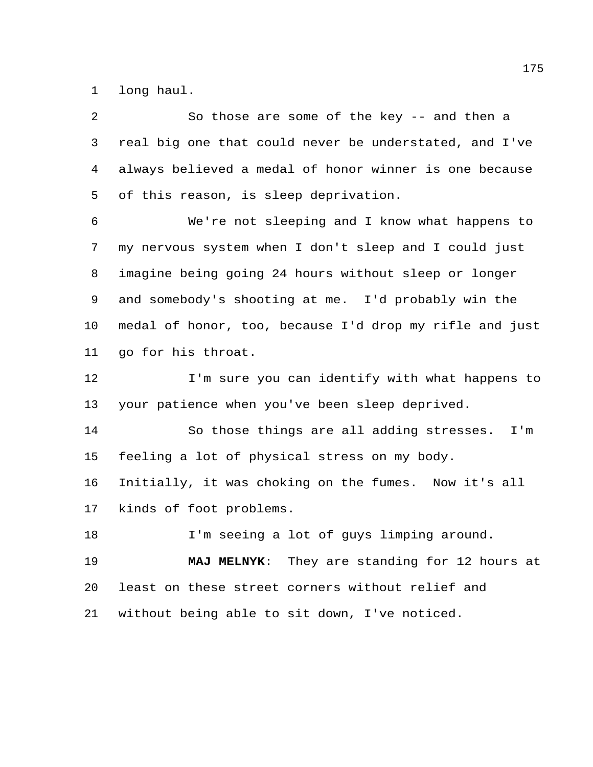long haul.

So those are some of the key -- and then a real big one that could never be understated, and I've always believed a medal of honor winner is one because of this reason, is sleep deprivation.

We're not sleeping and I know what happens to my nervous system when I don't sleep and I could just imagine being going 24 hours without sleep or longer and somebody's shooting at me. I'd probably win the medal of honor, too, because I'd drop my rifle and just go for his throat.

I'm sure you can identify with what happens to your patience when you've been sleep deprived.

So those things are all adding stresses. I'm feeling a lot of physical stress on my body. Initially, it was choking on the fumes. Now it's all kinds of foot problems.

I'm seeing a lot of guys limping around.

**MAJ MELNYK**: They are standing for 12 hours at least on these street corners without relief and without being able to sit down, I've noticed.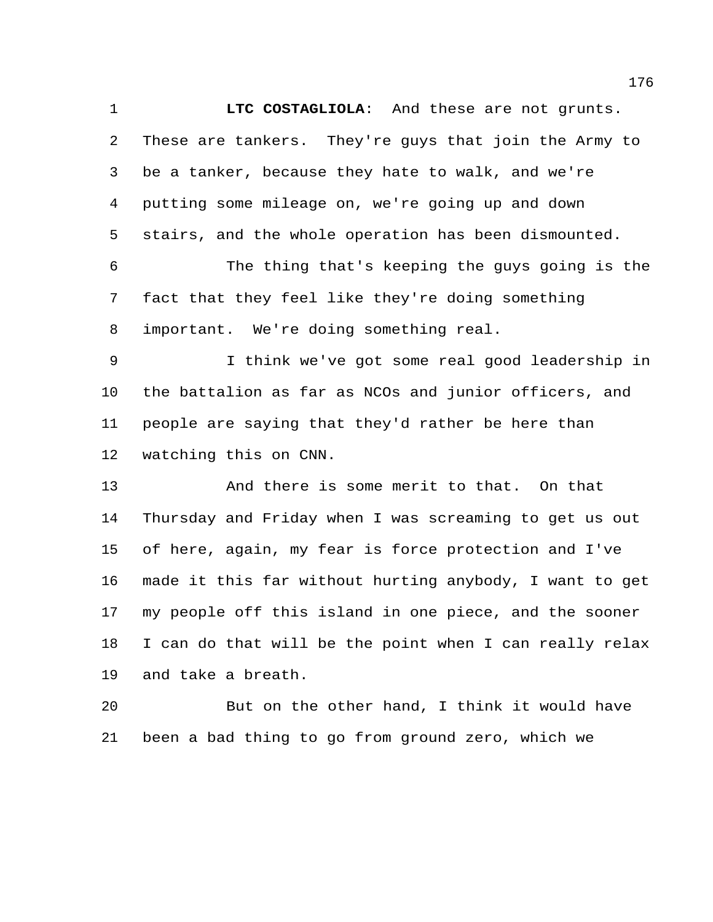**LTC COSTAGLIOLA**: And these are not grunts. These are tankers. They're guys that join the Army to be a tanker, because they hate to walk, and we're putting some mileage on, we're going up and down stairs, and the whole operation has been dismounted.

The thing that's keeping the guys going is the fact that they feel like they're doing something important. We're doing something real.

I think we've got some real good leadership in the battalion as far as NCOs and junior officers, and people are saying that they'd rather be here than watching this on CNN.

And there is some merit to that. On that Thursday and Friday when I was screaming to get us out of here, again, my fear is force protection and I've made it this far without hurting anybody, I want to get my people off this island in one piece, and the sooner I can do that will be the point when I can really relax and take a breath.

But on the other hand, I think it would have been a bad thing to go from ground zero, which we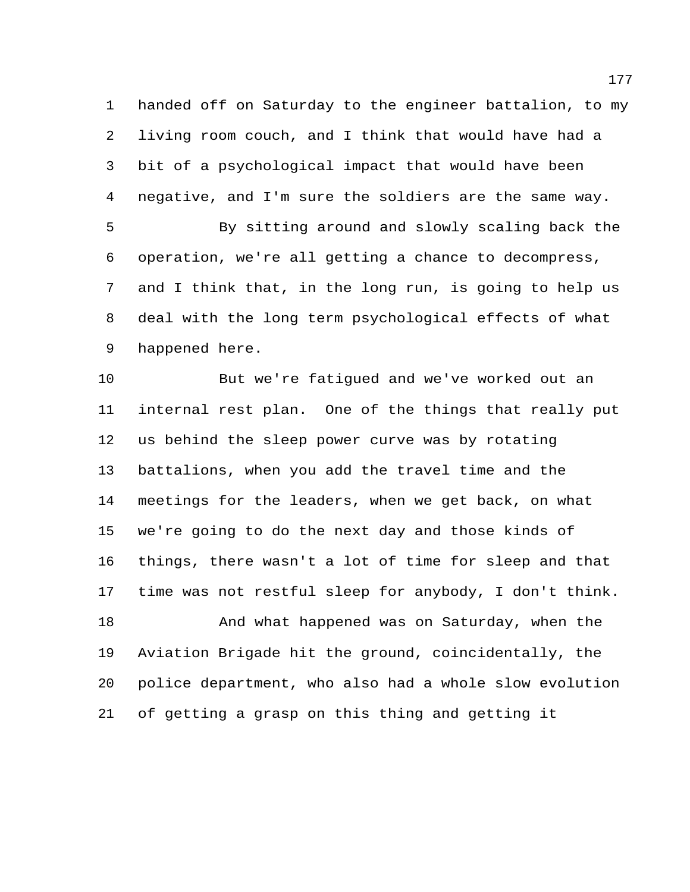handed off on Saturday to the engineer battalion, to my living room couch, and I think that would have had a bit of a psychological impact that would have been negative, and I'm sure the soldiers are the same way.

By sitting around and slowly scaling back the operation, we're all getting a chance to decompress, and I think that, in the long run, is going to help us deal with the long term psychological effects of what happened here.

But we're fatigued and we've worked out an internal rest plan. One of the things that really put us behind the sleep power curve was by rotating battalions, when you add the travel time and the meetings for the leaders, when we get back, on what we're going to do the next day and those kinds of things, there wasn't a lot of time for sleep and that time was not restful sleep for anybody, I don't think.

And what happened was on Saturday, when the Aviation Brigade hit the ground, coincidentally, the police department, who also had a whole slow evolution of getting a grasp on this thing and getting it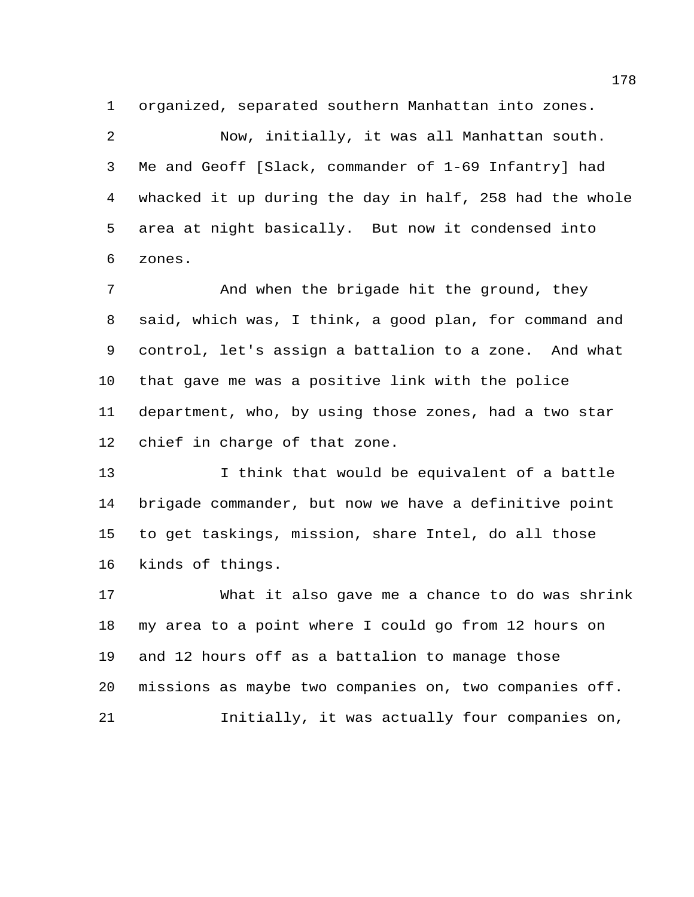organized, separated southern Manhattan into zones.

Now, initially, it was all Manhattan south. Me and Geoff [Slack, commander of 1-69 Infantry] had whacked it up during the day in half, 258 had the whole area at night basically. But now it condensed into zones.

And when the brigade hit the ground, they said, which was, I think, a good plan, for command and control, let's assign a battalion to a zone. And what that gave me was a positive link with the police department, who, by using those zones, had a two star chief in charge of that zone.

I think that would be equivalent of a battle brigade commander, but now we have a definitive point to get taskings, mission, share Intel, do all those kinds of things.

What it also gave me a chance to do was shrink my area to a point where I could go from 12 hours on and 12 hours off as a battalion to manage those missions as maybe two companies on, two companies off.

Initially, it was actually four companies on,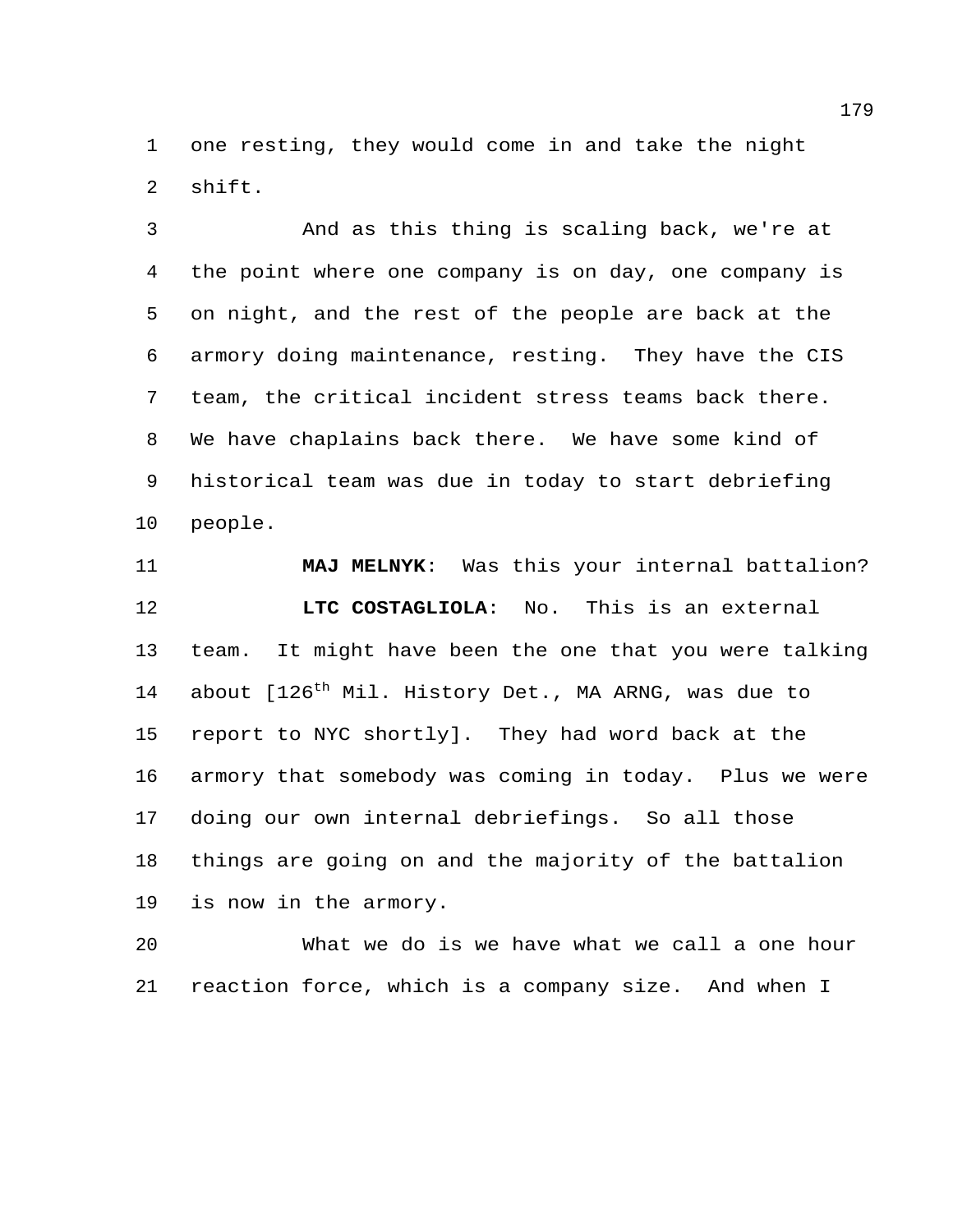one resting, they would come in and take the night shift.

And as this thing is scaling back, we're at the point where one company is on day, one company is on night, and the rest of the people are back at the armory doing maintenance, resting. They have the CIS team, the critical incident stress teams back there. We have chaplains back there. We have some kind of historical team was due in today to start debriefing people.

**MAJ MELNYK**: Was this your internal battalion?

**LTC COSTAGLIOLA**: No. This is an external team. It might have been the one that you were talking about [126th Mil. History Det., MA ARNG, was due to report to NYC shortly]. They had word back at the armory that somebody was coming in today. Plus we were doing our own internal debriefings. So all those things are going on and the majority of the battalion is now in the armory.

What we do is we have what we call a one hour reaction force, which is a company size. And when I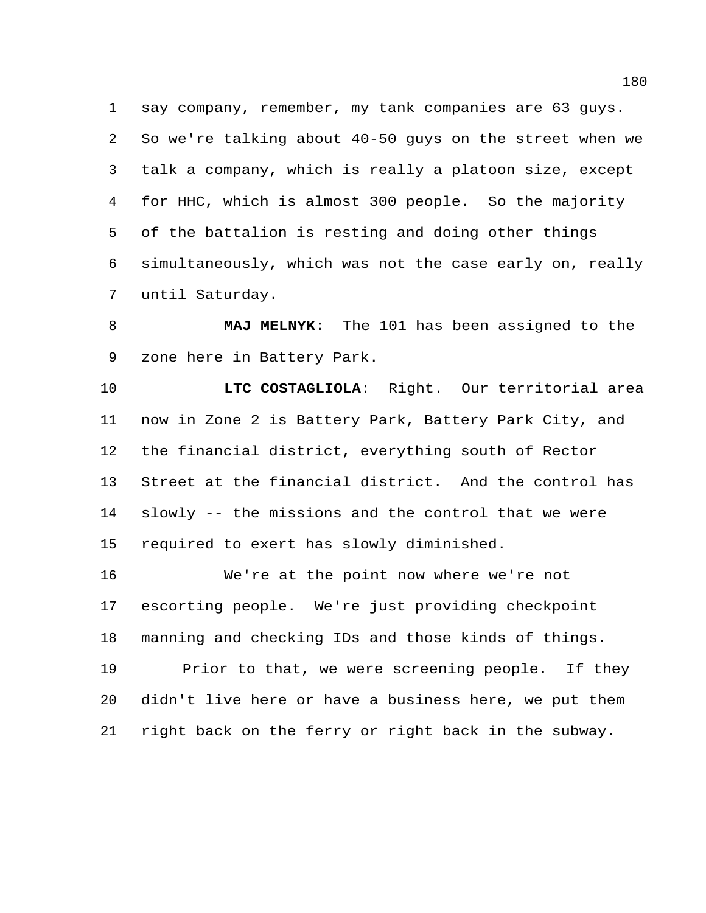say company, remember, my tank companies are 63 guys. So we're talking about 40-50 guys on the street when we talk a company, which is really a platoon size, except for HHC, which is almost 300 people. So the majority of the battalion is resting and doing other things simultaneously, which was not the case early on, really until Saturday.

**MAJ MELNYK**: The 101 has been assigned to the zone here in Battery Park.

**LTC COSTAGLIOLA**: Right. Our territorial area now in Zone 2 is Battery Park, Battery Park City, and the financial district, everything south of Rector Street at the financial district. And the control has slowly -- the missions and the control that we were required to exert has slowly diminished.

We're at the point now where we're not escorting people. We're just providing checkpoint manning and checking IDs and those kinds of things.

Prior to that, we were screening people. If they didn't live here or have a business here, we put them right back on the ferry or right back in the subway.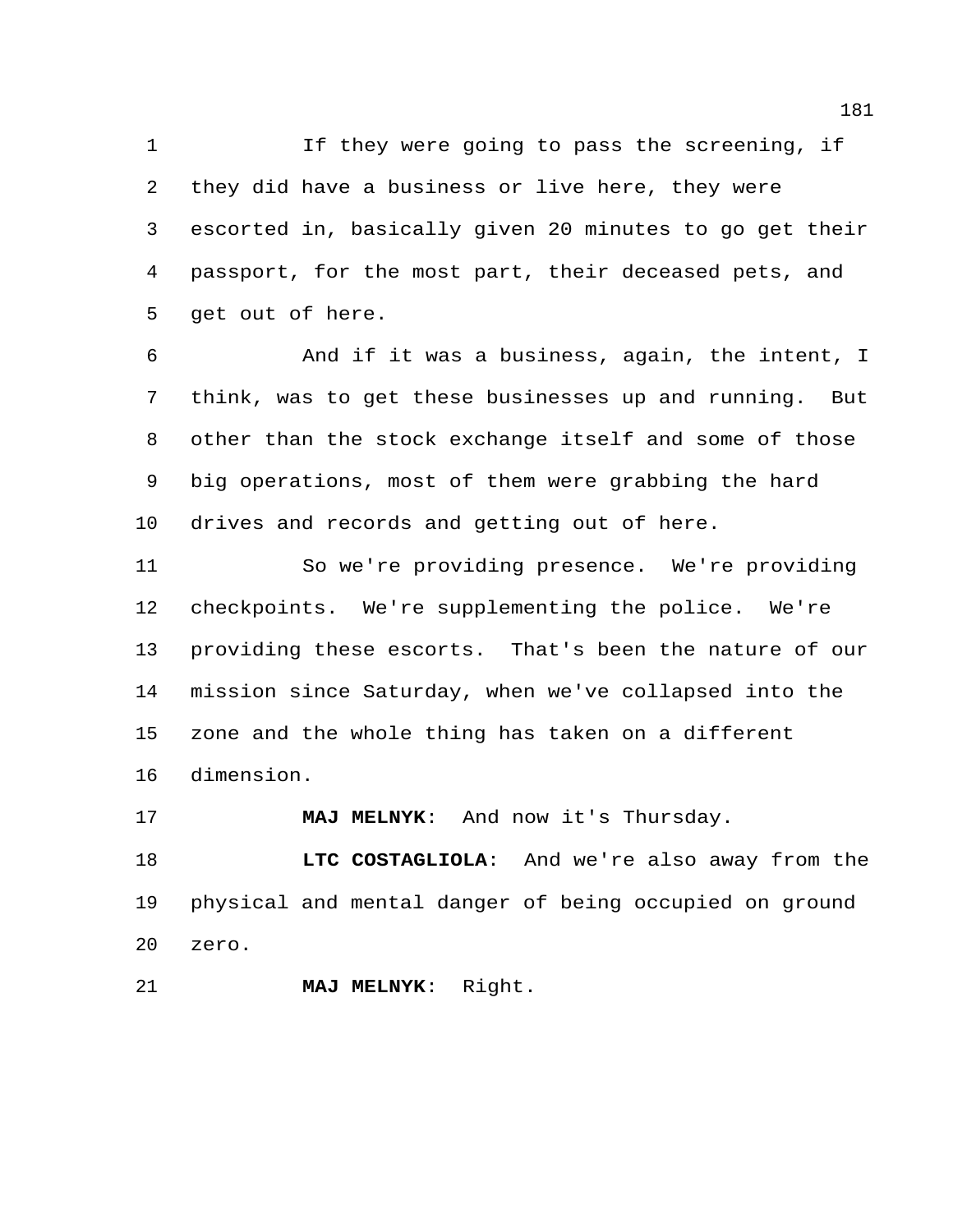If they were going to pass the screening, if they did have a business or live here, they were escorted in, basically given 20 minutes to go get their passport, for the most part, their deceased pets, and get out of here.

And if it was a business, again, the intent, I think, was to get these businesses up and running. But other than the stock exchange itself and some of those big operations, most of them were grabbing the hard drives and records and getting out of here.

So we're providing presence. We're providing checkpoints. We're supplementing the police. We're providing these escorts. That's been the nature of our mission since Saturday, when we've collapsed into the zone and the whole thing has taken on a different dimension.

**MAJ MELNYK**: And now it's Thursday.

**LTC COSTAGLIOLA**: And we're also away from the physical and mental danger of being occupied on ground zero.

**MAJ MELNYK**: Right.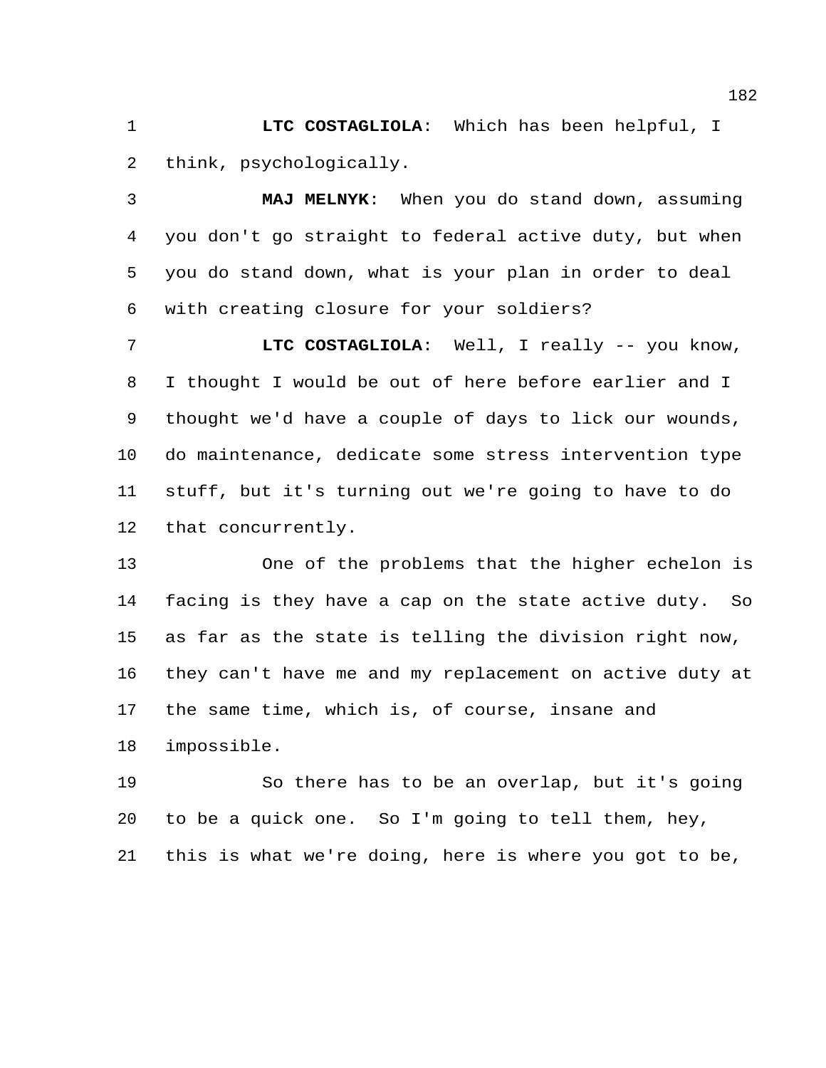**LTC COSTAGLIOLA**: Which has been helpful, I think, psychologically.

**MAJ MELNYK**: When you do stand down, assuming you don't go straight to federal active duty, but when you do stand down, what is your plan in order to deal with creating closure for your soldiers?

**LTC COSTAGLIOLA**: Well, I really -- you know, I thought I would be out of here before earlier and I thought we'd have a couple of days to lick our wounds, do maintenance, dedicate some stress intervention type stuff, but it's turning out we're going to have to do that concurrently.

One of the problems that the higher echelon is facing is they have a cap on the state active duty. So as far as the state is telling the division right now, they can't have me and my replacement on active duty at the same time, which is, of course, insane and impossible.

So there has to be an overlap, but it's going to be a quick one. So I'm going to tell them, hey, this is what we're doing, here is where you got to be,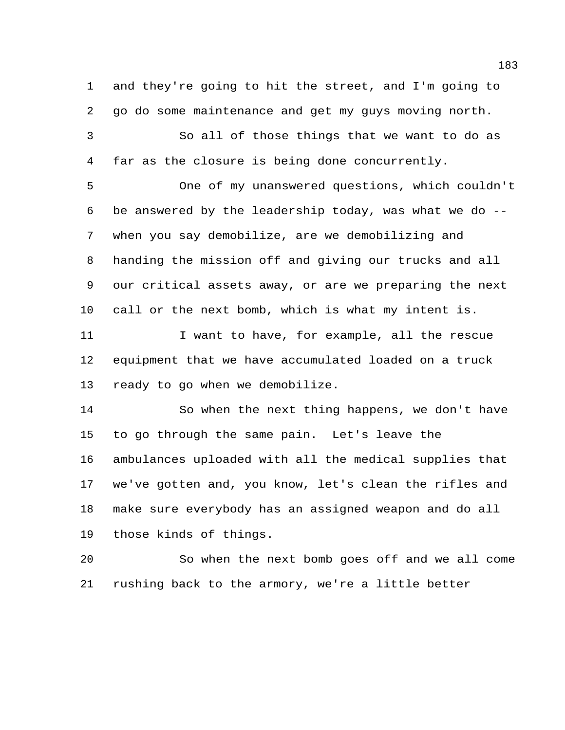and they're going to hit the street, and I'm going to go do some maintenance and get my guys moving north.

So all of those things that we want to do as far as the closure is being done concurrently.

One of my unanswered questions, which couldn't be answered by the leadership today, was what we do -- when you say demobilize, are we demobilizing and handing the mission off and giving our trucks and all our critical assets away, or are we preparing the next call or the next bomb, which is what my intent is.

I want to have, for example, all the rescue equipment that we have accumulated loaded on a truck ready to go when we demobilize.

So when the next thing happens, we don't have to go through the same pain. Let's leave the ambulances uploaded with all the medical supplies that we've gotten and, you know, let's clean the rifles and make sure everybody has an assigned weapon and do all those kinds of things.

So when the next bomb goes off and we all come rushing back to the armory, we're a little better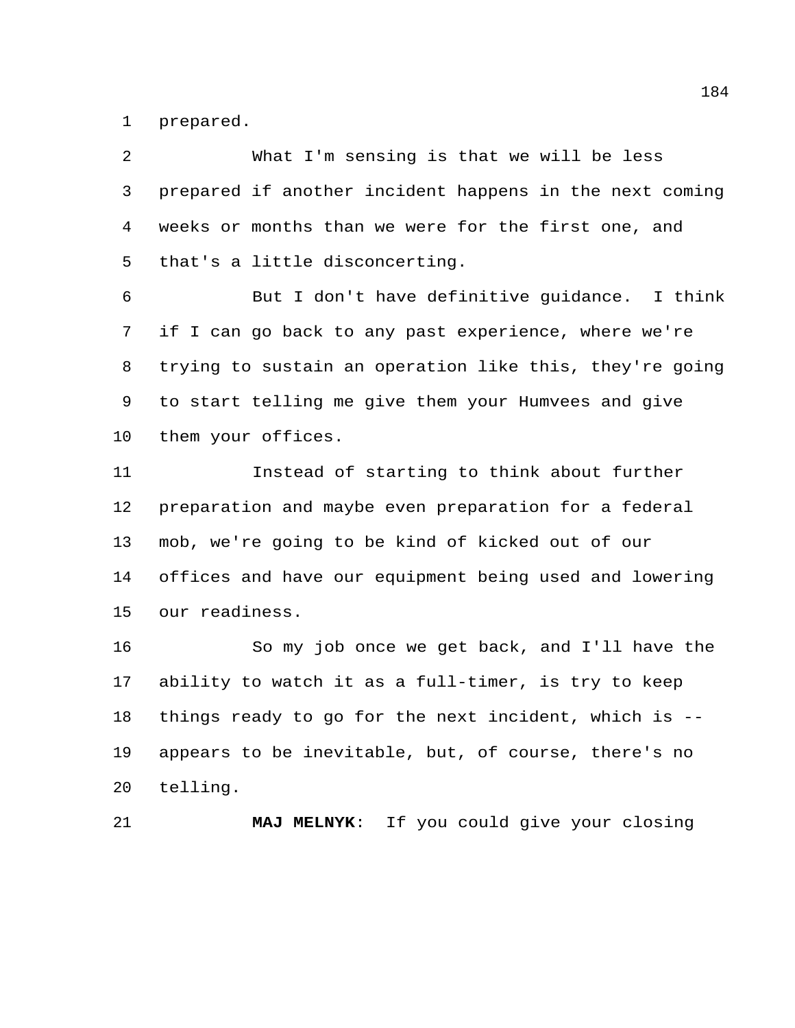prepared.

What I'm sensing is that we will be less prepared if another incident happens in the next coming weeks or months than we were for the first one, and that's a little disconcerting.

But I don't have definitive guidance. I think if I can go back to any past experience, where we're trying to sustain an operation like this, they're going to start telling me give them your Humvees and give them your offices.

Instead of starting to think about further preparation and maybe even preparation for a federal mob, we're going to be kind of kicked out of our offices and have our equipment being used and lowering our readiness.

So my job once we get back, and I'll have the ability to watch it as a full-timer, is try to keep things ready to go for the next incident, which is -- appears to be inevitable, but, of course, there's no telling.

**MAJ MELNYK**: If you could give your closing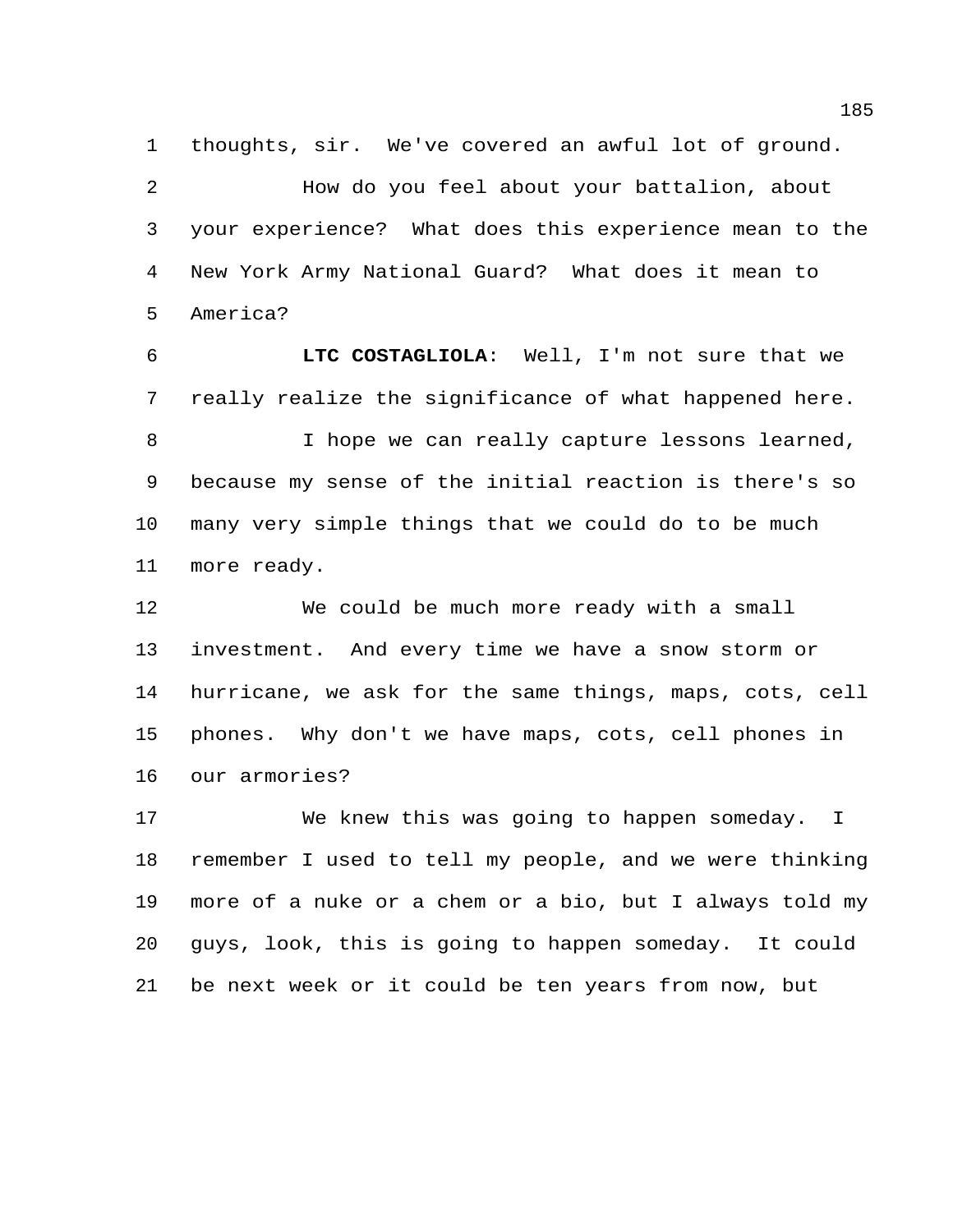thoughts, sir. We've covered an awful lot of ground.

How do you feel about your battalion, about your experience? What does this experience mean to the New York Army National Guard? What does it mean to America?

**LTC COSTAGLIOLA**: Well, I'm not sure that we really realize the significance of what happened here.

I hope we can really capture lessons learned, because my sense of the initial reaction is there's so many very simple things that we could do to be much more ready.

We could be much more ready with a small investment. And every time we have a snow storm or hurricane, we ask for the same things, maps, cots, cell phones. Why don't we have maps, cots, cell phones in our armories?

We knew this was going to happen someday. I remember I used to tell my people, and we were thinking more of a nuke or a chem or a bio, but I always told my guys, look, this is going to happen someday. It could be next week or it could be ten years from now, but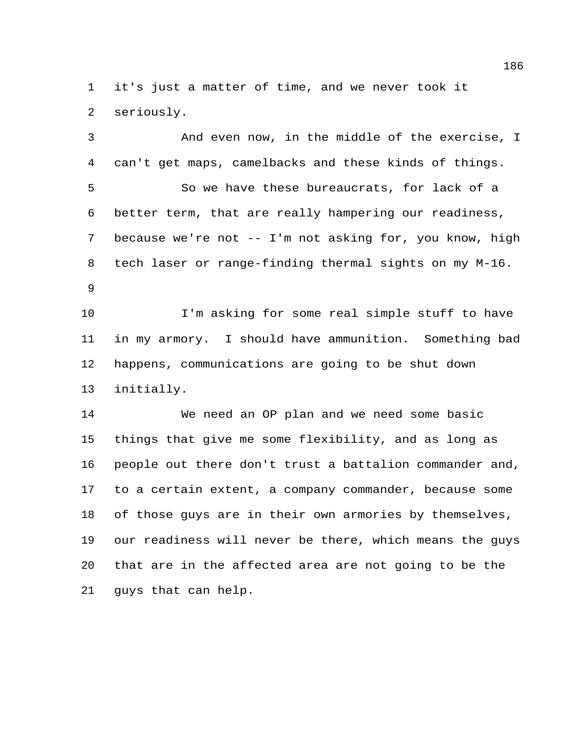it's just a matter of time, and we never took it seriously.

And even now, in the middle of the exercise, I can't get maps, camelbacks and these kinds of things.

So we have these bureaucrats, for lack of a better term, that are really hampering our readiness, because we're not -- I'm not asking for, you know, high tech laser or range-finding thermal sights on my M-16.

I'm asking for some real simple stuff to have in my armory. I should have ammunition. Something bad happens, communications are going to be shut down initially.

We need an OP plan and we need some basic things that give me some flexibility, and as long as people out there don't trust a battalion commander and, to a certain extent, a company commander, because some of those guys are in their own armories by themselves, our readiness will never be there, which means the guys that are in the affected area are not going to be the guys that can help.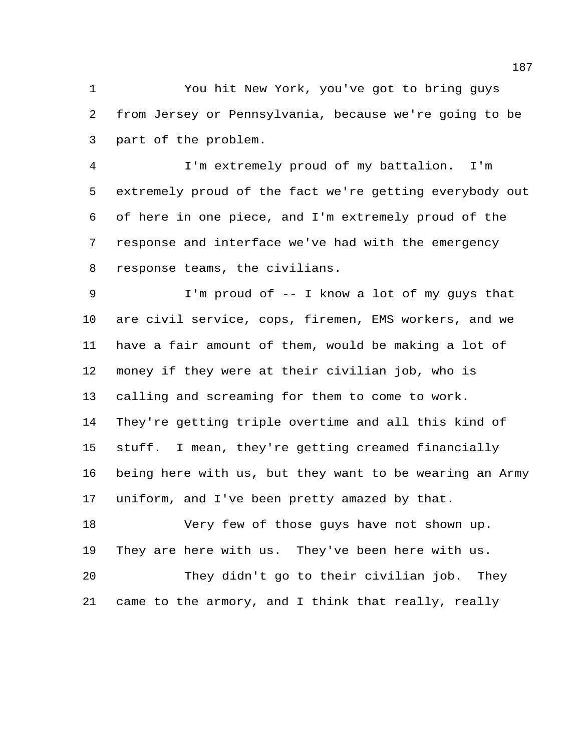You hit New York, you've got to bring guys from Jersey or Pennsylvania, because we're going to be part of the problem.

I'm extremely proud of my battalion. I'm extremely proud of the fact we're getting everybody out of here in one piece, and I'm extremely proud of the response and interface we've had with the emergency response teams, the civilians.

I'm proud of -- I know a lot of my guys that are civil service, cops, firemen, EMS workers, and we have a fair amount of them, would be making a lot of money if they were at their civilian job, who is calling and screaming for them to come to work. They're getting triple overtime and all this kind of stuff. I mean, they're getting creamed financially being here with us, but they want to be wearing an Army uniform, and I've been pretty amazed by that.

Very few of those guys have not shown up. They are here with us. They've been here with us.

They didn't go to their civilian job. They came to the armory, and I think that really, really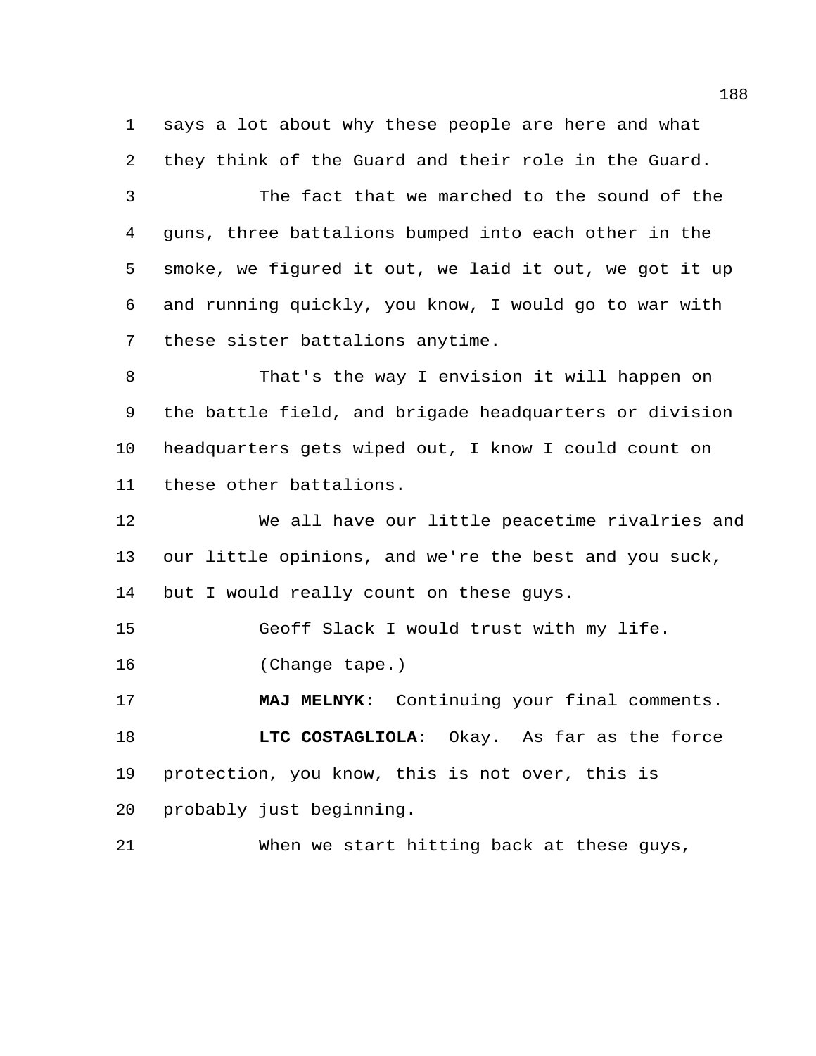says a lot about why these people are here and what they think of the Guard and their role in the Guard.

The fact that we marched to the sound of the guns, three battalions bumped into each other in the smoke, we figured it out, we laid it out, we got it up and running quickly, you know, I would go to war with these sister battalions anytime.

That's the way I envision it will happen on the battle field, and brigade headquarters or division headquarters gets wiped out, I know I could count on these other battalions.

We all have our little peacetime rivalries and our little opinions, and we're the best and you suck, but I would really count on these guys.

Geoff Slack I would trust with my life.

(Change tape.)

**MAJ MELNYK**: Continuing your final comments.

**LTC COSTAGLIOLA**: Okay. As far as the force protection, you know, this is not over, this is probably just beginning.

When we start hitting back at these guys,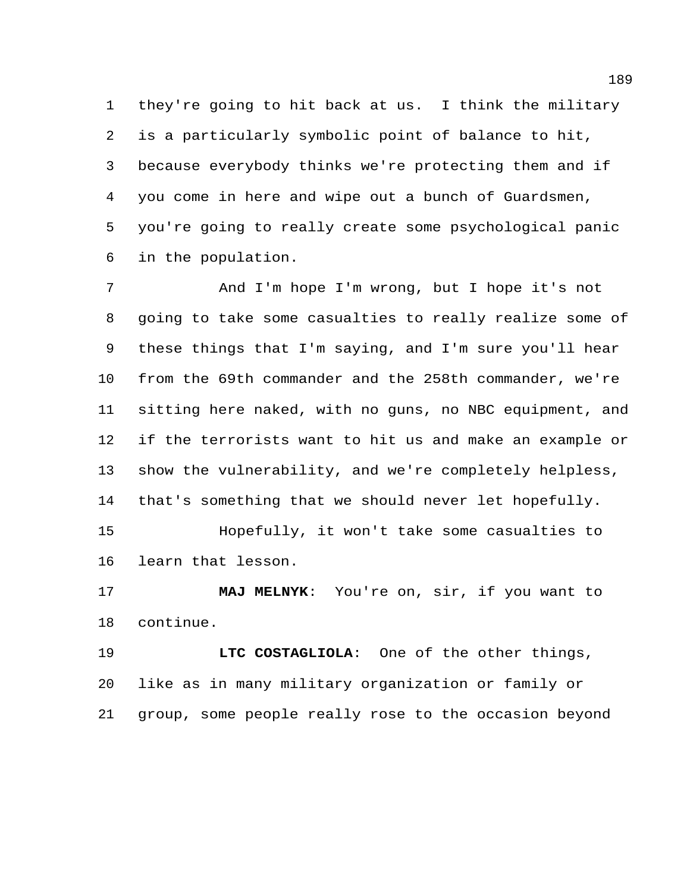they're going to hit back at us. I think the military is a particularly symbolic point of balance to hit, because everybody thinks we're protecting them and if you come in here and wipe out a bunch of Guardsmen, you're going to really create some psychological panic in the population.

And I'm hope I'm wrong, but I hope it's not going to take some casualties to really realize some of these things that I'm saying, and I'm sure you'll hear from the 69th commander and the 258th commander, we're sitting here naked, with no guns, no NBC equipment, and if the terrorists want to hit us and make an example or show the vulnerability, and we're completely helpless, that's something that we should never let hopefully.

Hopefully, it won't take some casualties to learn that lesson.

**MAJ MELNYK**: You're on, sir, if you want to continue.

**LTC COSTAGLIOLA**: One of the other things, like as in many military organization or family or group, some people really rose to the occasion beyond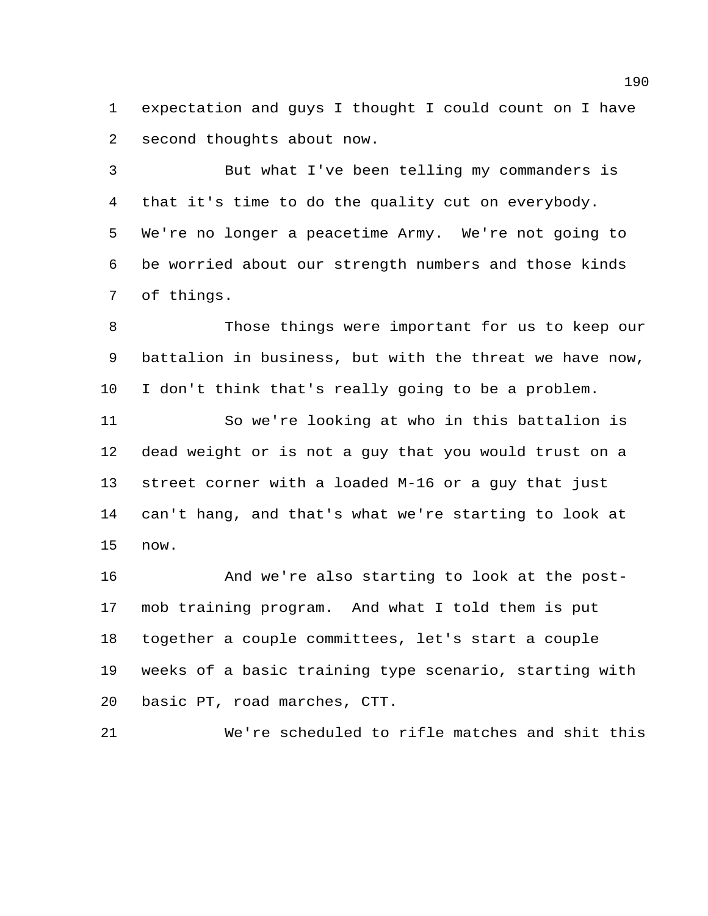expectation and guys I thought I could count on I have second thoughts about now.

But what I've been telling my commanders is that it's time to do the quality cut on everybody. We're no longer a peacetime Army. We're not going to be worried about our strength numbers and those kinds of things.

Those things were important for us to keep our battalion in business, but with the threat we have now, I don't think that's really going to be a problem.

So we're looking at who in this battalion is dead weight or is not a guy that you would trust on a street corner with a loaded M-16 or a guy that just can't hang, and that's what we're starting to look at now.

And we're also starting to look at the post-mob training program. And what I told them is put together a couple committees, let's start a couple weeks of a basic training type scenario, starting with basic PT, road marches, CTT.

We're scheduled to rifle matches and shit this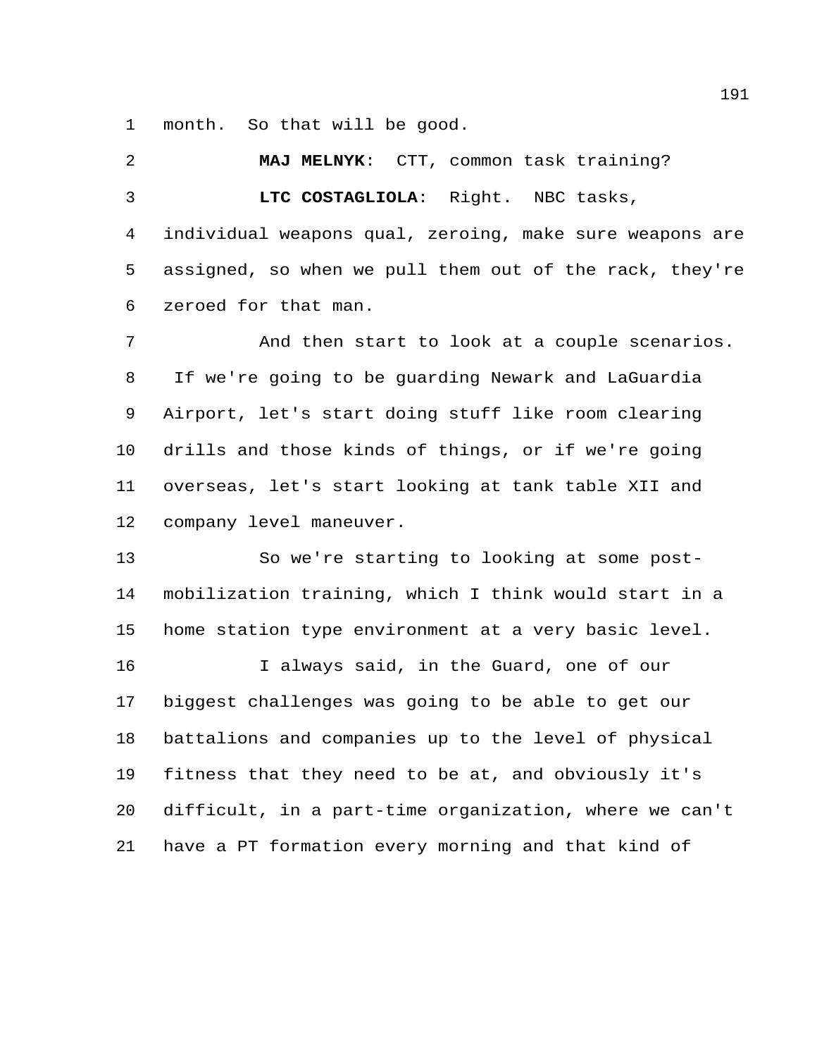month. So that will be good.

**MAJ MELNYK**: CTT, common task training?

**LTC COSTAGLIOLA**: Right. NBC tasks, individual weapons qual, zeroing, make sure weapons are assigned, so when we pull them out of the rack, they're zeroed for that man.

And then start to look at a couple scenarios. If we're going to be guarding Newark and LaGuardia Airport, let's start doing stuff like room clearing drills and those kinds of things, or if we're going overseas, let's start looking at tank table XII and company level maneuver.

So we're starting to looking at some post-mobilization training, which I think would start in a home station type environment at a very basic level.

I always said, in the Guard, one of our biggest challenges was going to be able to get our battalions and companies up to the level of physical fitness that they need to be at, and obviously it's difficult, in a part-time organization, where we can't have a PT formation every morning and that kind of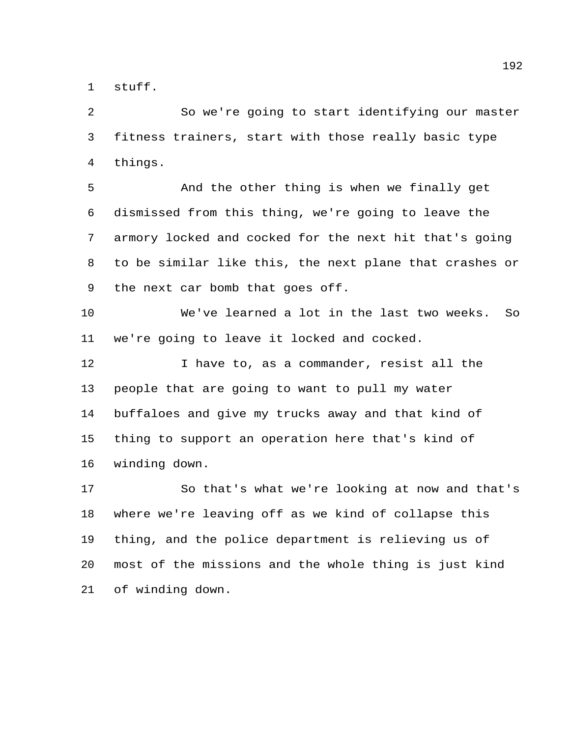stuff.

So we're going to start identifying our master fitness trainers, start with those really basic type things.

And the other thing is when we finally get dismissed from this thing, we're going to leave the armory locked and cocked for the next hit that's going to be similar like this, the next plane that crashes or the next car bomb that goes off.

We've learned a lot in the last two weeks. So we're going to leave it locked and cocked.

I have to, as a commander, resist all the people that are going to want to pull my water buffaloes and give my trucks away and that kind of thing to support an operation here that's kind of winding down.

So that's what we're looking at now and that's where we're leaving off as we kind of collapse this thing, and the police department is relieving us of most of the missions and the whole thing is just kind of winding down.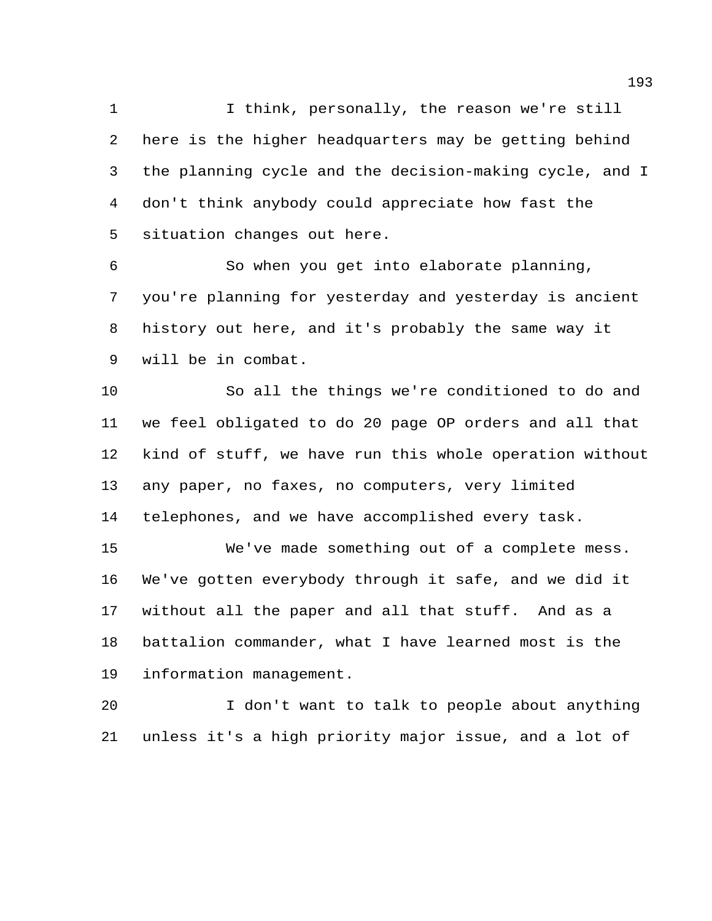I think, personally, the reason we're still here is the higher headquarters may be getting behind the planning cycle and the decision-making cycle, and I don't think anybody could appreciate how fast the situation changes out here.

So when you get into elaborate planning, you're planning for yesterday and yesterday is ancient history out here, and it's probably the same way it will be in combat.

So all the things we're conditioned to do and we feel obligated to do 20 page OP orders and all that kind of stuff, we have run this whole operation without any paper, no faxes, no computers, very limited telephones, and we have accomplished every task.

We've made something out of a complete mess. We've gotten everybody through it safe, and we did it without all the paper and all that stuff. And as a battalion commander, what I have learned most is the information management.

I don't want to talk to people about anything unless it's a high priority major issue, and a lot of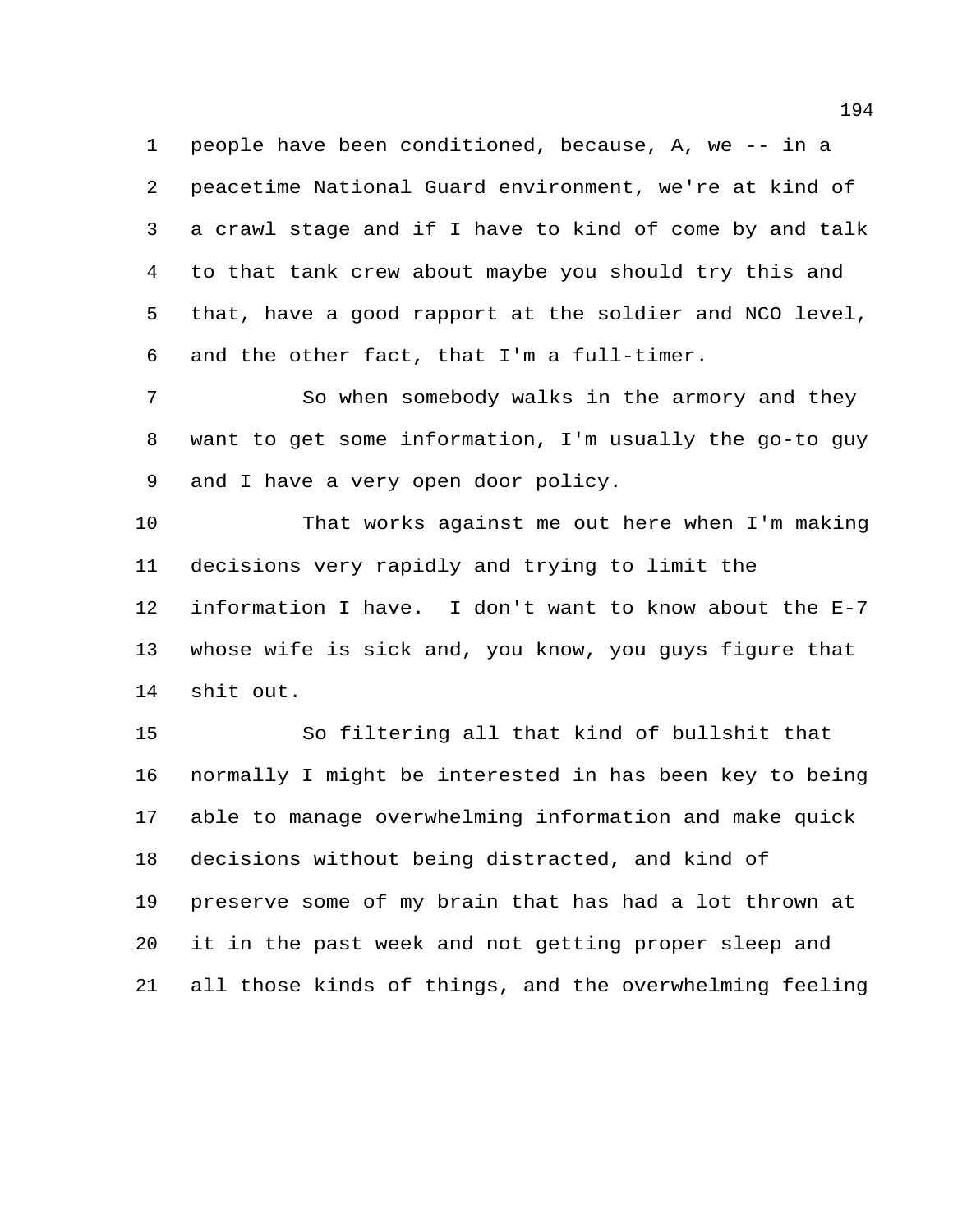people have been conditioned, because, A, we -- in a peacetime National Guard environment, we're at kind of a crawl stage and if I have to kind of come by and talk to that tank crew about maybe you should try this and that, have a good rapport at the soldier and NCO level, and the other fact, that I'm a full-timer.

So when somebody walks in the armory and they want to get some information, I'm usually the go-to guy and I have a very open door policy.

That works against me out here when I'm making decisions very rapidly and trying to limit the information I have. I don't want to know about the E-7 whose wife is sick and, you know, you guys figure that shit out.

So filtering all that kind of bullshit that normally I might be interested in has been key to being able to manage overwhelming information and make quick decisions without being distracted, and kind of preserve some of my brain that has had a lot thrown at it in the past week and not getting proper sleep and all those kinds of things, and the overwhelming feeling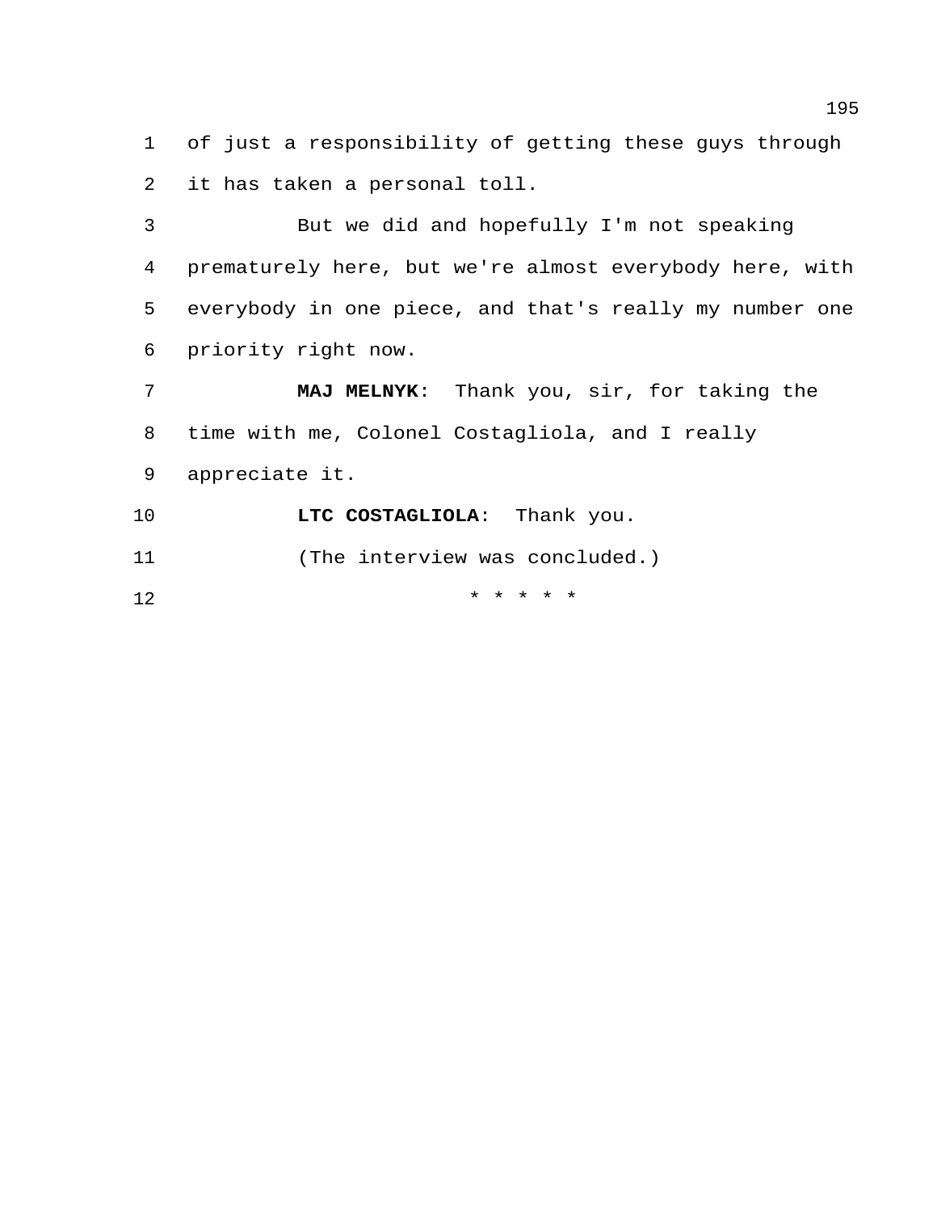of just a responsibility of getting these guys through it has taken a personal toll.

But we did and hopefully I'm not speaking prematurely here, but we're almost everybody here, with everybody in one piece, and that's really my number one priority right now.

**MAJ MELNYK**: Thank you, sir, for taking the time with me, Colonel Costagliola, and I really appreciate it.

**LTC COSTAGLIOLA**: Thank you.

(The interview was concluded.)

\* \* \* \* \*